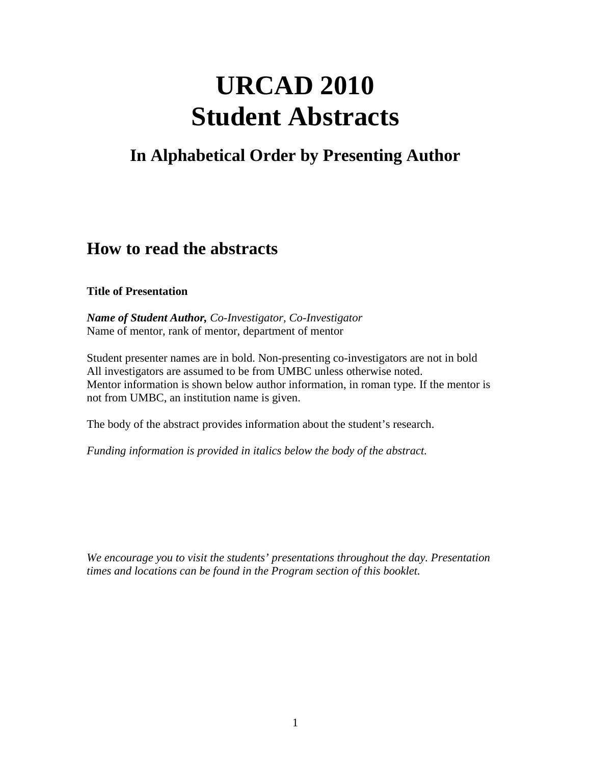# URCAD 2010
# Student Abstracts

## In Alphabetical Order by Presenting Author

## How to read the abstracts

**Title of Presentation**

***Name of Student Author,*** *Co-Investigator, Co-Investigator*
Name of mentor, rank of mentor, department of mentor

Student presenter names are in bold. Non-presenting co-investigators are not in bold
All investigators are assumed to be from UMBC unless otherwise noted.
Mentor information is shown below author information, in roman type. If the mentor is not from UMBC, an institution name is given.

The body of the abstract provides information about the student's research.

*Funding information is provided in italics below the body of the abstract.*

*We encourage you to visit the students' presentations throughout the day. Presentation times and locations can be found in the Program section of this booklet.*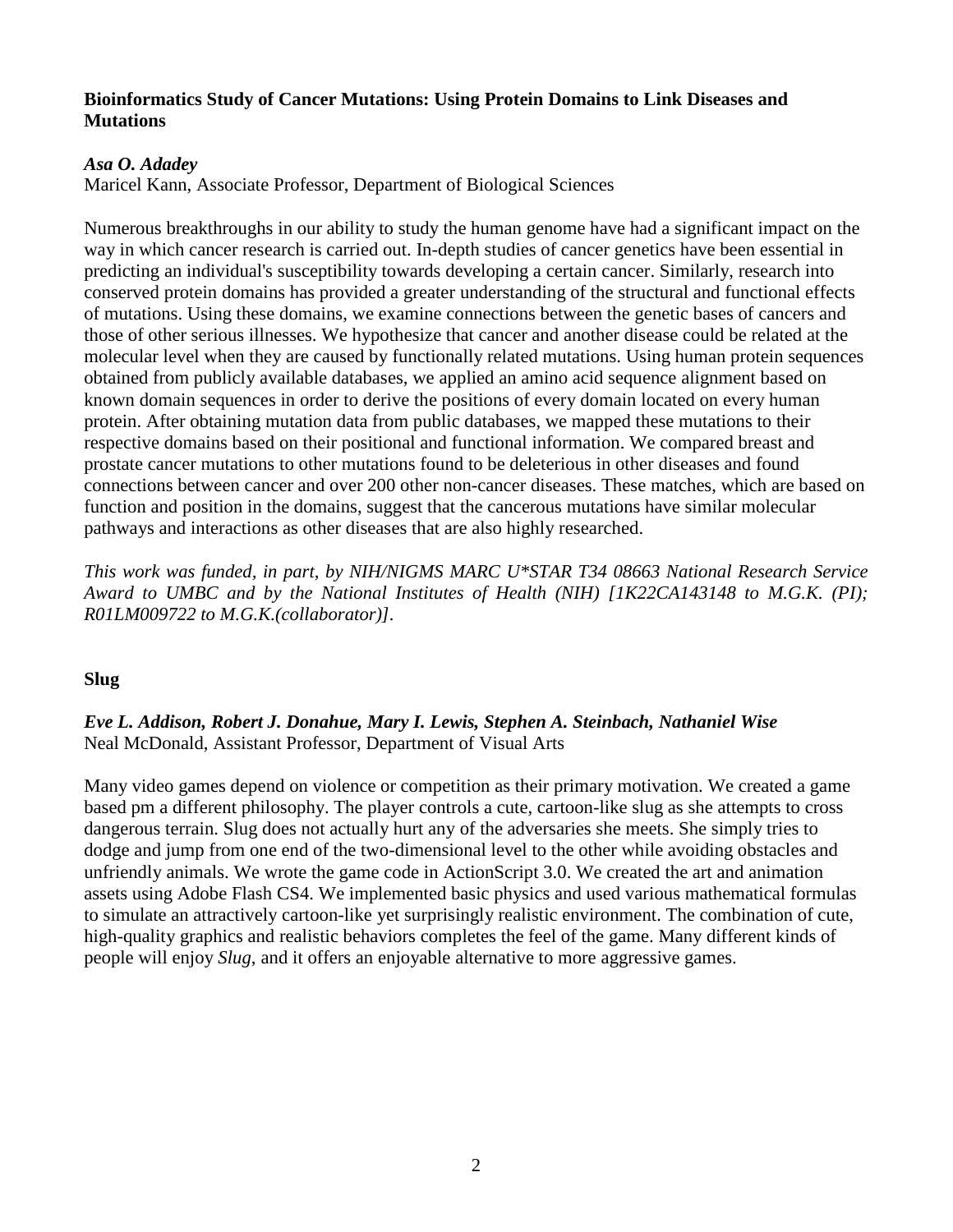**Bioinformatics Study of Cancer Mutations: Using Protein Domains to Link Diseases and Mutations**

***Asa O. Adadey***
Maricel Kann, Associate Professor, Department of Biological Sciences

Numerous breakthroughs in our ability to study the human genome have had a significant impact on the way in which cancer research is carried out. In-depth studies of cancer genetics have been essential in predicting an individual's susceptibility towards developing a certain cancer. Similarly, research into conserved protein domains has provided a greater understanding of the structural and functional effects of mutations. Using these domains, we examine connections between the genetic bases of cancers and those of other serious illnesses. We hypothesize that cancer and another disease could be related at the molecular level when they are caused by functionally related mutations. Using human protein sequences obtained from publicly available databases, we applied an amino acid sequence alignment based on known domain sequences in order to derive the positions of every domain located on every human protein. After obtaining mutation data from public databases, we mapped these mutations to their respective domains based on their positional and functional information. We compared breast and prostate cancer mutations to other mutations found to be deleterious in other diseases and found connections between cancer and over 200 other non-cancer diseases. These matches, which are based on function and position in the domains, suggest that the cancerous mutations have similar molecular pathways and interactions as other diseases that are also highly researched.

*This work was funded, in part, by NIH/NIGMS MARC U*STAR T34 08663 National Research Service Award to UMBC and by the National Institutes of Health (NIH) [1K22CA143148 to M.G.K. (PI); R01LM009722 to M.G.K.(collaborator)].*

**Slug**

***Eve L. Addison, Robert J. Donahue, Mary I. Lewis, Stephen A. Steinbach, Nathaniel Wise***
Neal McDonald, Assistant Professor, Department of Visual Arts

Many video games depend on violence or competition as their primary motivation. We created a game based pm a different philosophy. The player controls a cute, cartoon-like slug as she attempts to cross dangerous terrain. Slug does not actually hurt any of the adversaries she meets. She simply tries to dodge and jump from one end of the two-dimensional level to the other while avoiding obstacles and unfriendly animals. We wrote the game code in ActionScript 3.0. We created the art and animation assets using Adobe Flash CS4. We implemented basic physics and used various mathematical formulas to simulate an attractively cartoon-like yet surprisingly realistic environment. The combination of cute, high-quality graphics and realistic behaviors completes the feel of the game. Many different kinds of people will enjoy *Slug*, and it offers an enjoyable alternative to more aggressive games.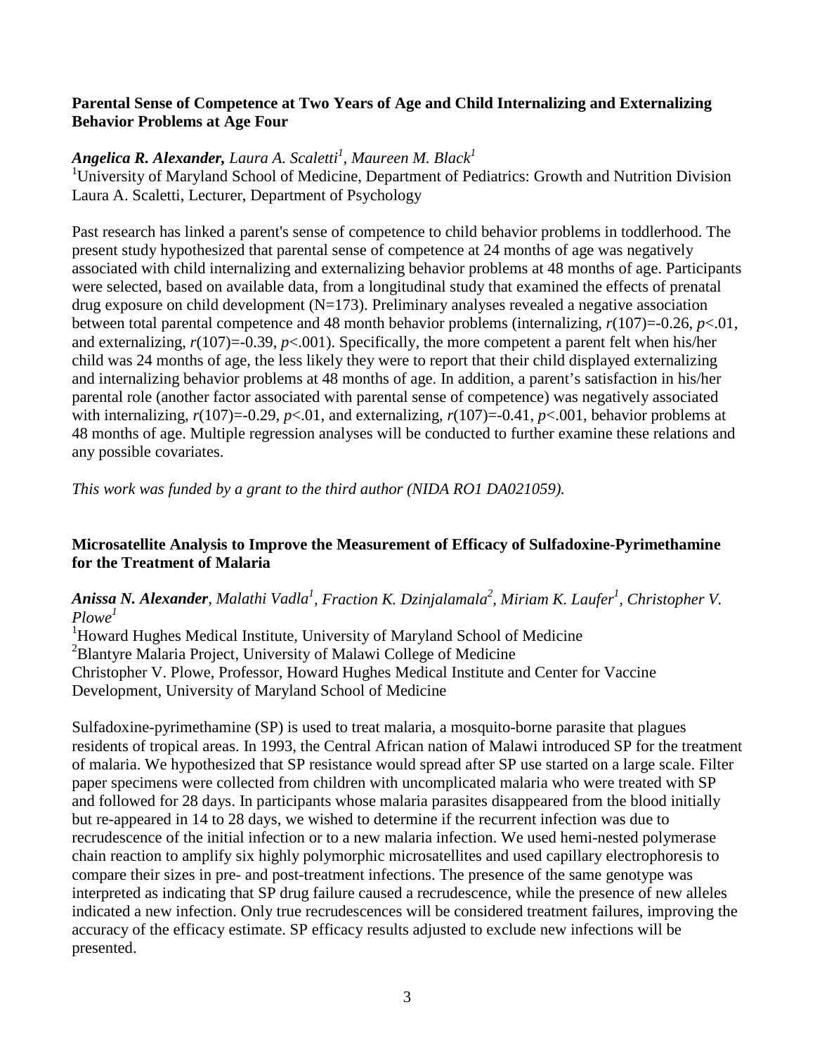### Parental Sense of Competence at Two Years of Age and Child Internalizing and Externalizing Behavior Problems at Age Four

***Angelica R. Alexander,*** *Laura A. Scaletti*[1], *Maureen M. Black*[1]

[1]University of Maryland School of Medicine, Department of Pediatrics: Growth and Nutrition Division
Laura A. Scaletti, Lecturer, Department of Psychology

Past research has linked a parent's sense of competence to child behavior problems in toddlerhood. The present study hypothesized that parental sense of competence at 24 months of age was negatively associated with child internalizing and externalizing behavior problems at 48 months of age. Participants were selected, based on available data, from a longitudinal study that examined the effects of prenatal drug exposure on child development (N=173). Preliminary analyses revealed a negative association between total parental competence and 48 month behavior problems (internalizing, $r(107)=-0.26$, $p<.01$, and externalizing, $r(107)=-0.39$, $p<.001$). Specifically, the more competent a parent felt when his/her child was 24 months of age, the less likely they were to report that their child displayed externalizing and internalizing behavior problems at 48 months of age. In addition, a parent's satisfaction in his/her parental role (another factor associated with parental sense of competence) was negatively associated with internalizing, $r(107)=-0.29$, $p<.01$, and externalizing, $r(107)=-0.41$, $p<.001$, behavior problems at 48 months of age. Multiple regression analyses will be conducted to further examine these relations and any possible covariates.

*This work was funded by a grant to the third author (NIDA RO1 DA021059).*

### Microsatellite Analysis to Improve the Measurement of Efficacy of Sulfadoxine-Pyrimethamine for the Treatment of Malaria

***Anissa N. Alexander***, *Malathi Vadla*[1], *Fraction K. Dzinjalamala*[2], *Miriam K. Laufer*[1], *Christopher V. Plowe*[1]

[1]Howard Hughes Medical Institute, University of Maryland School of Medicine
[2]Blantyre Malaria Project, University of Malawi College of Medicine
Christopher V. Plowe, Professor, Howard Hughes Medical Institute and Center for Vaccine Development, University of Maryland School of Medicine

Sulfadoxine-pyrimethamine (SP) is used to treat malaria, a mosquito-borne parasite that plagues residents of tropical areas. In 1993, the Central African nation of Malawi introduced SP for the treatment of malaria. We hypothesized that SP resistance would spread after SP use started on a large scale. Filter paper specimens were collected from children with uncomplicated malaria who were treated with SP and followed for 28 days. In participants whose malaria parasites disappeared from the blood initially but re-appeared in 14 to 28 days, we wished to determine if the recurrent infection was due to recrudescence of the initial infection or to a new malaria infection. We used hemi-nested polymerase chain reaction to amplify six highly polymorphic microsatellites and used capillary electrophoresis to compare their sizes in pre- and post-treatment infections. The presence of the same genotype was interpreted as indicating that SP drug failure caused a recrudescence, while the presence of new alleles indicated a new infection. Only true recrudescences will be considered treatment failures, improving the accuracy of the efficacy estimate. SP efficacy results adjusted to exclude new infections will be presented.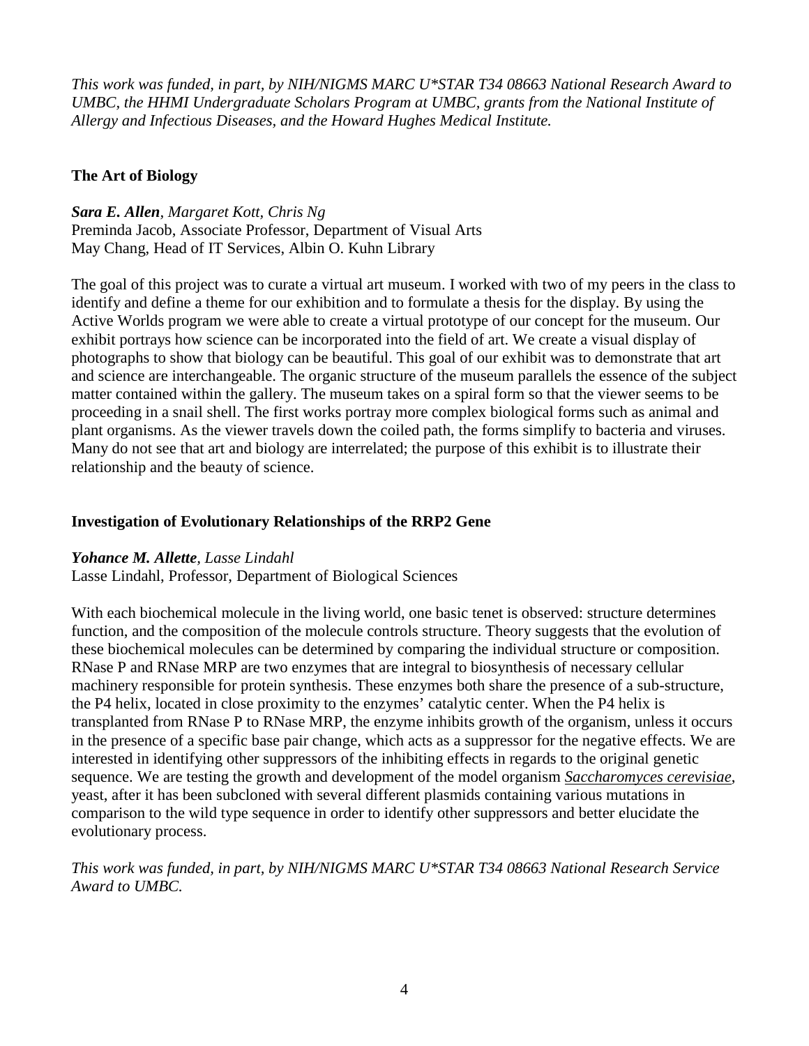*This work was funded, in part, by NIH/NIGMS MARC U*STAR T34 08663 National Research Award to UMBC, the HHMI Undergraduate Scholars Program at UMBC, grants from the National Institute of Allergy and Infectious Diseases, and the Howard Hughes Medical Institute.*

### The Art of Biology

***Sara E. Allen**, Margaret Kott, Chris Ng*
Preminda Jacob, Associate Professor, Department of Visual Arts
May Chang, Head of IT Services, Albin O. Kuhn Library

The goal of this project was to curate a virtual art museum. I worked with two of my peers in the class to identify and define a theme for our exhibition and to formulate a thesis for the display. By using the Active Worlds program we were able to create a virtual prototype of our concept for the museum. Our exhibit portrays how science can be incorporated into the field of art. We create a visual display of photographs to show that biology can be beautiful. This goal of our exhibit was to demonstrate that art and science are interchangeable. The organic structure of the museum parallels the essence of the subject matter contained within the gallery. The museum takes on a spiral form so that the viewer seems to be proceeding in a snail shell. The first works portray more complex biological forms such as animal and plant organisms. As the viewer travels down the coiled path, the forms simplify to bacteria and viruses. Many do not see that art and biology are interrelated; the purpose of this exhibit is to illustrate their relationship and the beauty of science.

### Investigation of Evolutionary Relationships of the RRP2 Gene

***Yohance M. Allette**, Lasse Lindahl*
Lasse Lindahl, Professor, Department of Biological Sciences

With each biochemical molecule in the living world, one basic tenet is observed: structure determines function, and the composition of the molecule controls structure. Theory suggests that the evolution of these biochemical molecules can be determined by comparing the individual structure or composition. RNase P and RNase MRP are two enzymes that are integral to biosynthesis of necessary cellular machinery responsible for protein synthesis. These enzymes both share the presence of a sub-structure, the P4 helix, located in close proximity to the enzymes' catalytic center. When the P4 helix is transplanted from RNase P to RNase MRP, the enzyme inhibits growth of the organism, unless it occurs in the presence of a specific base pair change, which acts as a suppressor for the negative effects. We are interested in identifying other suppressors of the inhibiting effects in regards to the original genetic sequence. We are testing the growth and development of the model organism *Saccharomyces cerevisiae*, yeast, after it has been subcloned with several different plasmids containing various mutations in comparison to the wild type sequence in order to identify other suppressors and better elucidate the evolutionary process.

*This work was funded, in part, by NIH/NIGMS MARC U*STAR T34 08663 National Research Service Award to UMBC.*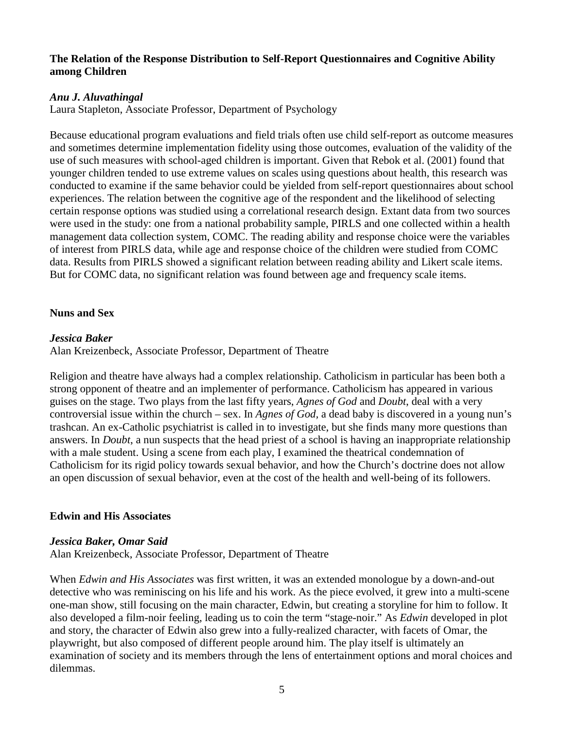### The Relation of the Response Distribution to Self-Report Questionnaires and Cognitive Ability among Children

***Anu J. Aluvathingal***
Laura Stapleton, Associate Professor, Department of Psychology

Because educational program evaluations and field trials often use child self-report as outcome measures and sometimes determine implementation fidelity using those outcomes, evaluation of the validity of the use of such measures with school-aged children is important. Given that Rebok et al. (2001) found that younger children tended to use extreme values on scales using questions about health, this research was conducted to examine if the same behavior could be yielded from self-report questionnaires about school experiences. The relation between the cognitive age of the respondent and the likelihood of selecting certain response options was studied using a correlational research design. Extant data from two sources were used in the study: one from a national probability sample, PIRLS and one collected within a health management data collection system, COMC. The reading ability and response choice were the variables of interest from PIRLS data, while age and response choice of the children were studied from COMC data. Results from PIRLS showed a significant relation between reading ability and Likert scale items. But for COMC data, no significant relation was found between age and frequency scale items.

### Nuns and Sex

***Jessica Baker***
Alan Kreizenbeck, Associate Professor, Department of Theatre

Religion and theatre have always had a complex relationship. Catholicism in particular has been both a strong opponent of theatre and an implementer of performance. Catholicism has appeared in various guises on the stage. Two plays from the last fifty years, *Agnes of God* and *Doubt*, deal with a very controversial issue within the church – sex. In *Agnes of God,* a dead baby is discovered in a young nun's trashcan. An ex-Catholic psychiatrist is called in to investigate, but she finds many more questions than answers. In *Doubt*, a nun suspects that the head priest of a school is having an inappropriate relationship with a male student. Using a scene from each play, I examined the theatrical condemnation of Catholicism for its rigid policy towards sexual behavior, and how the Church's doctrine does not allow an open discussion of sexual behavior, even at the cost of the health and well-being of its followers.

### Edwin and His Associates

***Jessica Baker, Omar Said***
Alan Kreizenbeck, Associate Professor, Department of Theatre

When *Edwin and His Associates* was first written, it was an extended monologue by a down-and-out detective who was reminiscing on his life and his work. As the piece evolved, it grew into a multi-scene one-man show, still focusing on the main character, Edwin, but creating a storyline for him to follow. It also developed a film-noir feeling, leading us to coin the term "stage-noir." As *Edwin* developed in plot and story, the character of Edwin also grew into a fully-realized character, with facets of Omar, the playwright, but also composed of different people around him. The play itself is ultimately an examination of society and its members through the lens of entertainment options and moral choices and dilemmas.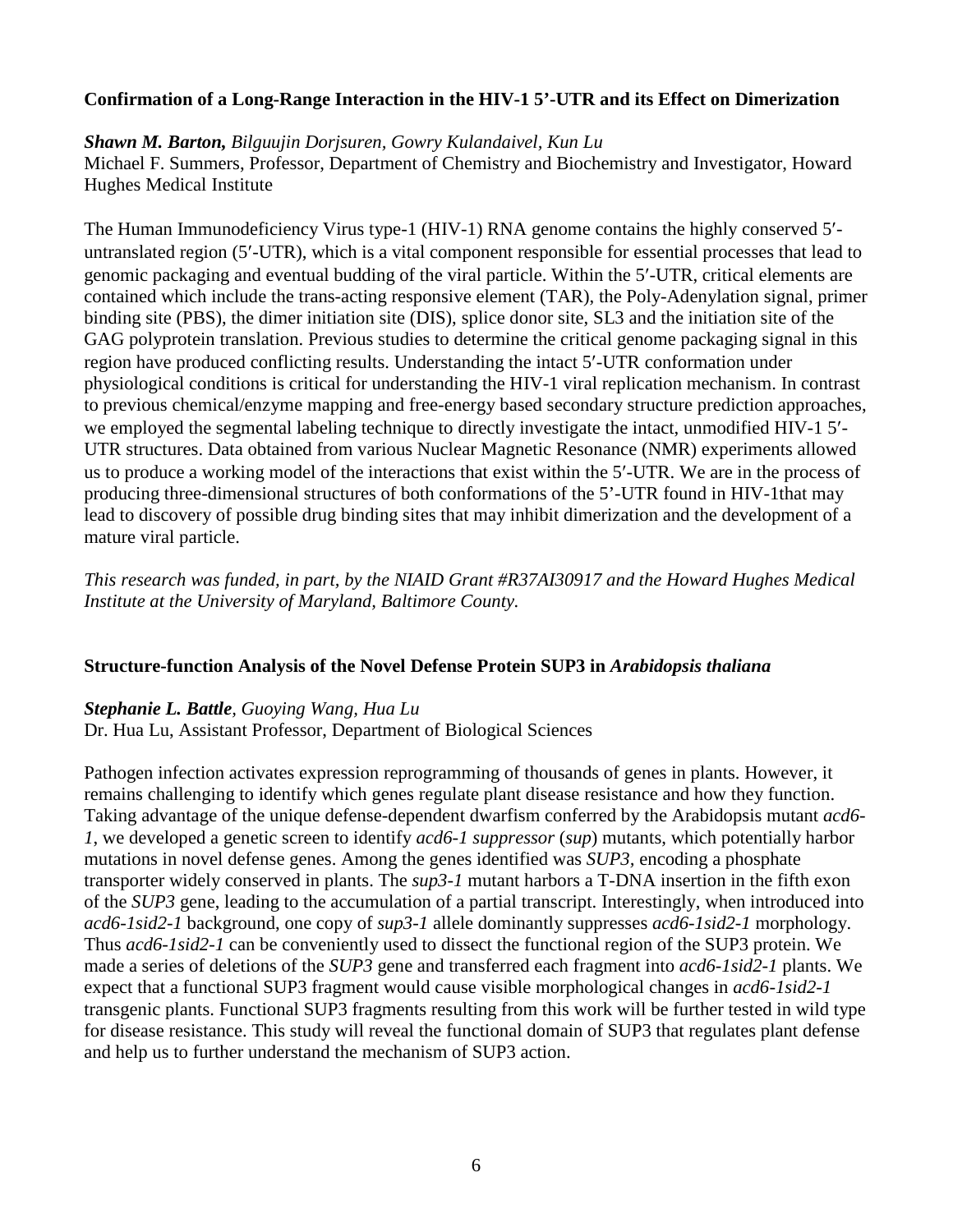**Confirmation of a Long-Range Interaction in the HIV-1 5'-UTR and its Effect on Dimerization**

***Shawn M. Barton,*** *Bilguujin Dorjsuren, Gowry Kulandaivel, Kun Lu*
Michael F. Summers, Professor, Department of Chemistry and Biochemistry and Investigator, Howard Hughes Medical Institute

The Human Immunodeficiency Virus type-1 (HIV-1) RNA genome contains the highly conserved 5′-untranslated region (5′-UTR), which is a vital component responsible for essential processes that lead to genomic packaging and eventual budding of the viral particle. Within the 5′-UTR, critical elements are contained which include the trans-acting responsive element (TAR), the Poly-Adenylation signal, primer binding site (PBS), the dimer initiation site (DIS), splice donor site, SL3 and the initiation site of the GAG polyprotein translation. Previous studies to determine the critical genome packaging signal in this region have produced conflicting results. Understanding the intact 5′-UTR conformation under physiological conditions is critical for understanding the HIV-1 viral replication mechanism. In contrast to previous chemical/enzyme mapping and free-energy based secondary structure prediction approaches, we employed the segmental labeling technique to directly investigate the intact, unmodified HIV-1 5′-UTR structures. Data obtained from various Nuclear Magnetic Resonance (NMR) experiments allowed us to produce a working model of the interactions that exist within the 5′-UTR. We are in the process of producing three-dimensional structures of both conformations of the 5'-UTR found in HIV-1that may lead to discovery of possible drug binding sites that may inhibit dimerization and the development of a mature viral particle.

*This research was funded, in part, by the NIAID Grant #R37AI30917 and the Howard Hughes Medical Institute at the University of Maryland, Baltimore County.*

**Structure-function Analysis of the Novel Defense Protein SUP3 in *Arabidopsis thaliana***

***Stephanie L. Battle****, Guoying Wang, Hua Lu*
Dr. Hua Lu, Assistant Professor, Department of Biological Sciences

Pathogen infection activates expression reprogramming of thousands of genes in plants. However, it remains challenging to identify which genes regulate plant disease resistance and how they function. Taking advantage of the unique defense-dependent dwarfism conferred by the Arabidopsis mutant *acd6-1*, we developed a genetic screen to identify *acd6-1 suppressor* (*sup*) mutants, which potentially harbor mutations in novel defense genes. Among the genes identified was *SUP3*, encoding a phosphate transporter widely conserved in plants. The *sup3-1* mutant harbors a T-DNA insertion in the fifth exon of the *SUP3* gene, leading to the accumulation of a partial transcript. Interestingly, when introduced into *acd6-1sid2-1* background, one copy of *sup3-1* allele dominantly suppresses *acd6-1sid2-1* morphology. Thus *acd6-1sid2-1* can be conveniently used to dissect the functional region of the SUP3 protein. We made a series of deletions of the *SUP3* gene and transferred each fragment into *acd6-1sid2-1* plants. We expect that a functional SUP3 fragment would cause visible morphological changes in *acd6-1sid2-1* transgenic plants. Functional SUP3 fragments resulting from this work will be further tested in wild type for disease resistance. This study will reveal the functional domain of SUP3 that regulates plant defense and help us to further understand the mechanism of SUP3 action.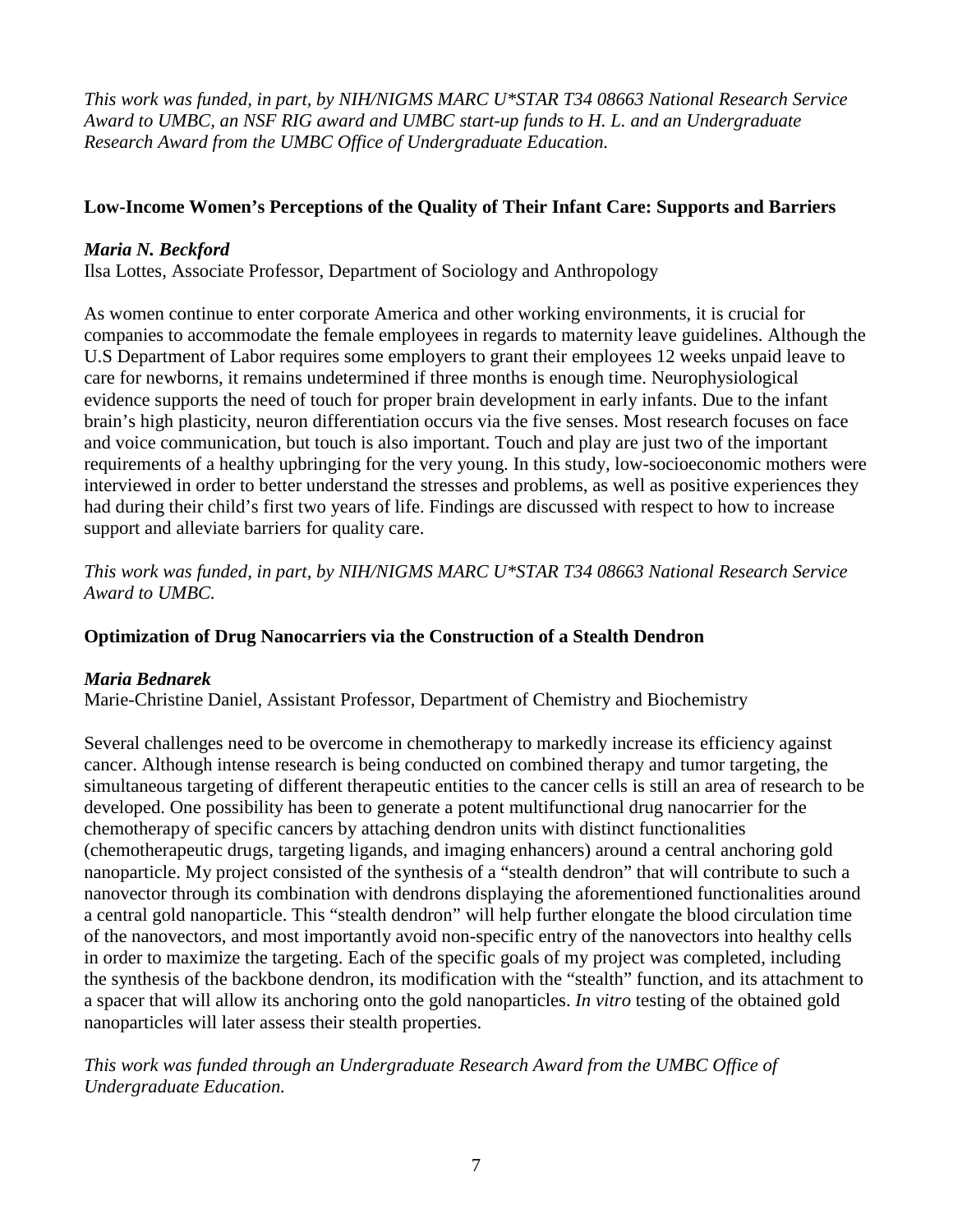*This work was funded, in part, by NIH/NIGMS MARC U*STAR T34 08663 National Research Service Award to UMBC, an NSF RIG award and UMBC start-up funds to H. L. and an Undergraduate Research Award from the UMBC Office of Undergraduate Education.*

### Low-Income Women's Perceptions of the Quality of Their Infant Care: Supports and Barriers

***Maria N. Beckford***
Ilsa Lottes, Associate Professor, Department of Sociology and Anthropology

As women continue to enter corporate America and other working environments, it is crucial for companies to accommodate the female employees in regards to maternity leave guidelines. Although the U.S Department of Labor requires some employers to grant their employees 12 weeks unpaid leave to care for newborns, it remains undetermined if three months is enough time. Neurophysiological evidence supports the need of touch for proper brain development in early infants. Due to the infant brain's high plasticity, neuron differentiation occurs via the five senses. Most research focuses on face and voice communication, but touch is also important. Touch and play are just two of the important requirements of a healthy upbringing for the very young. In this study, low-socioeconomic mothers were interviewed in order to better understand the stresses and problems, as well as positive experiences they had during their child's first two years of life. Findings are discussed with respect to how to increase support and alleviate barriers for quality care.

*This work was funded, in part, by NIH/NIGMS MARC U*STAR T34 08663 National Research Service Award to UMBC.*

### Optimization of Drug Nanocarriers via the Construction of a Stealth Dendron

***Maria Bednarek***
Marie-Christine Daniel, Assistant Professor, Department of Chemistry and Biochemistry

Several challenges need to be overcome in chemotherapy to markedly increase its efficiency against cancer. Although intense research is being conducted on combined therapy and tumor targeting, the simultaneous targeting of different therapeutic entities to the cancer cells is still an area of research to be developed. One possibility has been to generate a potent multifunctional drug nanocarrier for the chemotherapy of specific cancers by attaching dendron units with distinct functionalities (chemotherapeutic drugs, targeting ligands, and imaging enhancers) around a central anchoring gold nanoparticle. My project consisted of the synthesis of a "stealth dendron" that will contribute to such a nanovector through its combination with dendrons displaying the aforementioned functionalities around a central gold nanoparticle. This "stealth dendron" will help further elongate the blood circulation time of the nanovectors, and most importantly avoid non-specific entry of the nanovectors into healthy cells in order to maximize the targeting. Each of the specific goals of my project was completed, including the synthesis of the backbone dendron, its modification with the "stealth" function, and its attachment to a spacer that will allow its anchoring onto the gold nanoparticles. *In vitro* testing of the obtained gold nanoparticles will later assess their stealth properties.

*This work was funded through an Undergraduate Research Award from the UMBC Office of Undergraduate Education.*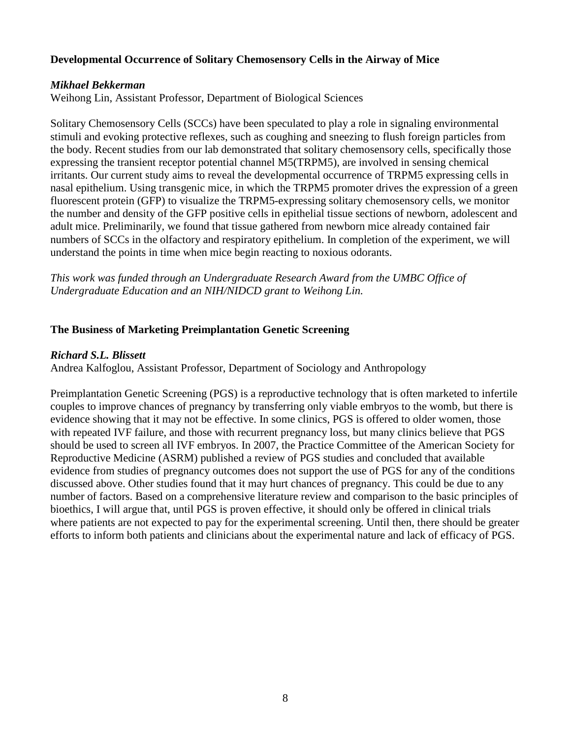### Developmental Occurrence of Solitary Chemosensory Cells in the Airway of Mice

***Mikhael Bekkerman***
Weihong Lin, Assistant Professor, Department of Biological Sciences

Solitary Chemosensory Cells (SCCs) have been speculated to play a role in signaling environmental stimuli and evoking protective reflexes, such as coughing and sneezing to flush foreign particles from the body. Recent studies from our lab demonstrated that solitary chemosensory cells, specifically those expressing the transient receptor potential channel M5(TRPM5), are involved in sensing chemical irritants. Our current study aims to reveal the developmental occurrence of TRPM5 expressing cells in nasal epithelium. Using transgenic mice, in which the TRPM5 promoter drives the expression of a green fluorescent protein (GFP) to visualize the TRPM5-expressing solitary chemosensory cells, we monitor the number and density of the GFP positive cells in epithelial tissue sections of newborn, adolescent and adult mice. Preliminarily, we found that tissue gathered from newborn mice already contained fair numbers of SCCs in the olfactory and respiratory epithelium. In completion of the experiment, we will understand the points in time when mice begin reacting to noxious odorants.

*This work was funded through an Undergraduate Research Award from the UMBC Office of Undergraduate Education and an NIH/NIDCD grant to Weihong Lin.*

### The Business of Marketing Preimplantation Genetic Screening

***Richard S.L. Blissett***
Andrea Kalfoglou, Assistant Professor, Department of Sociology and Anthropology

Preimplantation Genetic Screening (PGS) is a reproductive technology that is often marketed to infertile couples to improve chances of pregnancy by transferring only viable embryos to the womb, but there is evidence showing that it may not be effective. In some clinics, PGS is offered to older women, those with repeated IVF failure, and those with recurrent pregnancy loss, but many clinics believe that PGS should be used to screen all IVF embryos. In 2007, the Practice Committee of the American Society for Reproductive Medicine (ASRM) published a review of PGS studies and concluded that available evidence from studies of pregnancy outcomes does not support the use of PGS for any of the conditions discussed above. Other studies found that it may hurt chances of pregnancy. This could be due to any number of factors. Based on a comprehensive literature review and comparison to the basic principles of bioethics, I will argue that, until PGS is proven effective, it should only be offered in clinical trials where patients are not expected to pay for the experimental screening. Until then, there should be greater efforts to inform both patients and clinicians about the experimental nature and lack of efficacy of PGS.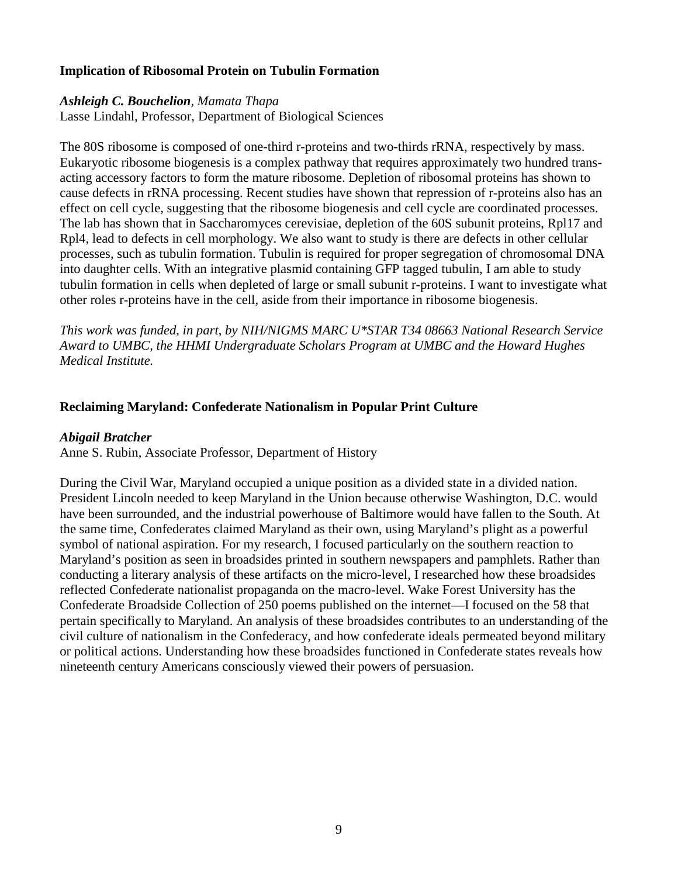### Implication of Ribosomal Protein on Tubulin Formation

***Ashleigh C. Bouchelion**, Mamata Thapa*
Lasse Lindahl, Professor, Department of Biological Sciences

The 80S ribosome is composed of one-third r-proteins and two-thirds rRNA, respectively by mass. Eukaryotic ribosome biogenesis is a complex pathway that requires approximately two hundred trans-acting accessory factors to form the mature ribosome. Depletion of ribosomal proteins has shown to cause defects in rRNA processing. Recent studies have shown that repression of r-proteins also has an effect on cell cycle, suggesting that the ribosome biogenesis and cell cycle are coordinated processes. The lab has shown that in Saccharomyces cerevisiae, depletion of the 60S subunit proteins, Rpl17 and Rpl4, lead to defects in cell morphology. We also want to study is there are defects in other cellular processes, such as tubulin formation. Tubulin is required for proper segregation of chromosomal DNA into daughter cells. With an integrative plasmid containing GFP tagged tubulin, I am able to study tubulin formation in cells when depleted of large or small subunit r-proteins. I want to investigate what other roles r-proteins have in the cell, aside from their importance in ribosome biogenesis.

*This work was funded, in part, by NIH/NIGMS MARC U*STAR T34 08663 National Research Service Award to UMBC, the HHMI Undergraduate Scholars Program at UMBC and the Howard Hughes Medical Institute.*

### Reclaiming Maryland: Confederate Nationalism in Popular Print Culture

***Abigail Bratcher***
Anne S. Rubin, Associate Professor, Department of History

During the Civil War, Maryland occupied a unique position as a divided state in a divided nation. President Lincoln needed to keep Maryland in the Union because otherwise Washington, D.C. would have been surrounded, and the industrial powerhouse of Baltimore would have fallen to the South. At the same time, Confederates claimed Maryland as their own, using Maryland's plight as a powerful symbol of national aspiration. For my research, I focused particularly on the southern reaction to Maryland's position as seen in broadsides printed in southern newspapers and pamphlets. Rather than conducting a literary analysis of these artifacts on the micro-level, I researched how these broadsides reflected Confederate nationalist propaganda on the macro-level. Wake Forest University has the Confederate Broadside Collection of 250 poems published on the internet—I focused on the 58 that pertain specifically to Maryland. An analysis of these broadsides contributes to an understanding of the civil culture of nationalism in the Confederacy, and how confederate ideals permeated beyond military or political actions. Understanding how these broadsides functioned in Confederate states reveals how nineteenth century Americans consciously viewed their powers of persuasion.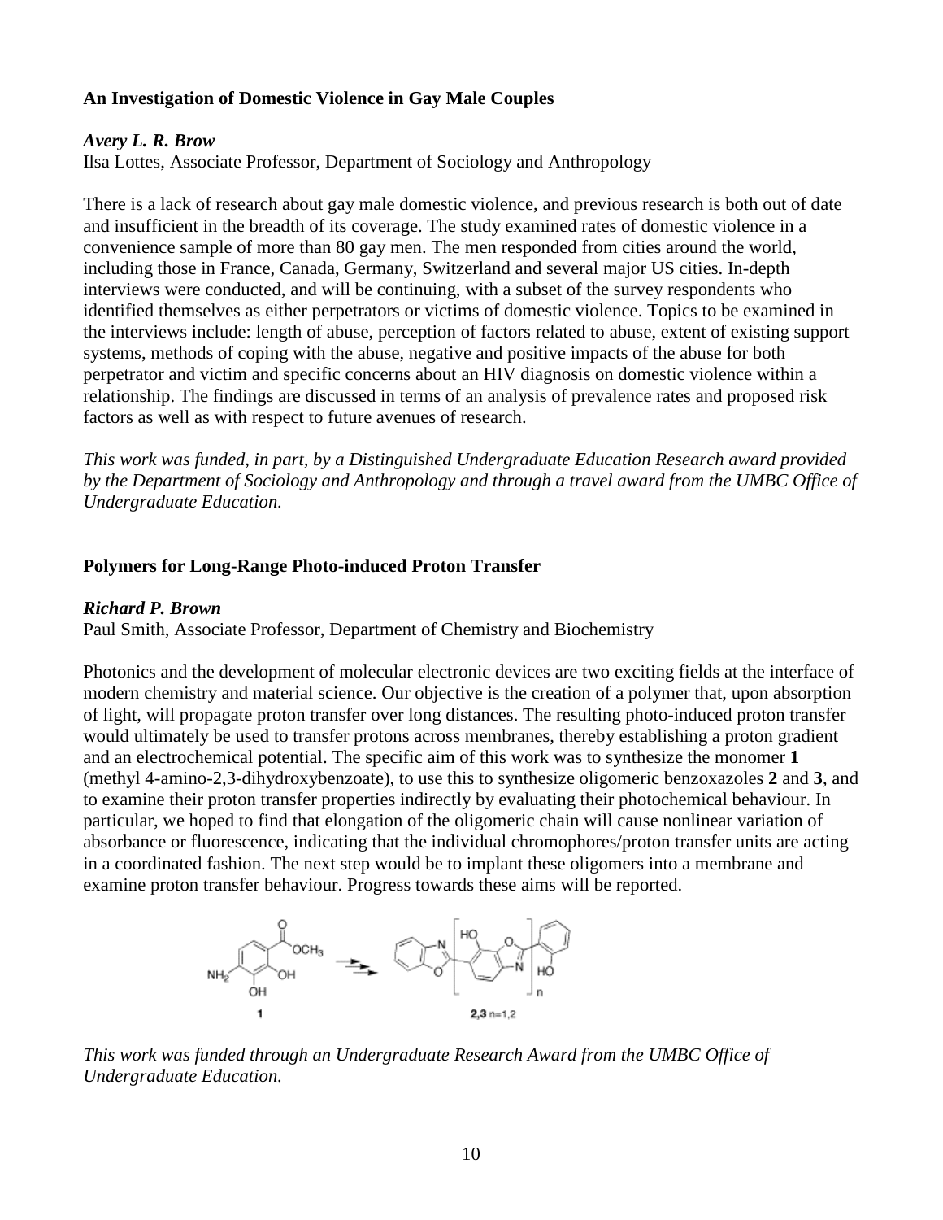### An Investigation of Domestic Violence in Gay Male Couples

***Avery L. R. Brow***
Ilsa Lottes, Associate Professor, Department of Sociology and Anthropology

There is a lack of research about gay male domestic violence, and previous research is both out of date and insufficient in the breadth of its coverage. The study examined rates of domestic violence in a convenience sample of more than 80 gay men. The men responded from cities around the world, including those in France, Canada, Germany, Switzerland and several major US cities. In-depth interviews were conducted, and will be continuing, with a subset of the survey respondents who identified themselves as either perpetrators or victims of domestic violence. Topics to be examined in the interviews include: length of abuse, perception of factors related to abuse, extent of existing support systems, methods of coping with the abuse, negative and positive impacts of the abuse for both perpetrator and victim and specific concerns about an HIV diagnosis on domestic violence within a relationship. The findings are discussed in terms of an analysis of prevalence rates and proposed risk factors as well as with respect to future avenues of research.

*This work was funded, in part, by a Distinguished Undergraduate Education Research award provided by the Department of Sociology and Anthropology and through a travel award from the UMBC Office of Undergraduate Education.*

### Polymers for Long-Range Photo-induced Proton Transfer

***Richard P. Brown***
Paul Smith, Associate Professor, Department of Chemistry and Biochemistry

Photonics and the development of molecular electronic devices are two exciting fields at the interface of modern chemistry and material science. Our objective is the creation of a polymer that, upon absorption of light, will propagate proton transfer over long distances. The resulting photo-induced proton transfer would ultimately be used to transfer protons across membranes, thereby establishing a proton gradient and an electrochemical potential. The specific aim of this work was to synthesize the monomer **1** (methyl 4-amino-2,3-dihydroxybenzoate), to use this to synthesize oligomeric benzoxazoles **2** and **3**, and to examine their proton transfer properties indirectly by evaluating their photochemical behaviour. In particular, we hoped to find that elongation of the oligomeric chain will cause nonlinear variation of absorbance or fluorescence, indicating that the individual chromophores/proton transfer units are acting in a coordinated fashion. The next step would be to implant these oligomers into a membrane and examine proton transfer behaviour. Progress towards these aims will be reported.

**1** → **2,3** n=1,2

*This work was funded through an Undergraduate Research Award from the UMBC Office of Undergraduate Education.*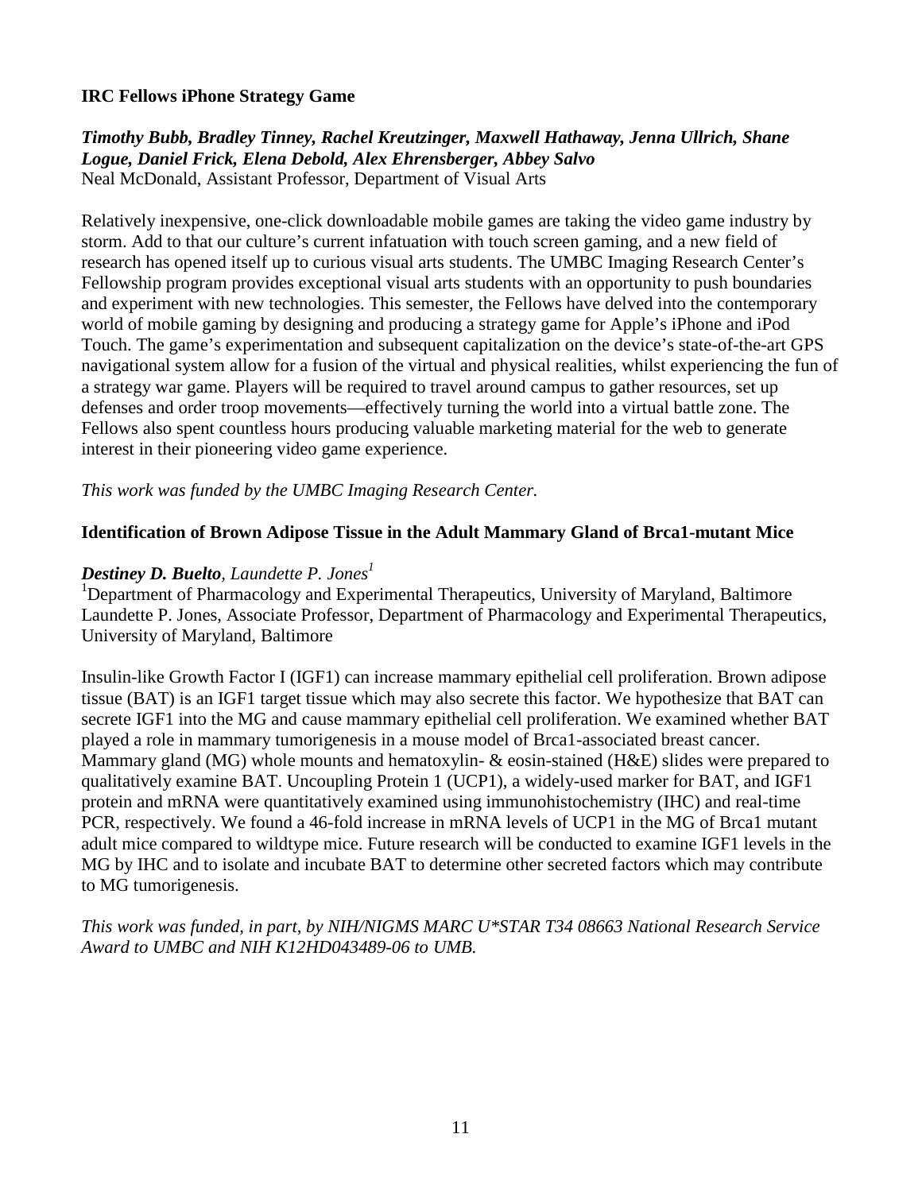**IRC Fellows iPhone Strategy Game**

***Timothy Bubb, Bradley Tinney, Rachel Kreutzinger, Maxwell Hathaway, Jenna Ullrich, Shane Logue, Daniel Frick, Elena Debold, Alex Ehrensberger, Abbey Salvo***
Neal McDonald, Assistant Professor, Department of Visual Arts

Relatively inexpensive, one-click downloadable mobile games are taking the video game industry by storm. Add to that our culture's current infatuation with touch screen gaming, and a new field of research has opened itself up to curious visual arts students. The UMBC Imaging Research Center's Fellowship program provides exceptional visual arts students with an opportunity to push boundaries and experiment with new technologies. This semester, the Fellows have delved into the contemporary world of mobile gaming by designing and producing a strategy game for Apple's iPhone and iPod Touch. The game's experimentation and subsequent capitalization on the device's state-of-the-art GPS navigational system allow for a fusion of the virtual and physical realities, whilst experiencing the fun of a strategy war game. Players will be required to travel around campus to gather resources, set up defenses and order troop movements—effectively turning the world into a virtual battle zone. The Fellows also spent countless hours producing valuable marketing material for the web to generate interest in their pioneering video game experience.

*This work was funded by the UMBC Imaging Research Center.*

**Identification of Brown Adipose Tissue in the Adult Mammary Gland of Brca1-mutant Mice**

***Destiney D. Buelto**, Laundette P. Jones[1]*
[1]Department of Pharmacology and Experimental Therapeutics, University of Maryland, Baltimore
Laundette P. Jones, Associate Professor, Department of Pharmacology and Experimental Therapeutics, University of Maryland, Baltimore

Insulin-like Growth Factor I (IGF1) can increase mammary epithelial cell proliferation. Brown adipose tissue (BAT) is an IGF1 target tissue which may also secrete this factor. We hypothesize that BAT can secrete IGF1 into the MG and cause mammary epithelial cell proliferation. We examined whether BAT played a role in mammary tumorigenesis in a mouse model of Brca1-associated breast cancer. Mammary gland (MG) whole mounts and hematoxylin- & eosin-stained (H&E) slides were prepared to qualitatively examine BAT. Uncoupling Protein 1 (UCP1), a widely-used marker for BAT, and IGF1 protein and mRNA were quantitatively examined using immunohistochemistry (IHC) and real-time PCR, respectively. We found a 46-fold increase in mRNA levels of UCP1 in the MG of Brca1 mutant adult mice compared to wildtype mice. Future research will be conducted to examine IGF1 levels in the MG by IHC and to isolate and incubate BAT to determine other secreted factors which may contribute to MG tumorigenesis.

*This work was funded, in part, by NIH/NIGMS MARC U*STAR T34 08663 National Research Service Award to UMBC and NIH K12HD043489-06 to UMB.*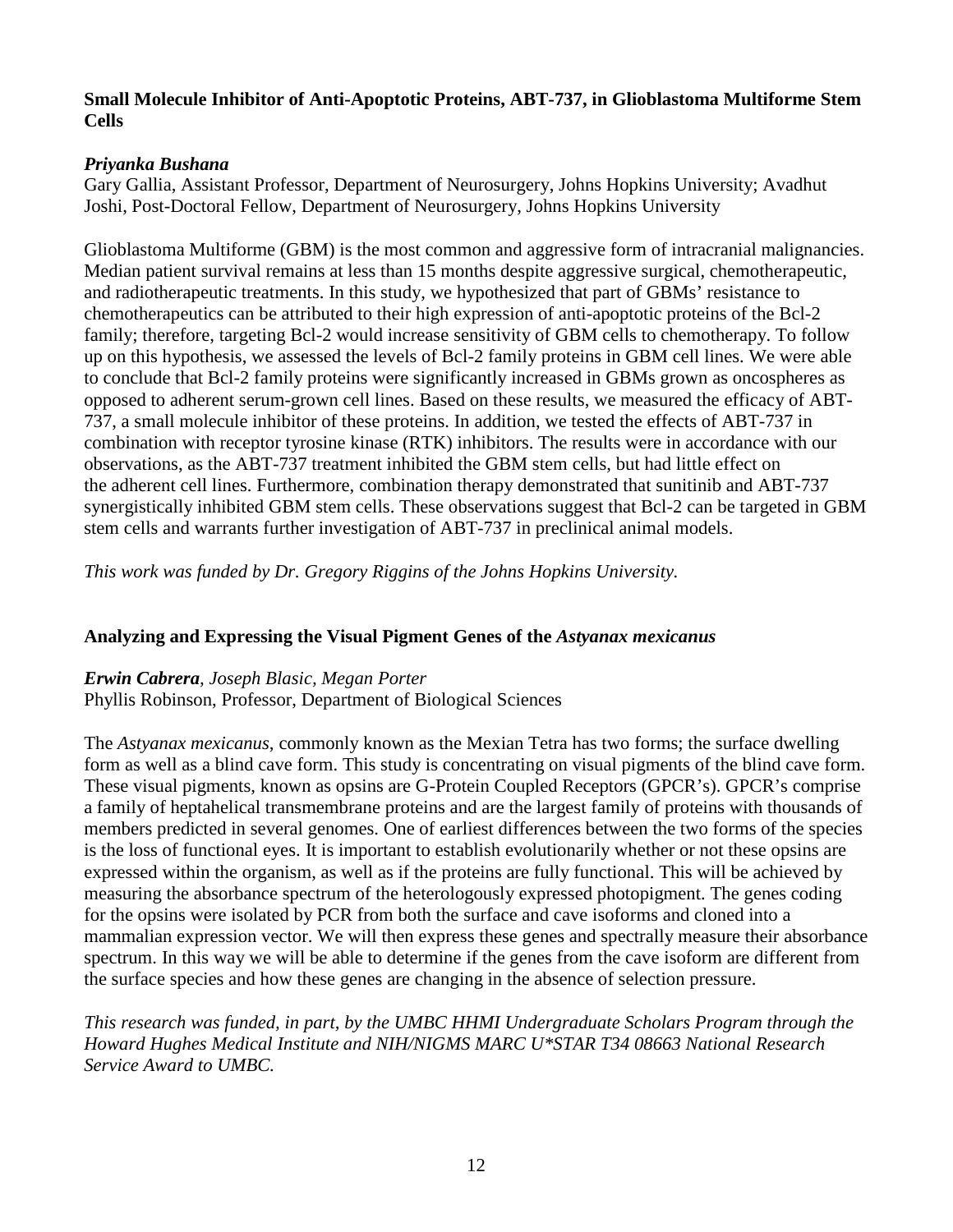### Small Molecule Inhibitor of Anti-Apoptotic Proteins, ABT-737, in Glioblastoma Multiforme Stem Cells

***Priyanka Bushana***
Gary Gallia, Assistant Professor, Department of Neurosurgery, Johns Hopkins University; Avadhut Joshi, Post-Doctoral Fellow, Department of Neurosurgery, Johns Hopkins University

Glioblastoma Multiforme (GBM) is the most common and aggressive form of intracranial malignancies. Median patient survival remains at less than 15 months despite aggressive surgical, chemotherapeutic, and radiotherapeutic treatments. In this study, we hypothesized that part of GBMs' resistance to chemotherapeutics can be attributed to their high expression of anti-apoptotic proteins of the Bcl-2 family; therefore, targeting Bcl-2 would increase sensitivity of GBM cells to chemotherapy. To follow up on this hypothesis, we assessed the levels of Bcl-2 family proteins in GBM cell lines. We were able to conclude that Bcl-2 family proteins were significantly increased in GBMs grown as oncospheres as opposed to adherent serum-grown cell lines. Based on these results, we measured the efficacy of ABT-737, a small molecule inhibitor of these proteins. In addition, we tested the effects of ABT-737 in combination with receptor tyrosine kinase (RTK) inhibitors. The results were in accordance with our observations, as the ABT-737 treatment inhibited the GBM stem cells, but had little effect on the adherent cell lines. Furthermore, combination therapy demonstrated that sunitinib and ABT-737 synergistically inhibited GBM stem cells. These observations suggest that Bcl-2 can be targeted in GBM stem cells and warrants further investigation of ABT-737 in preclinical animal models.

*This work was funded by Dr. Gregory Riggins of the Johns Hopkins University.*

### Analyzing and Expressing the Visual Pigment Genes of the *Astyanax mexicanus*

***Erwin Cabrera**, Joseph Blasic, Megan Porter*
Phyllis Robinson, Professor, Department of Biological Sciences

The *Astyanax mexicanus*, commonly known as the Mexian Tetra has two forms; the surface dwelling form as well as a blind cave form. This study is concentrating on visual pigments of the blind cave form. These visual pigments, known as opsins are G-Protein Coupled Receptors (GPCR's). GPCR's comprise a family of heptahelical transmembrane proteins and are the largest family of proteins with thousands of members predicted in several genomes. One of earliest differences between the two forms of the species is the loss of functional eyes. It is important to establish evolutionarily whether or not these opsins are expressed within the organism, as well as if the proteins are fully functional. This will be achieved by measuring the absorbance spectrum of the heterologously expressed photopigment. The genes coding for the opsins were isolated by PCR from both the surface and cave isoforms and cloned into a mammalian expression vector. We will then express these genes and spectrally measure their absorbance spectrum. In this way we will be able to determine if the genes from the cave isoform are different from the surface species and how these genes are changing in the absence of selection pressure.

*This research was funded, in part, by the UMBC HHMI Undergraduate Scholars Program through the Howard Hughes Medical Institute and NIH/NIGMS MARC U*STAR T34 08663 National Research Service Award to UMBC.*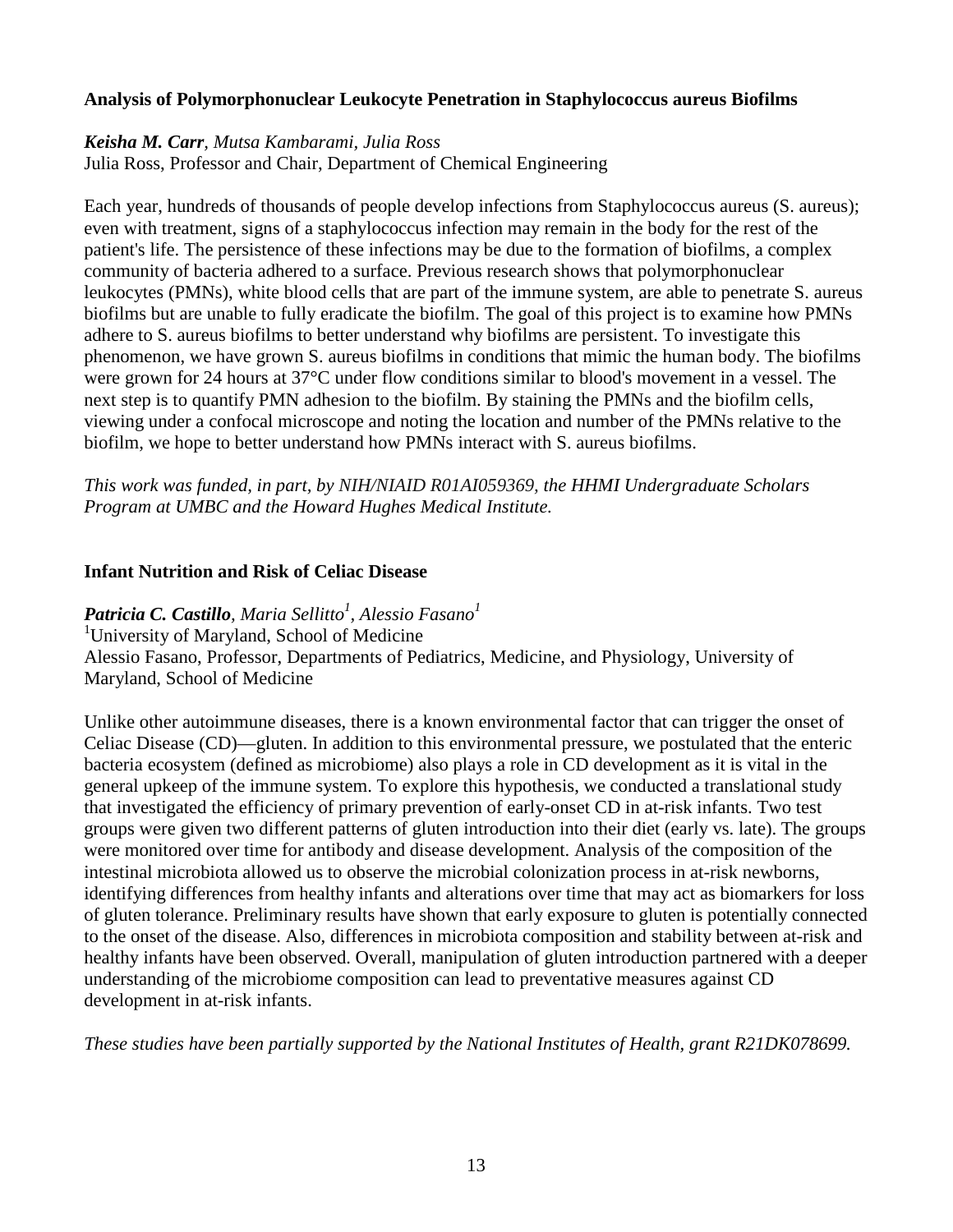### Analysis of Polymorphonuclear Leukocyte Penetration in Staphylococcus aureus Biofilms

***Keisha M. Carr****, Mutsa Kambarami, Julia Ross*
Julia Ross, Professor and Chair, Department of Chemical Engineering

Each year, hundreds of thousands of people develop infections from Staphylococcus aureus (S. aureus); even with treatment, signs of a staphylococcus infection may remain in the body for the rest of the patient's life. The persistence of these infections may be due to the formation of biofilms, a complex community of bacteria adhered to a surface. Previous research shows that polymorphonuclear leukocytes (PMNs), white blood cells that are part of the immune system, are able to penetrate S. aureus biofilms but are unable to fully eradicate the biofilm. The goal of this project is to examine how PMNs adhere to S. aureus biofilms to better understand why biofilms are persistent. To investigate this phenomenon, we have grown S. aureus biofilms in conditions that mimic the human body. The biofilms were grown for 24 hours at 37°C under flow conditions similar to blood's movement in a vessel. The next step is to quantify PMN adhesion to the biofilm. By staining the PMNs and the biofilm cells, viewing under a confocal microscope and noting the location and number of the PMNs relative to the biofilm, we hope to better understand how PMNs interact with S. aureus biofilms.

*This work was funded, in part, by NIH/NIAID R01AI059369, the HHMI Undergraduate Scholars Program at UMBC and the Howard Hughes Medical Institute.*

### Infant Nutrition and Risk of Celiac Disease

***Patricia C. Castillo****, Maria Sellitto[1], Alessio Fasano[1]*
[1]University of Maryland, School of Medicine
Alessio Fasano, Professor, Departments of Pediatrics, Medicine, and Physiology, University of Maryland, School of Medicine

Unlike other autoimmune diseases, there is a known environmental factor that can trigger the onset of Celiac Disease (CD)—gluten. In addition to this environmental pressure, we postulated that the enteric bacteria ecosystem (defined as microbiome) also plays a role in CD development as it is vital in the general upkeep of the immune system. To explore this hypothesis, we conducted a translational study that investigated the efficiency of primary prevention of early-onset CD in at-risk infants. Two test groups were given two different patterns of gluten introduction into their diet (early vs. late). The groups were monitored over time for antibody and disease development. Analysis of the composition of the intestinal microbiota allowed us to observe the microbial colonization process in at-risk newborns, identifying differences from healthy infants and alterations over time that may act as biomarkers for loss of gluten tolerance. Preliminary results have shown that early exposure to gluten is potentially connected to the onset of the disease. Also, differences in microbiota composition and stability between at-risk and healthy infants have been observed. Overall, manipulation of gluten introduction partnered with a deeper understanding of the microbiome composition can lead to preventative measures against CD development in at-risk infants.

*These studies have been partially supported by the National Institutes of Health, grant R21DK078699.*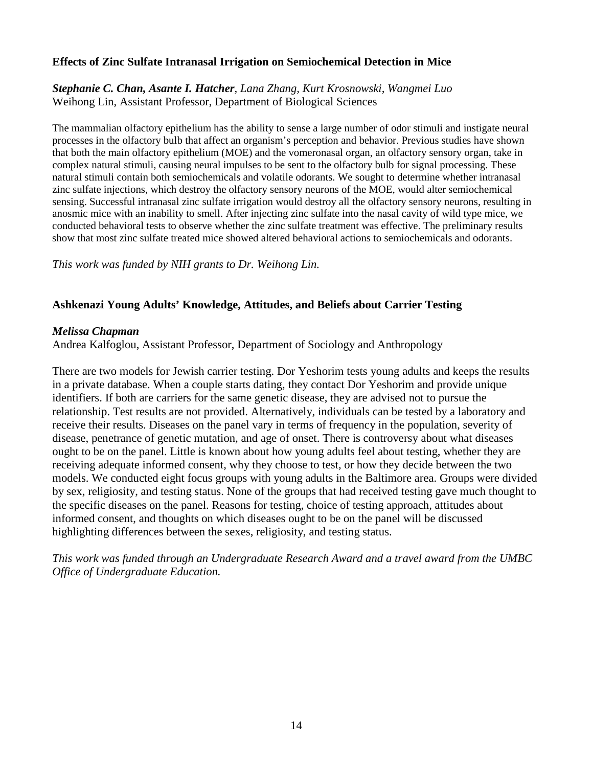### Effects of Zinc Sulfate Intranasal Irrigation on Semiochemical Detection in Mice

***Stephanie C. Chan, Asante I. Hatcher**, Lana Zhang, Kurt Krosnowski, Wangmei Luo*
Weihong Lin, Assistant Professor, Department of Biological Sciences

The mammalian olfactory epithelium has the ability to sense a large number of odor stimuli and instigate neural processes in the olfactory bulb that affect an organism's perception and behavior. Previous studies have shown that both the main olfactory epithelium (MOE) and the vomeronasal organ, an olfactory sensory organ, take in complex natural stimuli, causing neural impulses to be sent to the olfactory bulb for signal processing. These natural stimuli contain both semiochemicals and volatile odorants. We sought to determine whether intranasal zinc sulfate injections, which destroy the olfactory sensory neurons of the MOE, would alter semiochemical sensing. Successful intranasal zinc sulfate irrigation would destroy all the olfactory sensory neurons, resulting in anosmic mice with an inability to smell. After injecting zinc sulfate into the nasal cavity of wild type mice, we conducted behavioral tests to observe whether the zinc sulfate treatment was effective. The preliminary results show that most zinc sulfate treated mice showed altered behavioral actions to semiochemicals and odorants.

*This work was funded by NIH grants to Dr. Weihong Lin.*

### Ashkenazi Young Adults' Knowledge, Attitudes, and Beliefs about Carrier Testing

***Melissa Chapman***
Andrea Kalfoglou, Assistant Professor, Department of Sociology and Anthropology

There are two models for Jewish carrier testing. Dor Yeshorim tests young adults and keeps the results in a private database. When a couple starts dating, they contact Dor Yeshorim and provide unique identifiers. If both are carriers for the same genetic disease, they are advised not to pursue the relationship. Test results are not provided. Alternatively, individuals can be tested by a laboratory and receive their results. Diseases on the panel vary in terms of frequency in the population, severity of disease, penetrance of genetic mutation, and age of onset. There is controversy about what diseases ought to be on the panel. Little is known about how young adults feel about testing, whether they are receiving adequate informed consent, why they choose to test, or how they decide between the two models. We conducted eight focus groups with young adults in the Baltimore area. Groups were divided by sex, religiosity, and testing status. None of the groups that had received testing gave much thought to the specific diseases on the panel. Reasons for testing, choice of testing approach, attitudes about informed consent, and thoughts on which diseases ought to be on the panel will be discussed highlighting differences between the sexes, religiosity, and testing status.

*This work was funded through an Undergraduate Research Award and a travel award from the UMBC Office of Undergraduate Education.*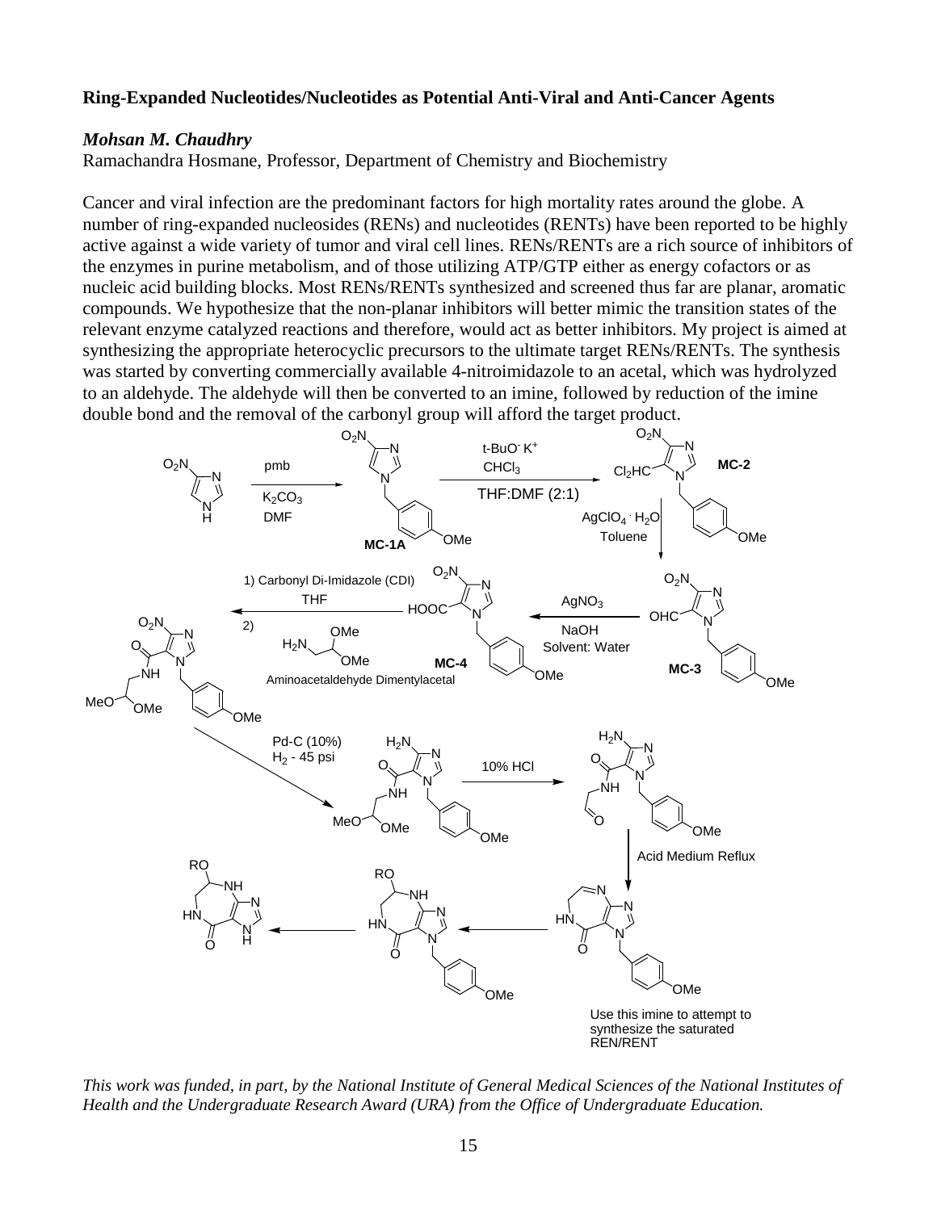**Ring-Expanded Nucleotides/Nucleotides as Potential Anti-Viral and Anti-Cancer Agents**

***Mohsan M. Chaudhry***

Ramachandra Hosmane, Professor, Department of Chemistry and Biochemistry

Cancer and viral infection are the predominant factors for high mortality rates around the globe. A number of ring-expanded nucleosides (RENs) and nucleotides (RENTs) have been reported to be highly active against a wide variety of tumor and viral cell lines. RENs/RENTs are a rich source of inhibitors of the enzymes in purine metabolism, and of those utilizing ATP/GTP either as energy cofactors or as nucleic acid building blocks. Most RENs/RENTs synthesized and screened thus far are planar, aromatic compounds. We hypothesize that the non-planar inhibitors will better mimic the transition states of the relevant enzyme catalyzed reactions and therefore, would act as better inhibitors. My project is aimed at synthesizing the appropriate heterocyclic precursors to the ultimate target RENs/RENTs. The synthesis was started by converting commercially available 4-nitroimidazole to an acetal, which was hydrolyzed to an aldehyde. The aldehyde will then be converted to an imine, followed by reduction of the imine double bond and the removal of the carbonyl group will afford the target product.

pmb, $K_2CO_3$, DMF → **MC-1A**; t-BuO$^-$ K$^+$, $CHCl_3$, THF:DMF (2:1) → **MC-2**; $AgClO_4 \cdot H_2O$, Toluene → **MC-3**; $AgNO_3$, NaOH, Solvent: Water → **MC-4**; 1) Carbonyl Di-Imidazole (CDI), THF; 2) Aminoacetaldehyde Dimentylacetal; Pd-C (10%), $H_2$ - 45 psi; 10% HCl; Acid Medium Reflux

Use this imine to attempt to synthesize the saturated REN/RENT

*This work was funded, in part, by the National Institute of General Medical Sciences of the National Institutes of Health and the Undergraduate Research Award (URA) from the Office of Undergraduate Education.*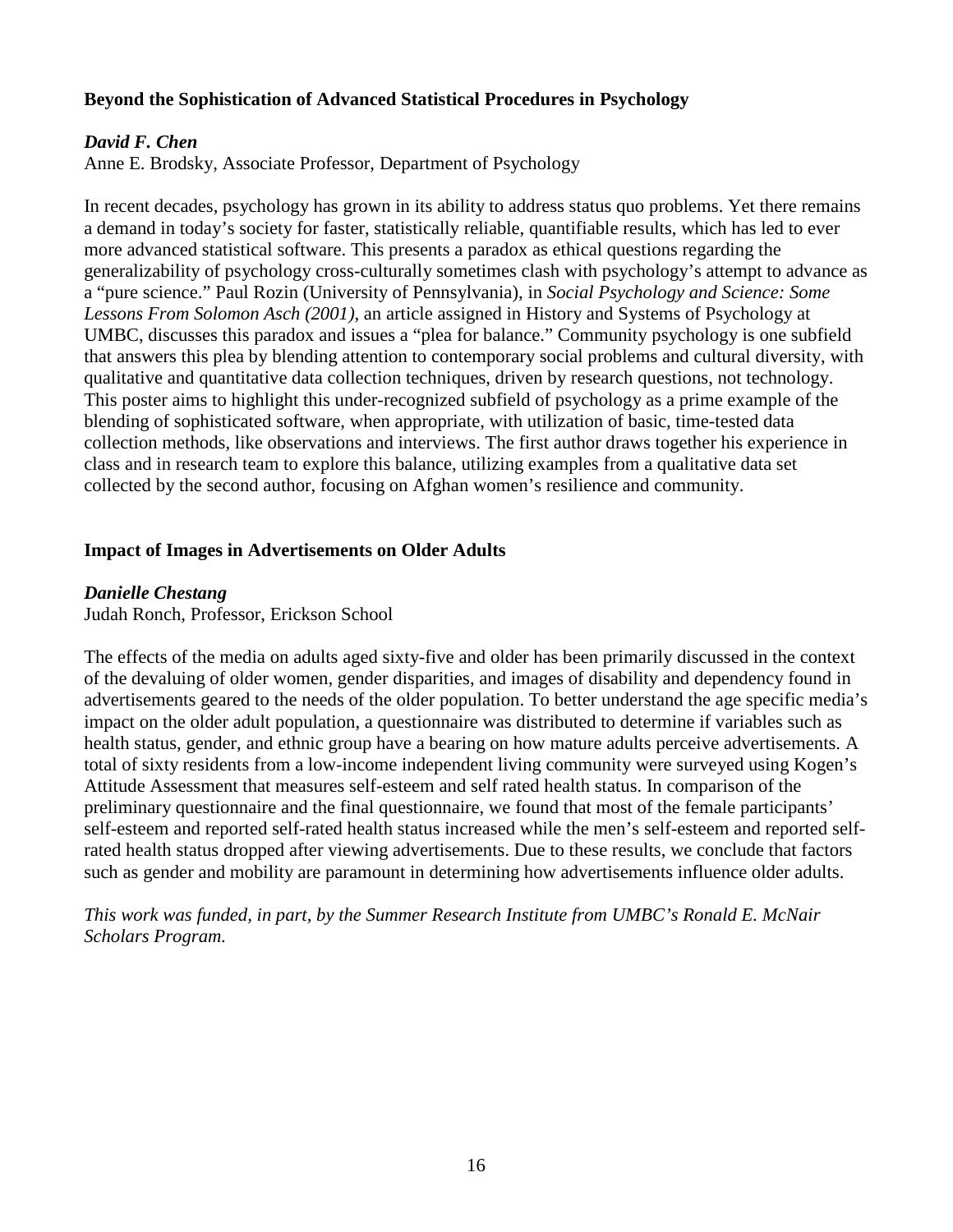### Beyond the Sophistication of Advanced Statistical Procedures in Psychology

***David F. Chen***
Anne E. Brodsky, Associate Professor, Department of Psychology

In recent decades, psychology has grown in its ability to address status quo problems. Yet there remains a demand in today's society for faster, statistically reliable, quantifiable results, which has led to ever more advanced statistical software. This presents a paradox as ethical questions regarding the generalizability of psychology cross-culturally sometimes clash with psychology's attempt to advance as a "pure science." Paul Rozin (University of Pennsylvania), in *Social Psychology and Science: Some Lessons From Solomon Asch (2001),* an article assigned in History and Systems of Psychology at UMBC, discusses this paradox and issues a "plea for balance." Community psychology is one subfield that answers this plea by blending attention to contemporary social problems and cultural diversity, with qualitative and quantitative data collection techniques, driven by research questions, not technology. This poster aims to highlight this under-recognized subfield of psychology as a prime example of the blending of sophisticated software, when appropriate, with utilization of basic, time-tested data collection methods, like observations and interviews. The first author draws together his experience in class and in research team to explore this balance, utilizing examples from a qualitative data set collected by the second author, focusing on Afghan women's resilience and community.

### Impact of Images in Advertisements on Older Adults

***Danielle Chestang***
Judah Ronch, Professor, Erickson School

The effects of the media on adults aged sixty-five and older has been primarily discussed in the context of the devaluing of older women, gender disparities, and images of disability and dependency found in advertisements geared to the needs of the older population. To better understand the age specific media's impact on the older adult population, a questionnaire was distributed to determine if variables such as health status, gender, and ethnic group have a bearing on how mature adults perceive advertisements. A total of sixty residents from a low-income independent living community were surveyed using Kogen's Attitude Assessment that measures self-esteem and self rated health status. In comparison of the preliminary questionnaire and the final questionnaire, we found that most of the female participants' self-esteem and reported self-rated health status increased while the men's self-esteem and reported self-rated health status dropped after viewing advertisements. Due to these results, we conclude that factors such as gender and mobility are paramount in determining how advertisements influence older adults.

*This work was funded, in part, by the Summer Research Institute from UMBC's Ronald E. McNair Scholars Program.*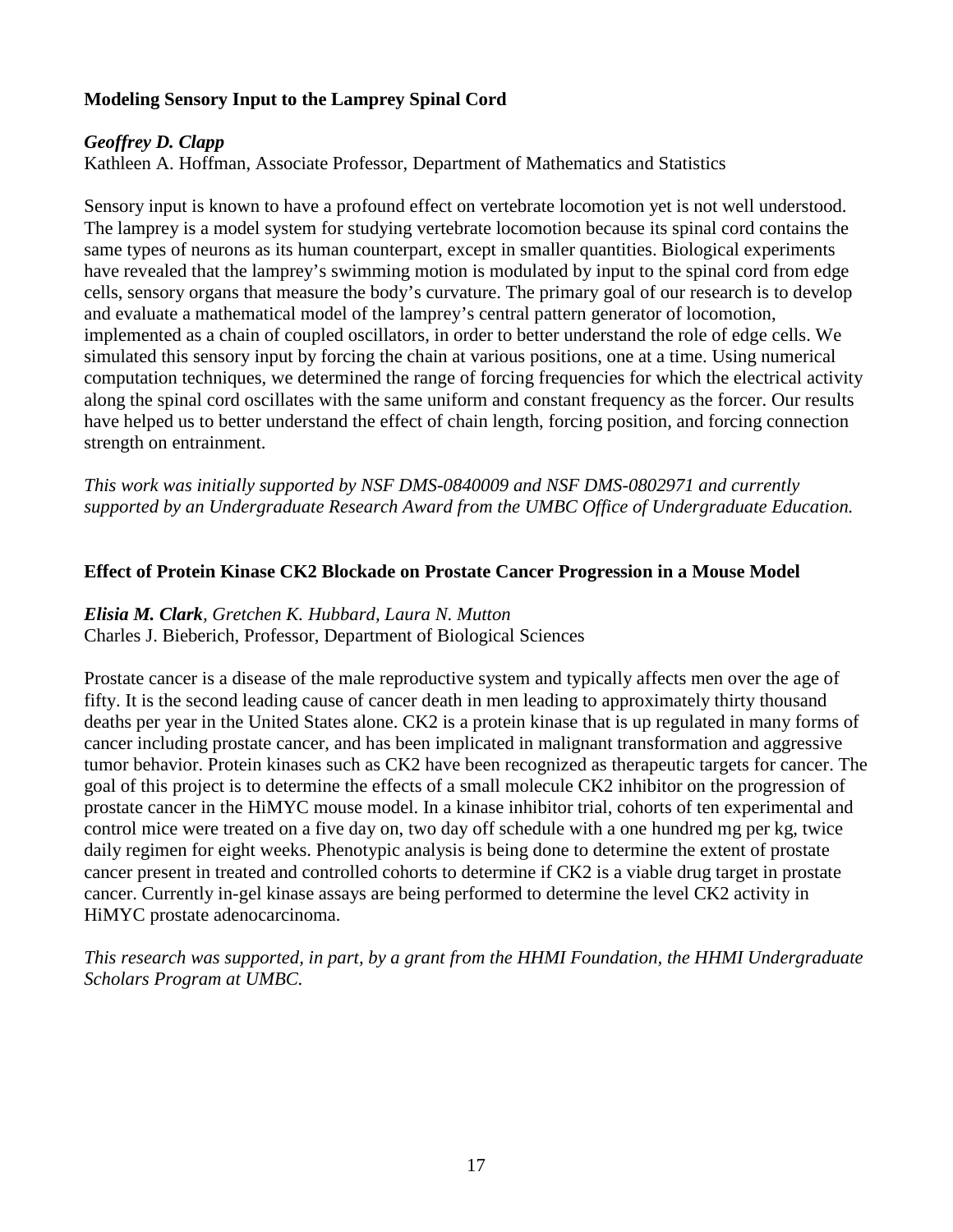**Modeling Sensory Input to the Lamprey Spinal Cord**

***Geoffrey D. Clapp***
Kathleen A. Hoffman, Associate Professor, Department of Mathematics and Statistics

Sensory input is known to have a profound effect on vertebrate locomotion yet is not well understood. The lamprey is a model system for studying vertebrate locomotion because its spinal cord contains the same types of neurons as its human counterpart, except in smaller quantities. Biological experiments have revealed that the lamprey's swimming motion is modulated by input to the spinal cord from edge cells, sensory organs that measure the body's curvature. The primary goal of our research is to develop and evaluate a mathematical model of the lamprey's central pattern generator of locomotion, implemented as a chain of coupled oscillators, in order to better understand the role of edge cells. We simulated this sensory input by forcing the chain at various positions, one at a time. Using numerical computation techniques, we determined the range of forcing frequencies for which the electrical activity along the spinal cord oscillates with the same uniform and constant frequency as the forcer. Our results have helped us to better understand the effect of chain length, forcing position, and forcing connection strength on entrainment.

*This work was initially supported by NSF DMS-0840009 and NSF DMS-0802971 and currently supported by an Undergraduate Research Award from the UMBC Office of Undergraduate Education.*

**Effect of Protein Kinase CK2 Blockade on Prostate Cancer Progression in a Mouse Model**

***Elisia M. Clark***, *Gretchen K. Hubbard, Laura N. Mutton*
Charles J. Bieberich, Professor, Department of Biological Sciences

Prostate cancer is a disease of the male reproductive system and typically affects men over the age of fifty. It is the second leading cause of cancer death in men leading to approximately thirty thousand deaths per year in the United States alone. CK2 is a protein kinase that is up regulated in many forms of cancer including prostate cancer, and has been implicated in malignant transformation and aggressive tumor behavior. Protein kinases such as CK2 have been recognized as therapeutic targets for cancer. The goal of this project is to determine the effects of a small molecule CK2 inhibitor on the progression of prostate cancer in the HiMYC mouse model. In a kinase inhibitor trial, cohorts of ten experimental and control mice were treated on a five day on, two day off schedule with a one hundred mg per kg, twice daily regimen for eight weeks. Phenotypic analysis is being done to determine the extent of prostate cancer present in treated and controlled cohorts to determine if CK2 is a viable drug target in prostate cancer. Currently in-gel kinase assays are being performed to determine the level CK2 activity in HiMYC prostate adenocarcinoma.

*This research was supported, in part, by a grant from the HHMI Foundation, the HHMI Undergraduate Scholars Program at UMBC.*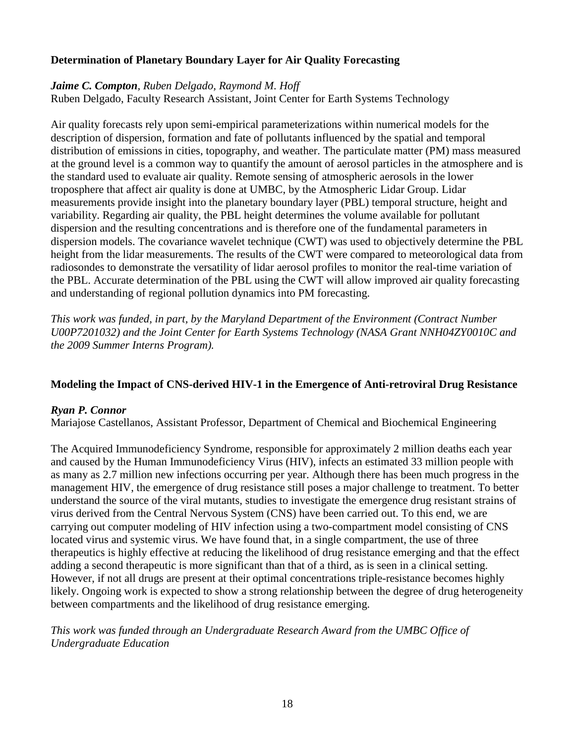### Determination of Planetary Boundary Layer for Air Quality Forecasting

***Jaime C. Compton****, Ruben Delgado, Raymond M. Hoff*

Ruben Delgado, Faculty Research Assistant, Joint Center for Earth Systems Technology

Air quality forecasts rely upon semi-empirical parameterizations within numerical models for the description of dispersion, formation and fate of pollutants influenced by the spatial and temporal distribution of emissions in cities, topography, and weather. The particulate matter (PM) mass measured at the ground level is a common way to quantify the amount of aerosol particles in the atmosphere and is the standard used to evaluate air quality. Remote sensing of atmospheric aerosols in the lower troposphere that affect air quality is done at UMBC, by the Atmospheric Lidar Group. Lidar measurements provide insight into the planetary boundary layer (PBL) temporal structure, height and variability. Regarding air quality, the PBL height determines the volume available for pollutant dispersion and the resulting concentrations and is therefore one of the fundamental parameters in dispersion models. The covariance wavelet technique (CWT) was used to objectively determine the PBL height from the lidar measurements. The results of the CWT were compared to meteorological data from radiosondes to demonstrate the versatility of lidar aerosol profiles to monitor the real-time variation of the PBL. Accurate determination of the PBL using the CWT will allow improved air quality forecasting and understanding of regional pollution dynamics into PM forecasting.

*This work was funded, in part, by the Maryland Department of the Environment (Contract Number U00P7201032) and the Joint Center for Earth Systems Technology (NASA Grant NNH04ZY0010C and the 2009 Summer Interns Program).*

### Modeling the Impact of CNS-derived HIV-1 in the Emergence of Anti-retroviral Drug Resistance

***Ryan P. Connor***

Mariajose Castellanos, Assistant Professor, Department of Chemical and Biochemical Engineering

The Acquired Immunodeficiency Syndrome, responsible for approximately 2 million deaths each year and caused by the Human Immunodeficiency Virus (HIV), infects an estimated 33 million people with as many as 2.7 million new infections occurring per year. Although there has been much progress in the management HIV, the emergence of drug resistance still poses a major challenge to treatment. To better understand the source of the viral mutants, studies to investigate the emergence drug resistant strains of virus derived from the Central Nervous System (CNS) have been carried out. To this end, we are carrying out computer modeling of HIV infection using a two-compartment model consisting of CNS located virus and systemic virus. We have found that, in a single compartment, the use of three therapeutics is highly effective at reducing the likelihood of drug resistance emerging and that the effect adding a second therapeutic is more significant than that of a third, as is seen in a clinical setting. However, if not all drugs are present at their optimal concentrations triple-resistance becomes highly likely. Ongoing work is expected to show a strong relationship between the degree of drug heterogeneity between compartments and the likelihood of drug resistance emerging.

*This work was funded through an Undergraduate Research Award from the UMBC Office of Undergraduate Education*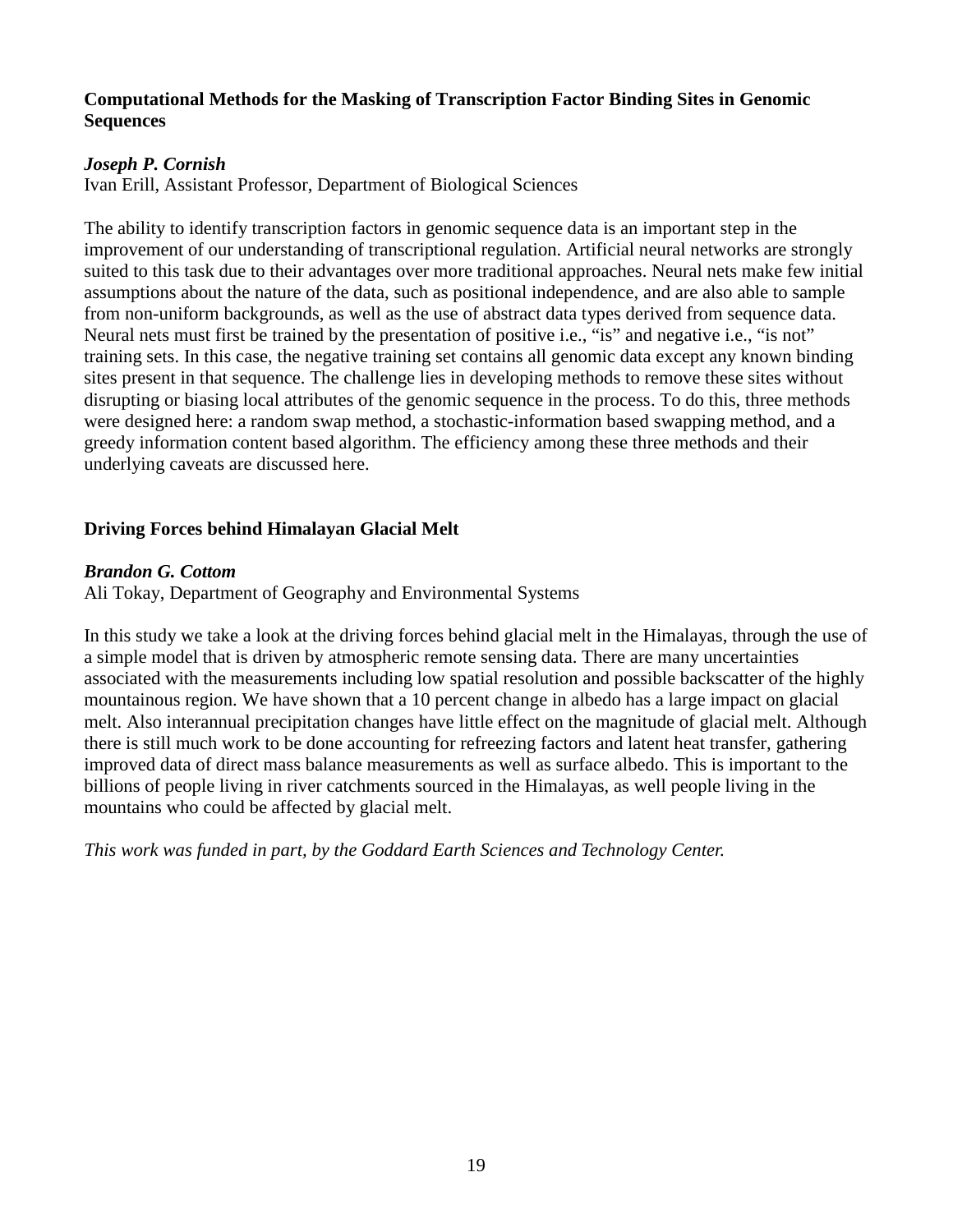### Computational Methods for the Masking of Transcription Factor Binding Sites in Genomic Sequences

***Joseph P. Cornish***
Ivan Erill, Assistant Professor, Department of Biological Sciences

The ability to identify transcription factors in genomic sequence data is an important step in the improvement of our understanding of transcriptional regulation. Artificial neural networks are strongly suited to this task due to their advantages over more traditional approaches. Neural nets make few initial assumptions about the nature of the data, such as positional independence, and are also able to sample from non-uniform backgrounds, as well as the use of abstract data types derived from sequence data. Neural nets must first be trained by the presentation of positive i.e., "is" and negative i.e., "is not" training sets. In this case, the negative training set contains all genomic data except any known binding sites present in that sequence. The challenge lies in developing methods to remove these sites without disrupting or biasing local attributes of the genomic sequence in the process. To do this, three methods were designed here: a random swap method, a stochastic-information based swapping method, and a greedy information content based algorithm. The efficiency among these three methods and their underlying caveats are discussed here.

### Driving Forces behind Himalayan Glacial Melt

***Brandon G. Cottom***
Ali Tokay, Department of Geography and Environmental Systems

In this study we take a look at the driving forces behind glacial melt in the Himalayas, through the use of a simple model that is driven by atmospheric remote sensing data. There are many uncertainties associated with the measurements including low spatial resolution and possible backscatter of the highly mountainous region. We have shown that a 10 percent change in albedo has a large impact on glacial melt. Also interannual precipitation changes have little effect on the magnitude of glacial melt. Although there is still much work to be done accounting for refreezing factors and latent heat transfer, gathering improved data of direct mass balance measurements as well as surface albedo. This is important to the billions of people living in river catchments sourced in the Himalayas, as well people living in the mountains who could be affected by glacial melt.

*This work was funded in part, by the Goddard Earth Sciences and Technology Center.*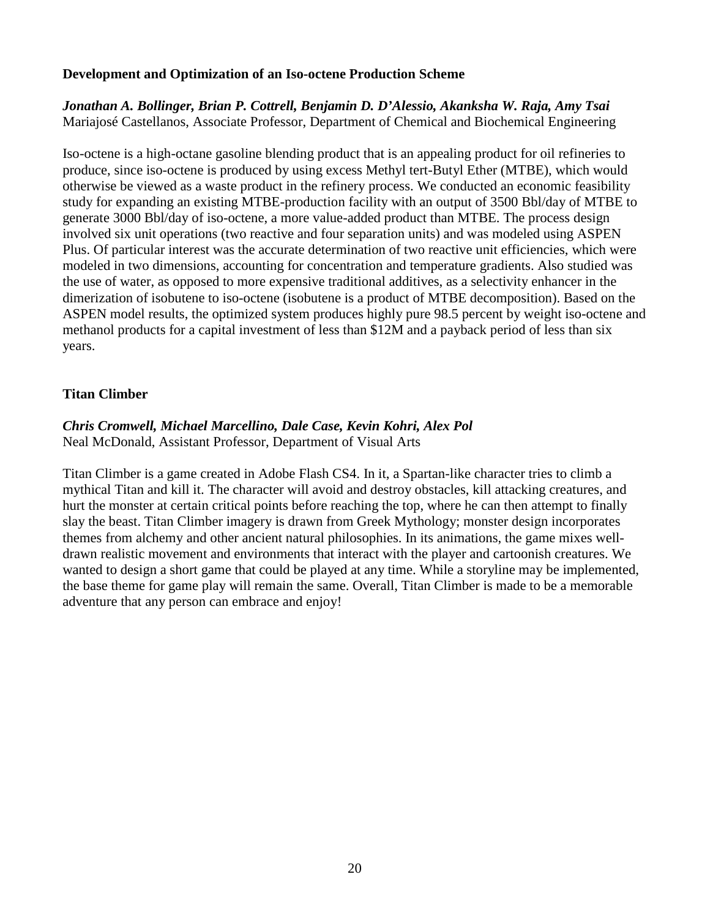**Development and Optimization of an Iso-octene Production Scheme**

***Jonathan A. Bollinger, Brian P. Cottrell, Benjamin D. D'Alessio, Akanksha W. Raja, Amy Tsai***
Mariajosé Castellanos, Associate Professor, Department of Chemical and Biochemical Engineering

Iso-octene is a high-octane gasoline blending product that is an appealing product for oil refineries to produce, since iso-octene is produced by using excess Methyl tert-Butyl Ether (MTBE), which would otherwise be viewed as a waste product in the refinery process. We conducted an economic feasibility study for expanding an existing MTBE-production facility with an output of 3500 Bbl/day of MTBE to generate 3000 Bbl/day of iso-octene, a more value-added product than MTBE. The process design involved six unit operations (two reactive and four separation units) and was modeled using ASPEN Plus. Of particular interest was the accurate determination of two reactive unit efficiencies, which were modeled in two dimensions, accounting for concentration and temperature gradients. Also studied was the use of water, as opposed to more expensive traditional additives, as a selectivity enhancer in the dimerization of isobutene to iso-octene (isobutene is a product of MTBE decomposition). Based on the ASPEN model results, the optimized system produces highly pure 98.5 percent by weight iso-octene and methanol products for a capital investment of less than $12M and a payback period of less than six years.

**Titan Climber**

***Chris Cromwell, Michael Marcellino, Dale Case, Kevin Kohri, Alex Pol***
Neal McDonald, Assistant Professor, Department of Visual Arts

Titan Climber is a game created in Adobe Flash CS4. In it, a Spartan-like character tries to climb a mythical Titan and kill it. The character will avoid and destroy obstacles, kill attacking creatures, and hurt the monster at certain critical points before reaching the top, where he can then attempt to finally slay the beast. Titan Climber imagery is drawn from Greek Mythology; monster design incorporates themes from alchemy and other ancient natural philosophies. In its animations, the game mixes well-drawn realistic movement and environments that interact with the player and cartoonish creatures. We wanted to design a short game that could be played at any time. While a storyline may be implemented, the base theme for game play will remain the same. Overall, Titan Climber is made to be a memorable adventure that any person can embrace and enjoy!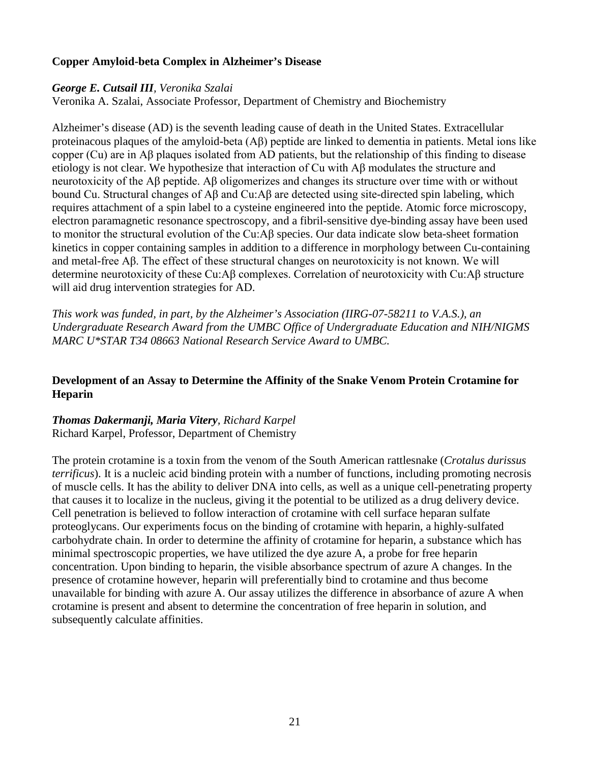### Copper Amyloid-beta Complex in Alzheimer's Disease

***George E. Cutsail III**, Veronika Szalai*
Veronika A. Szalai, Associate Professor, Department of Chemistry and Biochemistry

Alzheimer's disease (AD) is the seventh leading cause of death in the United States. Extracellular proteinacous plaques of the amyloid-beta (Aβ) peptide are linked to dementia in patients. Metal ions like copper (Cu) are in Aβ plaques isolated from AD patients, but the relationship of this finding to disease etiology is not clear. We hypothesize that interaction of Cu with Aβ modulates the structure and neurotoxicity of the Aβ peptide. Aβ oligomerizes and changes its structure over time with or without bound Cu. Structural changes of Aβ and Cu:Aβ are detected using site-directed spin labeling, which requires attachment of a spin label to a cysteine engineered into the peptide. Atomic force microscopy, electron paramagnetic resonance spectroscopy, and a fibril-sensitive dye-binding assay have been used to monitor the structural evolution of the Cu:Aβ species. Our data indicate slow beta-sheet formation kinetics in copper containing samples in addition to a difference in morphology between Cu-containing and metal-free Aβ. The effect of these structural changes on neurotoxicity is not known. We will determine neurotoxicity of these Cu:Aβ complexes. Correlation of neurotoxicity with Cu:Aβ structure will aid drug intervention strategies for AD.

*This work was funded, in part, by the Alzheimer's Association (IIRG-07-58211 to V.A.S.), an Undergraduate Research Award from the UMBC Office of Undergraduate Education and NIH/NIGMS MARC U*STAR T34 08663 National Research Service Award to UMBC.*

### Development of an Assay to Determine the Affinity of the Snake Venom Protein Crotamine for Heparin

***Thomas Dakermanji, Maria Vitery**, Richard Karpel*
Richard Karpel, Professor, Department of Chemistry

The protein crotamine is a toxin from the venom of the South American rattlesnake (*Crotalus durissus terrificus*). It is a nucleic acid binding protein with a number of functions, including promoting necrosis of muscle cells. It has the ability to deliver DNA into cells, as well as a unique cell-penetrating property that causes it to localize in the nucleus, giving it the potential to be utilized as a drug delivery device. Cell penetration is believed to follow interaction of crotamine with cell surface heparan sulfate proteoglycans. Our experiments focus on the binding of crotamine with heparin, a highly-sulfated carbohydrate chain. In order to determine the affinity of crotamine for heparin, a substance which has minimal spectroscopic properties, we have utilized the dye azure A, a probe for free heparin concentration. Upon binding to heparin, the visible absorbance spectrum of azure A changes. In the presence of crotamine however, heparin will preferentially bind to crotamine and thus become unavailable for binding with azure A. Our assay utilizes the difference in absorbance of azure A when crotamine is present and absent to determine the concentration of free heparin in solution, and subsequently calculate affinities.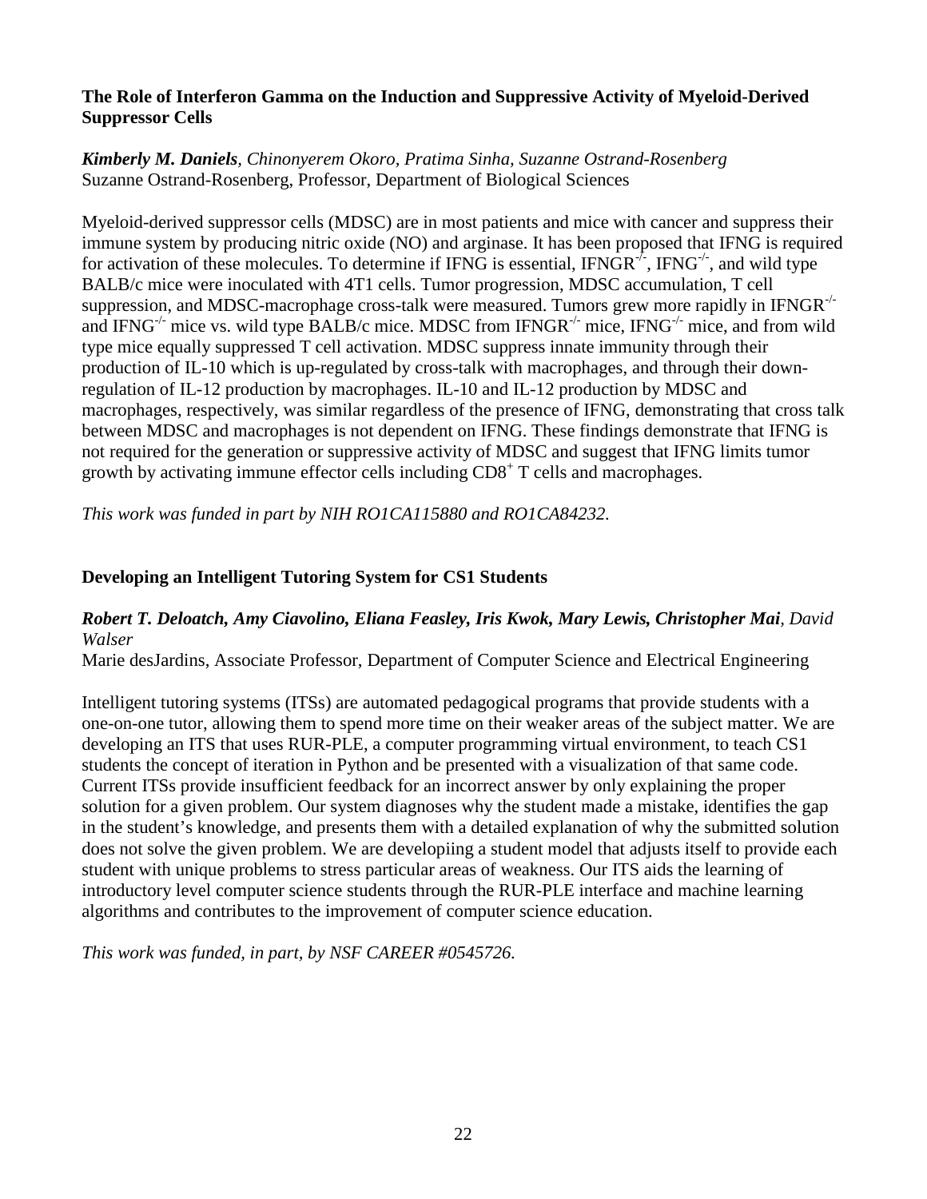### The Role of Interferon Gamma on the Induction and Suppressive Activity of Myeloid-Derived Suppressor Cells

***Kimberly M. Daniels****, Chinonyerem Okoro, Pratima Sinha, Suzanne Ostrand-Rosenberg*
Suzanne Ostrand-Rosenberg, Professor, Department of Biological Sciences

Myeloid-derived suppressor cells (MDSC) are in most patients and mice with cancer and suppress their immune system by producing nitric oxide (NO) and arginase. It has been proposed that IFNG is required for activation of these molecules. To determine if IFNG is essential, $IFNGR^{-/-}$, $IFNG^{-/-}$, and wild type BALB/c mice were inoculated with 4T1 cells. Tumor progression, MDSC accumulation, T cell suppression, and MDSC-macrophage cross-talk were measured. Tumors grew more rapidly in $IFNGR^{-/-}$ and $IFNG^{-/-}$ mice vs. wild type BALB/c mice. MDSC from $IFNGR^{-/-}$ mice, $IFNG^{-/-}$ mice, and from wild type mice equally suppressed T cell activation. MDSC suppress innate immunity through their production of IL-10 which is up-regulated by cross-talk with macrophages, and through their down-regulation of IL-12 production by macrophages. IL-10 and IL-12 production by MDSC and macrophages, respectively, was similar regardless of the presence of IFNG, demonstrating that cross talk between MDSC and macrophages is not dependent on IFNG. These findings demonstrate that IFNG is not required for the generation or suppressive activity of MDSC and suggest that IFNG limits tumor growth by activating immune effector cells including $CD8^{+}$ T cells and macrophages.

*This work was funded in part by NIH RO1CA115880 and RO1CA84232.*

### Developing an Intelligent Tutoring System for CS1 Students

***Robert T. Deloatch, Amy Ciavolino, Eliana Feasley, Iris Kwok, Mary Lewis, Christopher Mai****, David Walser*
Marie desJardins, Associate Professor, Department of Computer Science and Electrical Engineering

Intelligent tutoring systems (ITSs) are automated pedagogical programs that provide students with a one-on-one tutor, allowing them to spend more time on their weaker areas of the subject matter. We are developing an ITS that uses RUR-PLE, a computer programming virtual environment, to teach CS1 students the concept of iteration in Python and be presented with a visualization of that same code. Current ITSs provide insufficient feedback for an incorrect answer by only explaining the proper solution for a given problem. Our system diagnoses why the student made a mistake, identifies the gap in the student's knowledge, and presents them with a detailed explanation of why the submitted solution does not solve the given problem. We are developiing a student model that adjusts itself to provide each student with unique problems to stress particular areas of weakness. Our ITS aids the learning of introductory level computer science students through the RUR-PLE interface and machine learning algorithms and contributes to the improvement of computer science education.

*This work was funded, in part, by NSF CAREER #0545726.*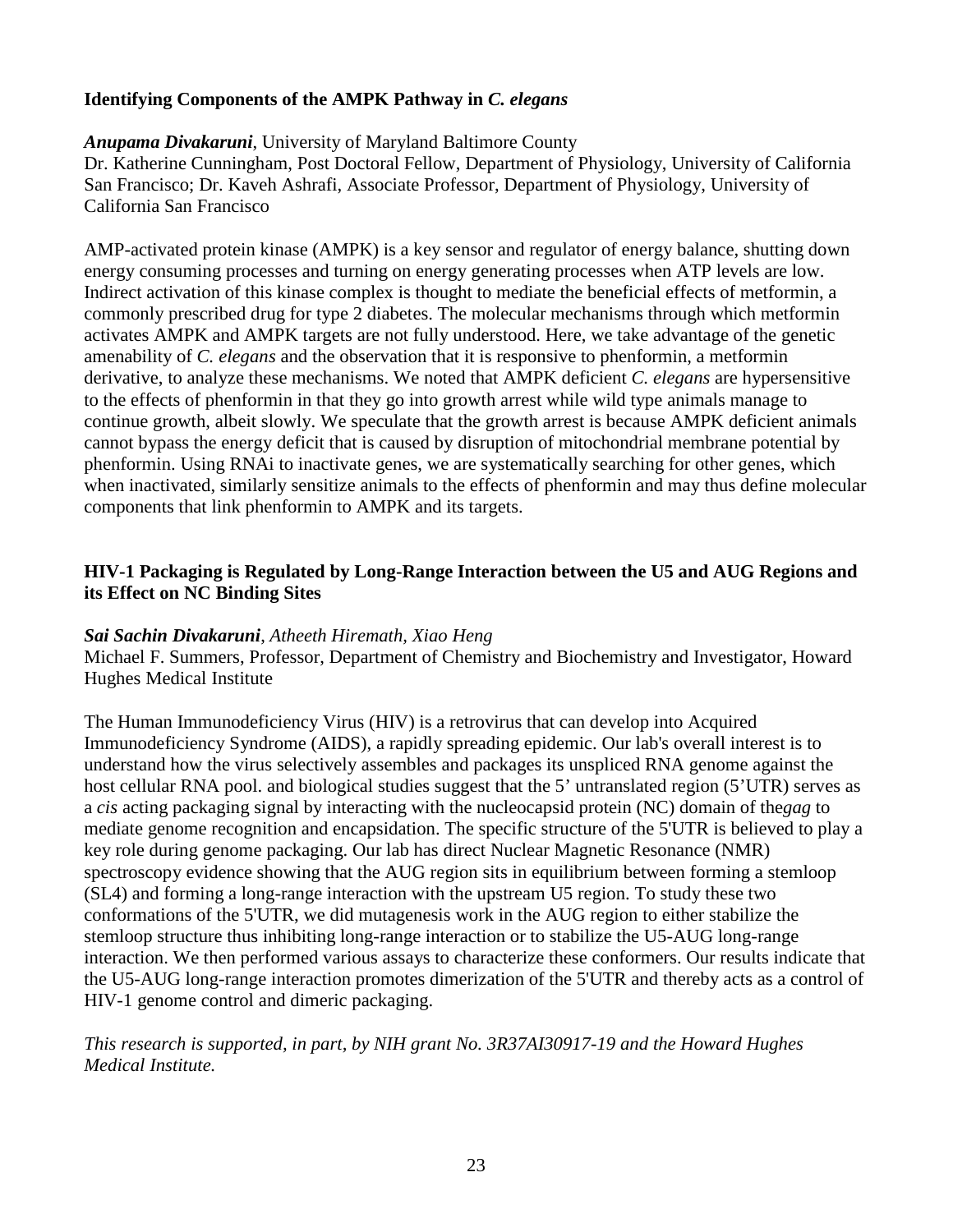### Identifying Components of the AMPK Pathway in *C. elegans*

***Anupama Divakaruni***, University of Maryland Baltimore County
Dr. Katherine Cunningham, Post Doctoral Fellow, Department of Physiology, University of California San Francisco; Dr. Kaveh Ashrafi, Associate Professor, Department of Physiology, University of California San Francisco

AMP-activated protein kinase (AMPK) is a key sensor and regulator of energy balance, shutting down energy consuming processes and turning on energy generating processes when ATP levels are low. Indirect activation of this kinase complex is thought to mediate the beneficial effects of metformin, a commonly prescribed drug for type 2 diabetes. The molecular mechanisms through which metformin activates AMPK and AMPK targets are not fully understood. Here, we take advantage of the genetic amenability of *C. elegans* and the observation that it is responsive to phenformin, a metformin derivative, to analyze these mechanisms. We noted that AMPK deficient *C. elegans* are hypersensitive to the effects of phenformin in that they go into growth arrest while wild type animals manage to continue growth, albeit slowly. We speculate that the growth arrest is because AMPK deficient animals cannot bypass the energy deficit that is caused by disruption of mitochondrial membrane potential by phenformin. Using RNAi to inactivate genes, we are systematically searching for other genes, which when inactivated, similarly sensitize animals to the effects of phenformin and may thus define molecular components that link phenformin to AMPK and its targets.

### HIV-1 Packaging is Regulated by Long-Range Interaction between the U5 and AUG Regions and its Effect on NC Binding Sites

***Sai Sachin Divakaruni***, *Atheeth Hiremath, Xiao Heng*
Michael F. Summers, Professor, Department of Chemistry and Biochemistry and Investigator, Howard Hughes Medical Institute

The Human Immunodeficiency Virus (HIV) is a retrovirus that can develop into Acquired Immunodeficiency Syndrome (AIDS), a rapidly spreading epidemic. Our lab's overall interest is to understand how the virus selectively assembles and packages its unspliced RNA genome against the host cellular RNA pool. and biological studies suggest that the 5' untranslated region (5'UTR) serves as a *cis* acting packaging signal by interacting with the nucleocapsid protein (NC) domain of the*gag* to mediate genome recognition and encapsidation. The specific structure of the 5'UTR is believed to play a key role during genome packaging. Our lab has direct Nuclear Magnetic Resonance (NMR) spectroscopy evidence showing that the AUG region sits in equilibrium between forming a stemloop (SL4) and forming a long-range interaction with the upstream U5 region. To study these two conformations of the 5'UTR, we did mutagenesis work in the AUG region to either stabilize the stemloop structure thus inhibiting long-range interaction or to stabilize the U5-AUG long-range interaction. We then performed various assays to characterize these conformers. Our results indicate that the U5-AUG long-range interaction promotes dimerization of the 5'UTR and thereby acts as a control of HIV-1 genome control and dimeric packaging.

*This research is supported, in part, by NIH grant No. 3R37AI30917-19 and the Howard Hughes Medical Institute.*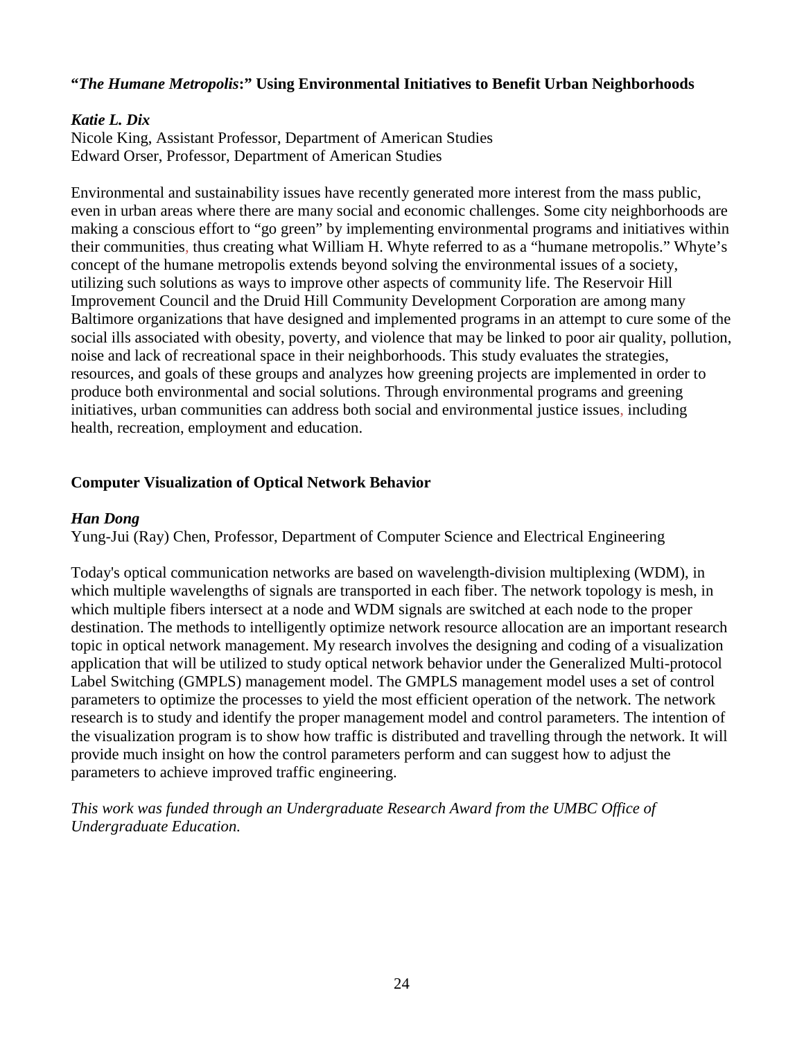**"*The Humane Metropolis*:" Using Environmental Initiatives to Benefit Urban Neighborhoods**

***Katie L. Dix***
Nicole King, Assistant Professor, Department of American Studies
Edward Orser, Professor, Department of American Studies

Environmental and sustainability issues have recently generated more interest from the mass public, even in urban areas where there are many social and economic challenges. Some city neighborhoods are making a conscious effort to "go green" by implementing environmental programs and initiatives within their communities, thus creating what William H. Whyte referred to as a "humane metropolis." Whyte's concept of the humane metropolis extends beyond solving the environmental issues of a society, utilizing such solutions as ways to improve other aspects of community life. The Reservoir Hill Improvement Council and the Druid Hill Community Development Corporation are among many Baltimore organizations that have designed and implemented programs in an attempt to cure some of the social ills associated with obesity, poverty, and violence that may be linked to poor air quality, pollution, noise and lack of recreational space in their neighborhoods. This study evaluates the strategies, resources, and goals of these groups and analyzes how greening projects are implemented in order to produce both environmental and social solutions. Through environmental programs and greening initiatives, urban communities can address both social and environmental justice issues, including health, recreation, employment and education.

**Computer Visualization of Optical Network Behavior**

***Han Dong***
Yung-Jui (Ray) Chen, Professor, Department of Computer Science and Electrical Engineering

Today's optical communication networks are based on wavelength-division multiplexing (WDM), in which multiple wavelengths of signals are transported in each fiber. The network topology is mesh, in which multiple fibers intersect at a node and WDM signals are switched at each node to the proper destination. The methods to intelligently optimize network resource allocation are an important research topic in optical network management. My research involves the designing and coding of a visualization application that will be utilized to study optical network behavior under the Generalized Multi-protocol Label Switching (GMPLS) management model. The GMPLS management model uses a set of control parameters to optimize the processes to yield the most efficient operation of the network. The network research is to study and identify the proper management model and control parameters. The intention of the visualization program is to show how traffic is distributed and travelling through the network. It will provide much insight on how the control parameters perform and can suggest how to adjust the parameters to achieve improved traffic engineering.

*This work was funded through an Undergraduate Research Award from the UMBC Office of Undergraduate Education.*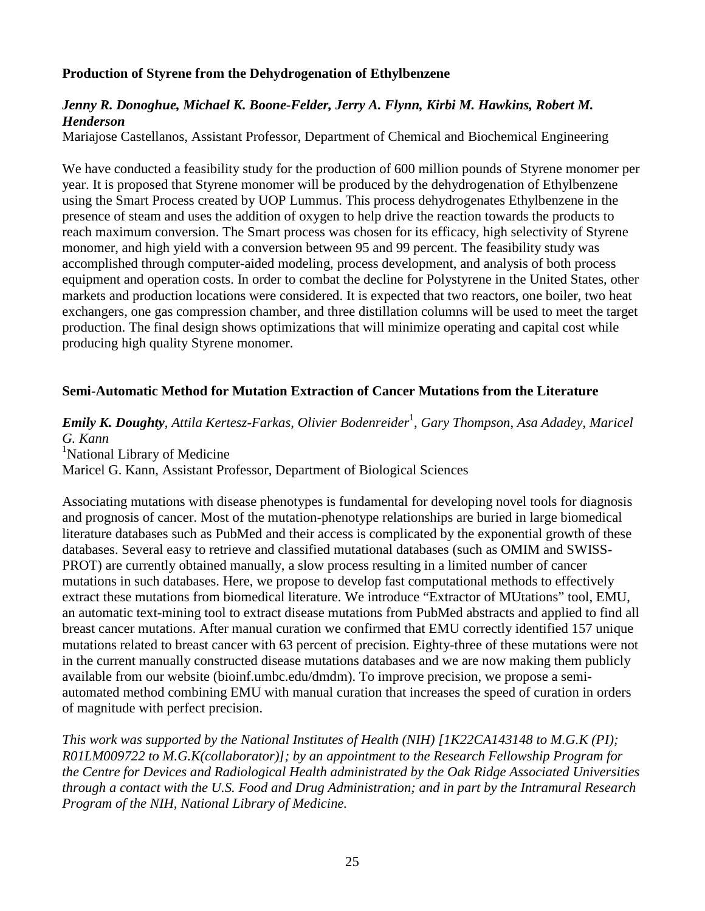### Production of Styrene from the Dehydrogenation of Ethylbenzene

***Jenny R. Donoghue, Michael K. Boone-Felder, Jerry A. Flynn, Kirbi M. Hawkins, Robert M. Henderson***

Mariajose Castellanos, Assistant Professor, Department of Chemical and Biochemical Engineering

We have conducted a feasibility study for the production of 600 million pounds of Styrene monomer per year. It is proposed that Styrene monomer will be produced by the dehydrogenation of Ethylbenzene using the Smart Process created by UOP Lummus. This process dehydrogenates Ethylbenzene in the presence of steam and uses the addition of oxygen to help drive the reaction towards the products to reach maximum conversion. The Smart process was chosen for its efficacy, high selectivity of Styrene monomer, and high yield with a conversion between 95 and 99 percent. The feasibility study was accomplished through computer-aided modeling, process development, and analysis of both process equipment and operation costs. In order to combat the decline for Polystyrene in the United States, other markets and production locations were considered. It is expected that two reactors, one boiler, two heat exchangers, one gas compression chamber, and three distillation columns will be used to meet the target production. The final design shows optimizations that will minimize operating and capital cost while producing high quality Styrene monomer.

### Semi-Automatic Method for Mutation Extraction of Cancer Mutations from the Literature

***Emily K. Doughty***, *Attila Kertesz-Farkas*, *Olivier Bodenreider*[1], *Gary Thompson*, *Asa Adadey*, *Maricel G. Kann*

[1]National Library of Medicine

Maricel G. Kann, Assistant Professor, Department of Biological Sciences

Associating mutations with disease phenotypes is fundamental for developing novel tools for diagnosis and prognosis of cancer. Most of the mutation-phenotype relationships are buried in large biomedical literature databases such as PubMed and their access is complicated by the exponential growth of these databases. Several easy to retrieve and classified mutational databases (such as OMIM and SWISS-PROT) are currently obtained manually, a slow process resulting in a limited number of cancer mutations in such databases. Here, we propose to develop fast computational methods to effectively extract these mutations from biomedical literature. We introduce "Extractor of MUtations" tool, EMU, an automatic text-mining tool to extract disease mutations from PubMed abstracts and applied to find all breast cancer mutations. After manual curation we confirmed that EMU correctly identified 157 unique mutations related to breast cancer with 63 percent of precision. Eighty-three of these mutations were not in the current manually constructed disease mutations databases and we are now making them publicly available from our website (bioinf.umbc.edu/dmdm). To improve precision, we propose a semi-automated method combining EMU with manual curation that increases the speed of curation in orders of magnitude with perfect precision.

*This work was supported by the National Institutes of Health (NIH) [1K22CA143148 to M.G.K (PI); R01LM009722 to M.G.K(collaborator)]; by an appointment to the Research Fellowship Program for the Centre for Devices and Radiological Health administrated by the Oak Ridge Associated Universities through a contact with the U.S. Food and Drug Administration; and in part by the Intramural Research Program of the NIH, National Library of Medicine.*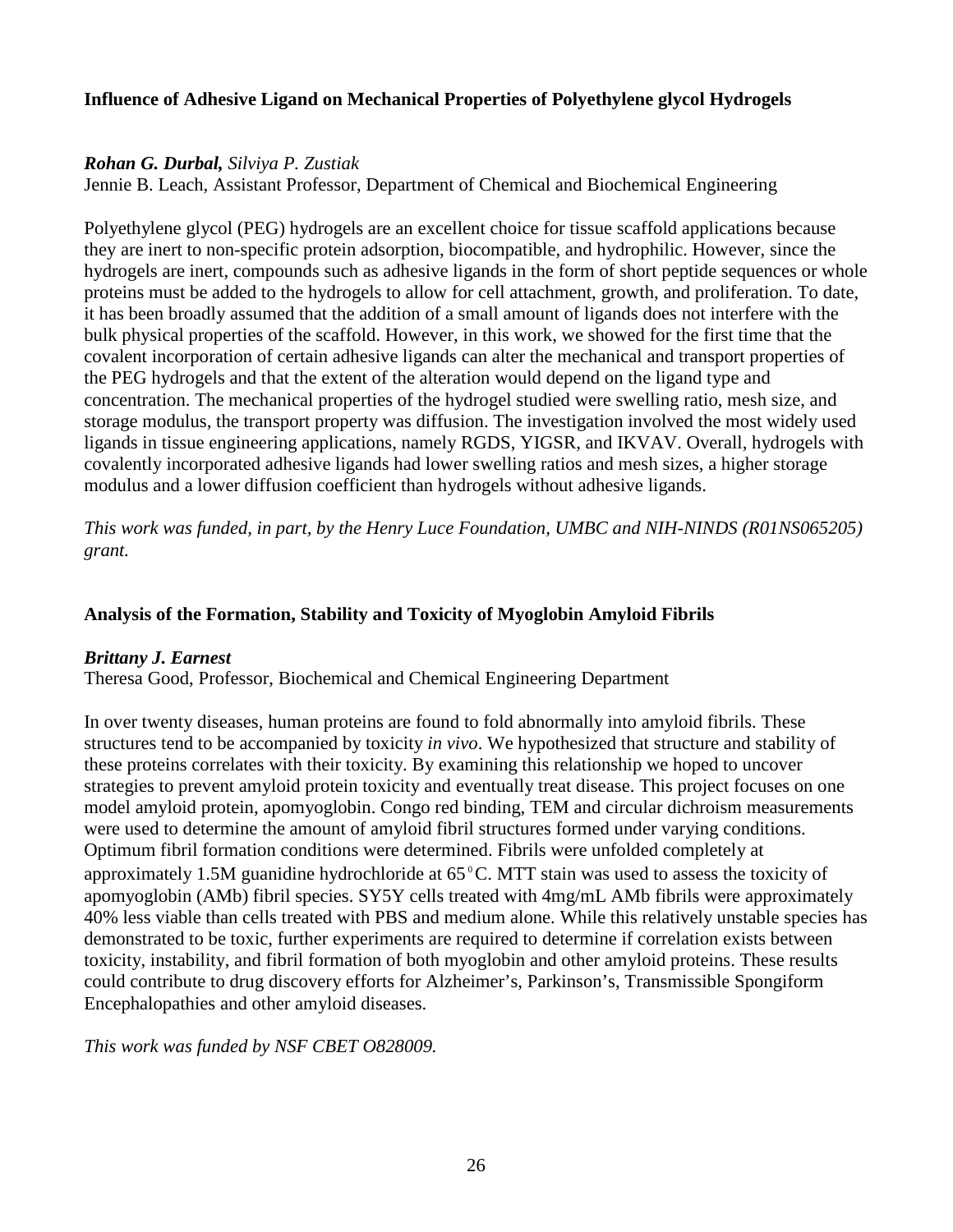### Influence of Adhesive Ligand on Mechanical Properties of Polyethylene glycol Hydrogels

***Rohan G. Durbal,*** *Silviya P. Zustiak*
Jennie B. Leach, Assistant Professor, Department of Chemical and Biochemical Engineering

Polyethylene glycol (PEG) hydrogels are an excellent choice for tissue scaffold applications because they are inert to non-specific protein adsorption, biocompatible, and hydrophilic. However, since the hydrogels are inert, compounds such as adhesive ligands in the form of short peptide sequences or whole proteins must be added to the hydrogels to allow for cell attachment, growth, and proliferation. To date, it has been broadly assumed that the addition of a small amount of ligands does not interfere with the bulk physical properties of the scaffold. However, in this work, we showed for the first time that the covalent incorporation of certain adhesive ligands can alter the mechanical and transport properties of the PEG hydrogels and that the extent of the alteration would depend on the ligand type and concentration. The mechanical properties of the hydrogel studied were swelling ratio, mesh size, and storage modulus, the transport property was diffusion. The investigation involved the most widely used ligands in tissue engineering applications, namely RGDS, YIGSR, and IKVAV. Overall, hydrogels with covalently incorporated adhesive ligands had lower swelling ratios and mesh sizes, a higher storage modulus and a lower diffusion coefficient than hydrogels without adhesive ligands.

*This work was funded, in part, by the Henry Luce Foundation, UMBC and NIH-NINDS (R01NS065205) grant.*

### Analysis of the Formation, Stability and Toxicity of Myoglobin Amyloid Fibrils

***Brittany J. Earnest***
Theresa Good, Professor, Biochemical and Chemical Engineering Department

In over twenty diseases, human proteins are found to fold abnormally into amyloid fibrils. These structures tend to be accompanied by toxicity *in vivo*. We hypothesized that structure and stability of these proteins correlates with their toxicity. By examining this relationship we hoped to uncover strategies to prevent amyloid protein toxicity and eventually treat disease. This project focuses on one model amyloid protein, apomyoglobin. Congo red binding, TEM and circular dichroism measurements were used to determine the amount of amyloid fibril structures formed under varying conditions. Optimum fibril formation conditions were determined. Fibrils were unfolded completely at approximately 1.5M guanidine hydrochloride at 65$^{\circ}$C. MTT stain was used to assess the toxicity of apomyoglobin (AMb) fibril species. SY5Y cells treated with 4mg/mL AMb fibrils were approximately 40% less viable than cells treated with PBS and medium alone. While this relatively unstable species has demonstrated to be toxic, further experiments are required to determine if correlation exists between toxicity, instability, and fibril formation of both myoglobin and other amyloid proteins. These results could contribute to drug discovery efforts for Alzheimer's, Parkinson's, Transmissible Spongiform Encephalopathies and other amyloid diseases.

*This work was funded by NSF CBET O828009.*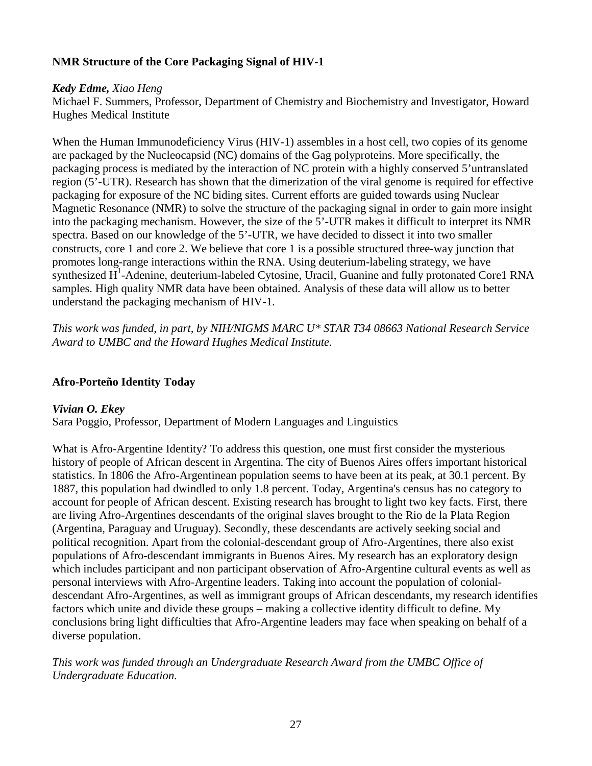**NMR Structure of the Core Packaging Signal of HIV-1**

***Kedy Edme,*** *Xiao Heng*

Michael F. Summers, Professor, Department of Chemistry and Biochemistry and Investigator, Howard Hughes Medical Institute

When the Human Immunodeficiency Virus (HIV-1) assembles in a host cell, two copies of its genome are packaged by the Nucleocapsid (NC) domains of the Gag polyproteins. More specifically, the packaging process is mediated by the interaction of NC protein with a highly conserved 5'untranslated region (5'-UTR). Research has shown that the dimerization of the viral genome is required for effective packaging for exposure of the NC biding sites. Current efforts are guided towards using Nuclear Magnetic Resonance (NMR) to solve the structure of the packaging signal in order to gain more insight into the packaging mechanism. However, the size of the 5'-UTR makes it difficult to interpret its NMR spectra. Based on our knowledge of the 5'-UTR, we have decided to dissect it into two smaller constructs, core 1 and core 2. We believe that core 1 is a possible structured three-way junction that promotes long-range interactions within the RNA. Using deuterium-labeling strategy, we have synthesized $H^1$-Adenine, deuterium-labeled Cytosine, Uracil, Guanine and fully protonated Core1 RNA samples. High quality NMR data have been obtained. Analysis of these data will allow us to better understand the packaging mechanism of HIV-1.

*This work was funded, in part, by NIH/NIGMS MARC U* STAR T34 08663 National Research Service Award to UMBC and the Howard Hughes Medical Institute.*

**Afro-Porteño Identity Today**

***Vivian O. Ekey***

Sara Poggio, Professor, Department of Modern Languages and Linguistics

What is Afro-Argentine Identity? To address this question, one must first consider the mysterious history of people of African descent in Argentina. The city of Buenos Aires offers important historical statistics. In 1806 the Afro-Argentinean population seems to have been at its peak, at 30.1 percent. By 1887, this population had dwindled to only 1.8 percent. Today, Argentina's census has no category to account for people of African descent. Existing research has brought to light two key facts. First, there are living Afro-Argentines descendants of the original slaves brought to the Rio de la Plata Region (Argentina, Paraguay and Uruguay). Secondly, these descendants are actively seeking social and political recognition. Apart from the colonial-descendant group of Afro-Argentines, there also exist populations of Afro-descendant immigrants in Buenos Aires. My research has an exploratory design which includes participant and non participant observation of Afro-Argentine cultural events as well as personal interviews with Afro-Argentine leaders. Taking into account the population of colonial-descendant Afro-Argentines, as well as immigrant groups of African descendants, my research identifies factors which unite and divide these groups – making a collective identity difficult to define. My conclusions bring light difficulties that Afro-Argentine leaders may face when speaking on behalf of a diverse population.

*This work was funded through an Undergraduate Research Award from the UMBC Office of Undergraduate Education.*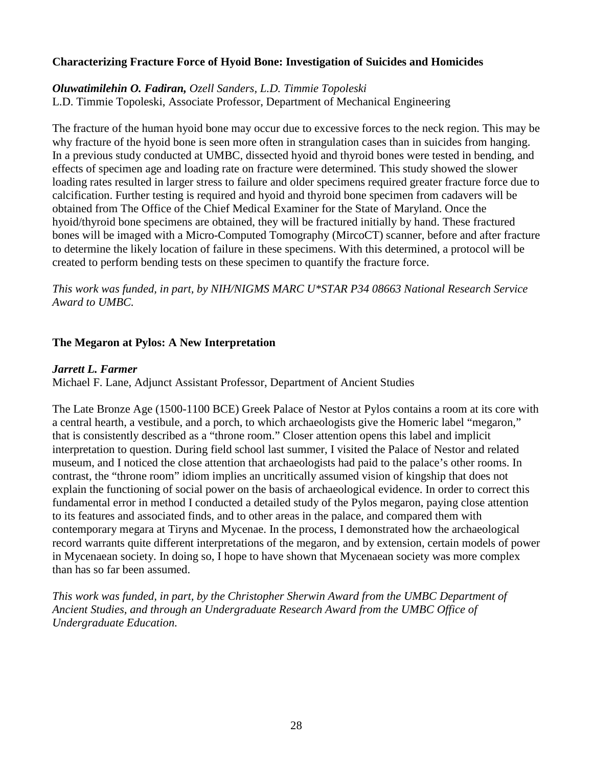### Characterizing Fracture Force of Hyoid Bone: Investigation of Suicides and Homicides

***Oluwatimilehin O. Fadiran,*** *Ozell Sanders, L.D. Timmie Topoleski*
L.D. Timmie Topoleski, Associate Professor, Department of Mechanical Engineering

The fracture of the human hyoid bone may occur due to excessive forces to the neck region. This may be why fracture of the hyoid bone is seen more often in strangulation cases than in suicides from hanging. In a previous study conducted at UMBC, dissected hyoid and thyroid bones were tested in bending, and effects of specimen age and loading rate on fracture were determined. This study showed the slower loading rates resulted in larger stress to failure and older specimens required greater fracture force due to calcification. Further testing is required and hyoid and thyroid bone specimen from cadavers will be obtained from The Office of the Chief Medical Examiner for the State of Maryland. Once the hyoid/thyroid bone specimens are obtained, they will be fractured initially by hand. These fractured bones will be imaged with a Micro-Computed Tomography (MircoCT) scanner, before and after fracture to determine the likely location of failure in these specimens. With this determined, a protocol will be created to perform bending tests on these specimen to quantify the fracture force.

*This work was funded, in part, by NIH/NIGMS MARC U*STAR P34 08663 National Research Service Award to UMBC.*

### The Megaron at Pylos: A New Interpretation

***Jarrett L. Farmer***
Michael F. Lane, Adjunct Assistant Professor, Department of Ancient Studies

The Late Bronze Age (1500-1100 BCE) Greek Palace of Nestor at Pylos contains a room at its core with a central hearth, a vestibule, and a porch, to which archaeologists give the Homeric label "megaron," that is consistently described as a "throne room." Closer attention opens this label and implicit interpretation to question. During field school last summer, I visited the Palace of Nestor and related museum, and I noticed the close attention that archaeologists had paid to the palace's other rooms. In contrast, the "throne room" idiom implies an uncritically assumed vision of kingship that does not explain the functioning of social power on the basis of archaeological evidence. In order to correct this fundamental error in method I conducted a detailed study of the Pylos megaron, paying close attention to its features and associated finds, and to other areas in the palace, and compared them with contemporary megara at Tiryns and Mycenae. In the process, I demonstrated how the archaeological record warrants quite different interpretations of the megaron, and by extension, certain models of power in Mycenaean society. In doing so, I hope to have shown that Mycenaean society was more complex than has so far been assumed.

*This work was funded, in part, by the Christopher Sherwin Award from the UMBC Department of Ancient Studies, and through an Undergraduate Research Award from the UMBC Office of Undergraduate Education.*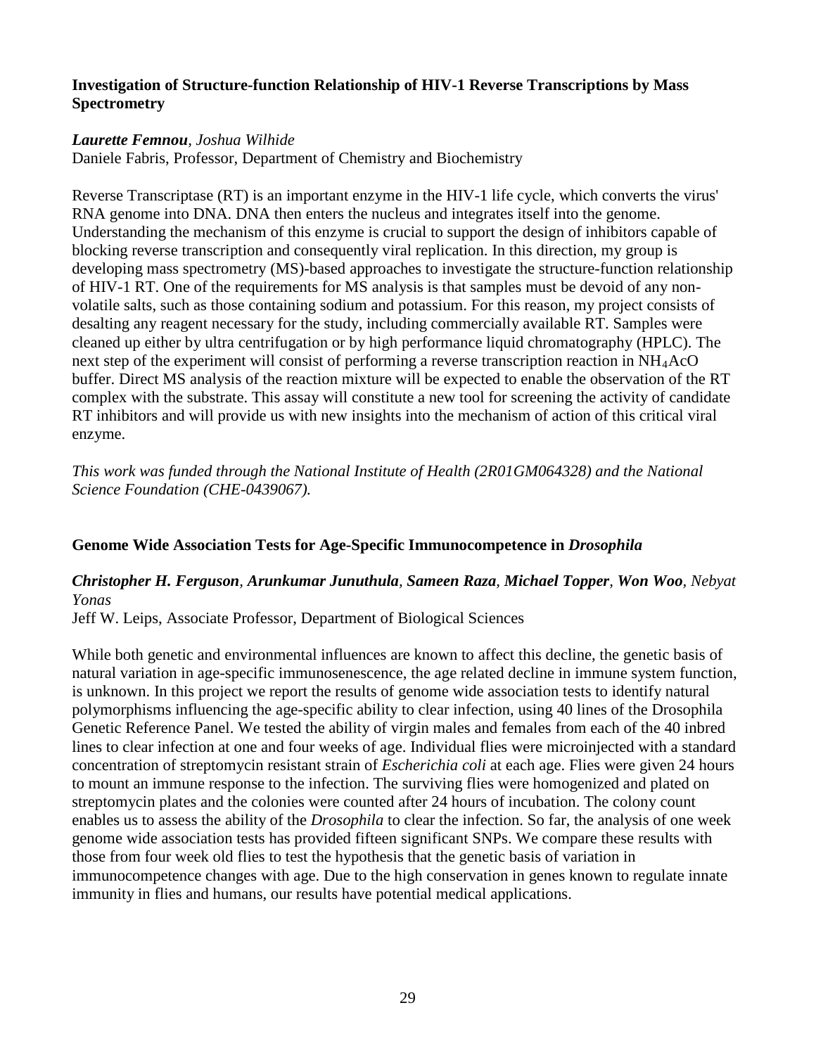### Investigation of Structure-function Relationship of HIV-1 Reverse Transcriptions by Mass Spectrometry

***Laurette Femnou***, *Joshua Wilhide*
Daniele Fabris, Professor, Department of Chemistry and Biochemistry

Reverse Transcriptase (RT) is an important enzyme in the HIV-1 life cycle, which converts the virus' RNA genome into DNA. DNA then enters the nucleus and integrates itself into the genome. Understanding the mechanism of this enzyme is crucial to support the design of inhibitors capable of blocking reverse transcription and consequently viral replication. In this direction, my group is developing mass spectrometry (MS)-based approaches to investigate the structure-function relationship of HIV-1 RT. One of the requirements for MS analysis is that samples must be devoid of any non-volatile salts, such as those containing sodium and potassium. For this reason, my project consists of desalting any reagent necessary for the study, including commercially available RT. Samples were cleaned up either by ultra centrifugation or by high performance liquid chromatography (HPLC). The next step of the experiment will consist of performing a reverse transcription reaction in $NH_4AcO$ buffer. Direct MS analysis of the reaction mixture will be expected to enable the observation of the RT complex with the substrate. This assay will constitute a new tool for screening the activity of candidate RT inhibitors and will provide us with new insights into the mechanism of action of this critical viral enzyme.

*This work was funded through the National Institute of Health (2R01GM064328) and the National Science Foundation (CHE-0439067).*

### Genome Wide Association Tests for Age-Specific Immunocompetence in *Drosophila*

***Christopher H. Ferguson**, **Arunkumar Junuthula**, **Sameen Raza**, **Michael Topper**, **Won Woo**, Nebyat Yonas*
Jeff W. Leips, Associate Professor, Department of Biological Sciences

While both genetic and environmental influences are known to affect this decline, the genetic basis of natural variation in age-specific immunosenescence, the age related decline in immune system function, is unknown. In this project we report the results of genome wide association tests to identify natural polymorphisms influencing the age-specific ability to clear infection, using 40 lines of the Drosophila Genetic Reference Panel. We tested the ability of virgin males and females from each of the 40 inbred lines to clear infection at one and four weeks of age. Individual flies were microinjected with a standard concentration of streptomycin resistant strain of *Escherichia coli* at each age. Flies were given 24 hours to mount an immune response to the infection. The surviving flies were homogenized and plated on streptomycin plates and the colonies were counted after 24 hours of incubation. The colony count enables us to assess the ability of the *Drosophila* to clear the infection. So far, the analysis of one week genome wide association tests has provided fifteen significant SNPs. We compare these results with those from four week old flies to test the hypothesis that the genetic basis of variation in immunocompetence changes with age. Due to the high conservation in genes known to regulate innate immunity in flies and humans, our results have potential medical applications.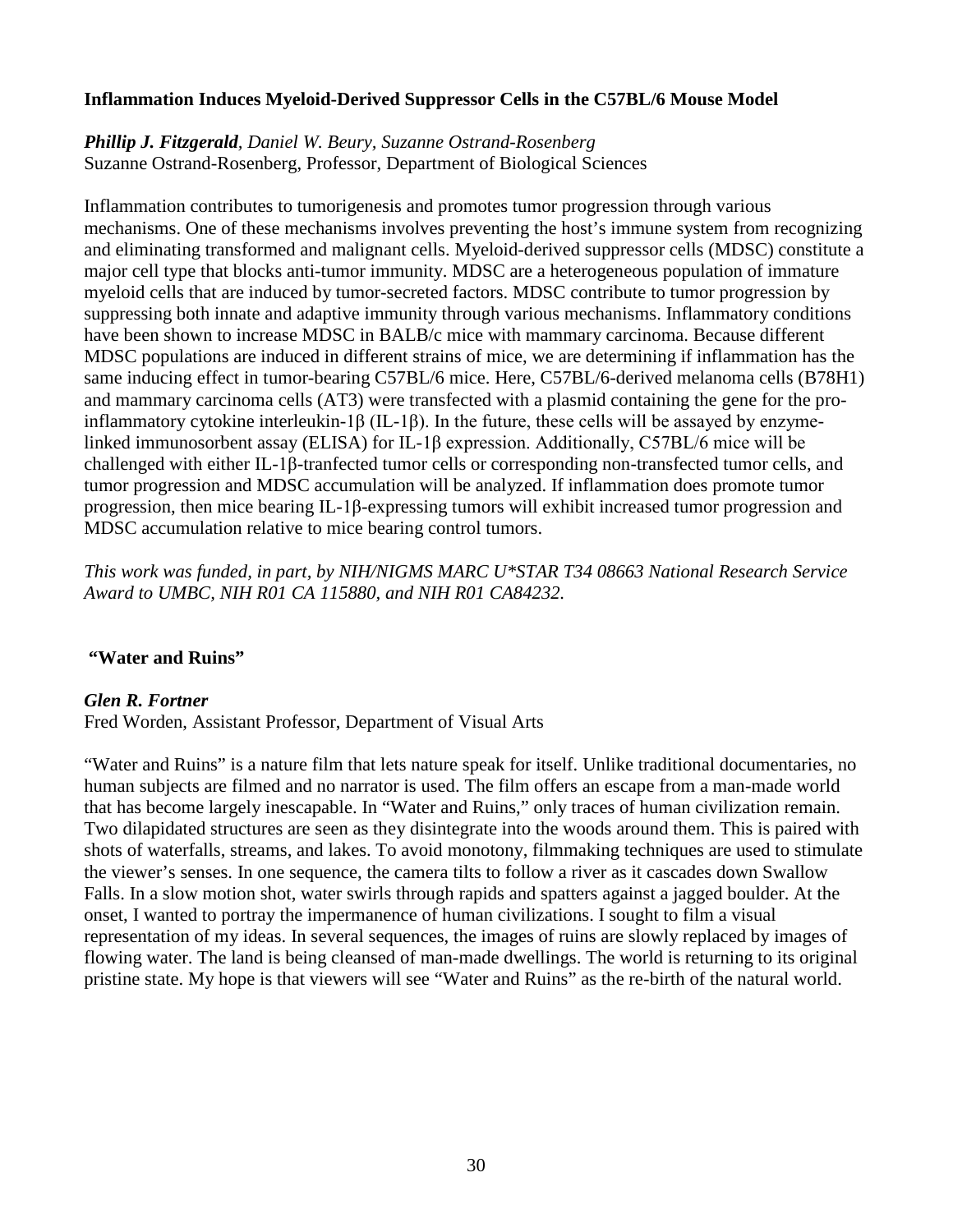### Inflammation Induces Myeloid-Derived Suppressor Cells in the C57BL/6 Mouse Model

***Phillip J. Fitzgerald****, Daniel W. Beury, Suzanne Ostrand-Rosenberg*
Suzanne Ostrand-Rosenberg, Professor, Department of Biological Sciences

Inflammation contributes to tumorigenesis and promotes tumor progression through various mechanisms. One of these mechanisms involves preventing the host's immune system from recognizing and eliminating transformed and malignant cells. Myeloid-derived suppressor cells (MDSC) constitute a major cell type that blocks anti-tumor immunity. MDSC are a heterogeneous population of immature myeloid cells that are induced by tumor-secreted factors. MDSC contribute to tumor progression by suppressing both innate and adaptive immunity through various mechanisms. Inflammatory conditions have been shown to increase MDSC in BALB/c mice with mammary carcinoma. Because different MDSC populations are induced in different strains of mice, we are determining if inflammation has the same inducing effect in tumor-bearing C57BL/6 mice. Here, C57BL/6-derived melanoma cells (B78H1) and mammary carcinoma cells (AT3) were transfected with a plasmid containing the gene for the pro-inflammatory cytokine interleukin-1β (IL-1β). In the future, these cells will be assayed by enzyme-linked immunosorbent assay (ELISA) for IL-1β expression. Additionally, C57BL/6 mice will be challenged with either IL-1β-tranfected tumor cells or corresponding non-transfected tumor cells, and tumor progression and MDSC accumulation will be analyzed. If inflammation does promote tumor progression, then mice bearing IL-1β-expressing tumors will exhibit increased tumor progression and MDSC accumulation relative to mice bearing control tumors.

*This work was funded, in part, by NIH/NIGMS MARC U*STAR T34 08663 National Research Service Award to UMBC, NIH R01 CA 115880, and NIH R01 CA84232.*

### "Water and Ruins"

***Glen R. Fortner***
Fred Worden, Assistant Professor, Department of Visual Arts

"Water and Ruins" is a nature film that lets nature speak for itself. Unlike traditional documentaries, no human subjects are filmed and no narrator is used. The film offers an escape from a man-made world that has become largely inescapable. In "Water and Ruins," only traces of human civilization remain. Two dilapidated structures are seen as they disintegrate into the woods around them. This is paired with shots of waterfalls, streams, and lakes. To avoid monotony, filmmaking techniques are used to stimulate the viewer's senses. In one sequence, the camera tilts to follow a river as it cascades down Swallow Falls. In a slow motion shot, water swirls through rapids and spatters against a jagged boulder. At the onset, I wanted to portray the impermanence of human civilizations. I sought to film a visual representation of my ideas. In several sequences, the images of ruins are slowly replaced by images of flowing water. The land is being cleansed of man-made dwellings. The world is returning to its original pristine state. My hope is that viewers will see "Water and Ruins" as the re-birth of the natural world.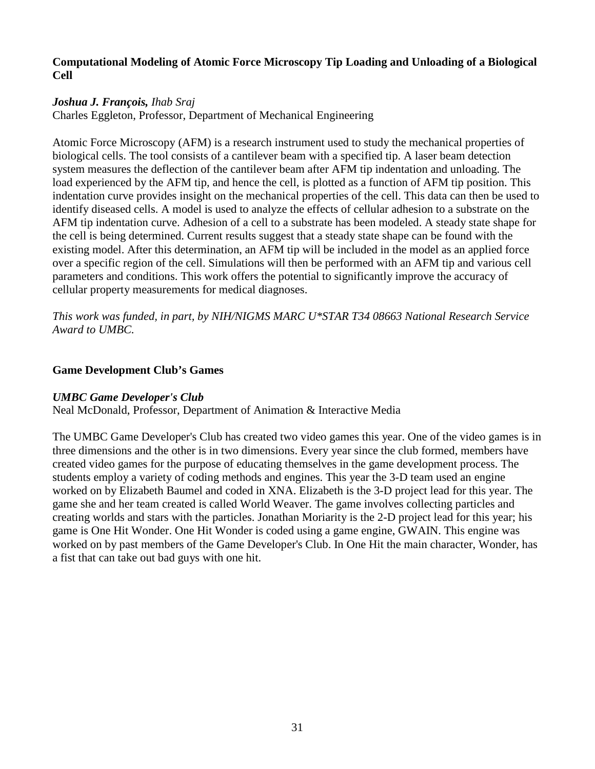### Computational Modeling of Atomic Force Microscopy Tip Loading and Unloading of a Biological Cell

***Joshua J. François,*** *Ihab Sraj*
Charles Eggleton, Professor, Department of Mechanical Engineering

Atomic Force Microscopy (AFM) is a research instrument used to study the mechanical properties of biological cells. The tool consists of a cantilever beam with a specified tip. A laser beam detection system measures the deflection of the cantilever beam after AFM tip indentation and unloading. The load experienced by the AFM tip, and hence the cell, is plotted as a function of AFM tip position. This indentation curve provides insight on the mechanical properties of the cell. This data can then be used to identify diseased cells. A model is used to analyze the effects of cellular adhesion to a substrate on the AFM tip indentation curve. Adhesion of a cell to a substrate has been modeled. A steady state shape for the cell is being determined. Current results suggest that a steady state shape can be found with the existing model. After this determination, an AFM tip will be included in the model as an applied force over a specific region of the cell. Simulations will then be performed with an AFM tip and various cell parameters and conditions. This work offers the potential to significantly improve the accuracy of cellular property measurements for medical diagnoses.

*This work was funded, in part, by NIH/NIGMS MARC U*STAR T34 08663 National Research Service Award to UMBC.*

### Game Development Club's Games

***UMBC Game Developer's Club***
Neal McDonald, Professor, Department of Animation & Interactive Media

The UMBC Game Developer's Club has created two video games this year. One of the video games is in three dimensions and the other is in two dimensions. Every year since the club formed, members have created video games for the purpose of educating themselves in the game development process. The students employ a variety of coding methods and engines. This year the 3-D team used an engine worked on by Elizabeth Baumel and coded in XNA. Elizabeth is the 3-D project lead for this year. The game she and her team created is called World Weaver. The game involves collecting particles and creating worlds and stars with the particles. Jonathan Moriarity is the 2-D project lead for this year; his game is One Hit Wonder. One Hit Wonder is coded using a game engine, GWAIN. This engine was worked on by past members of the Game Developer's Club. In One Hit the main character, Wonder, has a fist that can take out bad guys with one hit.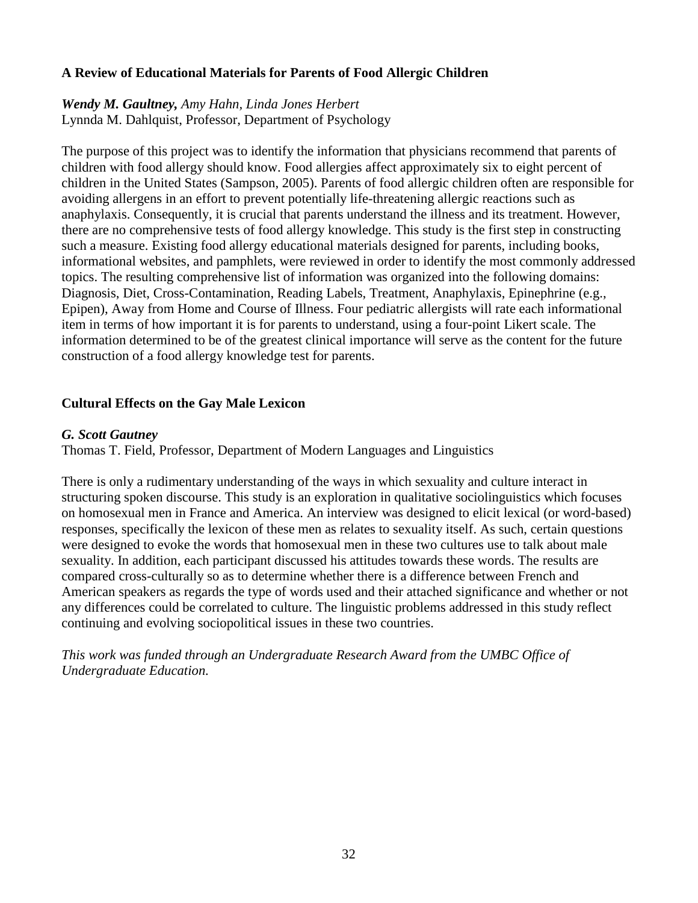### A Review of Educational Materials for Parents of Food Allergic Children

***Wendy M. Gaultney,*** *Amy Hahn, Linda Jones Herbert*
Lynnda M. Dahlquist, Professor, Department of Psychology

The purpose of this project was to identify the information that physicians recommend that parents of children with food allergy should know. Food allergies affect approximately six to eight percent of children in the United States (Sampson, 2005). Parents of food allergic children often are responsible for avoiding allergens in an effort to prevent potentially life-threatening allergic reactions such as anaphylaxis. Consequently, it is crucial that parents understand the illness and its treatment. However, there are no comprehensive tests of food allergy knowledge. This study is the first step in constructing such a measure. Existing food allergy educational materials designed for parents, including books, informational websites, and pamphlets, were reviewed in order to identify the most commonly addressed topics. The resulting comprehensive list of information was organized into the following domains: Diagnosis, Diet, Cross-Contamination, Reading Labels, Treatment, Anaphylaxis, Epinephrine (e.g., Epipen), Away from Home and Course of Illness. Four pediatric allergists will rate each informational item in terms of how important it is for parents to understand, using a four-point Likert scale. The information determined to be of the greatest clinical importance will serve as the content for the future construction of a food allergy knowledge test for parents.

### Cultural Effects on the Gay Male Lexicon

***G. Scott Gautney***
Thomas T. Field, Professor, Department of Modern Languages and Linguistics

There is only a rudimentary understanding of the ways in which sexuality and culture interact in structuring spoken discourse. This study is an exploration in qualitative sociolinguistics which focuses on homosexual men in France and America. An interview was designed to elicit lexical (or word-based) responses, specifically the lexicon of these men as relates to sexuality itself. As such, certain questions were designed to evoke the words that homosexual men in these two cultures use to talk about male sexuality. In addition, each participant discussed his attitudes towards these words. The results are compared cross-culturally so as to determine whether there is a difference between French and American speakers as regards the type of words used and their attached significance and whether or not any differences could be correlated to culture. The linguistic problems addressed in this study reflect continuing and evolving sociopolitical issues in these two countries.

*This work was funded through an Undergraduate Research Award from the UMBC Office of Undergraduate Education.*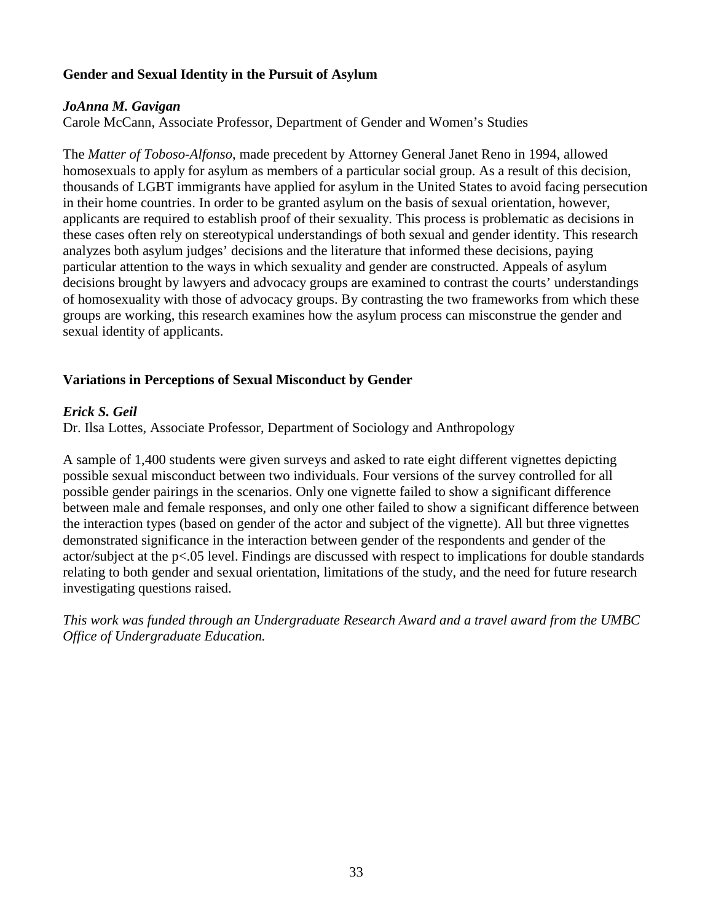### Gender and Sexual Identity in the Pursuit of Asylum

***JoAnna M. Gavigan***
Carole McCann, Associate Professor, Department of Gender and Women's Studies

The *Matter of Toboso-Alfonso*, made precedent by Attorney General Janet Reno in 1994, allowed homosexuals to apply for asylum as members of a particular social group. As a result of this decision, thousands of LGBT immigrants have applied for asylum in the United States to avoid facing persecution in their home countries. In order to be granted asylum on the basis of sexual orientation, however, applicants are required to establish proof of their sexuality. This process is problematic as decisions in these cases often rely on stereotypical understandings of both sexual and gender identity. This research analyzes both asylum judges' decisions and the literature that informed these decisions, paying particular attention to the ways in which sexuality and gender are constructed. Appeals of asylum decisions brought by lawyers and advocacy groups are examined to contrast the courts' understandings of homosexuality with those of advocacy groups. By contrasting the two frameworks from which these groups are working, this research examines how the asylum process can misconstrue the gender and sexual identity of applicants.

### Variations in Perceptions of Sexual Misconduct by Gender

***Erick S. Geil***
Dr. Ilsa Lottes, Associate Professor, Department of Sociology and Anthropology

A sample of 1,400 students were given surveys and asked to rate eight different vignettes depicting possible sexual misconduct between two individuals. Four versions of the survey controlled for all possible gender pairings in the scenarios. Only one vignette failed to show a significant difference between male and female responses, and only one other failed to show a significant difference between the interaction types (based on gender of the actor and subject of the vignette). All but three vignettes demonstrated significance in the interaction between gender of the respondents and gender of the actor/subject at the $p<.05$ level. Findings are discussed with respect to implications for double standards relating to both gender and sexual orientation, limitations of the study, and the need for future research investigating questions raised.

*This work was funded through an Undergraduate Research Award and a travel award from the UMBC Office of Undergraduate Education.*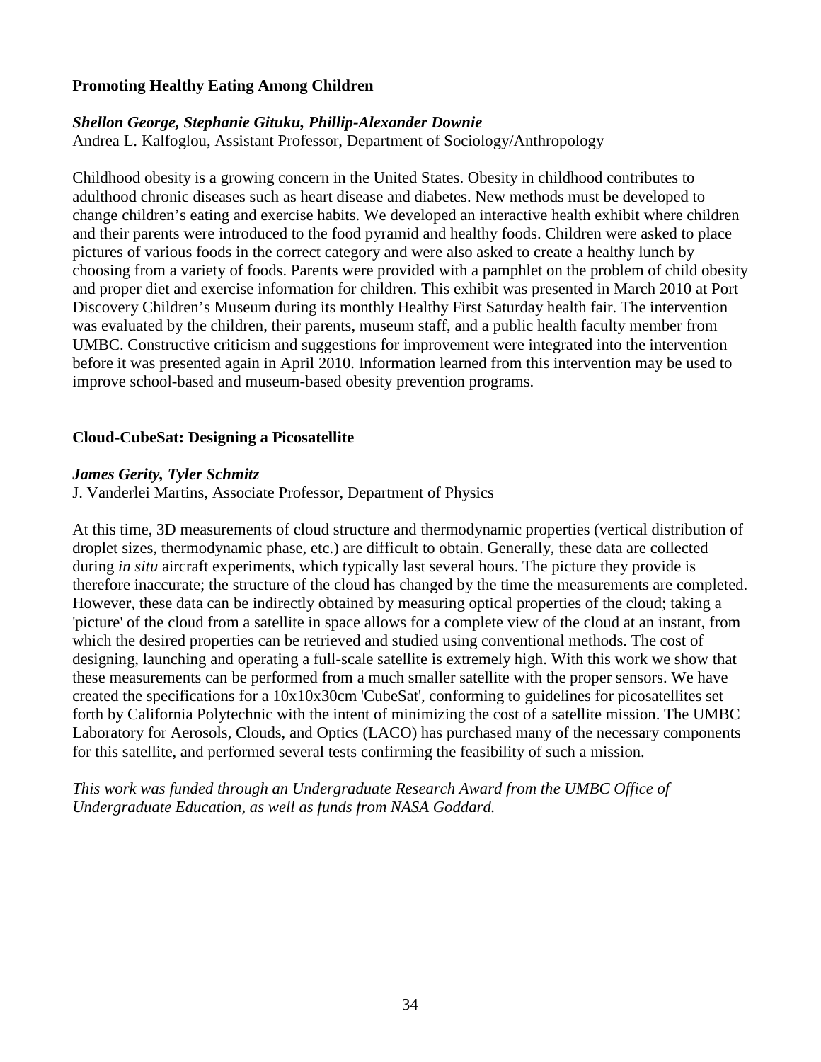**Promoting Healthy Eating Among Children**

***Shellon George, Stephanie Gituku, Phillip-Alexander Downie***
Andrea L. Kalfoglou, Assistant Professor, Department of Sociology/Anthropology

Childhood obesity is a growing concern in the United States. Obesity in childhood contributes to adulthood chronic diseases such as heart disease and diabetes. New methods must be developed to change children's eating and exercise habits. We developed an interactive health exhibit where children and their parents were introduced to the food pyramid and healthy foods. Children were asked to place pictures of various foods in the correct category and were also asked to create a healthy lunch by choosing from a variety of foods. Parents were provided with a pamphlet on the problem of child obesity and proper diet and exercise information for children. This exhibit was presented in March 2010 at Port Discovery Children's Museum during its monthly Healthy First Saturday health fair. The intervention was evaluated by the children, their parents, museum staff, and a public health faculty member from UMBC. Constructive criticism and suggestions for improvement were integrated into the intervention before it was presented again in April 2010. Information learned from this intervention may be used to improve school-based and museum-based obesity prevention programs.

**Cloud-CubeSat: Designing a Picosatellite**

***James Gerity, Tyler Schmitz***
J. Vanderlei Martins, Associate Professor, Department of Physics

At this time, 3D measurements of cloud structure and thermodynamic properties (vertical distribution of droplet sizes, thermodynamic phase, etc.) are difficult to obtain. Generally, these data are collected during *in situ* aircraft experiments, which typically last several hours. The picture they provide is therefore inaccurate; the structure of the cloud has changed by the time the measurements are completed. However, these data can be indirectly obtained by measuring optical properties of the cloud; taking a 'picture' of the cloud from a satellite in space allows for a complete view of the cloud at an instant, from which the desired properties can be retrieved and studied using conventional methods. The cost of designing, launching and operating a full-scale satellite is extremely high. With this work we show that these measurements can be performed from a much smaller satellite with the proper sensors. We have created the specifications for a 10x10x30cm 'CubeSat', conforming to guidelines for picosatellites set forth by California Polytechnic with the intent of minimizing the cost of a satellite mission. The UMBC Laboratory for Aerosols, Clouds, and Optics (LACO) has purchased many of the necessary components for this satellite, and performed several tests confirming the feasibility of such a mission.

*This work was funded through an Undergraduate Research Award from the UMBC Office of Undergraduate Education, as well as funds from NASA Goddard.*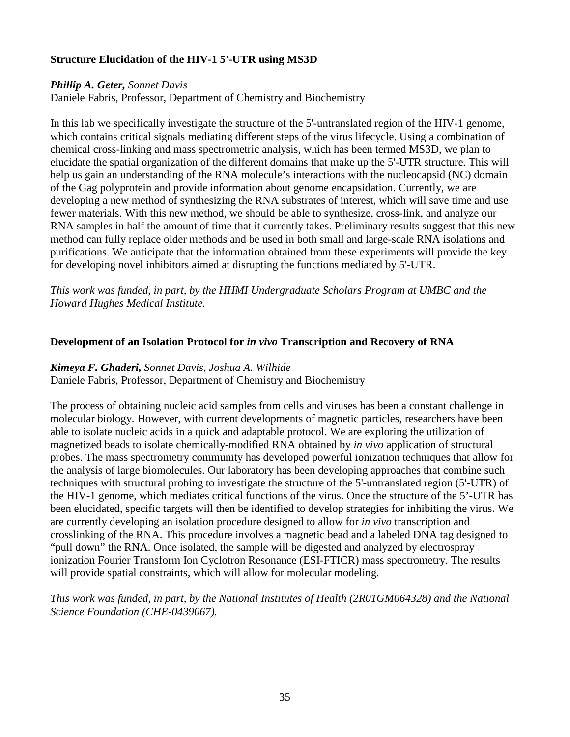### Structure Elucidation of the HIV-1 5'-UTR using MS3D

***Phillip A. Geter,*** *Sonnet Davis*
Daniele Fabris, Professor, Department of Chemistry and Biochemistry

In this lab we specifically investigate the structure of the 5'-untranslated region of the HIV-1 genome, which contains critical signals mediating different steps of the virus lifecycle. Using a combination of chemical cross-linking and mass spectrometric analysis, which has been termed MS3D, we plan to elucidate the spatial organization of the different domains that make up the 5'-UTR structure. This will help us gain an understanding of the RNA molecule's interactions with the nucleocapsid (NC) domain of the Gag polyprotein and provide information about genome encapsidation. Currently, we are developing a new method of synthesizing the RNA substrates of interest, which will save time and use fewer materials. With this new method, we should be able to synthesize, cross-link, and analyze our RNA samples in half the amount of time that it currently takes. Preliminary results suggest that this new method can fully replace older methods and be used in both small and large-scale RNA isolations and purifications. We anticipate that the information obtained from these experiments will provide the key for developing novel inhibitors aimed at disrupting the functions mediated by 5'-UTR.

*This work was funded, in part, by the HHMI Undergraduate Scholars Program at UMBC and the Howard Hughes Medical Institute.*

### Development of an Isolation Protocol for *in vivo* Transcription and Recovery of RNA

***Kimeya F. Ghaderi,*** *Sonnet Davis, Joshua A. Wilhide*
Daniele Fabris, Professor, Department of Chemistry and Biochemistry

The process of obtaining nucleic acid samples from cells and viruses has been a constant challenge in molecular biology. However, with current developments of magnetic particles, researchers have been able to isolate nucleic acids in a quick and adaptable protocol. We are exploring the utilization of magnetized beads to isolate chemically-modified RNA obtained by *in vivo* application of structural probes. The mass spectrometry community has developed powerful ionization techniques that allow for the analysis of large biomolecules. Our laboratory has been developing approaches that combine such techniques with structural probing to investigate the structure of the 5'-untranslated region (5'-UTR) of the HIV-1 genome, which mediates critical functions of the virus. Once the structure of the 5'-UTR has been elucidated, specific targets will then be identified to develop strategies for inhibiting the virus. We are currently developing an isolation procedure designed to allow for *in vivo* transcription and crosslinking of the RNA. This procedure involves a magnetic bead and a labeled DNA tag designed to "pull down" the RNA. Once isolated, the sample will be digested and analyzed by electrospray ionization Fourier Transform Ion Cyclotron Resonance (ESI-FTICR) mass spectrometry. The results will provide spatial constraints, which will allow for molecular modeling.

*This work was funded, in part, by the National Institutes of Health (2R01GM064328) and the National Science Foundation (CHE-0439067).*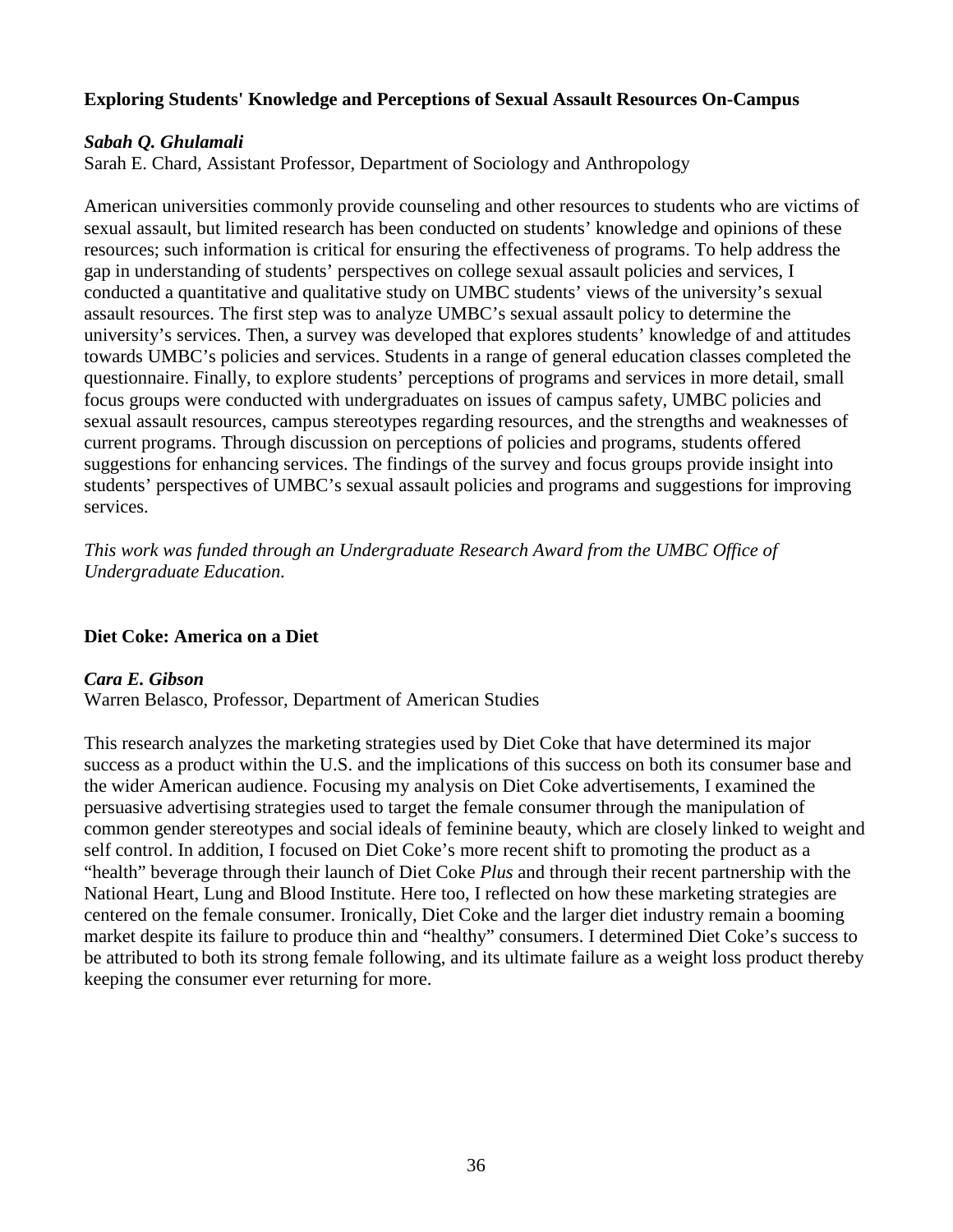### Exploring Students' Knowledge and Perceptions of Sexual Assault Resources On-Campus

***Sabah Q. Ghulamali***
Sarah E. Chard, Assistant Professor, Department of Sociology and Anthropology

American universities commonly provide counseling and other resources to students who are victims of sexual assault, but limited research has been conducted on students' knowledge and opinions of these resources; such information is critical for ensuring the effectiveness of programs. To help address the gap in understanding of students' perspectives on college sexual assault policies and services, I conducted a quantitative and qualitative study on UMBC students' views of the university's sexual assault resources. The first step was to analyze UMBC's sexual assault policy to determine the university's services. Then, a survey was developed that explores students' knowledge of and attitudes towards UMBC's policies and services. Students in a range of general education classes completed the questionnaire. Finally, to explore students' perceptions of programs and services in more detail, small focus groups were conducted with undergraduates on issues of campus safety, UMBC policies and sexual assault resources, campus stereotypes regarding resources, and the strengths and weaknesses of current programs. Through discussion on perceptions of policies and programs, students offered suggestions for enhancing services. The findings of the survey and focus groups provide insight into students' perspectives of UMBC's sexual assault policies and programs and suggestions for improving services.

*This work was funded through an Undergraduate Research Award from the UMBC Office of Undergraduate Education.*

### Diet Coke: America on a Diet

***Cara E. Gibson***
Warren Belasco, Professor, Department of American Studies

This research analyzes the marketing strategies used by Diet Coke that have determined its major success as a product within the U.S. and the implications of this success on both its consumer base and the wider American audience. Focusing my analysis on Diet Coke advertisements, I examined the persuasive advertising strategies used to target the female consumer through the manipulation of common gender stereotypes and social ideals of feminine beauty, which are closely linked to weight and self control. In addition, I focused on Diet Coke's more recent shift to promoting the product as a "health" beverage through their launch of Diet Coke *Plus* and through their recent partnership with the National Heart, Lung and Blood Institute. Here too, I reflected on how these marketing strategies are centered on the female consumer. Ironically, Diet Coke and the larger diet industry remain a booming market despite its failure to produce thin and "healthy" consumers. I determined Diet Coke's success to be attributed to both its strong female following, and its ultimate failure as a weight loss product thereby keeping the consumer ever returning for more.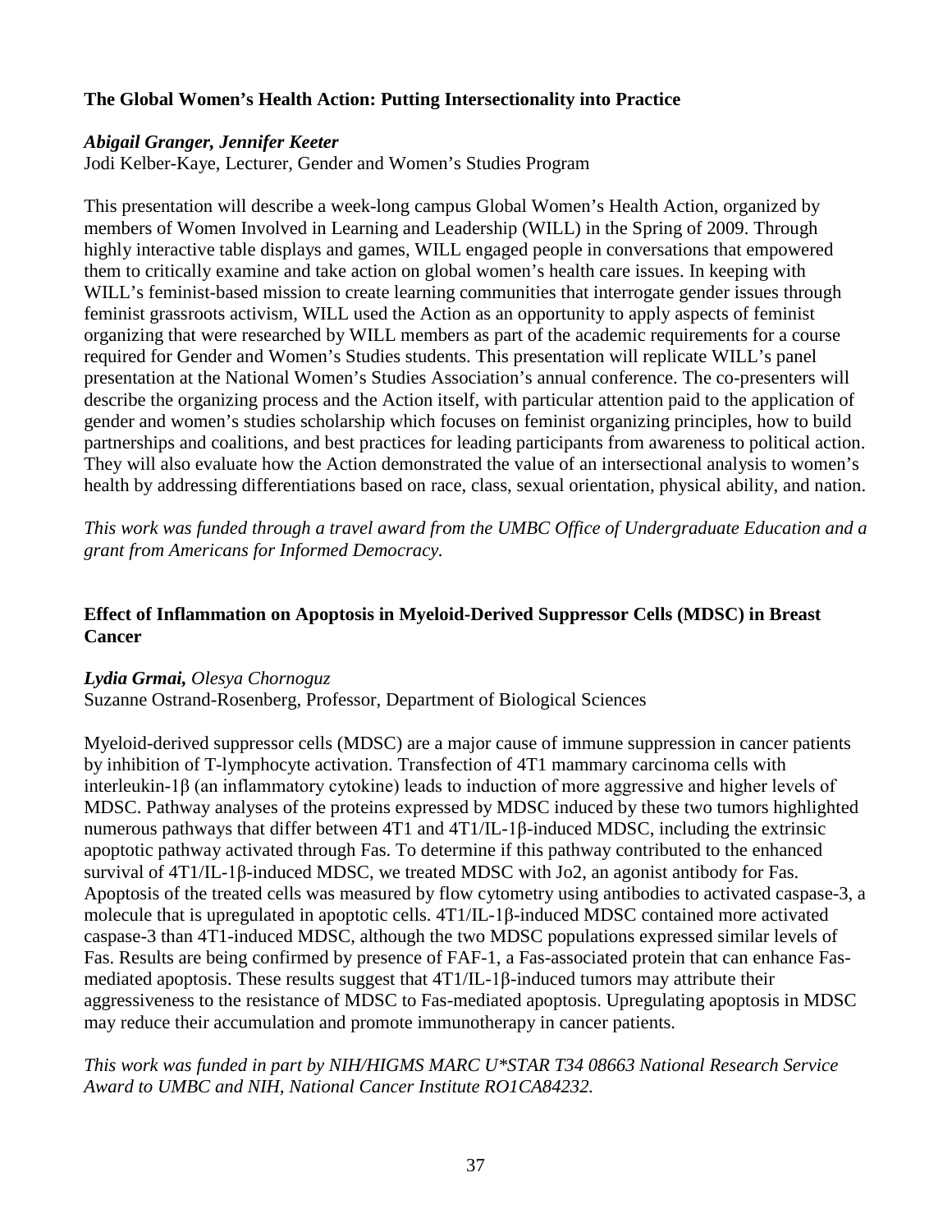### The Global Women's Health Action: Putting Intersectionality into Practice

***Abigail Granger, Jennifer Keeter***
Jodi Kelber-Kaye, Lecturer, Gender and Women's Studies Program

This presentation will describe a week-long campus Global Women's Health Action, organized by members of Women Involved in Learning and Leadership (WILL) in the Spring of 2009. Through highly interactive table displays and games, WILL engaged people in conversations that empowered them to critically examine and take action on global women's health care issues. In keeping with WILL's feminist-based mission to create learning communities that interrogate gender issues through feminist grassroots activism, WILL used the Action as an opportunity to apply aspects of feminist organizing that were researched by WILL members as part of the academic requirements for a course required for Gender and Women's Studies students. This presentation will replicate WILL's panel presentation at the National Women's Studies Association's annual conference. The co-presenters will describe the organizing process and the Action itself, with particular attention paid to the application of gender and women's studies scholarship which focuses on feminist organizing principles, how to build partnerships and coalitions, and best practices for leading participants from awareness to political action. They will also evaluate how the Action demonstrated the value of an intersectional analysis to women's health by addressing differentiations based on race, class, sexual orientation, physical ability, and nation.

*This work was funded through a travel award from the UMBC Office of Undergraduate Education and a grant from Americans for Informed Democracy.*

### Effect of Inflammation on Apoptosis in Myeloid-Derived Suppressor Cells (MDSC) in Breast Cancer

***Lydia Grmai,*** *Olesya Chornoguz*
Suzanne Ostrand-Rosenberg, Professor, Department of Biological Sciences

Myeloid-derived suppressor cells (MDSC) are a major cause of immune suppression in cancer patients by inhibition of T-lymphocyte activation. Transfection of 4T1 mammary carcinoma cells with interleukin-1β (an inflammatory cytokine) leads to induction of more aggressive and higher levels of MDSC. Pathway analyses of the proteins expressed by MDSC induced by these two tumors highlighted numerous pathways that differ between 4T1 and 4T1/IL-1β-induced MDSC, including the extrinsic apoptotic pathway activated through Fas. To determine if this pathway contributed to the enhanced survival of 4T1/IL-1β-induced MDSC, we treated MDSC with Jo2, an agonist antibody for Fas. Apoptosis of the treated cells was measured by flow cytometry using antibodies to activated caspase-3, a molecule that is upregulated in apoptotic cells. 4T1/IL-1β-induced MDSC contained more activated caspase-3 than 4T1-induced MDSC, although the two MDSC populations expressed similar levels of Fas. Results are being confirmed by presence of FAF-1, a Fas-associated protein that can enhance Fas-mediated apoptosis. These results suggest that 4T1/IL-1β-induced tumors may attribute their aggressiveness to the resistance of MDSC to Fas-mediated apoptosis. Upregulating apoptosis in MDSC may reduce their accumulation and promote immunotherapy in cancer patients.

*This work was funded in part by NIH/HIGMS MARC U*STAR T34 08663 National Research Service Award to UMBC and NIH, National Cancer Institute RO1CA84232.*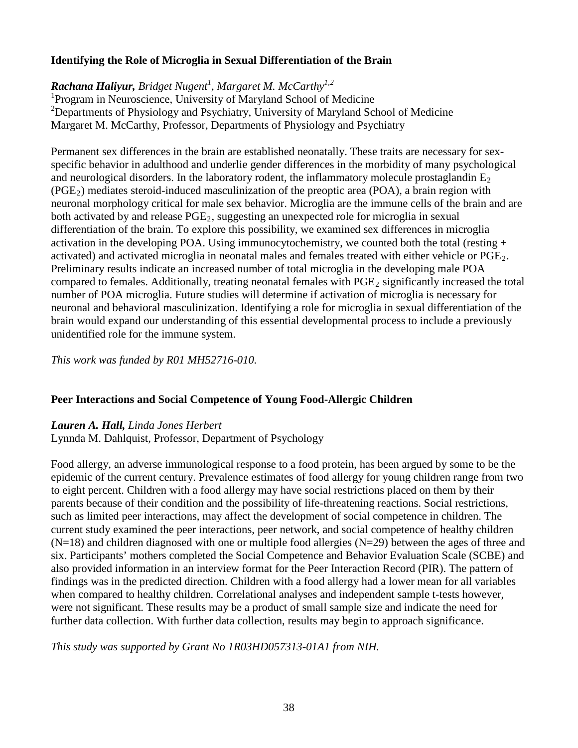### Identifying the Role of Microglia in Sexual Differentiation of the Brain

***Rachana Haliyur,*** *Bridget Nugent*[1], *Margaret M. McCarthy*[1,2]
[1]Program in Neuroscience, University of Maryland School of Medicine
[2]Departments of Physiology and Psychiatry, University of Maryland School of Medicine
Margaret M. McCarthy, Professor, Departments of Physiology and Psychiatry

Permanent sex differences in the brain are established neonatally. These traits are necessary for sex-specific behavior in adulthood and underlie gender differences in the morbidity of many psychological and neurological disorders. In the laboratory rodent, the inflammatory molecule prostaglandin $E_2$ ($PGE_2$) mediates steroid-induced masculinization of the preoptic area (POA), a brain region with neuronal morphology critical for male sex behavior. Microglia are the immune cells of the brain and are both activated by and release $PGE_2$, suggesting an unexpected role for microglia in sexual differentiation of the brain. To explore this possibility, we examined sex differences in microglia activation in the developing POA. Using immunocytochemistry, we counted both the total (resting + activated) and activated microglia in neonatal males and females treated with either vehicle or $PGE_2$. Preliminary results indicate an increased number of total microglia in the developing male POA compared to females. Additionally, treating neonatal females with $PGE_2$ significantly increased the total number of POA microglia. Future studies will determine if activation of microglia is necessary for neuronal and behavioral masculinization. Identifying a role for microglia in sexual differentiation of the brain would expand our understanding of this essential developmental process to include a previously unidentified role for the immune system.

*This work was funded by R01 MH52716-010.*

### Peer Interactions and Social Competence of Young Food-Allergic Children

***Lauren A. Hall,*** *Linda Jones Herbert*
Lynnda M. Dahlquist, Professor, Department of Psychology

Food allergy, an adverse immunological response to a food protein, has been argued by some to be the epidemic of the current century. Prevalence estimates of food allergy for young children range from two to eight percent. Children with a food allergy may have social restrictions placed on them by their parents because of their condition and the possibility of life-threatening reactions. Social restrictions, such as limited peer interactions, may affect the development of social competence in children. The current study examined the peer interactions, peer network, and social competence of healthy children (N=18) and children diagnosed with one or multiple food allergies (N=29) between the ages of three and six. Participants' mothers completed the Social Competence and Behavior Evaluation Scale (SCBE) and also provided information in an interview format for the Peer Interaction Record (PIR). The pattern of findings was in the predicted direction. Children with a food allergy had a lower mean for all variables when compared to healthy children. Correlational analyses and independent sample t-tests however, were not significant. These results may be a product of small sample size and indicate the need for further data collection. With further data collection, results may begin to approach significance.

*This study was supported by Grant No 1R03HD057313-01A1 from NIH.*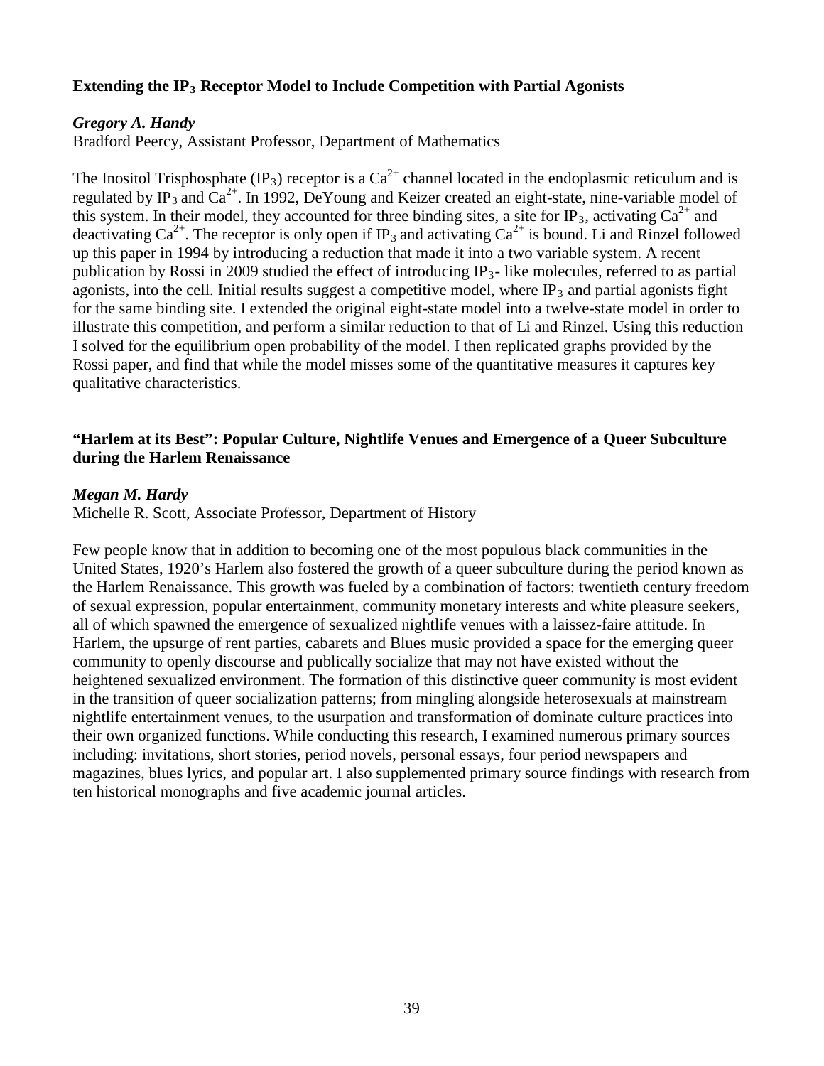### Extending the $IP_3$ Receptor Model to Include Competition with Partial Agonists

***Gregory A. Handy***

Bradford Peercy, Assistant Professor, Department of Mathematics

The Inositol Trisphosphate ($IP_3$) receptor is a $Ca^{2+}$ channel located in the endoplasmic reticulum and is regulated by $IP_3$ and $Ca^{2+}$. In 1992, DeYoung and Keizer created an eight-state, nine-variable model of this system. In their model, they accounted for three binding sites, a site for $IP_3$, activating $Ca^{2+}$ and deactivating $Ca^{2+}$. The receptor is only open if $IP_3$ and activating $Ca^{2+}$ is bound. Li and Rinzel followed up this paper in 1994 by introducing a reduction that made it into a two variable system. A recent publication by Rossi in 2009 studied the effect of introducing $IP_3$- like molecules, referred to as partial agonists, into the cell. Initial results suggest a competitive model, where $IP_3$ and partial agonists fight for the same binding site. I extended the original eight-state model into a twelve-state model in order to illustrate this competition, and perform a similar reduction to that of Li and Rinzel. Using this reduction I solved for the equilibrium open probability of the model. I then replicated graphs provided by the Rossi paper, and find that while the model misses some of the quantitative measures it captures key qualitative characteristics.

### "Harlem at its Best": Popular Culture, Nightlife Venues and Emergence of a Queer Subculture during the Harlem Renaissance

***Megan M. Hardy***

Michelle R. Scott, Associate Professor, Department of History

Few people know that in addition to becoming one of the most populous black communities in the United States, 1920's Harlem also fostered the growth of a queer subculture during the period known as the Harlem Renaissance. This growth was fueled by a combination of factors: twentieth century freedom of sexual expression, popular entertainment, community monetary interests and white pleasure seekers, all of which spawned the emergence of sexualized nightlife venues with a laissez-faire attitude. In Harlem, the upsurge of rent parties, cabarets and Blues music provided a space for the emerging queer community to openly discourse and publically socialize that may not have existed without the heightened sexualized environment. The formation of this distinctive queer community is most evident in the transition of queer socialization patterns; from mingling alongside heterosexuals at mainstream nightlife entertainment venues, to the usurpation and transformation of dominate culture practices into their own organized functions. While conducting this research, I examined numerous primary sources including: invitations, short stories, period novels, personal essays, four period newspapers and magazines, blues lyrics, and popular art. I also supplemented primary source findings with research from ten historical monographs and five academic journal articles.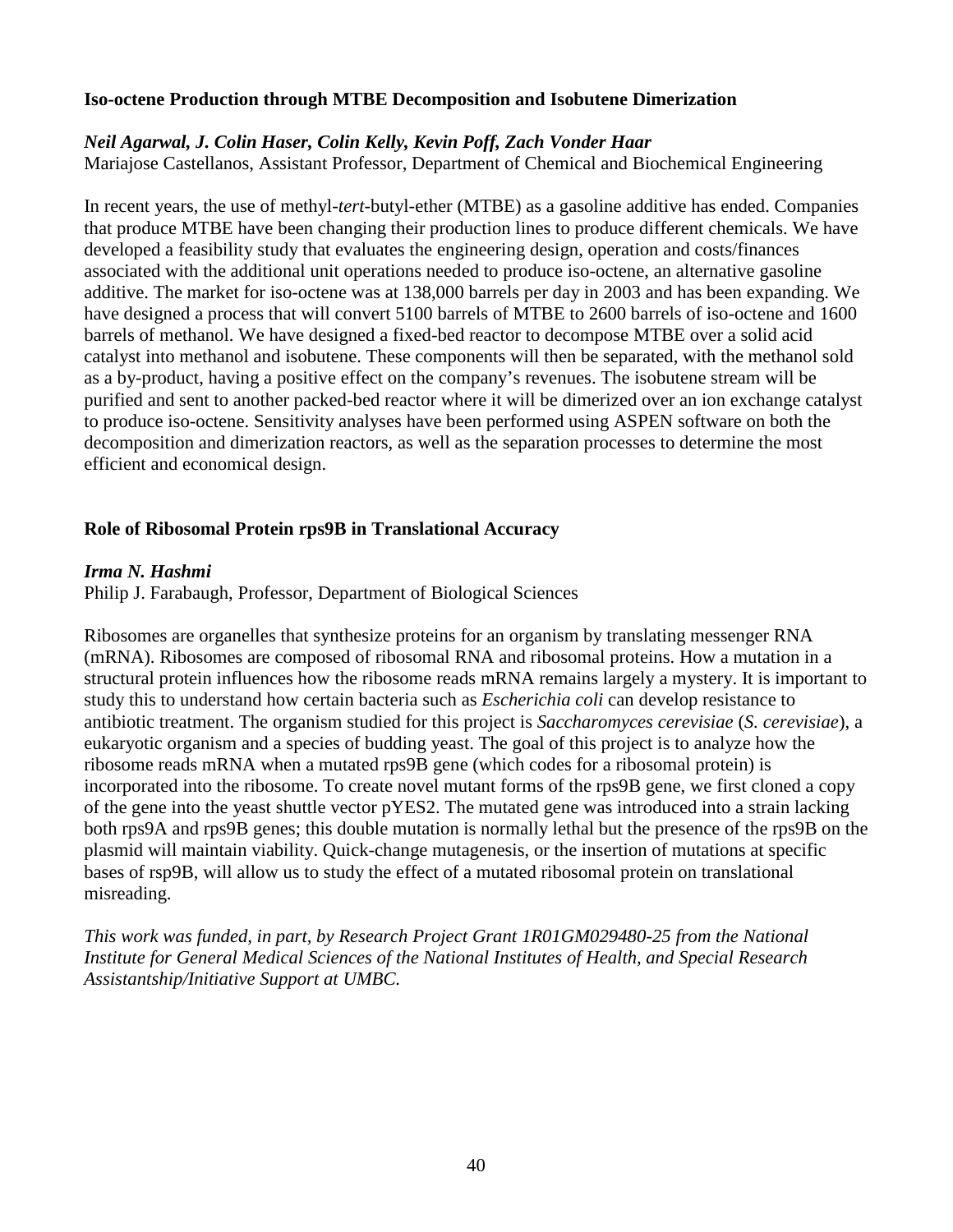### Iso-octene Production through MTBE Decomposition and Isobutene Dimerization

***Neil Agarwal, J. Colin Haser, Colin Kelly, Kevin Poff, Zach Vonder Haar***
Mariajose Castellanos, Assistant Professor, Department of Chemical and Biochemical Engineering

In recent years, the use of methyl-*tert*-butyl-ether (MTBE) as a gasoline additive has ended. Companies that produce MTBE have been changing their production lines to produce different chemicals. We have developed a feasibility study that evaluates the engineering design, operation and costs/finances associated with the additional unit operations needed to produce iso-octene, an alternative gasoline additive. The market for iso-octene was at 138,000 barrels per day in 2003 and has been expanding. We have designed a process that will convert 5100 barrels of MTBE to 2600 barrels of iso-octene and 1600 barrels of methanol. We have designed a fixed-bed reactor to decompose MTBE over a solid acid catalyst into methanol and isobutene. These components will then be separated, with the methanol sold as a by-product, having a positive effect on the company's revenues. The isobutene stream will be purified and sent to another packed-bed reactor where it will be dimerized over an ion exchange catalyst to produce iso-octene. Sensitivity analyses have been performed using ASPEN software on both the decomposition and dimerization reactors, as well as the separation processes to determine the most efficient and economical design.

### Role of Ribosomal Protein rps9B in Translational Accuracy

***Irma N. Hashmi***
Philip J. Farabaugh, Professor, Department of Biological Sciences

Ribosomes are organelles that synthesize proteins for an organism by translating messenger RNA (mRNA). Ribosomes are composed of ribosomal RNA and ribosomal proteins. How a mutation in a structural protein influences how the ribosome reads mRNA remains largely a mystery. It is important to study this to understand how certain bacteria such as *Escherichia coli* can develop resistance to antibiotic treatment. The organism studied for this project is *Saccharomyces cerevisiae* (*S. cerevisiae*), a eukaryotic organism and a species of budding yeast. The goal of this project is to analyze how the ribosome reads mRNA when a mutated rps9B gene (which codes for a ribosomal protein) is incorporated into the ribosome. To create novel mutant forms of the rps9B gene, we first cloned a copy of the gene into the yeast shuttle vector pYES2. The mutated gene was introduced into a strain lacking both rps9A and rps9B genes; this double mutation is normally lethal but the presence of the rps9B on the plasmid will maintain viability. Quick-change mutagenesis, or the insertion of mutations at specific bases of rsp9B, will allow us to study the effect of a mutated ribosomal protein on translational misreading.

*This work was funded, in part, by Research Project Grant 1R01GM029480-25 from the National Institute for General Medical Sciences of the National Institutes of Health, and Special Research Assistantship/Initiative Support at UMBC.*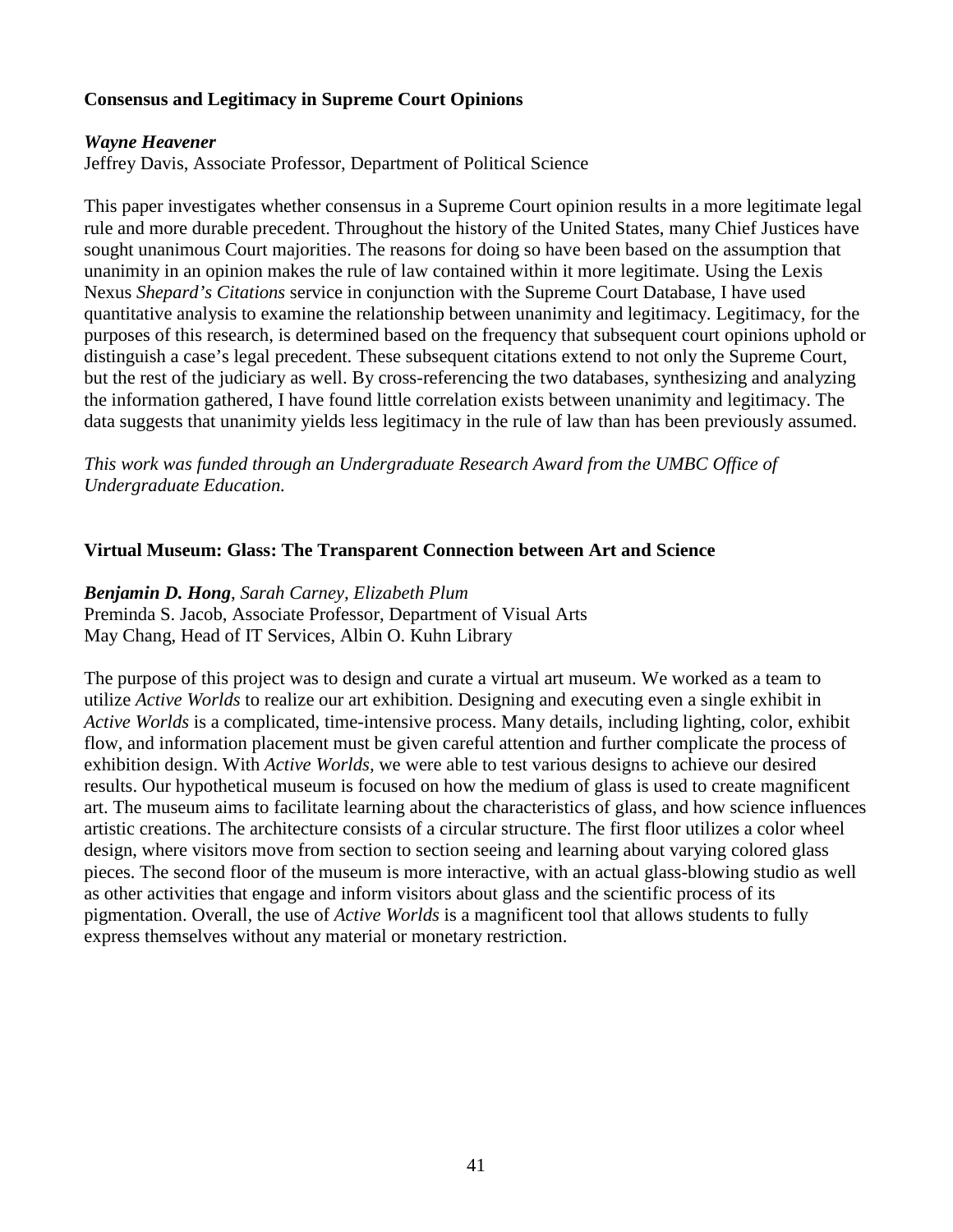### Consensus and Legitimacy in Supreme Court Opinions

***Wayne Heavener***
Jeffrey Davis, Associate Professor, Department of Political Science

This paper investigates whether consensus in a Supreme Court opinion results in a more legitimate legal rule and more durable precedent. Throughout the history of the United States, many Chief Justices have sought unanimous Court majorities. The reasons for doing so have been based on the assumption that unanimity in an opinion makes the rule of law contained within it more legitimate. Using the Lexis Nexus *Shepard's Citations* service in conjunction with the Supreme Court Database, I have used quantitative analysis to examine the relationship between unanimity and legitimacy. Legitimacy, for the purposes of this research, is determined based on the frequency that subsequent court opinions uphold or distinguish a case's legal precedent. These subsequent citations extend to not only the Supreme Court, but the rest of the judiciary as well. By cross-referencing the two databases, synthesizing and analyzing the information gathered, I have found little correlation exists between unanimity and legitimacy. The data suggests that unanimity yields less legitimacy in the rule of law than has been previously assumed.

*This work was funded through an Undergraduate Research Award from the UMBC Office of Undergraduate Education.*

### Virtual Museum: Glass: The Transparent Connection between Art and Science

***Benjamin D. Hong**, Sarah Carney, Elizabeth Plum*
Preminda S. Jacob, Associate Professor, Department of Visual Arts
May Chang, Head of IT Services, Albin O. Kuhn Library

The purpose of this project was to design and curate a virtual art museum. We worked as a team to utilize *Active Worlds* to realize our art exhibition. Designing and executing even a single exhibit in *Active Worlds* is a complicated, time-intensive process. Many details, including lighting, color, exhibit flow, and information placement must be given careful attention and further complicate the process of exhibition design. With *Active Worlds*, we were able to test various designs to achieve our desired results. Our hypothetical museum is focused on how the medium of glass is used to create magnificent art. The museum aims to facilitate learning about the characteristics of glass, and how science influences artistic creations. The architecture consists of a circular structure. The first floor utilizes a color wheel design, where visitors move from section to section seeing and learning about varying colored glass pieces. The second floor of the museum is more interactive, with an actual glass-blowing studio as well as other activities that engage and inform visitors about glass and the scientific process of its pigmentation. Overall, the use of *Active Worlds* is a magnificent tool that allows students to fully express themselves without any material or monetary restriction.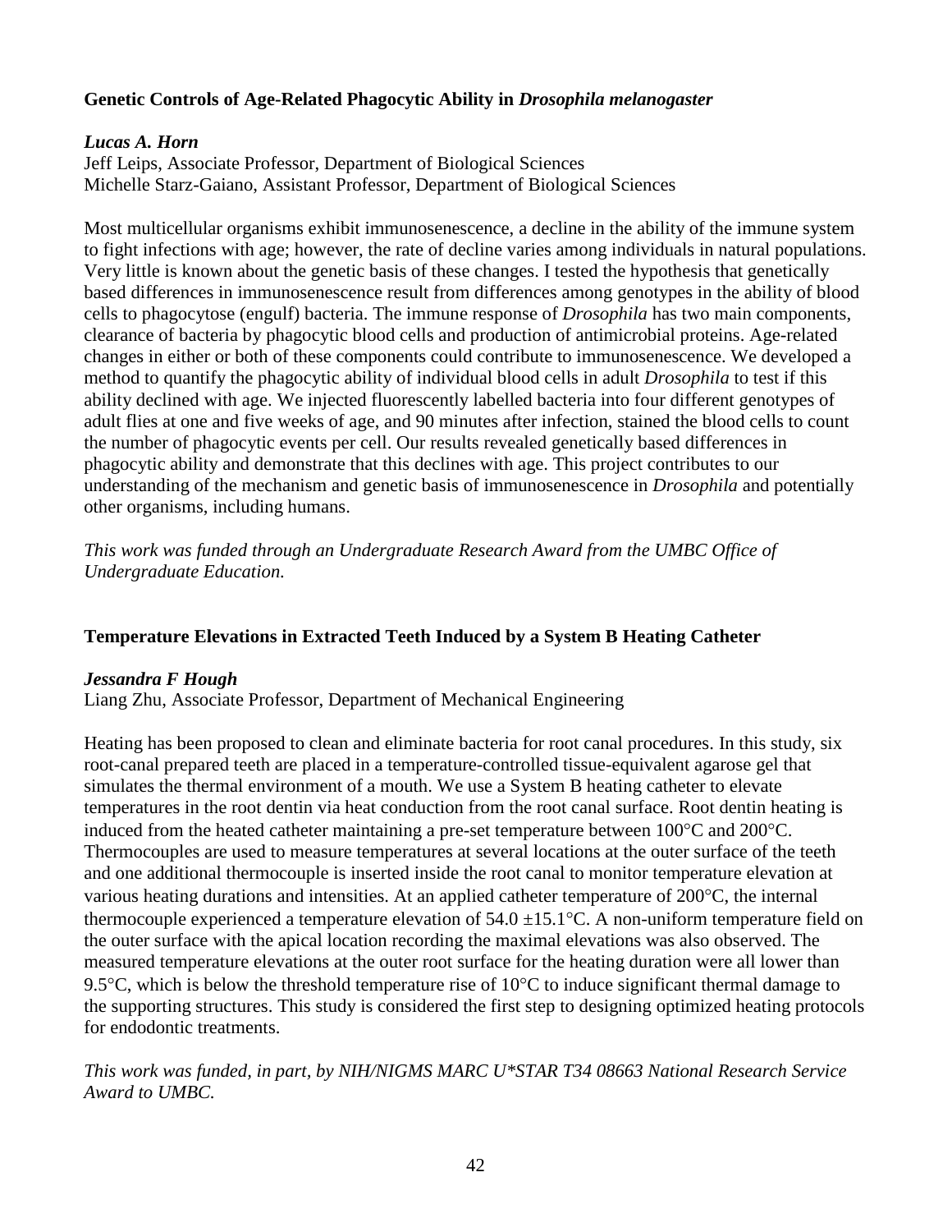### Genetic Controls of Age-Related Phagocytic Ability in *Drosophila melanogaster*

***Lucas A. Horn***
Jeff Leips, Associate Professor, Department of Biological Sciences
Michelle Starz-Gaiano, Assistant Professor, Department of Biological Sciences

Most multicellular organisms exhibit immunosenescence, a decline in the ability of the immune system to fight infections with age; however, the rate of decline varies among individuals in natural populations. Very little is known about the genetic basis of these changes. I tested the hypothesis that genetically based differences in immunosenescence result from differences among genotypes in the ability of blood cells to phagocytose (engulf) bacteria. The immune response of *Drosophila* has two main components, clearance of bacteria by phagocytic blood cells and production of antimicrobial proteins. Age-related changes in either or both of these components could contribute to immunosenescence. We developed a method to quantify the phagocytic ability of individual blood cells in adult *Drosophila* to test if this ability declined with age. We injected fluorescently labelled bacteria into four different genotypes of adult flies at one and five weeks of age, and 90 minutes after infection, stained the blood cells to count the number of phagocytic events per cell. Our results revealed genetically based differences in phagocytic ability and demonstrate that this declines with age. This project contributes to our understanding of the mechanism and genetic basis of immunosenescence in *Drosophila* and potentially other organisms, including humans.

*This work was funded through an Undergraduate Research Award from the UMBC Office of Undergraduate Education.*

### Temperature Elevations in Extracted Teeth Induced by a System B Heating Catheter

***Jessandra F Hough***
Liang Zhu, Associate Professor, Department of Mechanical Engineering

Heating has been proposed to clean and eliminate bacteria for root canal procedures. In this study, six root-canal prepared teeth are placed in a temperature-controlled tissue-equivalent agarose gel that simulates the thermal environment of a mouth. We use a System B heating catheter to elevate temperatures in the root dentin via heat conduction from the root canal surface. Root dentin heating is induced from the heated catheter maintaining a pre-set temperature between 100°C and 200°C. Thermocouples are used to measure temperatures at several locations at the outer surface of the teeth and one additional thermocouple is inserted inside the root canal to monitor temperature elevation at various heating durations and intensities. At an applied catheter temperature of 200°C, the internal thermocouple experienced a temperature elevation of $54.0 \pm 15.1$°C. A non-uniform temperature field on the outer surface with the apical location recording the maximal elevations was also observed. The measured temperature elevations at the outer root surface for the heating duration were all lower than 9.5°C, which is below the threshold temperature rise of 10°C to induce significant thermal damage to the supporting structures. This study is considered the first step to designing optimized heating protocols for endodontic treatments.

*This work was funded, in part, by NIH/NIGMS MARC U*STAR T34 08663 National Research Service Award to UMBC.*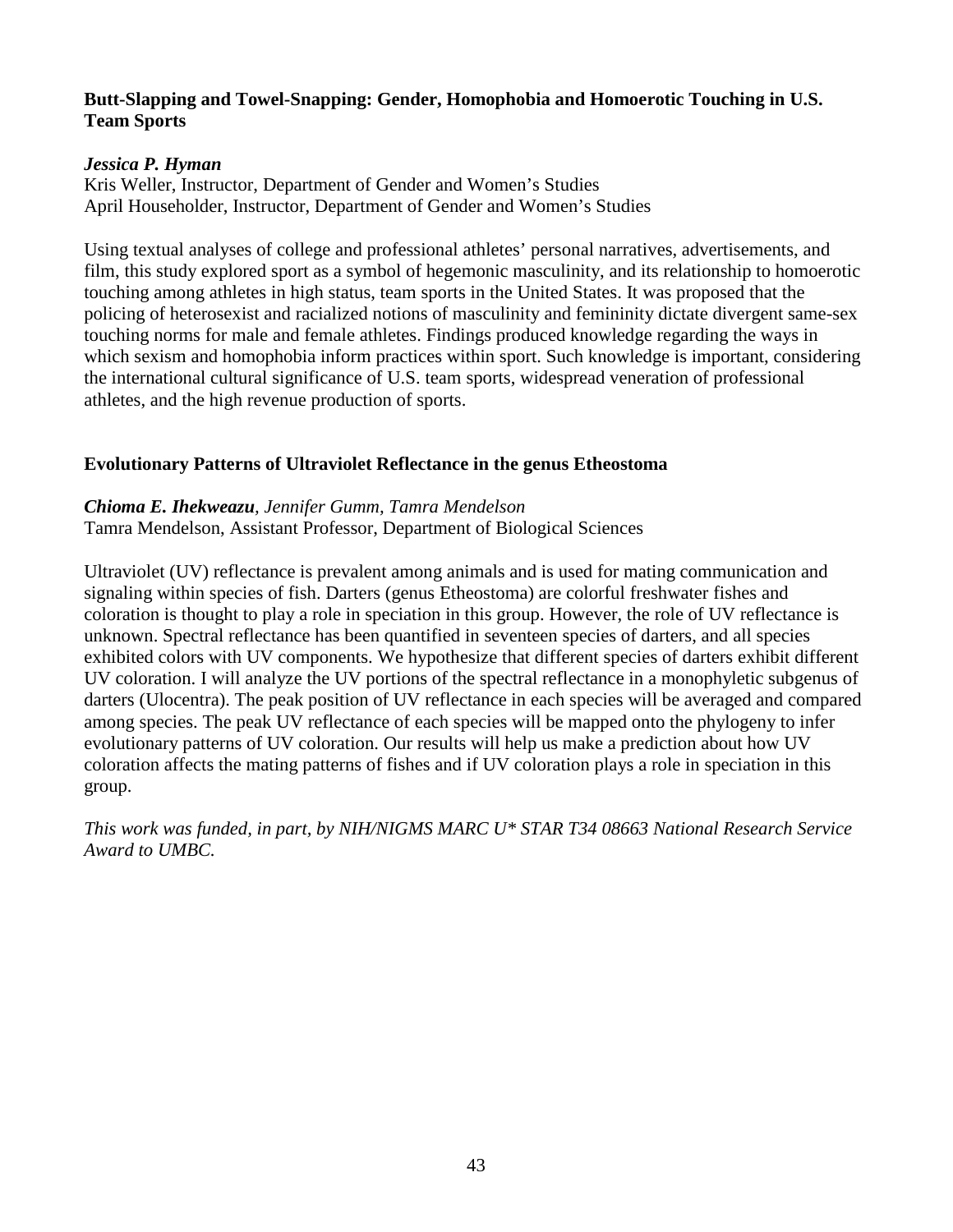### Butt-Slapping and Towel-Snapping: Gender, Homophobia and Homoerotic Touching in U.S. Team Sports

***Jessica P. Hyman***
Kris Weller, Instructor, Department of Gender and Women's Studies
April Householder, Instructor, Department of Gender and Women's Studies

Using textual analyses of college and professional athletes' personal narratives, advertisements, and film, this study explored sport as a symbol of hegemonic masculinity, and its relationship to homoerotic touching among athletes in high status, team sports in the United States. It was proposed that the policing of heterosexist and racialized notions of masculinity and femininity dictate divergent same-sex touching norms for male and female athletes. Findings produced knowledge regarding the ways in which sexism and homophobia inform practices within sport. Such knowledge is important, considering the international cultural significance of U.S. team sports, widespread veneration of professional athletes, and the high revenue production of sports.

### Evolutionary Patterns of Ultraviolet Reflectance in the genus Etheostoma

***Chioma E. Ihekweazu****, Jennifer Gumm, Tamra Mendelson*
Tamra Mendelson, Assistant Professor, Department of Biological Sciences

Ultraviolet (UV) reflectance is prevalent among animals and is used for mating communication and signaling within species of fish. Darters (genus Etheostoma) are colorful freshwater fishes and coloration is thought to play a role in speciation in this group. However, the role of UV reflectance is unknown. Spectral reflectance has been quantified in seventeen species of darters, and all species exhibited colors with UV components. We hypothesize that different species of darters exhibit different UV coloration. I will analyze the UV portions of the spectral reflectance in a monophyletic subgenus of darters (Ulocentra). The peak position of UV reflectance in each species will be averaged and compared among species. The peak UV reflectance of each species will be mapped onto the phylogeny to infer evolutionary patterns of UV coloration. Our results will help us make a prediction about how UV coloration affects the mating patterns of fishes and if UV coloration plays a role in speciation in this group.

*This work was funded, in part, by NIH/NIGMS MARC U* STAR T34 08663 National Research Service Award to UMBC.*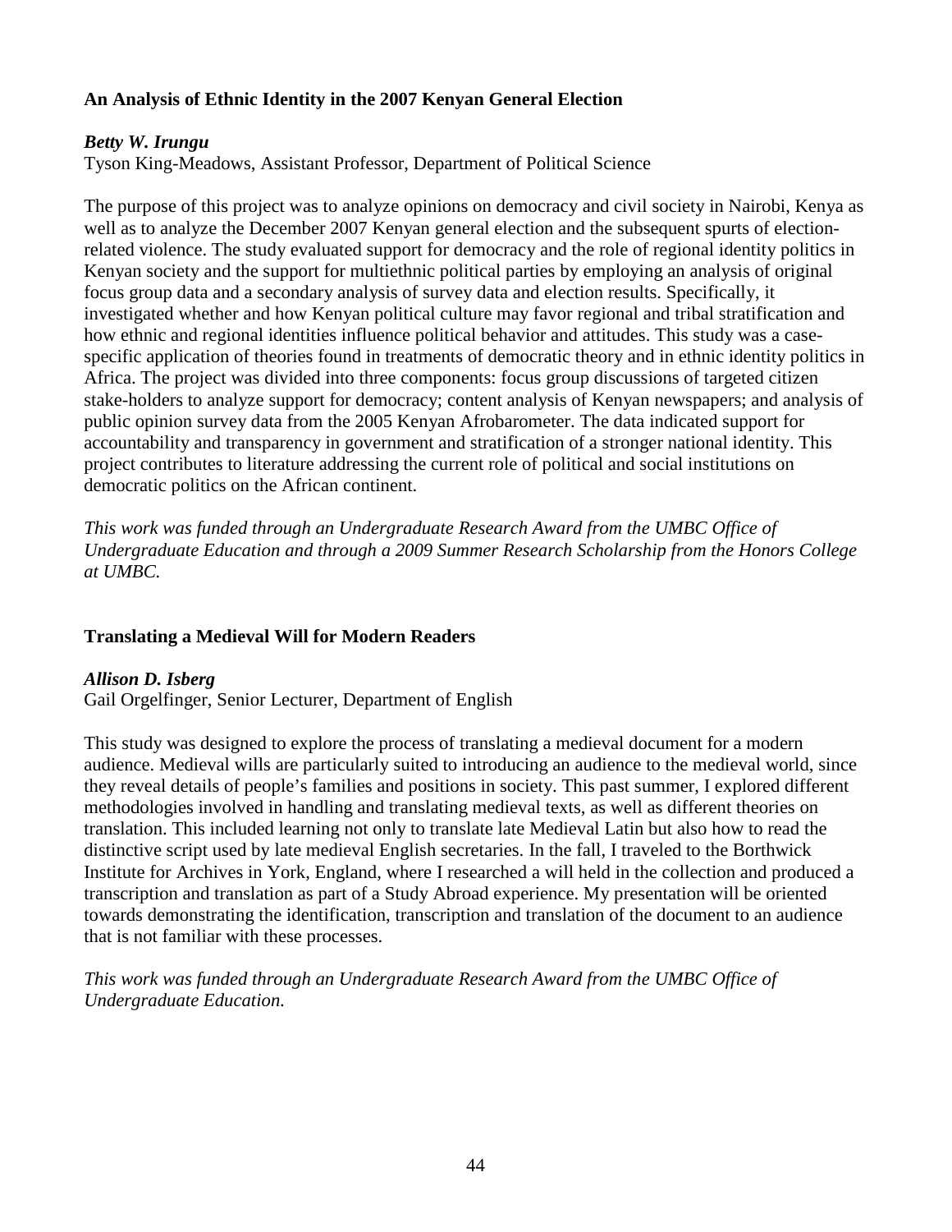**An Analysis of Ethnic Identity in the 2007 Kenyan General Election**

***Betty W. Irungu***
Tyson King-Meadows, Assistant Professor, Department of Political Science

The purpose of this project was to analyze opinions on democracy and civil society in Nairobi, Kenya as well as to analyze the December 2007 Kenyan general election and the subsequent spurts of election-related violence. The study evaluated support for democracy and the role of regional identity politics in Kenyan society and the support for multiethnic political parties by employing an analysis of original focus group data and a secondary analysis of survey data and election results. Specifically, it investigated whether and how Kenyan political culture may favor regional and tribal stratification and how ethnic and regional identities influence political behavior and attitudes. This study was a case-specific application of theories found in treatments of democratic theory and in ethnic identity politics in Africa. The project was divided into three components: focus group discussions of targeted citizen stake-holders to analyze support for democracy; content analysis of Kenyan newspapers; and analysis of public opinion survey data from the 2005 Kenyan Afrobarometer. The data indicated support for accountability and transparency in government and stratification of a stronger national identity. This project contributes to literature addressing the current role of political and social institutions on democratic politics on the African continent.

*This work was funded through an Undergraduate Research Award from the UMBC Office of Undergraduate Education and through a 2009 Summer Research Scholarship from the Honors College at UMBC.*

**Translating a Medieval Will for Modern Readers**

***Allison D. Isberg***
Gail Orgelfinger, Senior Lecturer, Department of English

This study was designed to explore the process of translating a medieval document for a modern audience. Medieval wills are particularly suited to introducing an audience to the medieval world, since they reveal details of people's families and positions in society. This past summer, I explored different methodologies involved in handling and translating medieval texts, as well as different theories on translation. This included learning not only to translate late Medieval Latin but also how to read the distinctive script used by late medieval English secretaries. In the fall, I traveled to the Borthwick Institute for Archives in York, England, where I researched a will held in the collection and produced a transcription and translation as part of a Study Abroad experience. My presentation will be oriented towards demonstrating the identification, transcription and translation of the document to an audience that is not familiar with these processes.

*This work was funded through an Undergraduate Research Award from the UMBC Office of Undergraduate Education.*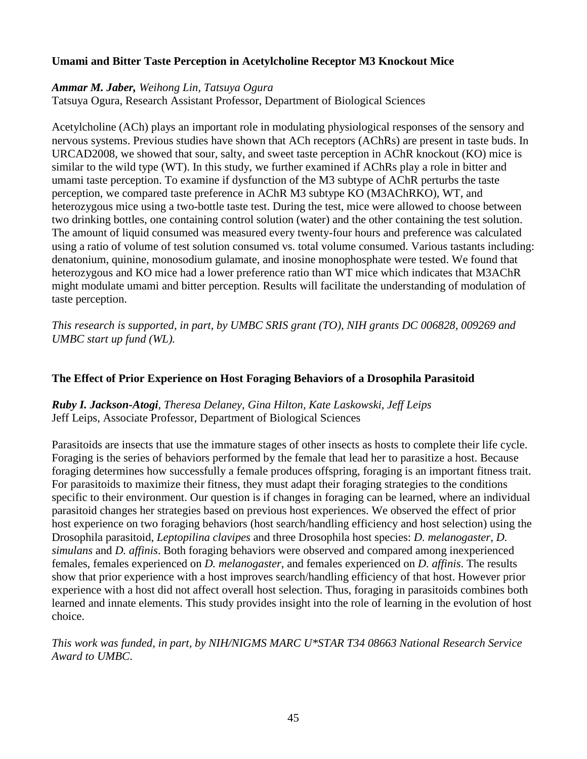### Umami and Bitter Taste Perception in Acetylcholine Receptor M3 Knockout Mice

***Ammar M. Jaber,*** *Weihong Lin, Tatsuya Ogura*
Tatsuya Ogura, Research Assistant Professor, Department of Biological Sciences

Acetylcholine (ACh) plays an important role in modulating physiological responses of the sensory and nervous systems. Previous studies have shown that ACh receptors (AChRs) are present in taste buds. In URCAD2008, we showed that sour, salty, and sweet taste perception in AChR knockout (KO) mice is similar to the wild type (WT). In this study, we further examined if AChRs play a role in bitter and umami taste perception. To examine if dysfunction of the M3 subtype of AChR perturbs the taste perception, we compared taste preference in AChR M3 subtype KO (M3AChRKO), WT, and heterozygous mice using a two-bottle taste test. During the test, mice were allowed to choose between two drinking bottles, one containing control solution (water) and the other containing the test solution. The amount of liquid consumed was measured every twenty-four hours and preference was calculated using a ratio of volume of test solution consumed vs. total volume consumed. Various tastants including: denatonium, quinine, monosodium gulamate, and inosine monophosphate were tested. We found that heterozygous and KO mice had a lower preference ratio than WT mice which indicates that M3AChR might modulate umami and bitter perception. Results will facilitate the understanding of modulation of taste perception.

*This research is supported, in part, by UMBC SRIS grant (TO), NIH grants DC 006828, 009269 and UMBC start up fund (WL).*

### The Effect of Prior Experience on Host Foraging Behaviors of a Drosophila Parasitoid

***Ruby I. Jackson-Atogi****, Theresa Delaney, Gina Hilton, Kate Laskowski, Jeff Leips*
Jeff Leips, Associate Professor, Department of Biological Sciences

Parasitoids are insects that use the immature stages of other insects as hosts to complete their life cycle. Foraging is the series of behaviors performed by the female that lead her to parasitize a host. Because foraging determines how successfully a female produces offspring, foraging is an important fitness trait. For parasitoids to maximize their fitness, they must adapt their foraging strategies to the conditions specific to their environment. Our question is if changes in foraging can be learned, where an individual parasitoid changes her strategies based on previous host experiences. We observed the effect of prior host experience on two foraging behaviors (host search/handling efficiency and host selection) using the Drosophila parasitoid, *Leptopilina clavipes* and three Drosophila host species: *D. melanogaster*, *D. simulans* and *D. affinis*. Both foraging behaviors were observed and compared among inexperienced females, females experienced on *D. melanogaster*, and females experienced on *D. affinis*. The results show that prior experience with a host improves search/handling efficiency of that host. However prior experience with a host did not affect overall host selection. Thus, foraging in parasitoids combines both learned and innate elements. This study provides insight into the role of learning in the evolution of host choice.

*This work was funded, in part, by NIH/NIGMS MARC U*STAR T34 08663 National Research Service Award to UMBC.*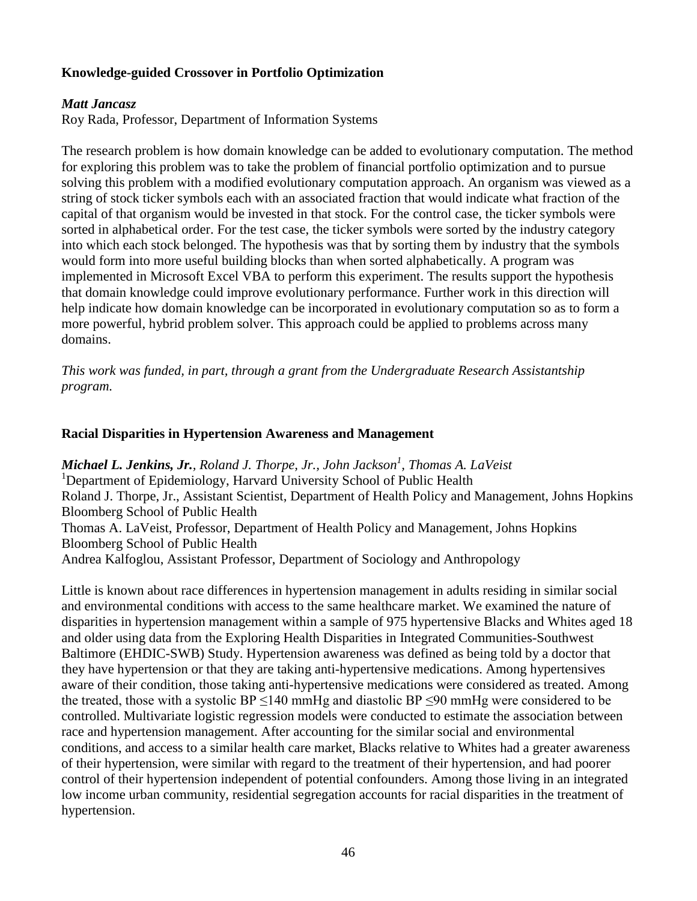**Knowledge-guided Crossover in Portfolio Optimization**

***Matt Jancasz***
Roy Rada, Professor, Department of Information Systems

The research problem is how domain knowledge can be added to evolutionary computation. The method for exploring this problem was to take the problem of financial portfolio optimization and to pursue solving this problem with a modified evolutionary computation approach. An organism was viewed as a string of stock ticker symbols each with an associated fraction that would indicate what fraction of the capital of that organism would be invested in that stock. For the control case, the ticker symbols were sorted in alphabetical order. For the test case, the ticker symbols were sorted by the industry category into which each stock belonged. The hypothesis was that by sorting them by industry that the symbols would form into more useful building blocks than when sorted alphabetically. A program was implemented in Microsoft Excel VBA to perform this experiment. The results support the hypothesis that domain knowledge could improve evolutionary performance. Further work in this direction will help indicate how domain knowledge can be incorporated in evolutionary computation so as to form a more powerful, hybrid problem solver. This approach could be applied to problems across many domains.

*This work was funded, in part, through a grant from the Undergraduate Research Assistantship program.*

**Racial Disparities in Hypertension Awareness and Management**

***Michael L. Jenkins, Jr.***, *Roland J. Thorpe, Jr., John Jackson[1], Thomas A. LaVeist*
[1]Department of Epidemiology, Harvard University School of Public Health
Roland J. Thorpe, Jr., Assistant Scientist, Department of Health Policy and Management, Johns Hopkins Bloomberg School of Public Health
Thomas A. LaVeist, Professor, Department of Health Policy and Management, Johns Hopkins Bloomberg School of Public Health
Andrea Kalfoglou, Assistant Professor, Department of Sociology and Anthropology

Little is known about race differences in hypertension management in adults residing in similar social and environmental conditions with access to the same healthcare market. We examined the nature of disparities in hypertension management within a sample of 975 hypertensive Blacks and Whites aged 18 and older using data from the Exploring Health Disparities in Integrated Communities-Southwest Baltimore (EHDIC-SWB) Study. Hypertension awareness was defined as being told by a doctor that they have hypertension or that they are taking anti-hypertensive medications. Among hypertensives aware of their condition, those taking anti-hypertensive medications were considered as treated. Among the treated, those with a systolic BP ≤140 mmHg and diastolic BP ≤90 mmHg were considered to be controlled. Multivariate logistic regression models were conducted to estimate the association between race and hypertension management. After accounting for the similar social and environmental conditions, and access to a similar health care market, Blacks relative to Whites had a greater awareness of their hypertension, were similar with regard to the treatment of their hypertension, and had poorer control of their hypertension independent of potential confounders. Among those living in an integrated low income urban community, residential segregation accounts for racial disparities in the treatment of hypertension.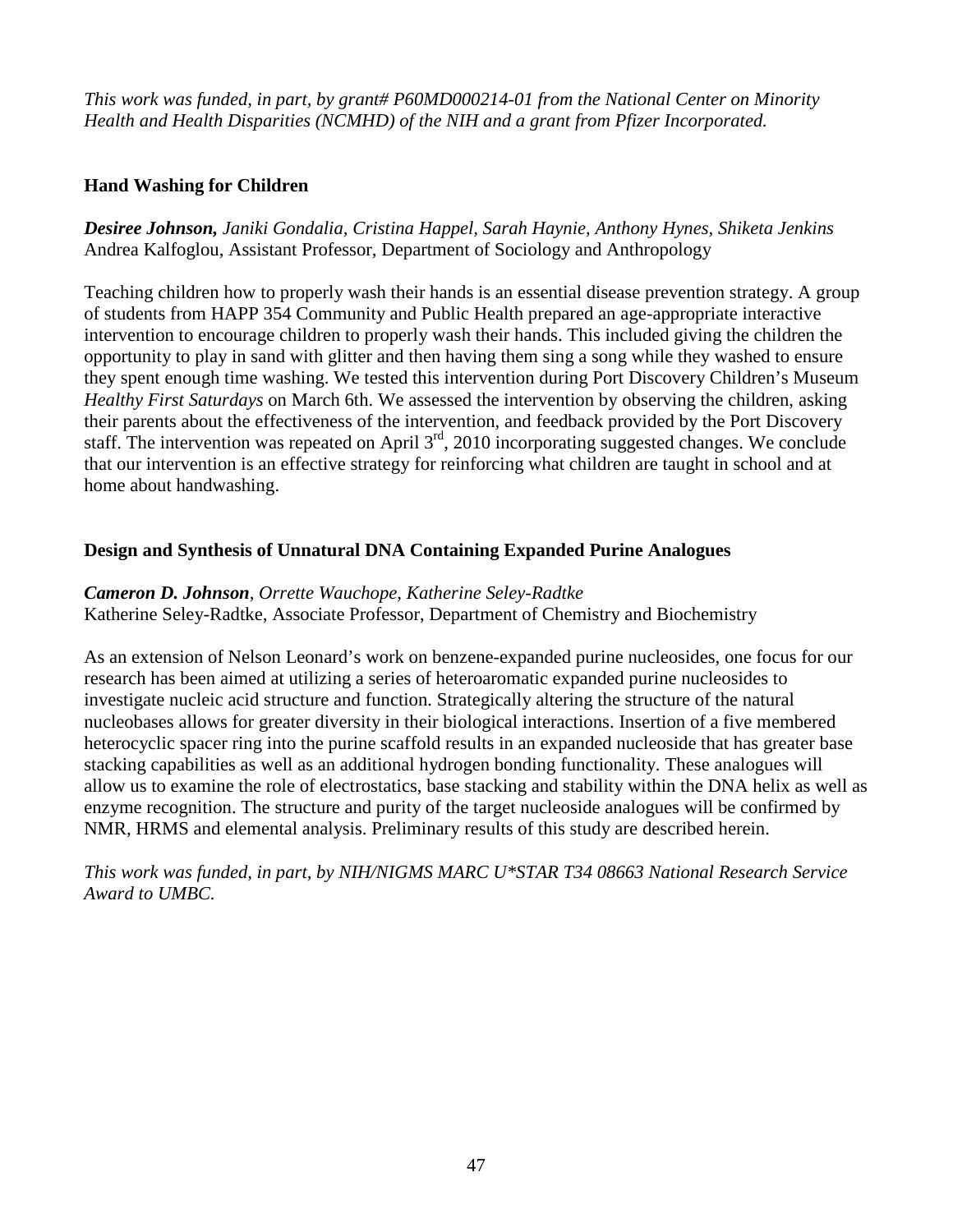*This work was funded, in part, by grant# P60MD000214-01 from the National Center on Minority Health and Health Disparities (NCMHD) of the NIH and a grant from Pfizer Incorporated.*

### Hand Washing for Children

***Desiree Johnson,*** *Janiki Gondalia, Cristina Happel, Sarah Haynie, Anthony Hynes, Shiketa Jenkins*
Andrea Kalfoglou, Assistant Professor, Department of Sociology and Anthropology

Teaching children how to properly wash their hands is an essential disease prevention strategy. A group of students from HAPP 354 Community and Public Health prepared an age-appropriate interactive intervention to encourage children to properly wash their hands. This included giving the children the opportunity to play in sand with glitter and then having them sing a song while they washed to ensure they spent enough time washing. We tested this intervention during Port Discovery Children's Museum *Healthy First Saturdays* on March 6th. We assessed the intervention by observing the children, asking their parents about the effectiveness of the intervention, and feedback provided by the Port Discovery staff. The intervention was repeated on April 3rd, 2010 incorporating suggested changes. We conclude that our intervention is an effective strategy for reinforcing what children are taught in school and at home about handwashing.

### Design and Synthesis of Unnatural DNA Containing Expanded Purine Analogues

***Cameron D. Johnson***, *Orrette Wauchope, Katherine Seley-Radtke*
Katherine Seley-Radtke, Associate Professor, Department of Chemistry and Biochemistry

As an extension of Nelson Leonard's work on benzene-expanded purine nucleosides, one focus for our research has been aimed at utilizing a series of heteroaromatic expanded purine nucleosides to investigate nucleic acid structure and function. Strategically altering the structure of the natural nucleobases allows for greater diversity in their biological interactions. Insertion of a five membered heterocyclic spacer ring into the purine scaffold results in an expanded nucleoside that has greater base stacking capabilities as well as an additional hydrogen bonding functionality. These analogues will allow us to examine the role of electrostatics, base stacking and stability within the DNA helix as well as enzyme recognition. The structure and purity of the target nucleoside analogues will be confirmed by NMR, HRMS and elemental analysis. Preliminary results of this study are described herein.

*This work was funded, in part, by NIH/NIGMS MARC U*STAR T34 08663 National Research Service Award to UMBC.*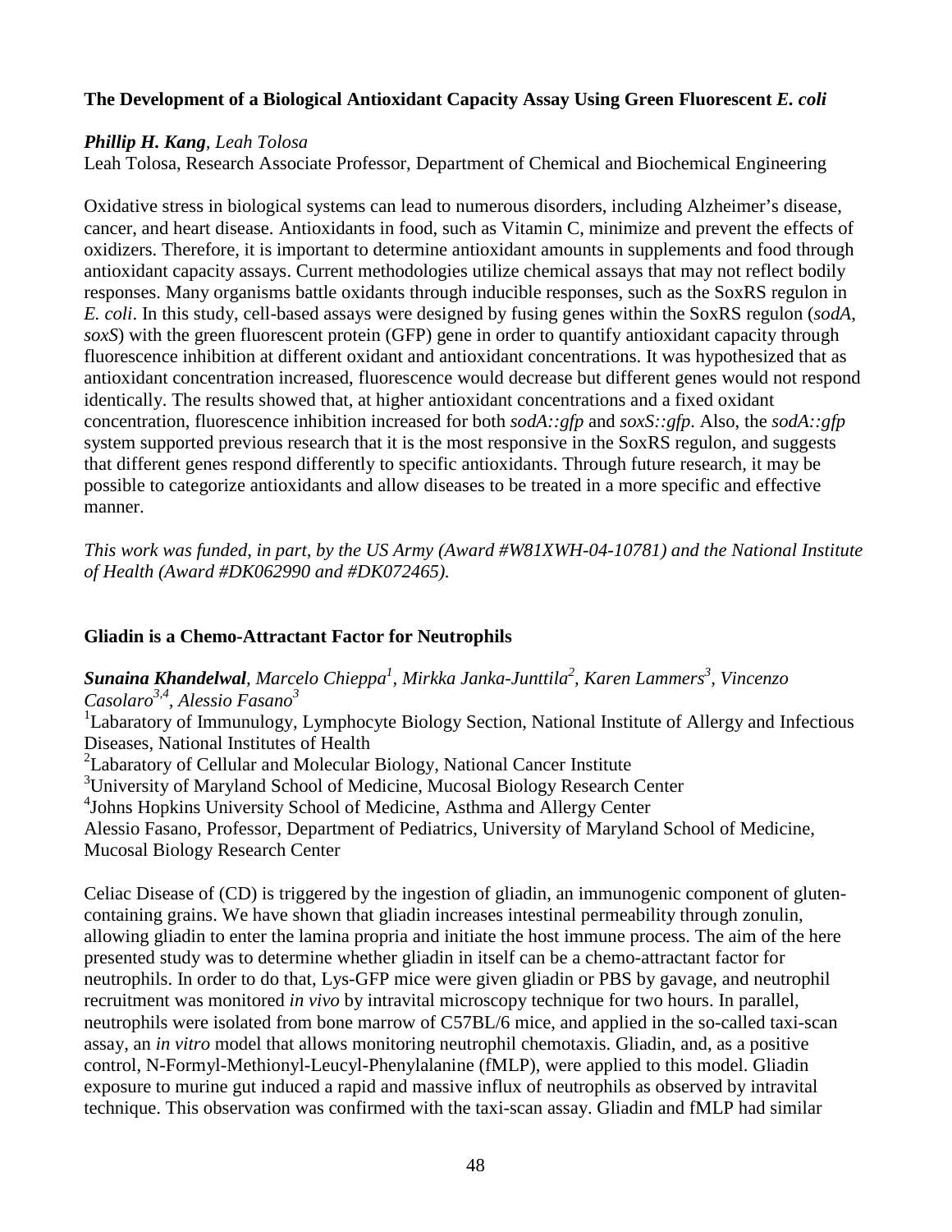### The Development of a Biological Antioxidant Capacity Assay Using Green Fluorescent *E. coli*

***Phillip H. Kang**, Leah Tolosa*

Leah Tolosa, Research Associate Professor, Department of Chemical and Biochemical Engineering

Oxidative stress in biological systems can lead to numerous disorders, including Alzheimer's disease, cancer, and heart disease. Antioxidants in food, such as Vitamin C, minimize and prevent the effects of oxidizers. Therefore, it is important to determine antioxidant amounts in supplements and food through antioxidant capacity assays. Current methodologies utilize chemical assays that may not reflect bodily responses. Many organisms battle oxidants through inducible responses, such as the SoxRS regulon in *E. coli*. In this study, cell-based assays were designed by fusing genes within the SoxRS regulon (*sodA*, *soxS*) with the green fluorescent protein (GFP) gene in order to quantify antioxidant capacity through fluorescence inhibition at different oxidant and antioxidant concentrations. It was hypothesized that as antioxidant concentration increased, fluorescence would decrease but different genes would not respond identically. The results showed that, at higher antioxidant concentrations and a fixed oxidant concentration, fluorescence inhibition increased for both *sodA::gfp* and *soxS::gfp*. Also, the *sodA::gfp* system supported previous research that it is the most responsive in the SoxRS regulon, and suggests that different genes respond differently to specific antioxidants. Through future research, it may be possible to categorize antioxidants and allow diseases to be treated in a more specific and effective manner.

*This work was funded, in part, by the US Army (Award #W81XWH-04-10781) and the National Institute of Health (Award #DK062990 and #DK072465).*

### Gliadin is a Chemo-Attractant Factor for Neutrophils

***Sunaina Khandelwal**, Marcelo Chieppa[1], Mirkka Janka-Junttila[2], Karen Lammers[3], Vincenzo Casolaro[3,4], Alessio Fasano[3]*

[1]Labaratory of Immunulogy, Lymphocyte Biology Section, National Institute of Allergy and Infectious Diseases, National Institutes of Health

[2]Labaratory of Cellular and Molecular Biology, National Cancer Institute

[3]University of Maryland School of Medicine, Mucosal Biology Research Center

[4]Johns Hopkins University School of Medicine, Asthma and Allergy Center

Alessio Fasano, Professor, Department of Pediatrics, University of Maryland School of Medicine, Mucosal Biology Research Center

Celiac Disease of (CD) is triggered by the ingestion of gliadin, an immunogenic component of gluten-containing grains. We have shown that gliadin increases intestinal permeability through zonulin, allowing gliadin to enter the lamina propria and initiate the host immune process. The aim of the here presented study was to determine whether gliadin in itself can be a chemo-attractant factor for neutrophils. In order to do that, Lys-GFP mice were given gliadin or PBS by gavage, and neutrophil recruitment was monitored *in vivo* by intravital microscopy technique for two hours. In parallel, neutrophils were isolated from bone marrow of C57BL/6 mice, and applied in the so-called taxi-scan assay, an *in vitro* model that allows monitoring neutrophil chemotaxis. Gliadin, and, as a positive control, N-Formyl-Methionyl-Leucyl-Phenylalanine (fMLP), were applied to this model. Gliadin exposure to murine gut induced a rapid and massive influx of neutrophils as observed by intravital technique. This observation was confirmed with the taxi-scan assay. Gliadin and fMLP had similar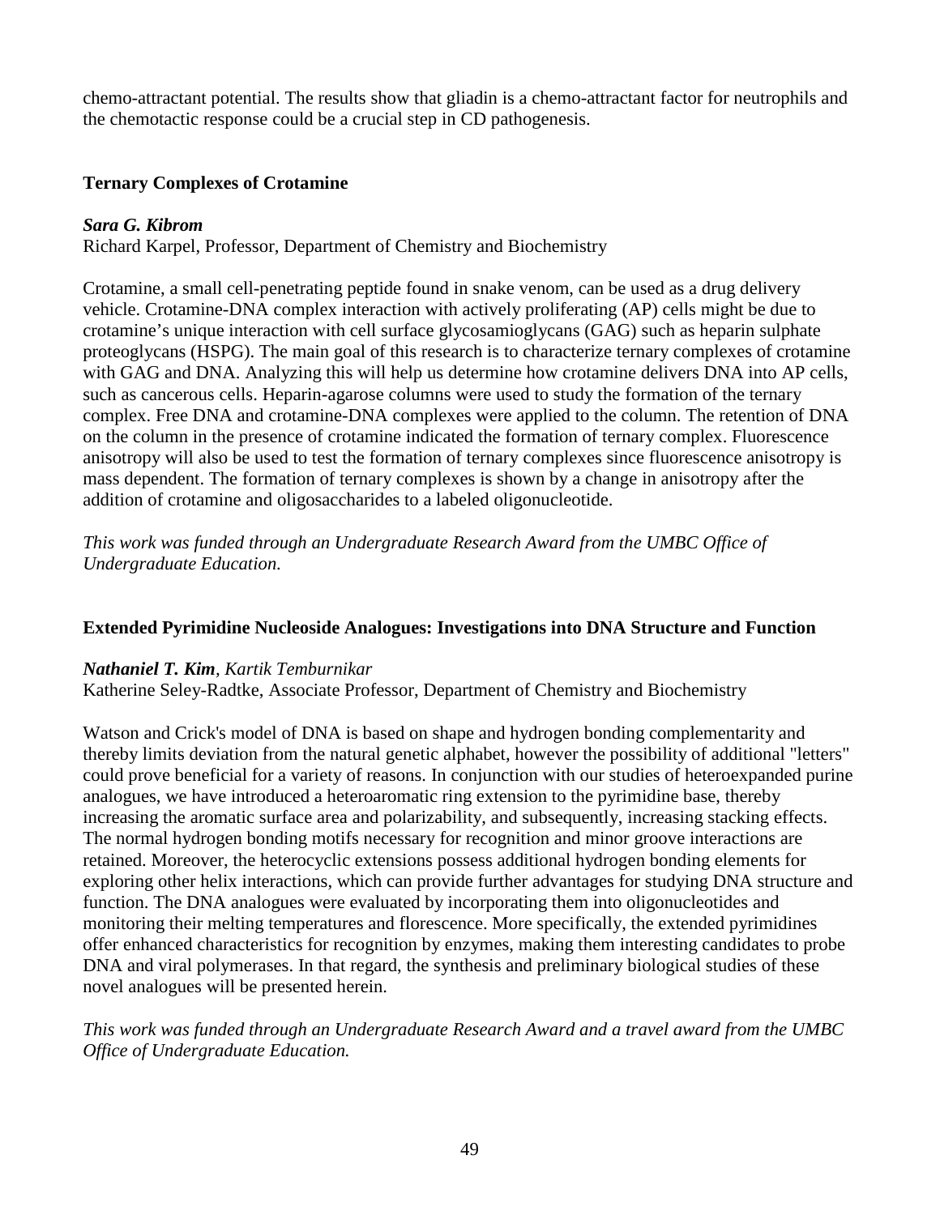chemo-attractant potential. The results show that gliadin is a chemo-attractant factor for neutrophils and the chemotactic response could be a crucial step in CD pathogenesis.

### Ternary Complexes of Crotamine

***Sara G. Kibrom***
Richard Karpel, Professor, Department of Chemistry and Biochemistry

Crotamine, a small cell-penetrating peptide found in snake venom, can be used as a drug delivery vehicle. Crotamine-DNA complex interaction with actively proliferating (AP) cells might be due to crotamine's unique interaction with cell surface glycosamioglycans (GAG) such as heparin sulphate proteoglycans (HSPG). The main goal of this research is to characterize ternary complexes of crotamine with GAG and DNA. Analyzing this will help us determine how crotamine delivers DNA into AP cells, such as cancerous cells. Heparin-agarose columns were used to study the formation of the ternary complex. Free DNA and crotamine-DNA complexes were applied to the column. The retention of DNA on the column in the presence of crotamine indicated the formation of ternary complex. Fluorescence anisotropy will also be used to test the formation of ternary complexes since fluorescence anisotropy is mass dependent. The formation of ternary complexes is shown by a change in anisotropy after the addition of crotamine and oligosaccharides to a labeled oligonucleotide.

*This work was funded through an Undergraduate Research Award from the UMBC Office of Undergraduate Education.*

### Extended Pyrimidine Nucleoside Analogues: Investigations into DNA Structure and Function

***Nathaniel T. Kim**, Kartik Temburnikar*
Katherine Seley-Radtke, Associate Professor, Department of Chemistry and Biochemistry

Watson and Crick's model of DNA is based on shape and hydrogen bonding complementarity and thereby limits deviation from the natural genetic alphabet, however the possibility of additional "letters" could prove beneficial for a variety of reasons. In conjunction with our studies of heteroexpanded purine analogues, we have introduced a heteroaromatic ring extension to the pyrimidine base, thereby increasing the aromatic surface area and polarizability, and subsequently, increasing stacking effects. The normal hydrogen bonding motifs necessary for recognition and minor groove interactions are retained. Moreover, the heterocyclic extensions possess additional hydrogen bonding elements for exploring other helix interactions, which can provide further advantages for studying DNA structure and function. The DNA analogues were evaluated by incorporating them into oligonucleotides and monitoring their melting temperatures and florescence. More specifically, the extended pyrimidines offer enhanced characteristics for recognition by enzymes, making them interesting candidates to probe DNA and viral polymerases. In that regard, the synthesis and preliminary biological studies of these novel analogues will be presented herein.

*This work was funded through an Undergraduate Research Award and a travel award from the UMBC Office of Undergraduate Education.*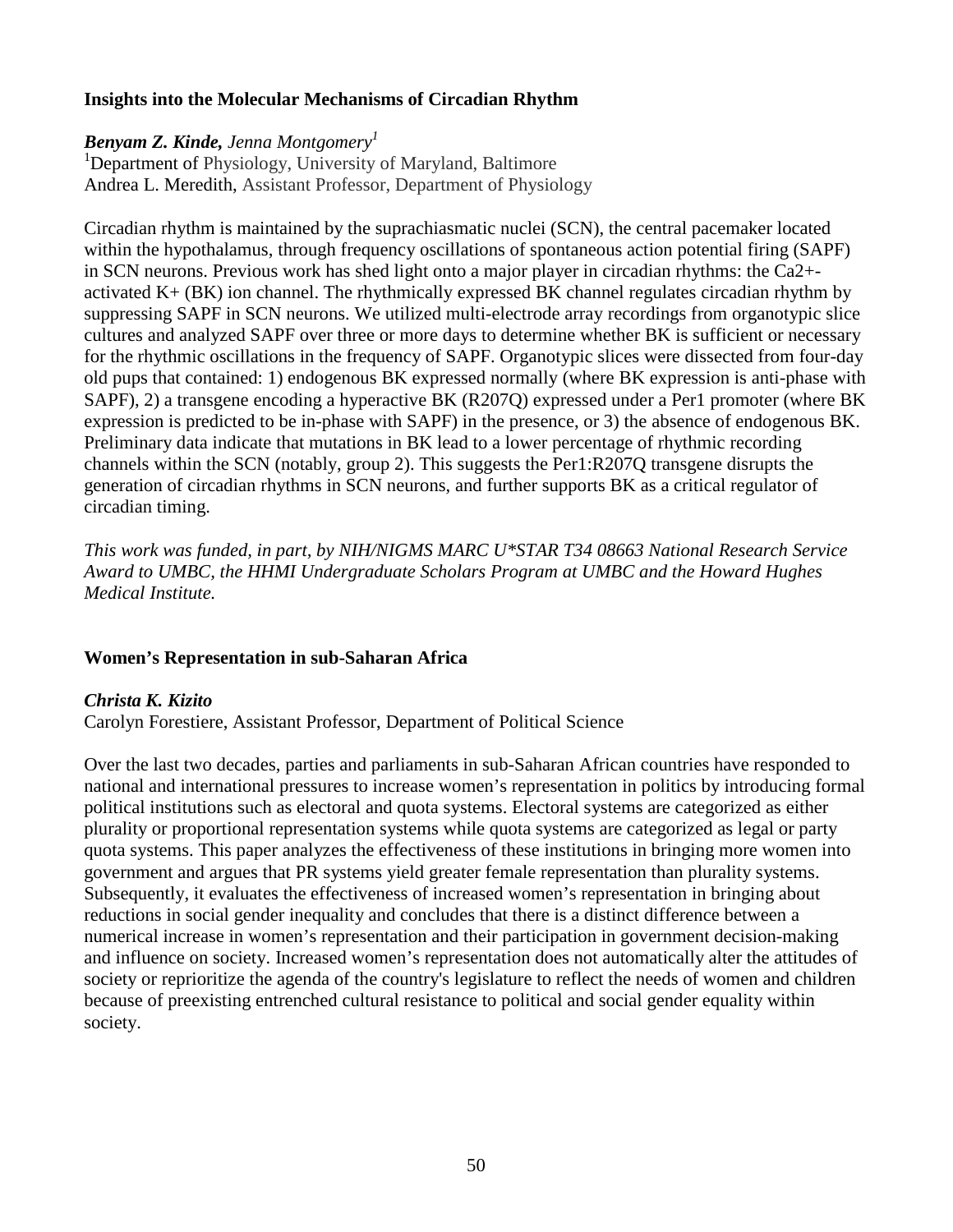### Insights into the Molecular Mechanisms of Circadian Rhythm

***Benyam Z. Kinde,*** *Jenna Montgomery*[1]
[1]Department of Physiology, University of Maryland, Baltimore
Andrea L. Meredith, Assistant Professor, Department of Physiology

Circadian rhythm is maintained by the suprachiasmatic nuclei (SCN), the central pacemaker located within the hypothalamus, through frequency oscillations of spontaneous action potential firing (SAPF) in SCN neurons. Previous work has shed light onto a major player in circadian rhythms: the $Ca^{2+}$-activated $K^+$ (BK) ion channel. The rhythmically expressed BK channel regulates circadian rhythm by suppressing SAPF in SCN neurons. We utilized multi-electrode array recordings from organotypic slice cultures and analyzed SAPF over three or more days to determine whether BK is sufficient or necessary for the rhythmic oscillations in the frequency of SAPF. Organotypic slices were dissected from four-day old pups that contained: 1) endogenous BK expressed normally (where BK expression is anti-phase with SAPF), 2) a transgene encoding a hyperactive BK (R207Q) expressed under a Per1 promoter (where BK expression is predicted to be in-phase with SAPF) in the presence, or 3) the absence of endogenous BK. Preliminary data indicate that mutations in BK lead to a lower percentage of rhythmic recording channels within the SCN (notably, group 2). This suggests the Per1:R207Q transgene disrupts the generation of circadian rhythms in SCN neurons, and further supports BK as a critical regulator of circadian timing.

*This work was funded, in part, by NIH/NIGMS MARC U*STAR T34 08663 National Research Service Award to UMBC, the HHMI Undergraduate Scholars Program at UMBC and the Howard Hughes Medical Institute.*

### Women's Representation in sub-Saharan Africa

***Christa K. Kizito***
Carolyn Forestiere, Assistant Professor, Department of Political Science

Over the last two decades, parties and parliaments in sub-Saharan African countries have responded to national and international pressures to increase women's representation in politics by introducing formal political institutions such as electoral and quota systems. Electoral systems are categorized as either plurality or proportional representation systems while quota systems are categorized as legal or party quota systems. This paper analyzes the effectiveness of these institutions in bringing more women into government and argues that PR systems yield greater female representation than plurality systems. Subsequently, it evaluates the effectiveness of increased women's representation in bringing about reductions in social gender inequality and concludes that there is a distinct difference between a numerical increase in women's representation and their participation in government decision-making and influence on society. Increased women's representation does not automatically alter the attitudes of society or reprioritize the agenda of the country's legislature to reflect the needs of women and children because of preexisting entrenched cultural resistance to political and social gender equality within society.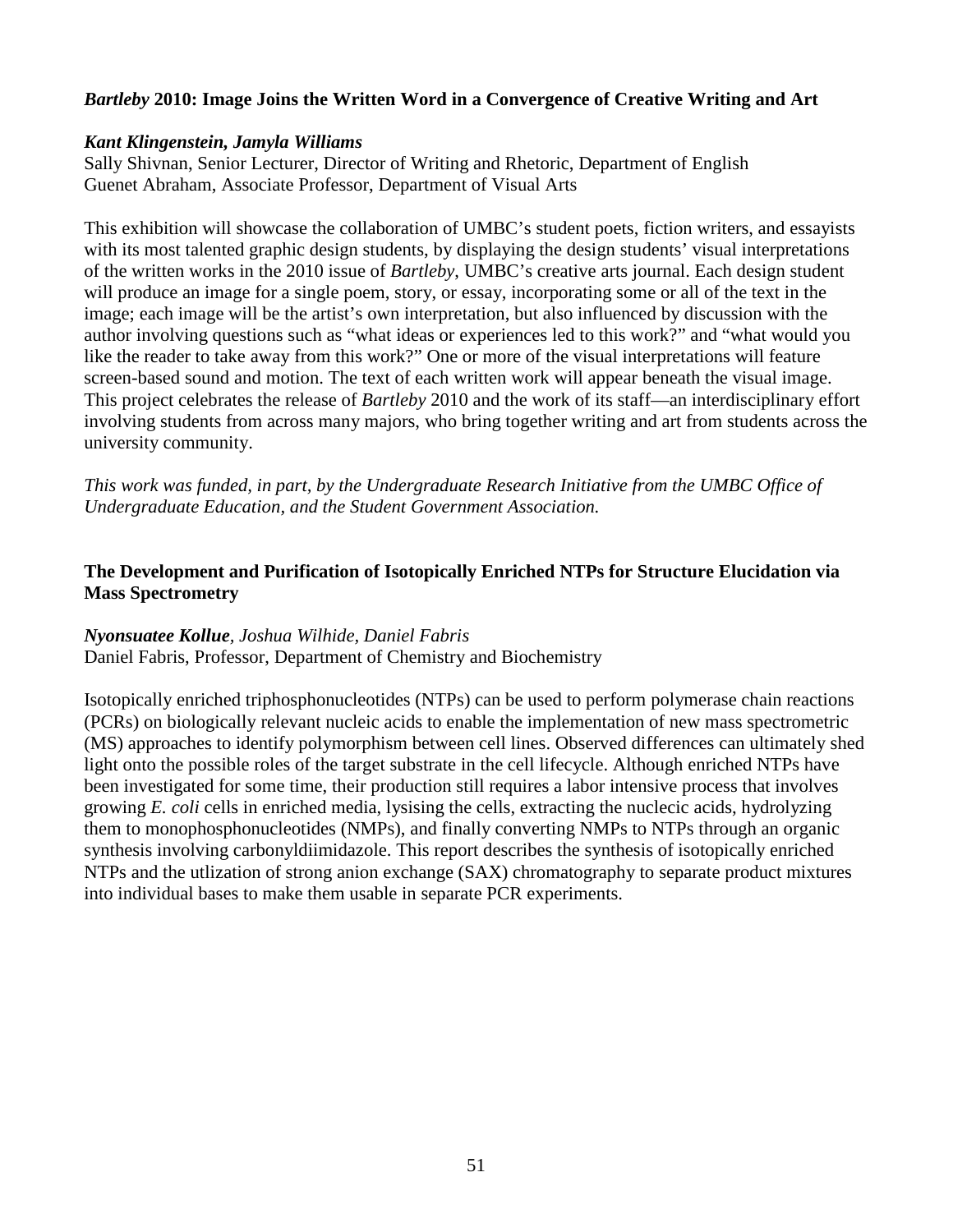### *Bartleby* 2010: Image Joins the Written Word in a Convergence of Creative Writing and Art

***Kant Klingenstein, Jamyla Williams***
Sally Shivnan, Senior Lecturer, Director of Writing and Rhetoric, Department of English
Guenet Abraham, Associate Professor, Department of Visual Arts

This exhibition will showcase the collaboration of UMBC's student poets, fiction writers, and essayists with its most talented graphic design students, by displaying the design students' visual interpretations of the written works in the 2010 issue of *Bartleby*, UMBC's creative arts journal. Each design student will produce an image for a single poem, story, or essay, incorporating some or all of the text in the image; each image will be the artist's own interpretation, but also influenced by discussion with the author involving questions such as "what ideas or experiences led to this work?" and "what would you like the reader to take away from this work?" One or more of the visual interpretations will feature screen-based sound and motion. The text of each written work will appear beneath the visual image. This project celebrates the release of *Bartleby* 2010 and the work of its staff—an interdisciplinary effort involving students from across many majors, who bring together writing and art from students across the university community.

*This work was funded, in part, by the Undergraduate Research Initiative from the UMBC Office of Undergraduate Education, and the Student Government Association.*

### The Development and Purification of Isotopically Enriched NTPs for Structure Elucidation via Mass Spectrometry

***Nyonsuatee Kollue***, *Joshua Wilhide, Daniel Fabris*
Daniel Fabris, Professor, Department of Chemistry and Biochemistry

Isotopically enriched triphosphonucleotides (NTPs) can be used to perform polymerase chain reactions (PCRs) on biologically relevant nucleic acids to enable the implementation of new mass spectrometric (MS) approaches to identify polymorphism between cell lines. Observed differences can ultimately shed light onto the possible roles of the target substrate in the cell lifecycle. Although enriched NTPs have been investigated for some time, their production still requires a labor intensive process that involves growing *E. coli* cells in enriched media, lysising the cells, extracting the nuclecic acids, hydrolyzing them to monophosphonucleotides (NMPs), and finally converting NMPs to NTPs through an organic synthesis involving carbonyldiimidazole. This report describes the synthesis of isotopically enriched NTPs and the utlization of strong anion exchange (SAX) chromatography to separate product mixtures into individual bases to make them usable in separate PCR experiments.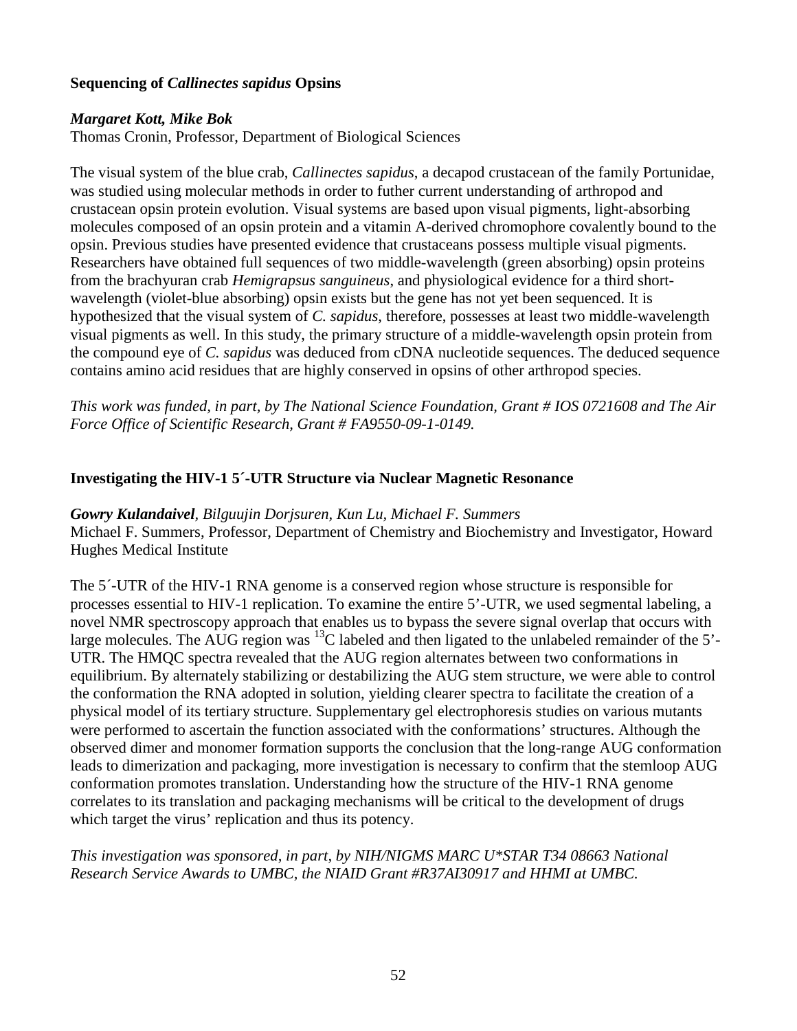### Sequencing of *Callinectes sapidus* Opsins

***Margaret Kott, Mike Bok***
Thomas Cronin, Professor, Department of Biological Sciences

The visual system of the blue crab, *Callinectes sapidus*, a decapod crustacean of the family Portunidae, was studied using molecular methods in order to futher current understanding of arthropod and crustacean opsin protein evolution. Visual systems are based upon visual pigments, light-absorbing molecules composed of an opsin protein and a vitamin A-derived chromophore covalently bound to the opsin. Previous studies have presented evidence that crustaceans possess multiple visual pigments. Researchers have obtained full sequences of two middle-wavelength (green absorbing) opsin proteins from the brachyuran crab *Hemigrapsus sanguineus*, and physiological evidence for a third short-wavelength (violet-blue absorbing) opsin exists but the gene has not yet been sequenced. It is hypothesized that the visual system of *C. sapidus*, therefore, possesses at least two middle-wavelength visual pigments as well. In this study, the primary structure of a middle-wavelength opsin protein from the compound eye of *C. sapidus* was deduced from cDNA nucleotide sequences. The deduced sequence contains amino acid residues that are highly conserved in opsins of other arthropod species.

*This work was funded, in part, by The National Science Foundation, Grant # IOS 0721608 and The Air Force Office of Scientific Research, Grant # FA9550-09-1-0149.*

### Investigating the HIV-1 5´-UTR Structure via Nuclear Magnetic Resonance

***Gowry Kulandaivel****, Bilguujin Dorjsuren, Kun Lu, Michael F. Summers*
Michael F. Summers, Professor, Department of Chemistry and Biochemistry and Investigator, Howard Hughes Medical Institute

The 5´-UTR of the HIV-1 RNA genome is a conserved region whose structure is responsible for processes essential to HIV-1 replication. To examine the entire 5'-UTR, we used segmental labeling, a novel NMR spectroscopy approach that enables us to bypass the severe signal overlap that occurs with large molecules. The AUG region was $^{13}C$ labeled and then ligated to the unlabeled remainder of the 5'-UTR. The HMQC spectra revealed that the AUG region alternates between two conformations in equilibrium. By alternately stabilizing or destabilizing the AUG stem structure, we were able to control the conformation the RNA adopted in solution, yielding clearer spectra to facilitate the creation of a physical model of its tertiary structure. Supplementary gel electrophoresis studies on various mutants were performed to ascertain the function associated with the conformations' structures. Although the observed dimer and monomer formation supports the conclusion that the long-range AUG conformation leads to dimerization and packaging, more investigation is necessary to confirm that the stemloop AUG conformation promotes translation. Understanding how the structure of the HIV-1 RNA genome correlates to its translation and packaging mechanisms will be critical to the development of drugs which target the virus' replication and thus its potency.

*This investigation was sponsored, in part, by NIH/NIGMS MARC U*STAR T34 08663 National Research Service Awards to UMBC, the NIAID Grant #R37AI30917 and HHMI at UMBC.*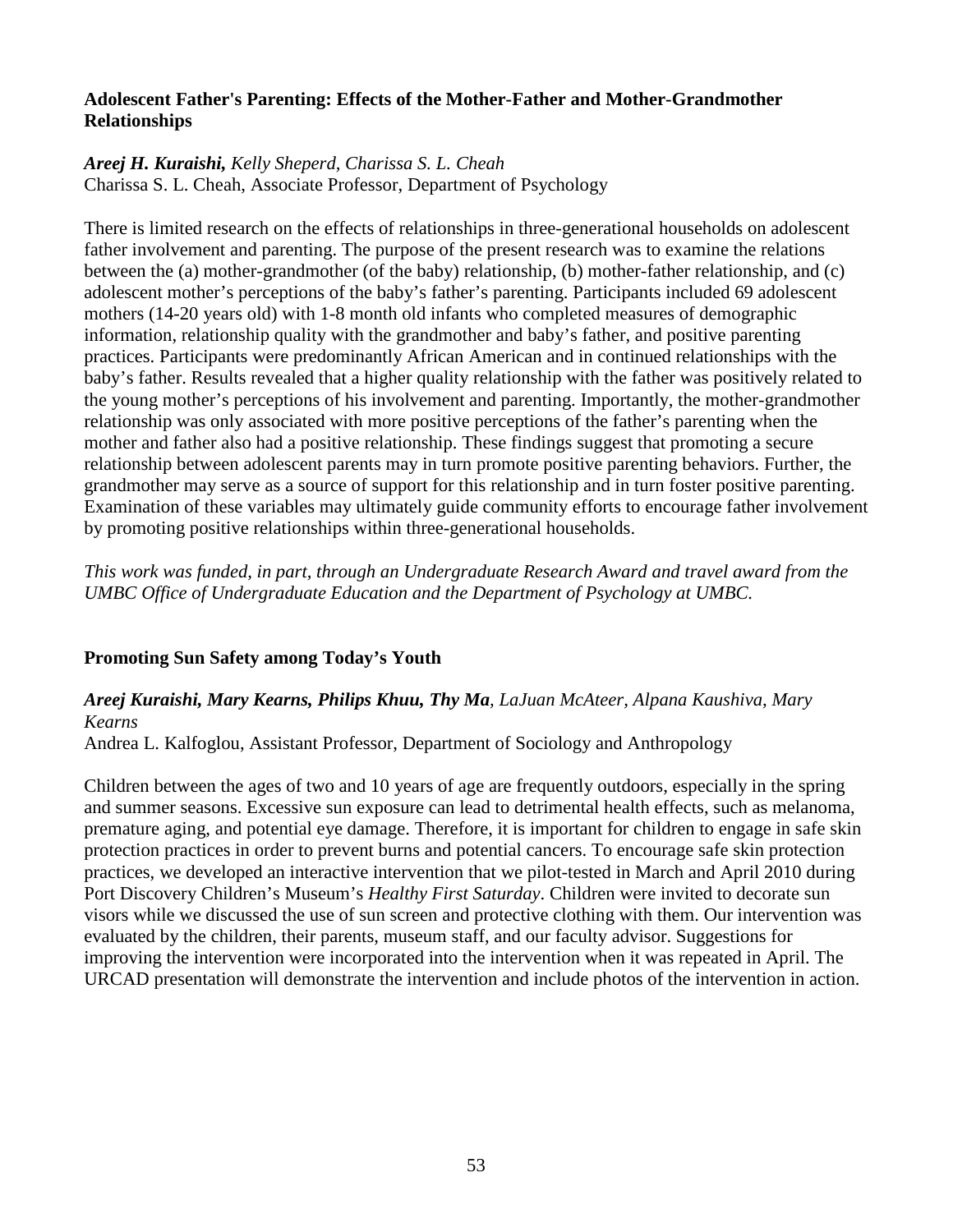**Adolescent Father's Parenting: Effects of the Mother-Father and Mother-Grandmother Relationships**

***Areej H. Kuraishi,*** *Kelly Sheperd, Charissa S. L. Cheah*
Charissa S. L. Cheah, Associate Professor, Department of Psychology

There is limited research on the effects of relationships in three-generational households on adolescent father involvement and parenting. The purpose of the present research was to examine the relations between the (a) mother-grandmother (of the baby) relationship, (b) mother-father relationship, and (c) adolescent mother's perceptions of the baby's father's parenting. Participants included 69 adolescent mothers (14-20 years old) with 1-8 month old infants who completed measures of demographic information, relationship quality with the grandmother and baby's father, and positive parenting practices. Participants were predominantly African American and in continued relationships with the baby's father. Results revealed that a higher quality relationship with the father was positively related to the young mother's perceptions of his involvement and parenting. Importantly, the mother-grandmother relationship was only associated with more positive perceptions of the father's parenting when the mother and father also had a positive relationship. These findings suggest that promoting a secure relationship between adolescent parents may in turn promote positive parenting behaviors. Further, the grandmother may serve as a source of support for this relationship and in turn foster positive parenting. Examination of these variables may ultimately guide community efforts to encourage father involvement by promoting positive relationships within three-generational households.

*This work was funded, in part, through an Undergraduate Research Award and travel award from the UMBC Office of Undergraduate Education and the Department of Psychology at UMBC.*

**Promoting Sun Safety among Today's Youth**

***Areej Kuraishi, Mary Kearns, Philips Khuu, Thy Ma****, LaJuan McAteer, Alpana Kaushiva, Mary Kearns*
Andrea L. Kalfoglou, Assistant Professor, Department of Sociology and Anthropology

Children between the ages of two and 10 years of age are frequently outdoors, especially in the spring and summer seasons. Excessive sun exposure can lead to detrimental health effects, such as melanoma, premature aging, and potential eye damage. Therefore, it is important for children to engage in safe skin protection practices in order to prevent burns and potential cancers. To encourage safe skin protection practices, we developed an interactive intervention that we pilot-tested in March and April 2010 during Port Discovery Children's Museum's *Healthy First Saturday*. Children were invited to decorate sun visors while we discussed the use of sun screen and protective clothing with them. Our intervention was evaluated by the children, their parents, museum staff, and our faculty advisor. Suggestions for improving the intervention were incorporated into the intervention when it was repeated in April. The URCAD presentation will demonstrate the intervention and include photos of the intervention in action.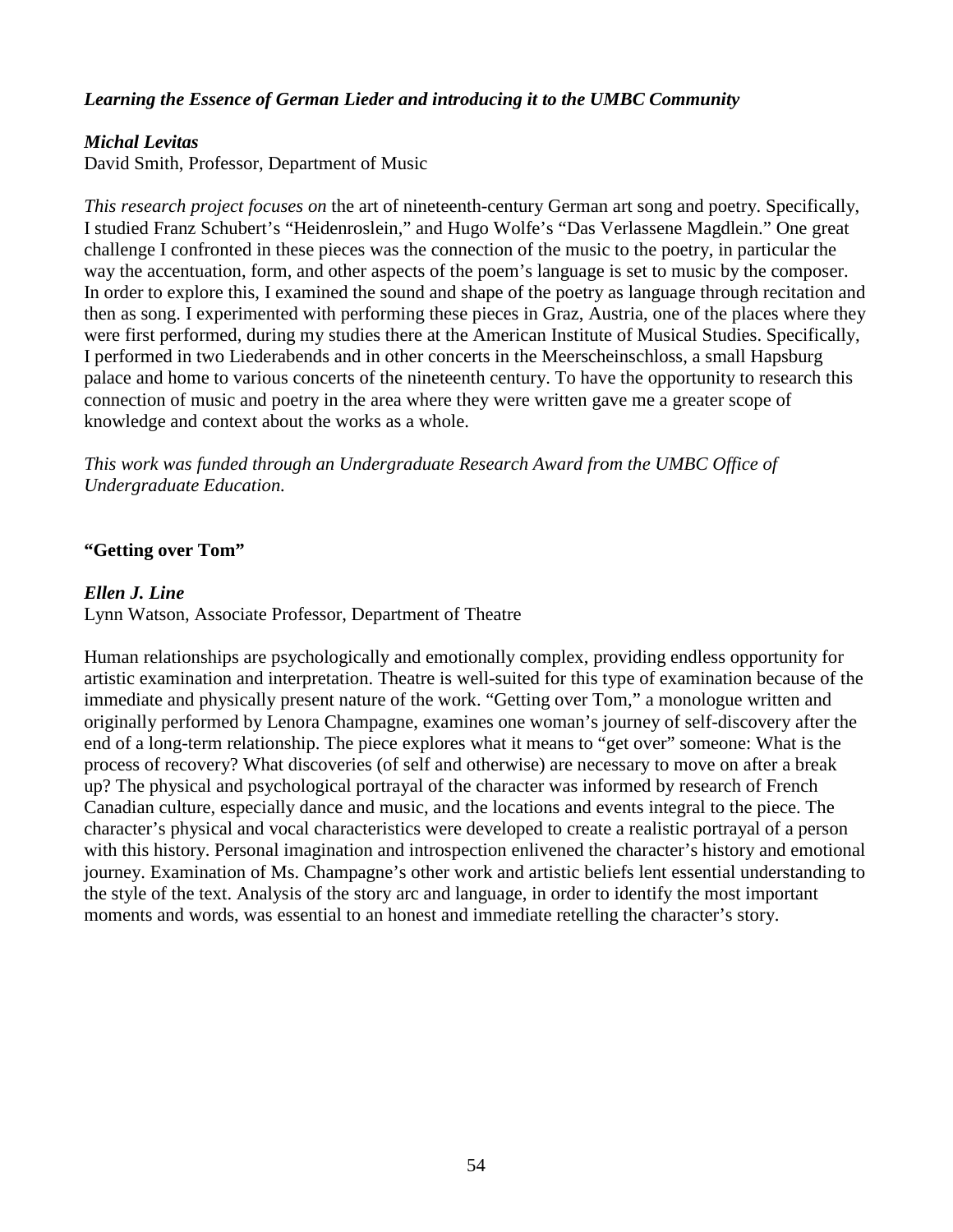### *Learning the Essence of German Lieder and introducing it to the UMBC Community*

***Michal Levitas***
David Smith, Professor, Department of Music

*This research project focuses on* the art of nineteenth-century German art song and poetry. Specifically, I studied Franz Schubert's "Heidenroslein," and Hugo Wolfe's "Das Verlassene Magdlein." One great challenge I confronted in these pieces was the connection of the music to the poetry, in particular the way the accentuation, form, and other aspects of the poem's language is set to music by the composer. In order to explore this, I examined the sound and shape of the poetry as language through recitation and then as song. I experimented with performing these pieces in Graz, Austria, one of the places where they were first performed, during my studies there at the American Institute of Musical Studies. Specifically, I performed in two Liederabends and in other concerts in the Meerscheinschloss, a small Hapsburg palace and home to various concerts of the nineteenth century. To have the opportunity to research this connection of music and poetry in the area where they were written gave me a greater scope of knowledge and context about the works as a whole.

*This work was funded through an Undergraduate Research Award from the UMBC Office of Undergraduate Education.*

### "Getting over Tom"

***Ellen J. Line***
Lynn Watson, Associate Professor, Department of Theatre

Human relationships are psychologically and emotionally complex, providing endless opportunity for artistic examination and interpretation. Theatre is well-suited for this type of examination because of the immediate and physically present nature of the work. "Getting over Tom," a monologue written and originally performed by Lenora Champagne, examines one woman's journey of self-discovery after the end of a long-term relationship. The piece explores what it means to "get over" someone: What is the process of recovery? What discoveries (of self and otherwise) are necessary to move on after a break up? The physical and psychological portrayal of the character was informed by research of French Canadian culture, especially dance and music, and the locations and events integral to the piece. The character's physical and vocal characteristics were developed to create a realistic portrayal of a person with this history. Personal imagination and introspection enlivened the character's history and emotional journey. Examination of Ms. Champagne's other work and artistic beliefs lent essential understanding to the style of the text. Analysis of the story arc and language, in order to identify the most important moments and words, was essential to an honest and immediate retelling the character's story.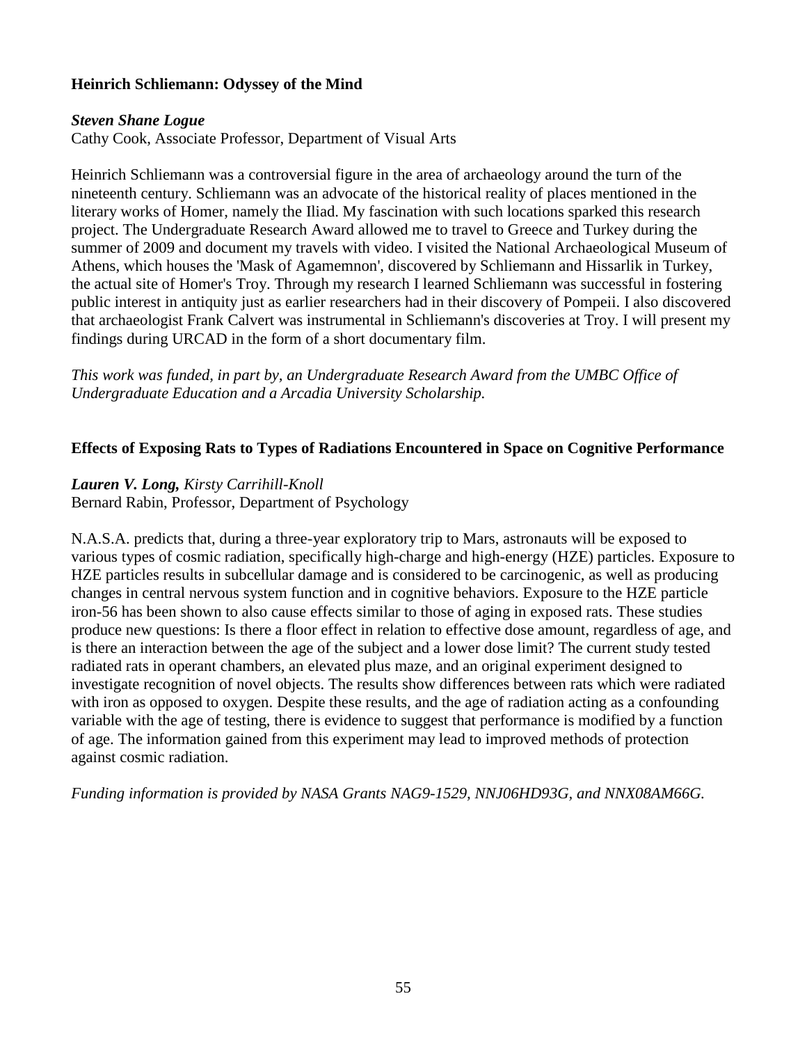### Heinrich Schliemann: Odyssey of the Mind

***Steven Shane Logue***
Cathy Cook, Associate Professor, Department of Visual Arts

Heinrich Schliemann was a controversial figure in the area of archaeology around the turn of the nineteenth century. Schliemann was an advocate of the historical reality of places mentioned in the literary works of Homer, namely the Iliad. My fascination with such locations sparked this research project. The Undergraduate Research Award allowed me to travel to Greece and Turkey during the summer of 2009 and document my travels with video. I visited the National Archaeological Museum of Athens, which houses the 'Mask of Agamemnon', discovered by Schliemann and Hissarlik in Turkey, the actual site of Homer's Troy. Through my research I learned Schliemann was successful in fostering public interest in antiquity just as earlier researchers had in their discovery of Pompeii. I also discovered that archaeologist Frank Calvert was instrumental in Schliemann's discoveries at Troy. I will present my findings during URCAD in the form of a short documentary film.

*This work was funded, in part by, an Undergraduate Research Award from the UMBC Office of Undergraduate Education and a Arcadia University Scholarship.*

### Effects of Exposing Rats to Types of Radiations Encountered in Space on Cognitive Performance

***Lauren V. Long,*** *Kirsty Carrihill-Knoll*
Bernard Rabin, Professor, Department of Psychology

N.A.S.A. predicts that, during a three-year exploratory trip to Mars, astronauts will be exposed to various types of cosmic radiation, specifically high-charge and high-energy (HZE) particles. Exposure to HZE particles results in subcellular damage and is considered to be carcinogenic, as well as producing changes in central nervous system function and in cognitive behaviors. Exposure to the HZE particle iron-56 has been shown to also cause effects similar to those of aging in exposed rats. These studies produce new questions: Is there a floor effect in relation to effective dose amount, regardless of age, and is there an interaction between the age of the subject and a lower dose limit? The current study tested radiated rats in operant chambers, an elevated plus maze, and an original experiment designed to investigate recognition of novel objects. The results show differences between rats which were radiated with iron as opposed to oxygen. Despite these results, and the age of radiation acting as a confounding variable with the age of testing, there is evidence to suggest that performance is modified by a function of age. The information gained from this experiment may lead to improved methods of protection against cosmic radiation.

*Funding information is provided by NASA Grants NAG9-1529, NNJ06HD93G, and NNX08AM66G.*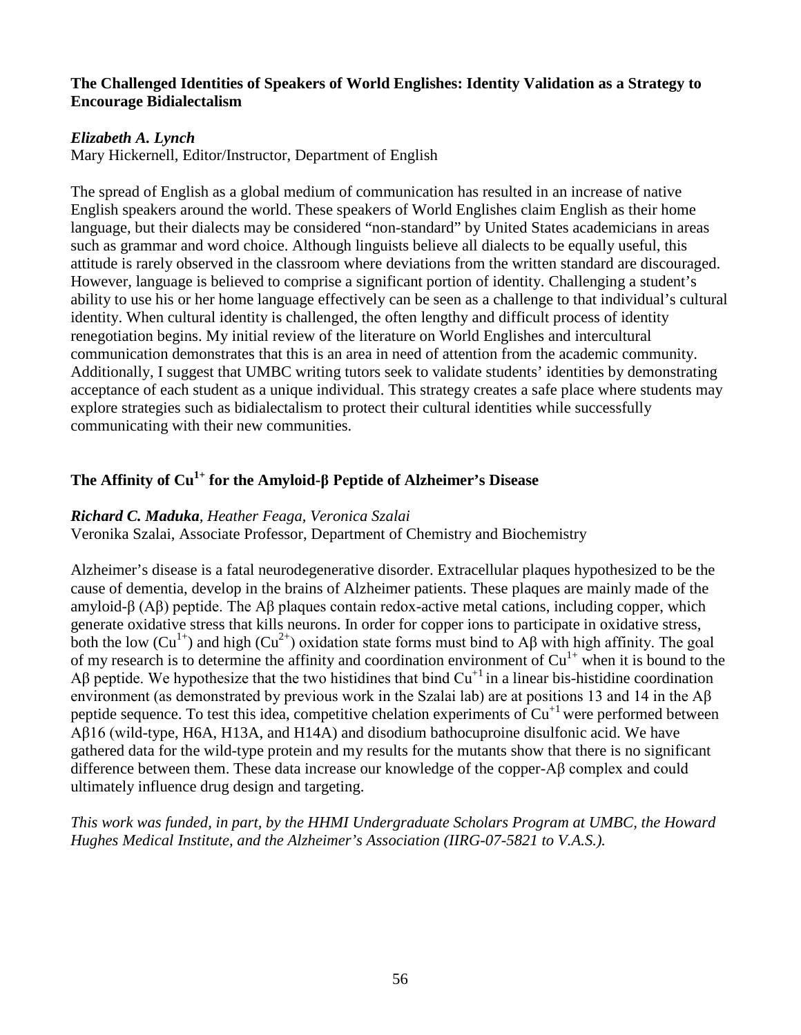### The Challenged Identities of Speakers of World Englishes: Identity Validation as a Strategy to Encourage Bidialectalism

***Elizabeth A. Lynch***
Mary Hickernell, Editor/Instructor, Department of English

The spread of English as a global medium of communication has resulted in an increase of native English speakers around the world. These speakers of World Englishes claim English as their home language, but their dialects may be considered "non-standard" by United States academicians in areas such as grammar and word choice. Although linguists believe all dialects to be equally useful, this attitude is rarely observed in the classroom where deviations from the written standard are discouraged. However, language is believed to comprise a significant portion of identity. Challenging a student's ability to use his or her home language effectively can be seen as a challenge to that individual's cultural identity. When cultural identity is challenged, the often lengthy and difficult process of identity renegotiation begins. My initial review of the literature on World Englishes and intercultural communication demonstrates that this is an area in need of attention from the academic community. Additionally, I suggest that UMBC writing tutors seek to validate students' identities by demonstrating acceptance of each student as a unique individual. This strategy creates a safe place where students may explore strategies such as bidialectalism to protect their cultural identities while successfully communicating with their new communities.

### The Affinity of $Cu^{1+}$ for the Amyloid-β Peptide of Alzheimer's Disease

***Richard C. Maduka**, Heather Feaga, Veronica Szalai*
Veronika Szalai, Associate Professor, Department of Chemistry and Biochemistry

Alzheimer's disease is a fatal neurodegenerative disorder. Extracellular plaques hypothesized to be the cause of dementia, develop in the brains of Alzheimer patients. These plaques are mainly made of the amyloid-β (Aβ) peptide. The Aβ plaques contain redox-active metal cations, including copper, which generate oxidative stress that kills neurons. In order for copper ions to participate in oxidative stress, both the low ($Cu^{1+}$) and high ($Cu^{2+}$) oxidation state forms must bind to Aβ with high affinity. The goal of my research is to determine the affinity and coordination environment of $Cu^{1+}$ when it is bound to the Aβ peptide. We hypothesize that the two histidines that bind $Cu^{+1}$ in a linear bis-histidine coordination environment (as demonstrated by previous work in the Szalai lab) are at positions 13 and 14 in the Aβ peptide sequence. To test this idea, competitive chelation experiments of $Cu^{+1}$ were performed between Aβ16 (wild-type, H6A, H13A, and H14A) and disodium bathocuproine disulfonic acid. We have gathered data for the wild-type protein and my results for the mutants show that there is no significant difference between them. These data increase our knowledge of the copper-Aβ complex and could ultimately influence drug design and targeting.

*This work was funded, in part, by the HHMI Undergraduate Scholars Program at UMBC, the Howard Hughes Medical Institute, and the Alzheimer's Association (IIRG-07-5821 to V.A.S.).*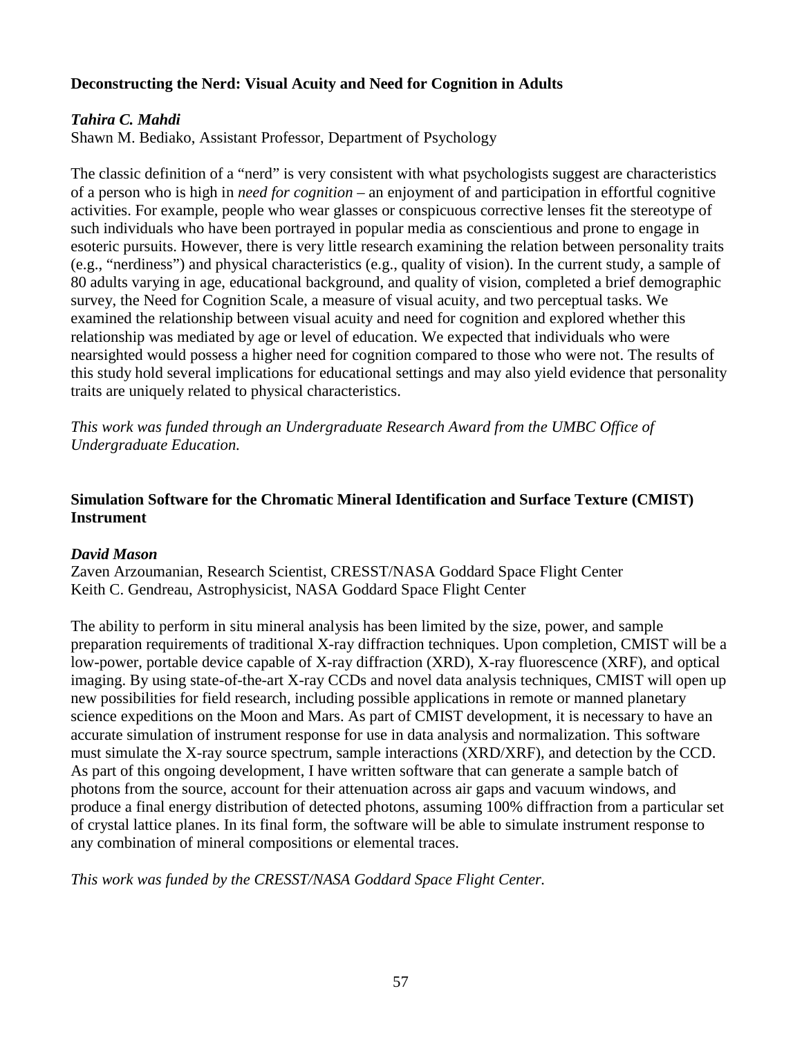### Deconstructing the Nerd: Visual Acuity and Need for Cognition in Adults

***Tahira C. Mahdi***
Shawn M. Bediako, Assistant Professor, Department of Psychology

The classic definition of a "nerd" is very consistent with what psychologists suggest are characteristics of a person who is high in *need for cognition* – an enjoyment of and participation in effortful cognitive activities. For example, people who wear glasses or conspicuous corrective lenses fit the stereotype of such individuals who have been portrayed in popular media as conscientious and prone to engage in esoteric pursuits. However, there is very little research examining the relation between personality traits (e.g., "nerdiness") and physical characteristics (e.g., quality of vision). In the current study, a sample of 80 adults varying in age, educational background, and quality of vision, completed a brief demographic survey, the Need for Cognition Scale, a measure of visual acuity, and two perceptual tasks. We examined the relationship between visual acuity and need for cognition and explored whether this relationship was mediated by age or level of education. We expected that individuals who were nearsighted would possess a higher need for cognition compared to those who were not. The results of this study hold several implications for educational settings and may also yield evidence that personality traits are uniquely related to physical characteristics.

*This work was funded through an Undergraduate Research Award from the UMBC Office of Undergraduate Education.*

### Simulation Software for the Chromatic Mineral Identification and Surface Texture (CMIST) Instrument

***David Mason***
Zaven Arzoumanian, Research Scientist, CRESST/NASA Goddard Space Flight Center
Keith C. Gendreau, Astrophysicist, NASA Goddard Space Flight Center

The ability to perform in situ mineral analysis has been limited by the size, power, and sample preparation requirements of traditional X-ray diffraction techniques. Upon completion, CMIST will be a low-power, portable device capable of X-ray diffraction (XRD), X-ray fluorescence (XRF), and optical imaging. By using state-of-the-art X-ray CCDs and novel data analysis techniques, CMIST will open up new possibilities for field research, including possible applications in remote or manned planetary science expeditions on the Moon and Mars. As part of CMIST development, it is necessary to have an accurate simulation of instrument response for use in data analysis and normalization. This software must simulate the X-ray source spectrum, sample interactions (XRD/XRF), and detection by the CCD. As part of this ongoing development, I have written software that can generate a sample batch of photons from the source, account for their attenuation across air gaps and vacuum windows, and produce a final energy distribution of detected photons, assuming 100% diffraction from a particular set of crystal lattice planes. In its final form, the software will be able to simulate instrument response to any combination of mineral compositions or elemental traces.

*This work was funded by the CRESST/NASA Goddard Space Flight Center.*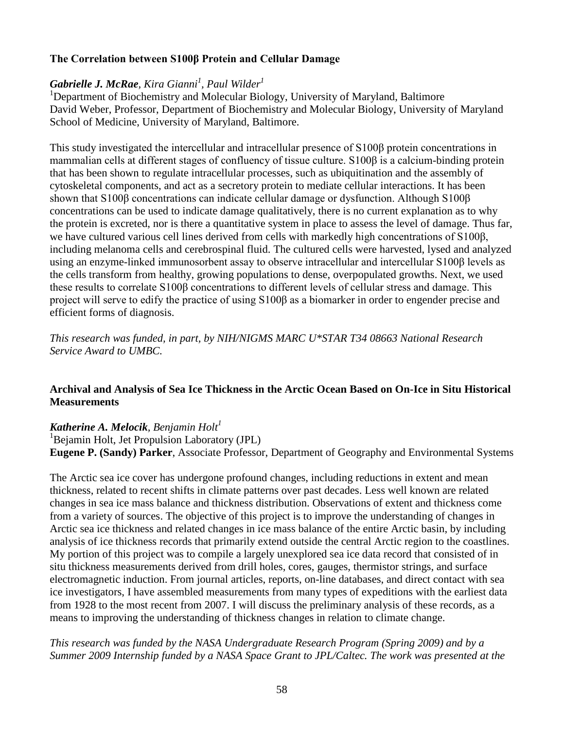### The Correlation between S100β Protein and Cellular Damage

***Gabrielle J. McRae***, *Kira Gianni*[1], *Paul Wilder*[1]

[1]Department of Biochemistry and Molecular Biology, University of Maryland, Baltimore
David Weber, Professor, Department of Biochemistry and Molecular Biology, University of Maryland School of Medicine, University of Maryland, Baltimore.

This study investigated the intercellular and intracellular presence of S100β protein concentrations in mammalian cells at different stages of confluency of tissue culture. S100β is a calcium-binding protein that has been shown to regulate intracellular processes, such as ubiquitination and the assembly of cytoskeletal components, and act as a secretory protein to mediate cellular interactions. It has been shown that S100β concentrations can indicate cellular damage or dysfunction. Although S100β concentrations can be used to indicate damage qualitatively, there is no current explanation as to why the protein is excreted, nor is there a quantitative system in place to assess the level of damage. Thus far, we have cultured various cell lines derived from cells with markedly high concentrations of S100β, including melanoma cells and cerebrospinal fluid. The cultured cells were harvested, lysed and analyzed using an enzyme-linked immunosorbent assay to observe intracellular and intercellular S100β levels as the cells transform from healthy, growing populations to dense, overpopulated growths. Next, we used these results to correlate S100β concentrations to different levels of cellular stress and damage. This project will serve to edify the practice of using S100β as a biomarker in order to engender precise and efficient forms of diagnosis.

*This research was funded, in part, by NIH/NIGMS MARC U*STAR T34 08663 National Research Service Award to UMBC.*

### Archival and Analysis of Sea Ice Thickness in the Arctic Ocean Based on On-Ice in Situ Historical Measurements

***Katherine A. Melocik***, *Benjamin Holt*[1]

[1]Bejamin Holt, Jet Propulsion Laboratory (JPL)
**Eugene P. (Sandy) Parker**, Associate Professor, Department of Geography and Environmental Systems

The Arctic sea ice cover has undergone profound changes, including reductions in extent and mean thickness, related to recent shifts in climate patterns over past decades. Less well known are related changes in sea ice mass balance and thickness distribution. Observations of extent and thickness come from a variety of sources. The objective of this project is to improve the understanding of changes in Arctic sea ice thickness and related changes in ice mass balance of the entire Arctic basin, by including analysis of ice thickness records that primarily extend outside the central Arctic region to the coastlines. My portion of this project was to compile a largely unexplored sea ice data record that consisted of in situ thickness measurements derived from drill holes, cores, gauges, thermistor strings, and surface electromagnetic induction. From journal articles, reports, on-line databases, and direct contact with sea ice investigators, I have assembled measurements from many types of expeditions with the earliest data from 1928 to the most recent from 2007. I will discuss the preliminary analysis of these records, as a means to improving the understanding of thickness changes in relation to climate change.

*This research was funded by the NASA Undergraduate Research Program (Spring 2009) and by a Summer 2009 Internship funded by a NASA Space Grant to JPL/Caltec. The work was presented at the*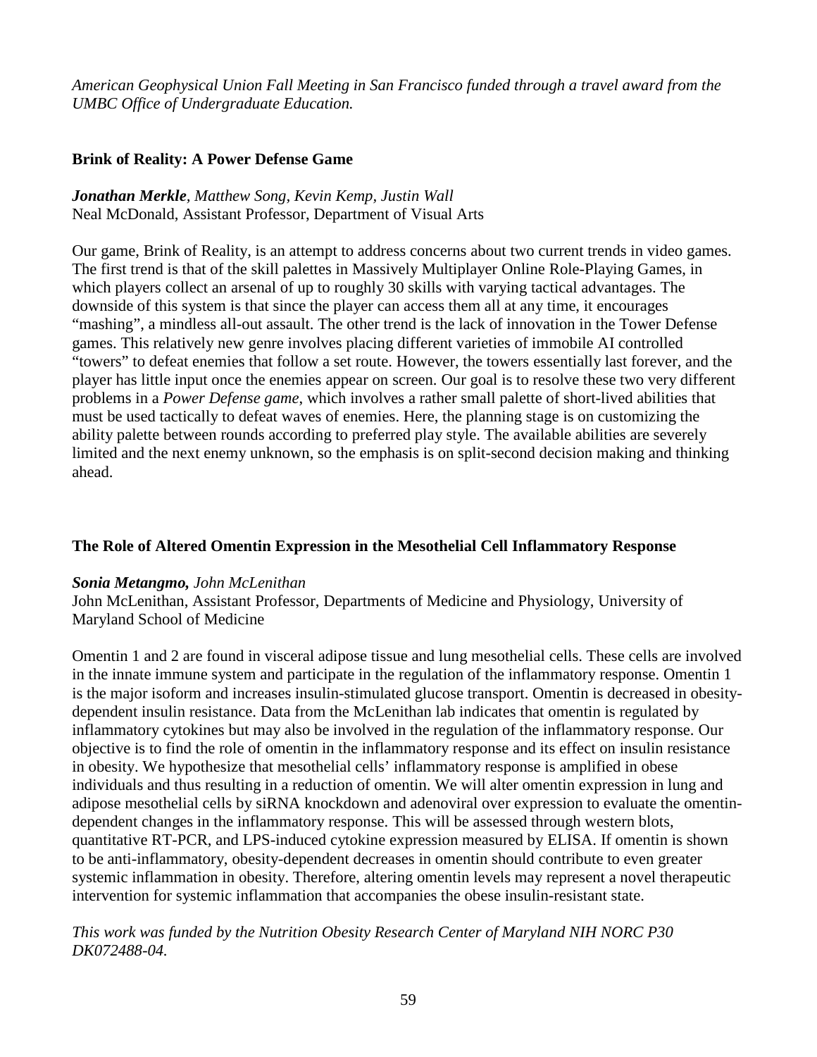*American Geophysical Union Fall Meeting in San Francisco funded through a travel award from the UMBC Office of Undergraduate Education.*

**Brink of Reality: A Power Defense Game**

***Jonathan Merkle****, Matthew Song, Kevin Kemp, Justin Wall*
Neal McDonald, Assistant Professor, Department of Visual Arts

Our game, Brink of Reality, is an attempt to address concerns about two current trends in video games. The first trend is that of the skill palettes in Massively Multiplayer Online Role-Playing Games, in which players collect an arsenal of up to roughly 30 skills with varying tactical advantages. The downside of this system is that since the player can access them all at any time, it encourages "mashing", a mindless all-out assault. The other trend is the lack of innovation in the Tower Defense games. This relatively new genre involves placing different varieties of immobile AI controlled "towers" to defeat enemies that follow a set route. However, the towers essentially last forever, and the player has little input once the enemies appear on screen. Our goal is to resolve these two very different problems in a *Power Defense game*, which involves a rather small palette of short-lived abilities that must be used tactically to defeat waves of enemies. Here, the planning stage is on customizing the ability palette between rounds according to preferred play style. The available abilities are severely limited and the next enemy unknown, so the emphasis is on split-second decision making and thinking ahead.

**The Role of Altered Omentin Expression in the Mesothelial Cell Inflammatory Response**

***Sonia Metangmo,*** *John McLenithan*
John McLenithan, Assistant Professor, Departments of Medicine and Physiology, University of Maryland School of Medicine

Omentin 1 and 2 are found in visceral adipose tissue and lung mesothelial cells. These cells are involved in the innate immune system and participate in the regulation of the inflammatory response. Omentin 1 is the major isoform and increases insulin-stimulated glucose transport. Omentin is decreased in obesity-dependent insulin resistance. Data from the McLenithan lab indicates that omentin is regulated by inflammatory cytokines but may also be involved in the regulation of the inflammatory response. Our objective is to find the role of omentin in the inflammatory response and its effect on insulin resistance in obesity. We hypothesize that mesothelial cells' inflammatory response is amplified in obese individuals and thus resulting in a reduction of omentin. We will alter omentin expression in lung and adipose mesothelial cells by siRNA knockdown and adenoviral over expression to evaluate the omentin-dependent changes in the inflammatory response. This will be assessed through western blots, quantitative RT-PCR, and LPS-induced cytokine expression measured by ELISA. If omentin is shown to be anti-inflammatory, obesity-dependent decreases in omentin should contribute to even greater systemic inflammation in obesity. Therefore, altering omentin levels may represent a novel therapeutic intervention for systemic inflammation that accompanies the obese insulin-resistant state.

*This work was funded by the Nutrition Obesity Research Center of Maryland NIH NORC P30 DK072488-04.*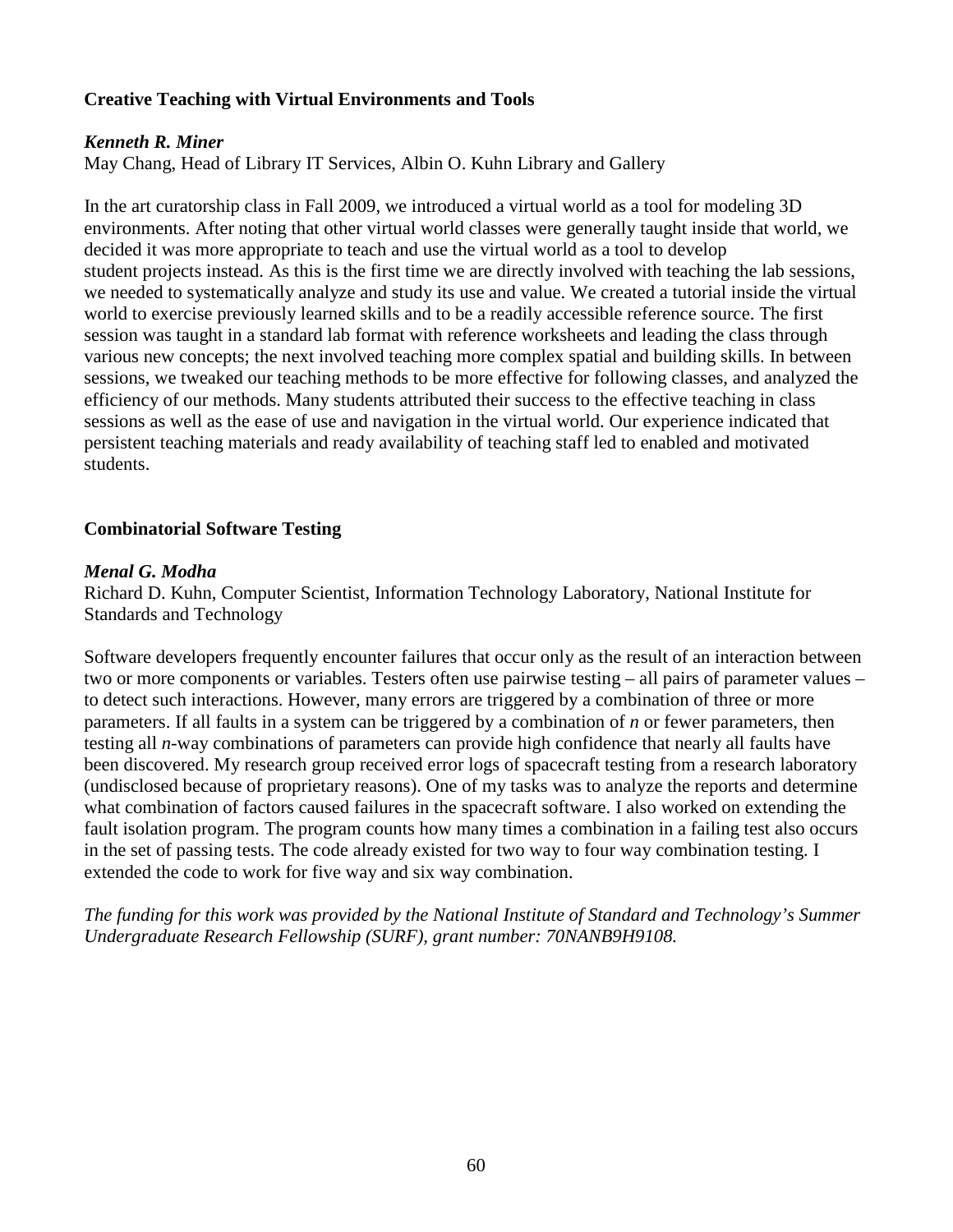### Creative Teaching with Virtual Environments and Tools

***Kenneth R. Miner***
May Chang, Head of Library IT Services, Albin O. Kuhn Library and Gallery

In the art curatorship class in Fall 2009, we introduced a virtual world as a tool for modeling 3D environments. After noting that other virtual world classes were generally taught inside that world, we decided it was more appropriate to teach and use the virtual world as a tool to develop student projects instead. As this is the first time we are directly involved with teaching the lab sessions, we needed to systematically analyze and study its use and value. We created a tutorial inside the virtual world to exercise previously learned skills and to be a readily accessible reference source. The first session was taught in a standard lab format with reference worksheets and leading the class through various new concepts; the next involved teaching more complex spatial and building skills. In between sessions, we tweaked our teaching methods to be more effective for following classes, and analyzed the efficiency of our methods. Many students attributed their success to the effective teaching in class sessions as well as the ease of use and navigation in the virtual world. Our experience indicated that persistent teaching materials and ready availability of teaching staff led to enabled and motivated students.

### Combinatorial Software Testing

***Menal G. Modha***
Richard D. Kuhn, Computer Scientist, Information Technology Laboratory, National Institute for Standards and Technology

Software developers frequently encounter failures that occur only as the result of an interaction between two or more components or variables. Testers often use pairwise testing – all pairs of parameter values – to detect such interactions. However, many errors are triggered by a combination of three or more parameters. If all faults in a system can be triggered by a combination of $n$ or fewer parameters, then testing all $n$-way combinations of parameters can provide high confidence that nearly all faults have been discovered. My research group received error logs of spacecraft testing from a research laboratory (undisclosed because of proprietary reasons). One of my tasks was to analyze the reports and determine what combination of factors caused failures in the spacecraft software. I also worked on extending the fault isolation program. The program counts how many times a combination in a failing test also occurs in the set of passing tests. The code already existed for two way to four way combination testing. I extended the code to work for five way and six way combination.

*The funding for this work was provided by the National Institute of Standard and Technology's Summer Undergraduate Research Fellowship (SURF), grant number: 70NANB9H9108.*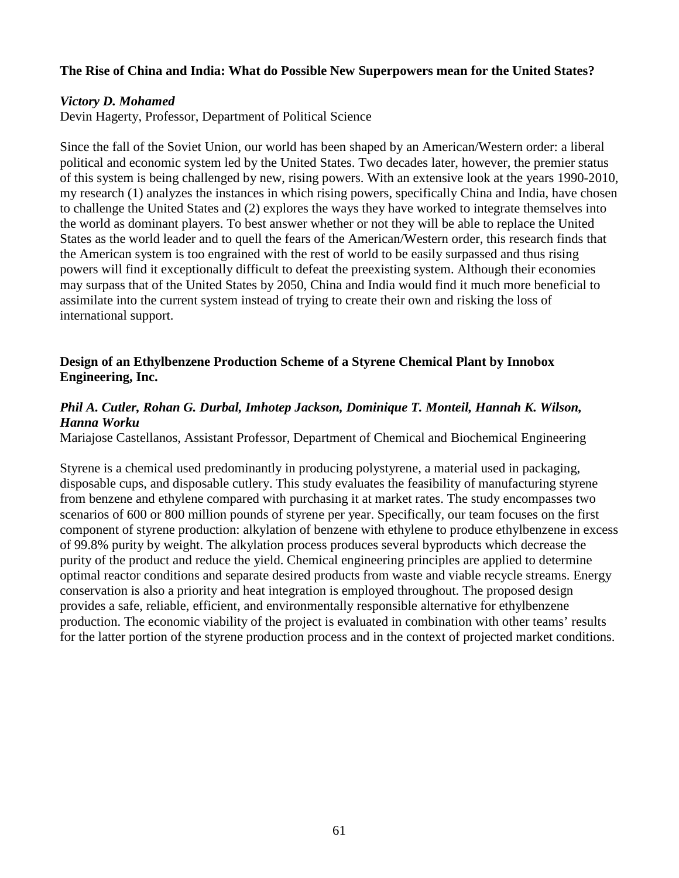**The Rise of China and India: What do Possible New Superpowers mean for the United States?**

***Victory D. Mohamed***
Devin Hagerty, Professor, Department of Political Science

Since the fall of the Soviet Union, our world has been shaped by an American/Western order: a liberal political and economic system led by the United States. Two decades later, however, the premier status of this system is being challenged by new, rising powers. With an extensive look at the years 1990-2010, my research (1) analyzes the instances in which rising powers, specifically China and India, have chosen to challenge the United States and (2) explores the ways they have worked to integrate themselves into the world as dominant players. To best answer whether or not they will be able to replace the United States as the world leader and to quell the fears of the American/Western order, this research finds that the American system is too engrained with the rest of world to be easily surpassed and thus rising powers will find it exceptionally difficult to defeat the preexisting system. Although their economies may surpass that of the United States by 2050, China and India would find it much more beneficial to assimilate into the current system instead of trying to create their own and risking the loss of international support.

**Design of an Ethylbenzene Production Scheme of a Styrene Chemical Plant by Innobox Engineering, Inc.**

***Phil A. Cutler, Rohan G. Durbal, Imhotep Jackson, Dominique T. Monteil, Hannah K. Wilson, Hanna Worku***
Mariajose Castellanos, Assistant Professor, Department of Chemical and Biochemical Engineering

Styrene is a chemical used predominantly in producing polystyrene, a material used in packaging, disposable cups, and disposable cutlery. This study evaluates the feasibility of manufacturing styrene from benzene and ethylene compared with purchasing it at market rates. The study encompasses two scenarios of 600 or 800 million pounds of styrene per year. Specifically, our team focuses on the first component of styrene production: alkylation of benzene with ethylene to produce ethylbenzene in excess of 99.8% purity by weight. The alkylation process produces several byproducts which decrease the purity of the product and reduce the yield. Chemical engineering principles are applied to determine optimal reactor conditions and separate desired products from waste and viable recycle streams. Energy conservation is also a priority and heat integration is employed throughout. The proposed design provides a safe, reliable, efficient, and environmentally responsible alternative for ethylbenzene production. The economic viability of the project is evaluated in combination with other teams' results for the latter portion of the styrene production process and in the context of projected market conditions.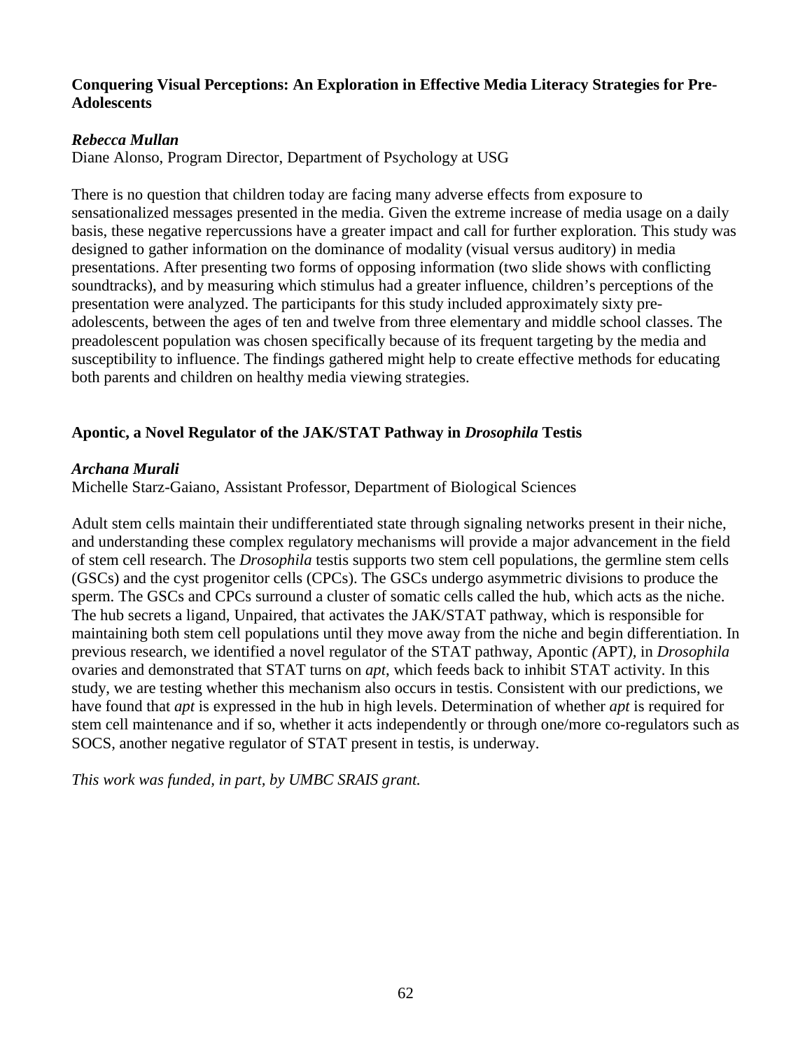### Conquering Visual Perceptions: An Exploration in Effective Media Literacy Strategies for Pre-Adolescents

***Rebecca Mullan***
Diane Alonso, Program Director, Department of Psychology at USG

There is no question that children today are facing many adverse effects from exposure to sensationalized messages presented in the media. Given the extreme increase of media usage on a daily basis, these negative repercussions have a greater impact and call for further exploration. This study was designed to gather information on the dominance of modality (visual versus auditory) in media presentations. After presenting two forms of opposing information (two slide shows with conflicting soundtracks), and by measuring which stimulus had a greater influence, children's perceptions of the presentation were analyzed. The participants for this study included approximately sixty pre-adolescents, between the ages of ten and twelve from three elementary and middle school classes. The preadolescent population was chosen specifically because of its frequent targeting by the media and susceptibility to influence. The findings gathered might help to create effective methods for educating both parents and children on healthy media viewing strategies.

### Apontic, a Novel Regulator of the JAK/STAT Pathway in *Drosophila* Testis

***Archana Murali***
Michelle Starz-Gaiano, Assistant Professor, Department of Biological Sciences

Adult stem cells maintain their undifferentiated state through signaling networks present in their niche, and understanding these complex regulatory mechanisms will provide a major advancement in the field of stem cell research. The *Drosophila* testis supports two stem cell populations, the germline stem cells (GSCs) and the cyst progenitor cells (CPCs). The GSCs undergo asymmetric divisions to produce the sperm. The GSCs and CPCs surround a cluster of somatic cells called the hub, which acts as the niche. The hub secretes a ligand, Unpaired, that activates the JAK/STAT pathway, which is responsible for maintaining both stem cell populations until they move away from the niche and begin differentiation. In previous research, we identified a novel regulator of the STAT pathway, Apontic *(*APT*)*, in *Drosophila* ovaries and demonstrated that STAT turns on *apt*, which feeds back to inhibit STAT activity. In this study, we are testing whether this mechanism also occurs in testis. Consistent with our predictions, we have found that *apt* is expressed in the hub in high levels. Determination of whether *apt* is required for stem cell maintenance and if so, whether it acts independently or through one/more co-regulators such as SOCS, another negative regulator of STAT present in testis, is underway.

*This work was funded, in part, by UMBC SRAIS grant.*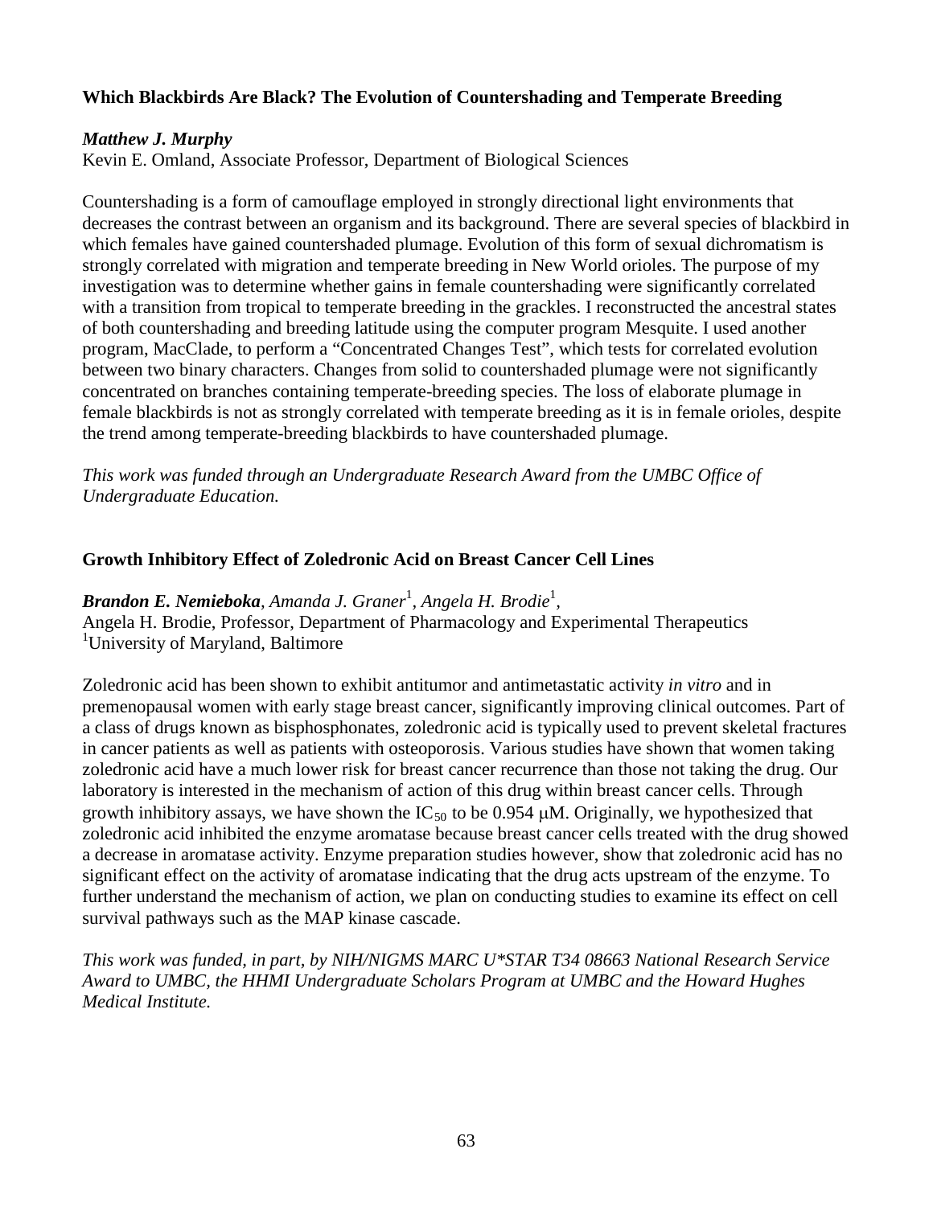### Which Blackbirds Are Black? The Evolution of Countershading and Temperate Breeding

***Matthew J. Murphy***
Kevin E. Omland, Associate Professor, Department of Biological Sciences

Countershading is a form of camouflage employed in strongly directional light environments that decreases the contrast between an organism and its background. There are several species of blackbird in which females have gained countershaded plumage. Evolution of this form of sexual dichromatism is strongly correlated with migration and temperate breeding in New World orioles. The purpose of my investigation was to determine whether gains in female countershading were significantly correlated with a transition from tropical to temperate breeding in the grackles. I reconstructed the ancestral states of both countershading and breeding latitude using the computer program Mesquite. I used another program, MacClade, to perform a "Concentrated Changes Test", which tests for correlated evolution between two binary characters. Changes from solid to countershaded plumage were not significantly concentrated on branches containing temperate-breeding species. The loss of elaborate plumage in female blackbirds is not as strongly correlated with temperate breeding as it is in female orioles, despite the trend among temperate-breeding blackbirds to have countershaded plumage.

*This work was funded through an Undergraduate Research Award from the UMBC Office of Undergraduate Education.*

### Growth Inhibitory Effect of Zoledronic Acid on Breast Cancer Cell Lines

***Brandon E. Nemieboka**, Amanda J. Graner[1], Angela H. Brodie[1],*
Angela H. Brodie, Professor, Department of Pharmacology and Experimental Therapeutics
[1]University of Maryland, Baltimore

Zoledronic acid has been shown to exhibit antitumor and antimetastatic activity *in vitro* and in premenopausal women with early stage breast cancer, significantly improving clinical outcomes. Part of a class of drugs known as bisphosphonates, zoledronic acid is typically used to prevent skeletal fractures in cancer patients as well as patients with osteoporosis. Various studies have shown that women taking zoledronic acid have a much lower risk for breast cancer recurrence than those not taking the drug. Our laboratory is interested in the mechanism of action of this drug within breast cancer cells. Through growth inhibitory assays, we have shown the $IC_{50}$ to be 0.954 μM. Originally, we hypothesized that zoledronic acid inhibited the enzyme aromatase because breast cancer cells treated with the drug showed a decrease in aromatase activity. Enzyme preparation studies however, show that zoledronic acid has no significant effect on the activity of aromatase indicating that the drug acts upstream of the enzyme. To further understand the mechanism of action, we plan on conducting studies to examine its effect on cell survival pathways such as the MAP kinase cascade.

*This work was funded, in part, by NIH/NIGMS MARC U*STAR T34 08663 National Research Service Award to UMBC, the HHMI Undergraduate Scholars Program at UMBC and the Howard Hughes Medical Institute.*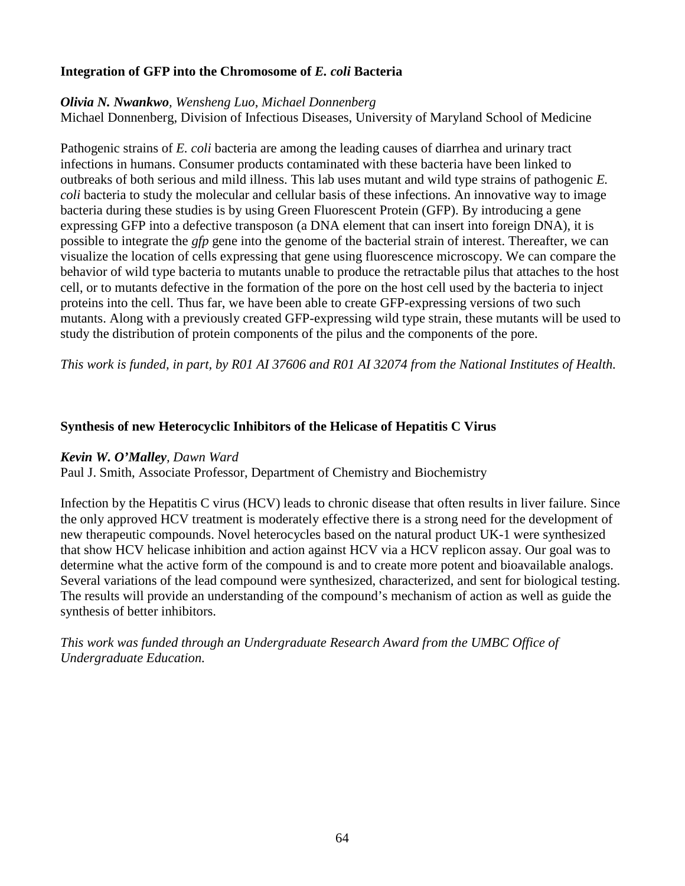### Integration of GFP into the Chromosome of *E. coli* Bacteria

***Olivia N. Nwankwo**, Wensheng Luo, Michael Donnenberg*
Michael Donnenberg, Division of Infectious Diseases, University of Maryland School of Medicine

Pathogenic strains of *E. coli* bacteria are among the leading causes of diarrhea and urinary tract infections in humans. Consumer products contaminated with these bacteria have been linked to outbreaks of both serious and mild illness. This lab uses mutant and wild type strains of pathogenic *E. coli* bacteria to study the molecular and cellular basis of these infections. An innovative way to image bacteria during these studies is by using Green Fluorescent Protein (GFP). By introducing a gene expressing GFP into a defective transposon (a DNA element that can insert into foreign DNA), it is possible to integrate the *gfp* gene into the genome of the bacterial strain of interest. Thereafter, we can visualize the location of cells expressing that gene using fluorescence microscopy. We can compare the behavior of wild type bacteria to mutants unable to produce the retractable pilus that attaches to the host cell, or to mutants defective in the formation of the pore on the host cell used by the bacteria to inject proteins into the cell. Thus far, we have been able to create GFP-expressing versions of two such mutants. Along with a previously created GFP-expressing wild type strain, these mutants will be used to study the distribution of protein components of the pilus and the components of the pore.

*This work is funded, in part, by R01 AI 37606 and R01 AI 32074 from the National Institutes of Health.*

### Synthesis of new Heterocyclic Inhibitors of the Helicase of Hepatitis C Virus

***Kevin W. O'Malley**, Dawn Ward*
Paul J. Smith, Associate Professor, Department of Chemistry and Biochemistry

Infection by the Hepatitis C virus (HCV) leads to chronic disease that often results in liver failure. Since the only approved HCV treatment is moderately effective there is a strong need for the development of new therapeutic compounds. Novel heterocycles based on the natural product UK-1 were synthesized that show HCV helicase inhibition and action against HCV via a HCV replicon assay. Our goal was to determine what the active form of the compound is and to create more potent and bioavailable analogs. Several variations of the lead compound were synthesized, characterized, and sent for biological testing. The results will provide an understanding of the compound's mechanism of action as well as guide the synthesis of better inhibitors.

*This work was funded through an Undergraduate Research Award from the UMBC Office of Undergraduate Education.*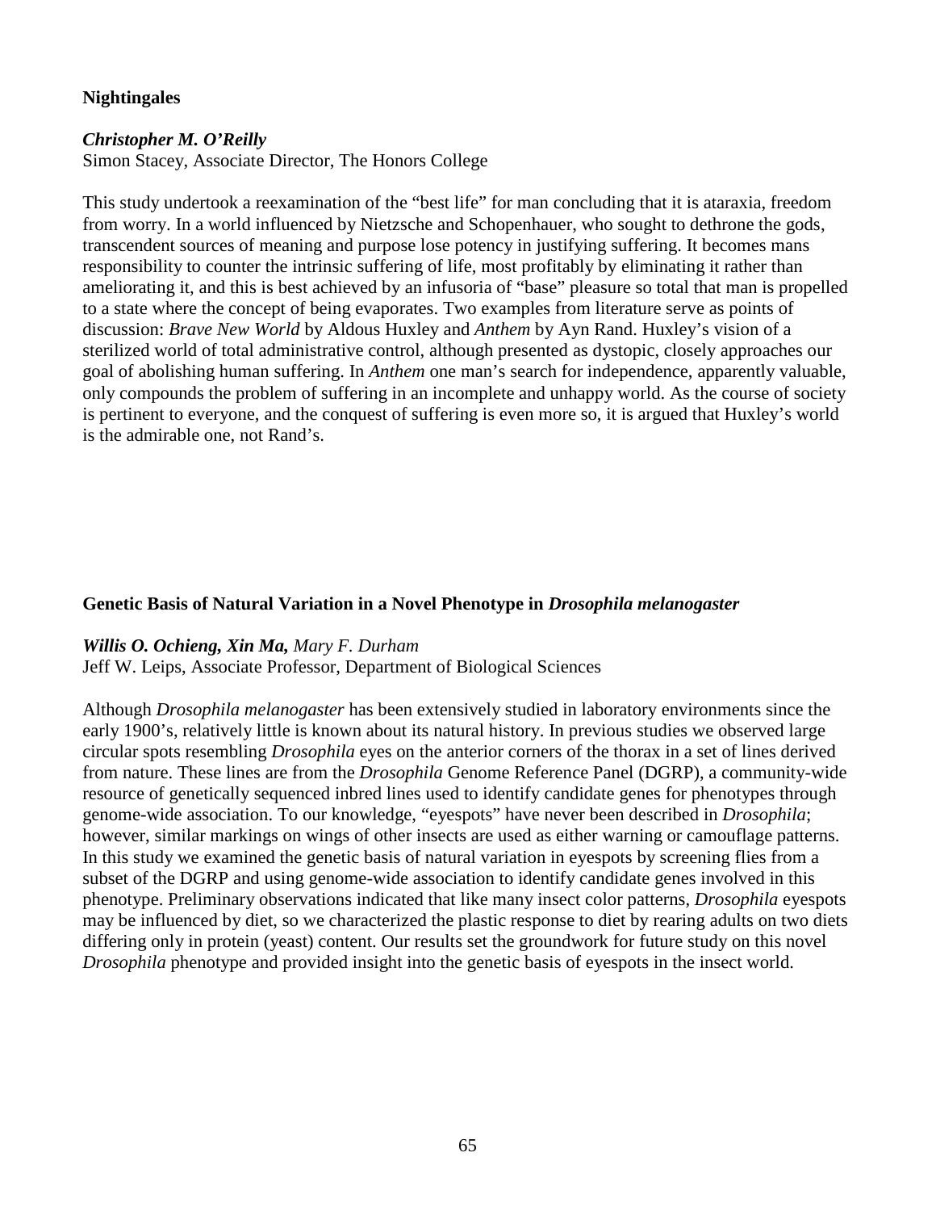### Nightingales

***Christopher M. O'Reilly***
Simon Stacey, Associate Director, The Honors College

This study undertook a reexamination of the "best life" for man concluding that it is ataraxia, freedom from worry. In a world influenced by Nietzsche and Schopenhauer, who sought to dethrone the gods, transcendent sources of meaning and purpose lose potency in justifying suffering. It becomes mans responsibility to counter the intrinsic suffering of life, most profitably by eliminating it rather than ameliorating it, and this is best achieved by an infusoria of "base" pleasure so total that man is propelled to a state where the concept of being evaporates. Two examples from literature serve as points of discussion: *Brave New World* by Aldous Huxley and *Anthem* by Ayn Rand. Huxley's vision of a sterilized world of total administrative control, although presented as dystopic, closely approaches our goal of abolishing human suffering. In *Anthem* one man's search for independence, apparently valuable, only compounds the problem of suffering in an incomplete and unhappy world. As the course of society is pertinent to everyone, and the conquest of suffering is even more so, it is argued that Huxley's world is the admirable one, not Rand's.

### Genetic Basis of Natural Variation in a Novel Phenotype in *Drosophila melanogaster*

***Willis O. Ochieng, Xin Ma,*** *Mary F. Durham*
Jeff W. Leips, Associate Professor, Department of Biological Sciences

Although *Drosophila melanogaster* has been extensively studied in laboratory environments since the early 1900's, relatively little is known about its natural history. In previous studies we observed large circular spots resembling *Drosophila* eyes on the anterior corners of the thorax in a set of lines derived from nature. These lines are from the *Drosophila* Genome Reference Panel (DGRP), a community-wide resource of genetically sequenced inbred lines used to identify candidate genes for phenotypes through genome-wide association. To our knowledge, "eyespots" have never been described in *Drosophila*; however, similar markings on wings of other insects are used as either warning or camouflage patterns. In this study we examined the genetic basis of natural variation in eyespots by screening flies from a subset of the DGRP and using genome-wide association to identify candidate genes involved in this phenotype. Preliminary observations indicated that like many insect color patterns, *Drosophila* eyespots may be influenced by diet, so we characterized the plastic response to diet by rearing adults on two diets differing only in protein (yeast) content. Our results set the groundwork for future study on this novel *Drosophila* phenotype and provided insight into the genetic basis of eyespots in the insect world.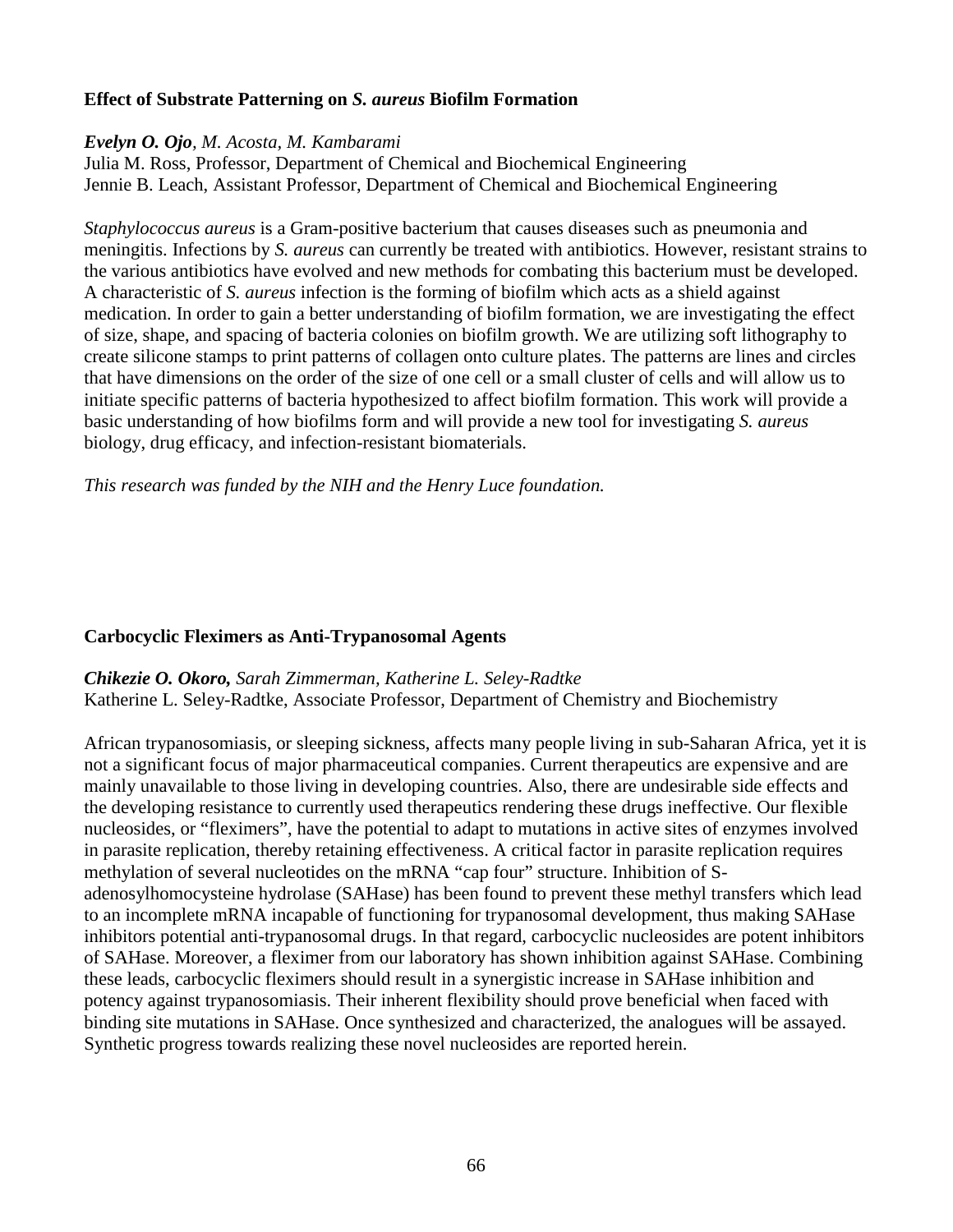## Effect of Substrate Patterning on *S. aureus* Biofilm Formation

***Evelyn O. Ojo**, M. Acosta, M. Kambarami*
Julia M. Ross, Professor, Department of Chemical and Biochemical Engineering
Jennie B. Leach, Assistant Professor, Department of Chemical and Biochemical Engineering

*Staphylococcus aureus* is a Gram-positive bacterium that causes diseases such as pneumonia and meningitis. Infections by *S. aureus* can currently be treated with antibiotics. However, resistant strains to the various antibiotics have evolved and new methods for combating this bacterium must be developed. A characteristic of *S. aureus* infection is the forming of biofilm which acts as a shield against medication. In order to gain a better understanding of biofilm formation, we are investigating the effect of size, shape, and spacing of bacteria colonies on biofilm growth. We are utilizing soft lithography to create silicone stamps to print patterns of collagen onto culture plates. The patterns are lines and circles that have dimensions on the order of the size of one cell or a small cluster of cells and will allow us to initiate specific patterns of bacteria hypothesized to affect biofilm formation. This work will provide a basic understanding of how biofilms form and will provide a new tool for investigating *S. aureus* biology, drug efficacy, and infection-resistant biomaterials.

*This research was funded by the NIH and the Henry Luce foundation.*

## Carbocyclic Fleximers as Anti-Trypanosomal Agents

***Chikezie O. Okoro,** Sarah Zimmerman, Katherine L. Seley-Radtke*
Katherine L. Seley-Radtke, Associate Professor, Department of Chemistry and Biochemistry

African trypanosomiasis, or sleeping sickness, affects many people living in sub-Saharan Africa, yet it is not a significant focus of major pharmaceutical companies. Current therapeutics are expensive and are mainly unavailable to those living in developing countries. Also, there are undesirable side effects and the developing resistance to currently used therapeutics rendering these drugs ineffective. Our flexible nucleosides, or "fleximers", have the potential to adapt to mutations in active sites of enzymes involved in parasite replication, thereby retaining effectiveness. A critical factor in parasite replication requires methylation of several nucleotides on the mRNA "cap four" structure. Inhibition of S-adenosylhomocysteine hydrolase (SAHase) has been found to prevent these methyl transfers which lead to an incomplete mRNA incapable of functioning for trypanosomal development, thus making SAHase inhibitors potential anti-trypanosomal drugs. In that regard, carbocyclic nucleosides are potent inhibitors of SAHase. Moreover, a fleximer from our laboratory has shown inhibition against SAHase. Combining these leads, carbocyclic fleximers should result in a synergistic increase in SAHase inhibition and potency against trypanosomiasis. Their inherent flexibility should prove beneficial when faced with binding site mutations in SAHase. Once synthesized and characterized, the analogues will be assayed. Synthetic progress towards realizing these novel nucleosides are reported herein.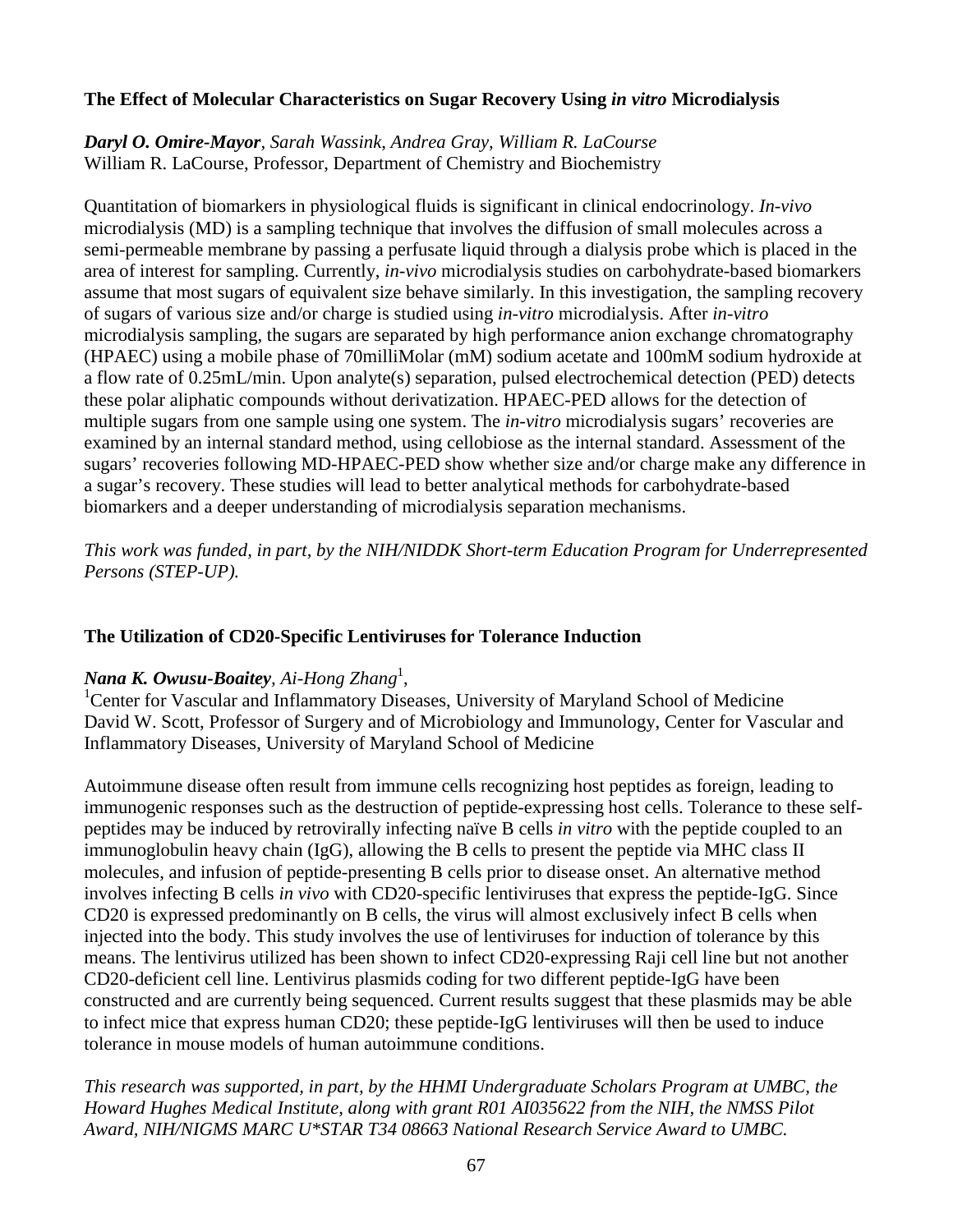### The Effect of Molecular Characteristics on Sugar Recovery Using *in vitro* Microdialysis

***Daryl O. Omire-Mayor***, *Sarah Wassink, Andrea Gray, William R. LaCourse*
William R. LaCourse, Professor, Department of Chemistry and Biochemistry

Quantitation of biomarkers in physiological fluids is significant in clinical endocrinology. *In-vivo* microdialysis (MD) is a sampling technique that involves the diffusion of small molecules across a semi-permeable membrane by passing a perfusate liquid through a dialysis probe which is placed in the area of interest for sampling. Currently, *in-vivo* microdialysis studies on carbohydrate-based biomarkers assume that most sugars of equivalent size behave similarly. In this investigation, the sampling recovery of sugars of various size and/or charge is studied using *in-vitro* microdialysis. After *in-vitro* microdialysis sampling, the sugars are separated by high performance anion exchange chromatography (HPAEC) using a mobile phase of 70milliMolar (mM) sodium acetate and 100mM sodium hydroxide at a flow rate of 0.25mL/min. Upon analyte(s) separation, pulsed electrochemical detection (PED) detects these polar aliphatic compounds without derivatization. HPAEC-PED allows for the detection of multiple sugars from one sample using one system. The *in-vitro* microdialysis sugars' recoveries are examined by an internal standard method, using cellobiose as the internal standard. Assessment of the sugars' recoveries following MD-HPAEC-PED show whether size and/or charge make any difference in a sugar's recovery. These studies will lead to better analytical methods for carbohydrate-based biomarkers and a deeper understanding of microdialysis separation mechanisms.

*This work was funded, in part, by the NIH/NIDDK Short-term Education Program for Underrepresented Persons (STEP-UP).*

### The Utilization of CD20-Specific Lentiviruses for Tolerance Induction

***Nana K. Owusu-Boaitey***, *Ai-Hong Zhang*[1],
[1]Center for Vascular and Inflammatory Diseases, University of Maryland School of Medicine
David W. Scott, Professor of Surgery and of Microbiology and Immunology, Center for Vascular and Inflammatory Diseases, University of Maryland School of Medicine

Autoimmune disease often result from immune cells recognizing host peptides as foreign, leading to immunogenic responses such as the destruction of peptide-expressing host cells. Tolerance to these self-peptides may be induced by retrovirally infecting naïve B cells *in vitro* with the peptide coupled to an immunoglobulin heavy chain (IgG), allowing the B cells to present the peptide via MHC class II molecules, and infusion of peptide-presenting B cells prior to disease onset. An alternative method involves infecting B cells *in vivo* with CD20-specific lentiviruses that express the peptide-IgG. Since CD20 is expressed predominantly on B cells, the virus will almost exclusively infect B cells when injected into the body. This study involves the use of lentiviruses for induction of tolerance by this means. The lentivirus utilized has been shown to infect CD20-expressing Raji cell line but not another CD20-deficient cell line. Lentivirus plasmids coding for two different peptide-IgG have been constructed and are currently being sequenced. Current results suggest that these plasmids may be able to infect mice that express human CD20; these peptide-IgG lentiviruses will then be used to induce tolerance in mouse models of human autoimmune conditions.

*This research was supported, in part, by the HHMI Undergraduate Scholars Program at UMBC, the Howard Hughes Medical Institute, along with grant R01 AI035622 from the NIH, the NMSS Pilot Award, NIH/NIGMS MARC U*STAR T34 08663 National Research Service Award to UMBC.*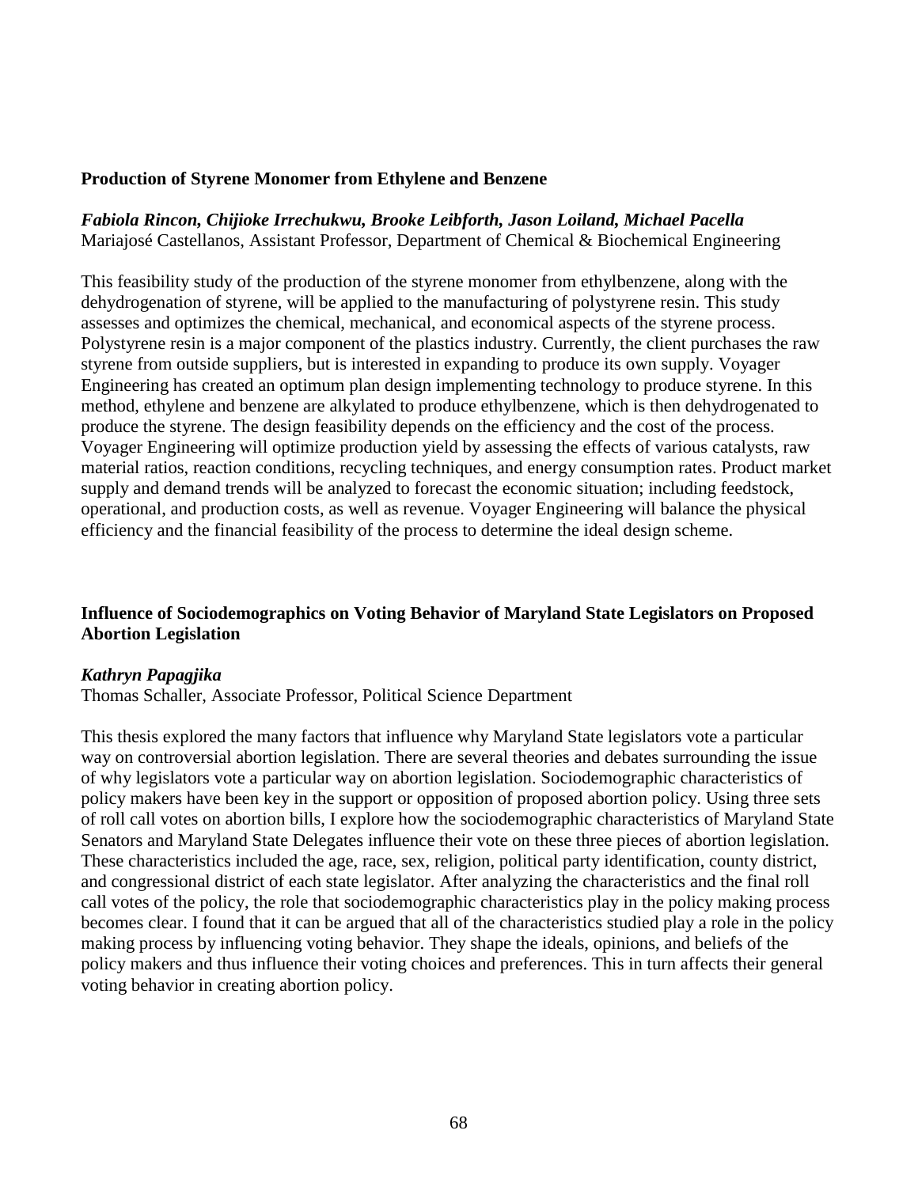### Production of Styrene Monomer from Ethylene and Benzene

***Fabiola Rincon, Chijioke Irrechukwu, Brooke Leibforth, Jason Loiland, Michael Pacella***
Mariajosé Castellanos, Assistant Professor, Department of Chemical & Biochemical Engineering

This feasibility study of the production of the styrene monomer from ethylbenzene, along with the dehydrogenation of styrene, will be applied to the manufacturing of polystyrene resin. This study assesses and optimizes the chemical, mechanical, and economical aspects of the styrene process. Polystyrene resin is a major component of the plastics industry. Currently, the client purchases the raw styrene from outside suppliers, but is interested in expanding to produce its own supply. Voyager Engineering has created an optimum plan design implementing technology to produce styrene. In this method, ethylene and benzene are alkylated to produce ethylbenzene, which is then dehydrogenated to produce the styrene. The design feasibility depends on the efficiency and the cost of the process. Voyager Engineering will optimize production yield by assessing the effects of various catalysts, raw material ratios, reaction conditions, recycling techniques, and energy consumption rates. Product market supply and demand trends will be analyzed to forecast the economic situation; including feedstock, operational, and production costs, as well as revenue. Voyager Engineering will balance the physical efficiency and the financial feasibility of the process to determine the ideal design scheme.

### Influence of Sociodemographics on Voting Behavior of Maryland State Legislators on Proposed Abortion Legislation

***Kathryn Papagjika***
Thomas Schaller, Associate Professor, Political Science Department

This thesis explored the many factors that influence why Maryland State legislators vote a particular way on controversial abortion legislation. There are several theories and debates surrounding the issue of why legislators vote a particular way on abortion legislation. Sociodemographic characteristics of policy makers have been key in the support or opposition of proposed abortion policy. Using three sets of roll call votes on abortion bills, I explore how the sociodemographic characteristics of Maryland State Senators and Maryland State Delegates influence their vote on these three pieces of abortion legislation. These characteristics included the age, race, sex, religion, political party identification, county district, and congressional district of each state legislator. After analyzing the characteristics and the final roll call votes of the policy, the role that sociodemographic characteristics play in the policy making process becomes clear. I found that it can be argued that all of the characteristics studied play a role in the policy making process by influencing voting behavior. They shape the ideals, opinions, and beliefs of the policy makers and thus influence their voting choices and preferences. This in turn affects their general voting behavior in creating abortion policy.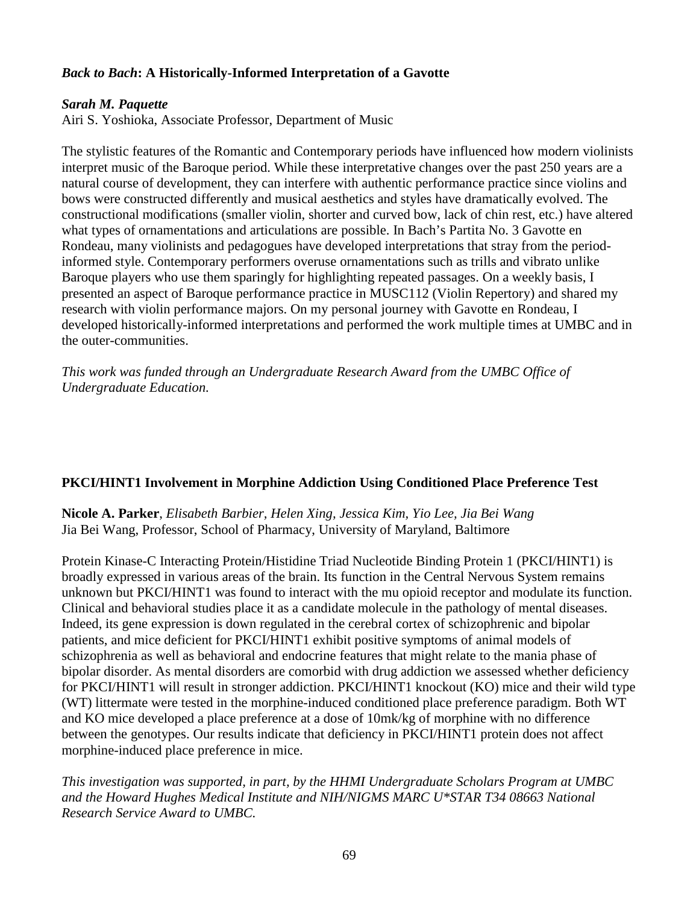### *Back to Bach*: A Historically-Informed Interpretation of a Gavotte

***Sarah M. Paquette***
Airi S. Yoshioka, Associate Professor, Department of Music

The stylistic features of the Romantic and Contemporary periods have influenced how modern violinists interpret music of the Baroque period. While these interpretative changes over the past 250 years are a natural course of development, they can interfere with authentic performance practice since violins and bows were constructed differently and musical aesthetics and styles have dramatically evolved. The constructional modifications (smaller violin, shorter and curved bow, lack of chin rest, etc.) have altered what types of ornamentations and articulations are possible. In Bach's Partita No. 3 Gavotte en Rondeau, many violinists and pedagogues have developed interpretations that stray from the period-informed style. Contemporary performers overuse ornamentations such as trills and vibrato unlike Baroque players who use them sparingly for highlighting repeated passages. On a weekly basis, I presented an aspect of Baroque performance practice in MUSC112 (Violin Repertory) and shared my research with violin performance majors. On my personal journey with Gavotte en Rondeau, I developed historically-informed interpretations and performed the work multiple times at UMBC and in the outer-communities.

*This work was funded through an Undergraduate Research Award from the UMBC Office of Undergraduate Education.*

### PKCI/HINT1 Involvement in Morphine Addiction Using Conditioned Place Preference Test

**Nicole A. Parker**, *Elisabeth Barbier, Helen Xing, Jessica Kim, Yio Lee, Jia Bei Wang*
Jia Bei Wang, Professor, School of Pharmacy, University of Maryland, Baltimore

Protein Kinase-C Interacting Protein/Histidine Triad Nucleotide Binding Protein 1 (PKCI/HINT1) is broadly expressed in various areas of the brain. Its function in the Central Nervous System remains unknown but PKCI/HINT1 was found to interact with the mu opioid receptor and modulate its function. Clinical and behavioral studies place it as a candidate molecule in the pathology of mental diseases. Indeed, its gene expression is down regulated in the cerebral cortex of schizophrenic and bipolar patients, and mice deficient for PKCI/HINT1 exhibit positive symptoms of animal models of schizophrenia as well as behavioral and endocrine features that might relate to the mania phase of bipolar disorder. As mental disorders are comorbid with drug addiction we assessed whether deficiency for PKCI/HINT1 will result in stronger addiction. PKCI/HINT1 knockout (KO) mice and their wild type (WT) littermate were tested in the morphine-induced conditioned place preference paradigm. Both WT and KO mice developed a place preference at a dose of 10mk/kg of morphine with no difference between the genotypes. Our results indicate that deficiency in PKCI/HINT1 protein does not affect morphine-induced place preference in mice.

*This investigation was supported, in part, by the HHMI Undergraduate Scholars Program at UMBC and the Howard Hughes Medical Institute and NIH/NIGMS MARC U*STAR T34 08663 National Research Service Award to UMBC.*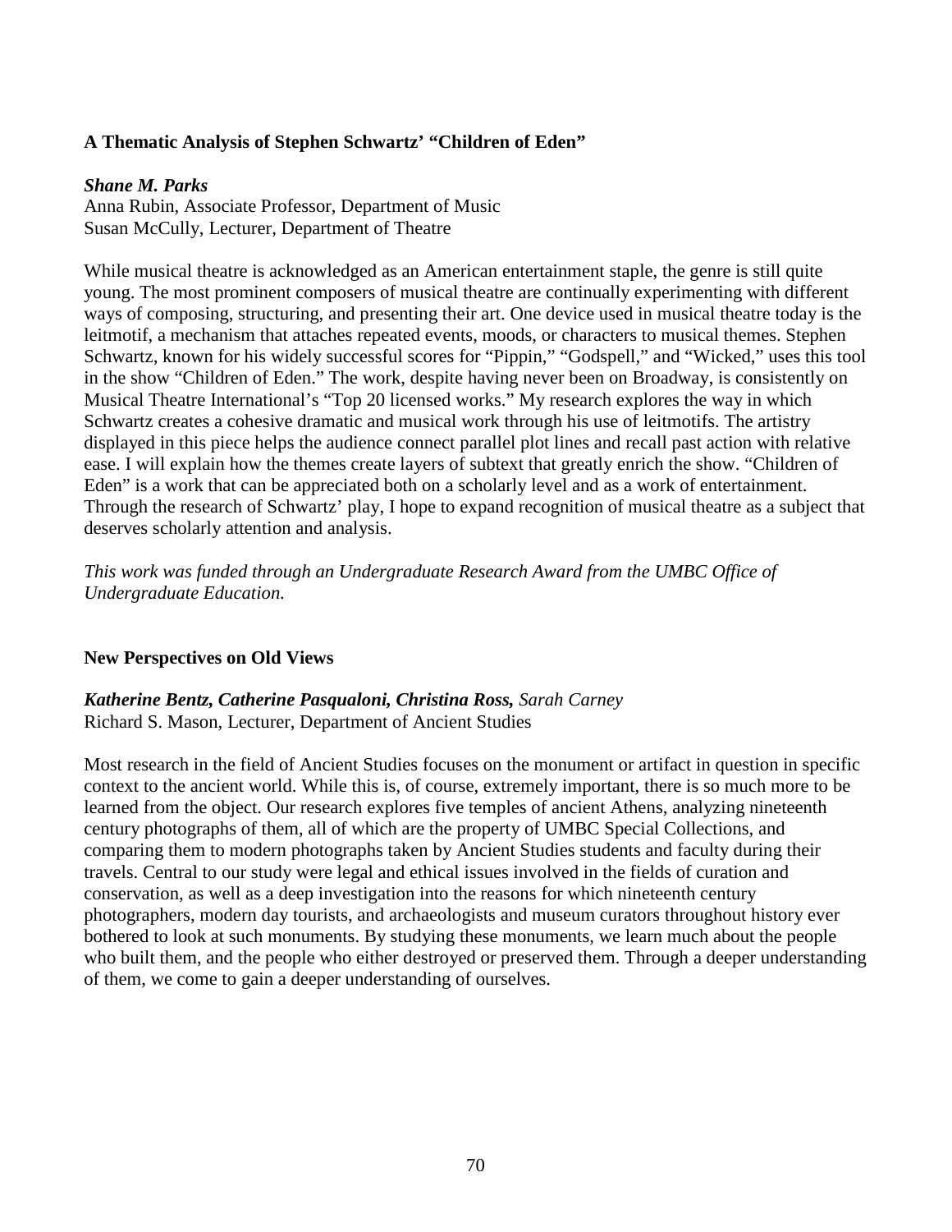**A Thematic Analysis of Stephen Schwartz' "Children of Eden"**

***Shane M. Parks***
Anna Rubin, Associate Professor, Department of Music
Susan McCully, Lecturer, Department of Theatre

While musical theatre is acknowledged as an American entertainment staple, the genre is still quite young. The most prominent composers of musical theatre are continually experimenting with different ways of composing, structuring, and presenting their art. One device used in musical theatre today is the leitmotif, a mechanism that attaches repeated events, moods, or characters to musical themes. Stephen Schwartz, known for his widely successful scores for "Pippin," "Godspell," and "Wicked," uses this tool in the show "Children of Eden." The work, despite having never been on Broadway, is consistently on Musical Theatre International's "Top 20 licensed works." My research explores the way in which Schwartz creates a cohesive dramatic and musical work through his use of leitmotifs. The artistry displayed in this piece helps the audience connect parallel plot lines and recall past action with relative ease. I will explain how the themes create layers of subtext that greatly enrich the show. "Children of Eden" is a work that can be appreciated both on a scholarly level and as a work of entertainment. Through the research of Schwartz' play, I hope to expand recognition of musical theatre as a subject that deserves scholarly attention and analysis.

*This work was funded through an Undergraduate Research Award from the UMBC Office of Undergraduate Education.*

**New Perspectives on Old Views**

***Katherine Bentz, Catherine Pasqualoni, Christina Ross,*** *Sarah Carney*
Richard S. Mason, Lecturer, Department of Ancient Studies

Most research in the field of Ancient Studies focuses on the monument or artifact in question in specific context to the ancient world. While this is, of course, extremely important, there is so much more to be learned from the object. Our research explores five temples of ancient Athens, analyzing nineteenth century photographs of them, all of which are the property of UMBC Special Collections, and comparing them to modern photographs taken by Ancient Studies students and faculty during their travels. Central to our study were legal and ethical issues involved in the fields of curation and conservation, as well as a deep investigation into the reasons for which nineteenth century photographers, modern day tourists, and archaeologists and museum curators throughout history ever bothered to look at such monuments. By studying these monuments, we learn much about the people who built them, and the people who either destroyed or preserved them. Through a deeper understanding of them, we come to gain a deeper understanding of ourselves.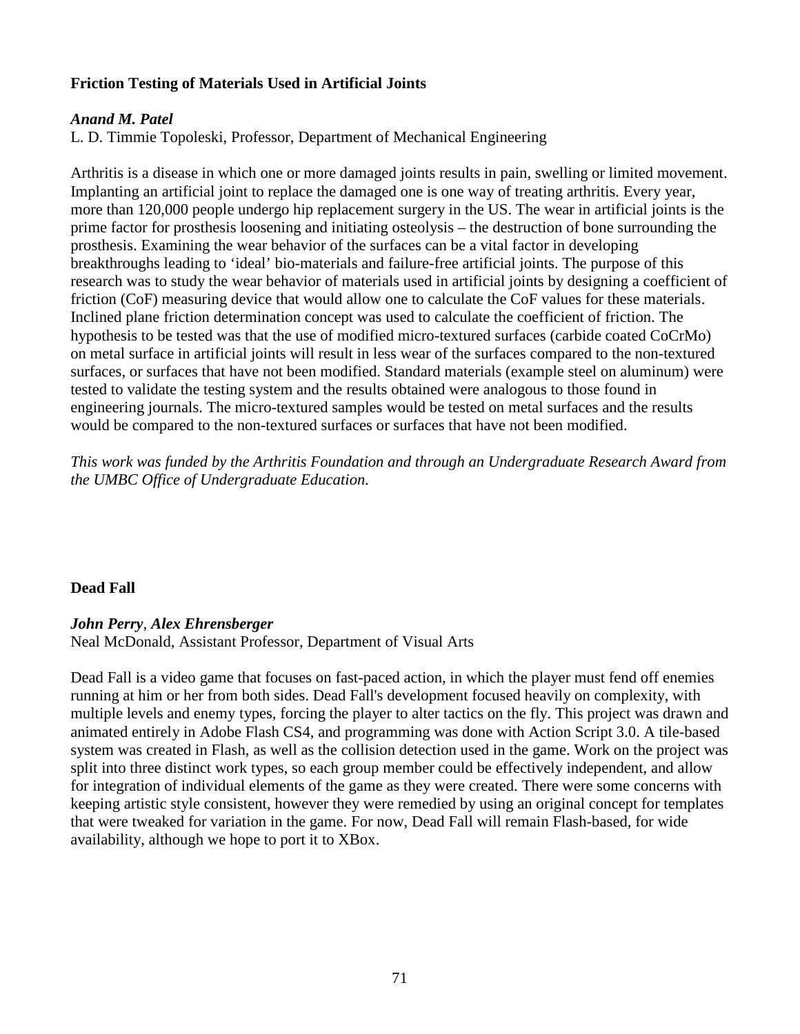**Friction Testing of Materials Used in Artificial Joints**

***Anand M. Patel***
L. D. Timmie Topoleski, Professor, Department of Mechanical Engineering

Arthritis is a disease in which one or more damaged joints results in pain, swelling or limited movement. Implanting an artificial joint to replace the damaged one is one way of treating arthritis. Every year, more than 120,000 people undergo hip replacement surgery in the US. The wear in artificial joints is the prime factor for prosthesis loosening and initiating osteolysis – the destruction of bone surrounding the prosthesis. Examining the wear behavior of the surfaces can be a vital factor in developing breakthroughs leading to 'ideal' bio-materials and failure-free artificial joints. The purpose of this research was to study the wear behavior of materials used in artificial joints by designing a coefficient of friction (CoF) measuring device that would allow one to calculate the CoF values for these materials. Inclined plane friction determination concept was used to calculate the coefficient of friction. The hypothesis to be tested was that the use of modified micro-textured surfaces (carbide coated CoCrMo) on metal surface in artificial joints will result in less wear of the surfaces compared to the non-textured surfaces, or surfaces that have not been modified. Standard materials (example steel on aluminum) were tested to validate the testing system and the results obtained were analogous to those found in engineering journals. The micro-textured samples would be tested on metal surfaces and the results would be compared to the non-textured surfaces or surfaces that have not been modified.

*This work was funded by the Arthritis Foundation and through an Undergraduate Research Award from the UMBC Office of Undergraduate Education.*

**Dead Fall**

***John Perry***, ***Alex Ehrensberger***
Neal McDonald, Assistant Professor, Department of Visual Arts

Dead Fall is a video game that focuses on fast-paced action, in which the player must fend off enemies running at him or her from both sides. Dead Fall's development focused heavily on complexity, with multiple levels and enemy types, forcing the player to alter tactics on the fly. This project was drawn and animated entirely in Adobe Flash CS4, and programming was done with Action Script 3.0. A tile-based system was created in Flash, as well as the collision detection used in the game. Work on the project was split into three distinct work types, so each group member could be effectively independent, and allow for integration of individual elements of the game as they were created. There were some concerns with keeping artistic style consistent, however they were remedied by using an original concept for templates that were tweaked for variation in the game. For now, Dead Fall will remain Flash-based, for wide availability, although we hope to port it to XBox.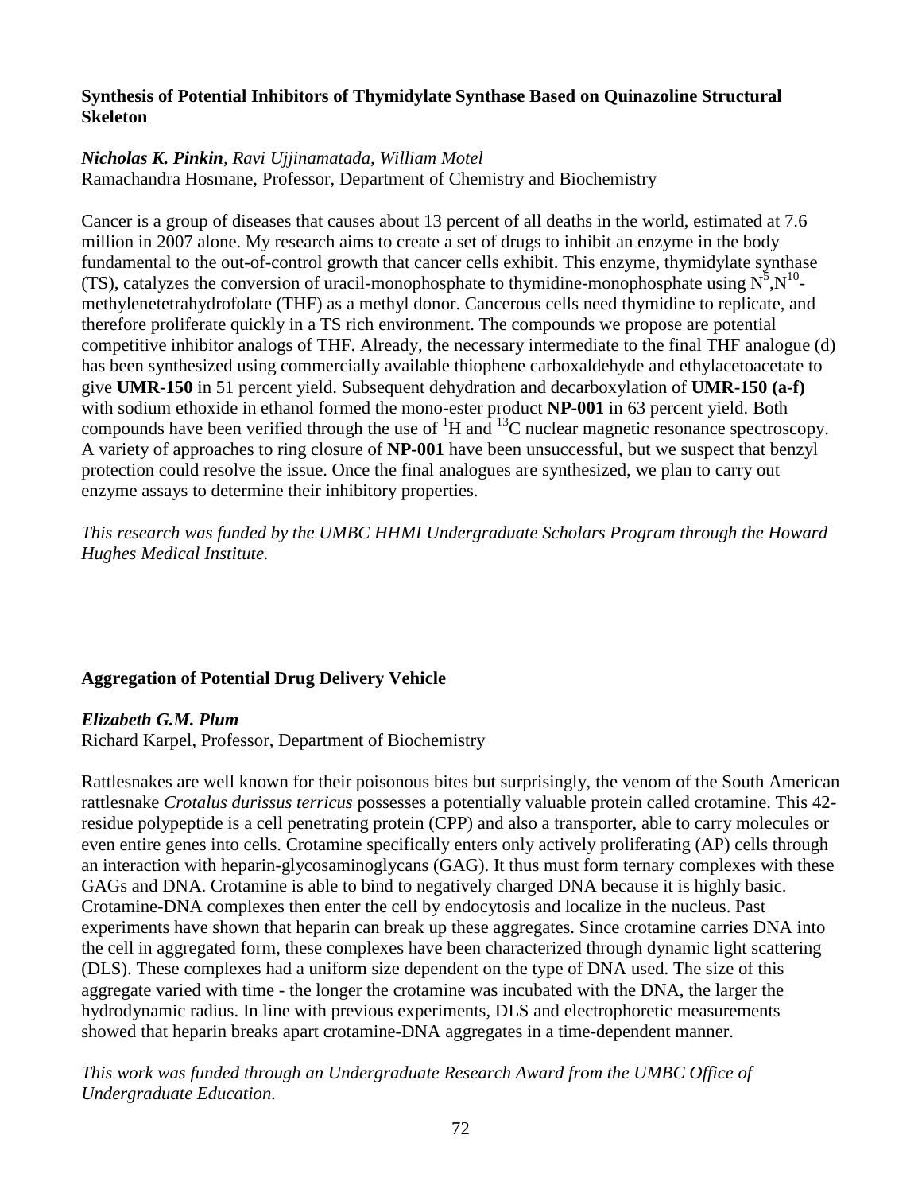### Synthesis of Potential Inhibitors of Thymidylate Synthase Based on Quinazoline Structural Skeleton

***Nicholas K. Pinkin**, Ravi Ujjinamatada, William Motel*
Ramachandra Hosmane, Professor, Department of Chemistry and Biochemistry

Cancer is a group of diseases that causes about 13 percent of all deaths in the world, estimated at 7.6 million in 2007 alone. My research aims to create a set of drugs to inhibit an enzyme in the body fundamental to the out-of-control growth that cancer cells exhibit. This enzyme, thymidylate synthase (TS), catalyzes the conversion of uracil-monophosphate to thymidine-monophosphate using $N^5$,$N^{10}$-methylenetetrahydrofolate (THF) as a methyl donor. Cancerous cells need thymidine to replicate, and therefore proliferate quickly in a TS rich environment. The compounds we propose are potential competitive inhibitor analogs of THF. Already, the necessary intermediate to the final THF analogue (d) has been synthesized using commercially available thiophene carboxaldehyde and ethylacetoacetate to give **UMR-150** in 51 percent yield. Subsequent dehydration and decarboxylation of **UMR-150 (a-f)** with sodium ethoxide in ethanol formed the mono-ester product **NP-001** in 63 percent yield. Both compounds have been verified through the use of $^1$H and $^{13}$C nuclear magnetic resonance spectroscopy. A variety of approaches to ring closure of **NP-001** have been unsuccessful, but we suspect that benzyl protection could resolve the issue. Once the final analogues are synthesized, we plan to carry out enzyme assays to determine their inhibitory properties.

*This research was funded by the UMBC HHMI Undergraduate Scholars Program through the Howard Hughes Medical Institute.*

### Aggregation of Potential Drug Delivery Vehicle

***Elizabeth G.M. Plum***
Richard Karpel, Professor, Department of Biochemistry

Rattlesnakes are well known for their poisonous bites but surprisingly, the venom of the South American rattlesnake *Crotalus durissus terricus* possesses a potentially valuable protein called crotamine. This 42-residue polypeptide is a cell penetrating protein (CPP) and also a transporter, able to carry molecules or even entire genes into cells. Crotamine specifically enters only actively proliferating (AP) cells through an interaction with heparin-glycosaminoglycans (GAG). It thus must form ternary complexes with these GAGs and DNA. Crotamine is able to bind to negatively charged DNA because it is highly basic. Crotamine-DNA complexes then enter the cell by endocytosis and localize in the nucleus. Past experiments have shown that heparin can break up these aggregates. Since crotamine carries DNA into the cell in aggregated form, these complexes have been characterized through dynamic light scattering (DLS). These complexes had a uniform size dependent on the type of DNA used. The size of this aggregate varied with time - the longer the crotamine was incubated with the DNA, the larger the hydrodynamic radius. In line with previous experiments, DLS and electrophoretic measurements showed that heparin breaks apart crotamine-DNA aggregates in a time-dependent manner.

*This work was funded through an Undergraduate Research Award from the UMBC Office of Undergraduate Education.*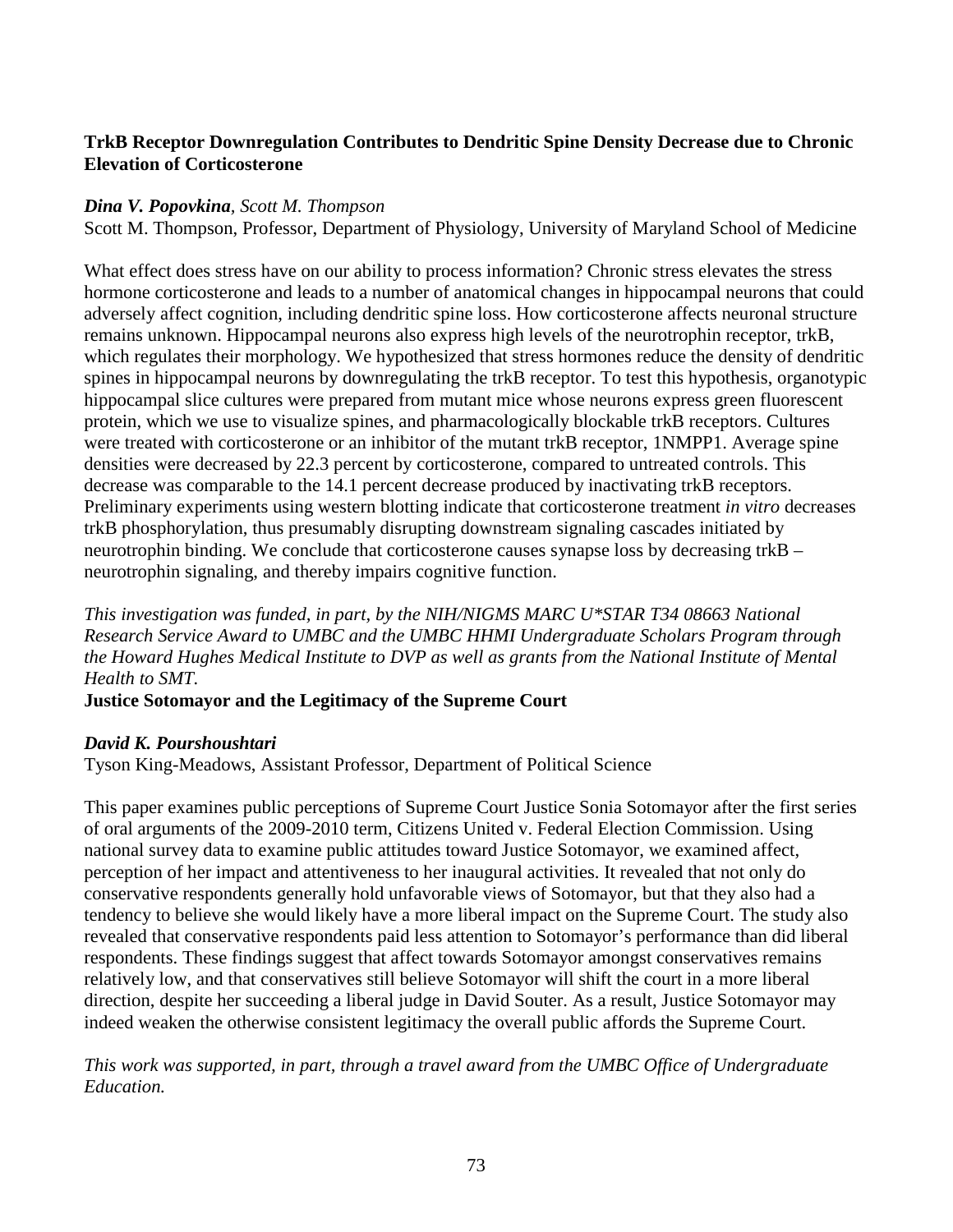**TrkB Receptor Downregulation Contributes to Dendritic Spine Density Decrease due to Chronic Elevation of Corticosterone**

***Dina V. Popovkina****, Scott M. Thompson*

Scott M. Thompson, Professor, Department of Physiology, University of Maryland School of Medicine

What effect does stress have on our ability to process information? Chronic stress elevates the stress hormone corticosterone and leads to a number of anatomical changes in hippocampal neurons that could adversely affect cognition, including dendritic spine loss. How corticosterone affects neuronal structure remains unknown. Hippocampal neurons also express high levels of the neurotrophin receptor, trkB, which regulates their morphology. We hypothesized that stress hormones reduce the density of dendritic spines in hippocampal neurons by downregulating the trkB receptor. To test this hypothesis, organotypic hippocampal slice cultures were prepared from mutant mice whose neurons express green fluorescent protein, which we use to visualize spines, and pharmacologically blockable trkB receptors. Cultures were treated with corticosterone or an inhibitor of the mutant trkB receptor, 1NMPP1. Average spine densities were decreased by 22.3 percent by corticosterone, compared to untreated controls. This decrease was comparable to the 14.1 percent decrease produced by inactivating trkB receptors. Preliminary experiments using western blotting indicate that corticosterone treatment *in vitro* decreases trkB phosphorylation, thus presumably disrupting downstream signaling cascades initiated by neurotrophin binding. We conclude that corticosterone causes synapse loss by decreasing trkB – neurotrophin signaling, and thereby impairs cognitive function.

*This investigation was funded, in part, by the NIH/NIGMS MARC U*STAR T34 08663 National Research Service Award to UMBC and the UMBC HHMI Undergraduate Scholars Program through the Howard Hughes Medical Institute to DVP as well as grants from the National Institute of Mental Health to SMT.*

**Justice Sotomayor and the Legitimacy of the Supreme Court**

***David K. Pourshoushtari***

Tyson King-Meadows, Assistant Professor, Department of Political Science

This paper examines public perceptions of Supreme Court Justice Sonia Sotomayor after the first series of oral arguments of the 2009-2010 term, Citizens United v. Federal Election Commission. Using national survey data to examine public attitudes toward Justice Sotomayor, we examined affect, perception of her impact and attentiveness to her inaugural activities. It revealed that not only do conservative respondents generally hold unfavorable views of Sotomayor, but that they also had a tendency to believe she would likely have a more liberal impact on the Supreme Court. The study also revealed that conservative respondents paid less attention to Sotomayor's performance than did liberal respondents. These findings suggest that affect towards Sotomayor amongst conservatives remains relatively low, and that conservatives still believe Sotomayor will shift the court in a more liberal direction, despite her succeeding a liberal judge in David Souter. As a result, Justice Sotomayor may indeed weaken the otherwise consistent legitimacy the overall public affords the Supreme Court.

*This work was supported, in part, through a travel award from the UMBC Office of Undergraduate Education.*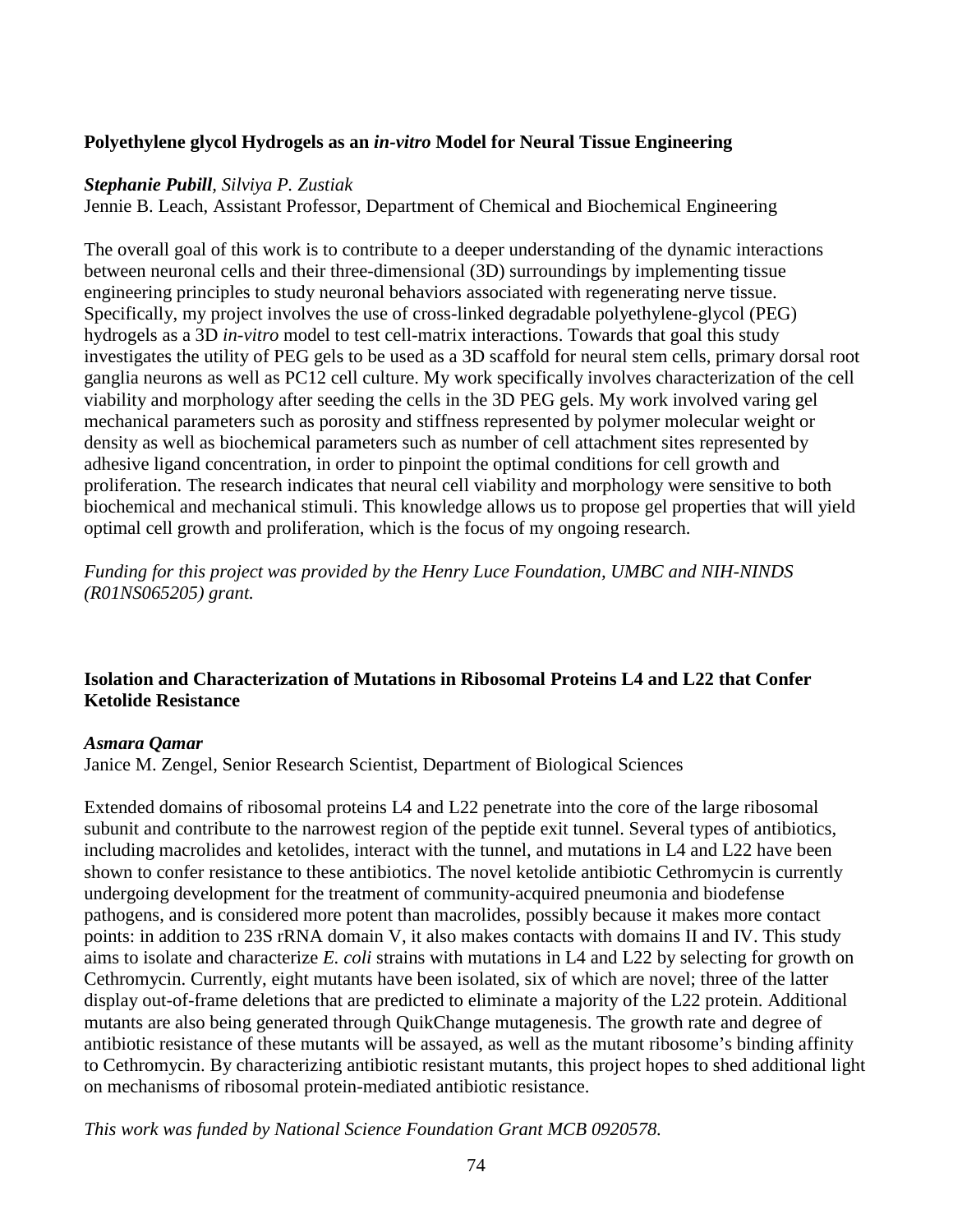### Polyethylene glycol Hydrogels as an *in-vitro* Model for Neural Tissue Engineering

***Stephanie Pubill****, Silviya P. Zustiak*
Jennie B. Leach, Assistant Professor, Department of Chemical and Biochemical Engineering

The overall goal of this work is to contribute to a deeper understanding of the dynamic interactions between neuronal cells and their three-dimensional (3D) surroundings by implementing tissue engineering principles to study neuronal behaviors associated with regenerating nerve tissue. Specifically, my project involves the use of cross-linked degradable polyethylene-glycol (PEG) hydrogels as a 3D *in-vitro* model to test cell-matrix interactions. Towards that goal this study investigates the utility of PEG gels to be used as a 3D scaffold for neural stem cells, primary dorsal root ganglia neurons as well as PC12 cell culture. My work specifically involves characterization of the cell viability and morphology after seeding the cells in the 3D PEG gels. My work involved varing gel mechanical parameters such as porosity and stiffness represented by polymer molecular weight or density as well as biochemical parameters such as number of cell attachment sites represented by adhesive ligand concentration, in order to pinpoint the optimal conditions for cell growth and proliferation. The research indicates that neural cell viability and morphology were sensitive to both biochemical and mechanical stimuli. This knowledge allows us to propose gel properties that will yield optimal cell growth and proliferation, which is the focus of my ongoing research.

*Funding for this project was provided by the Henry Luce Foundation, UMBC and NIH-NINDS (R01NS065205) grant.*

### Isolation and Characterization of Mutations in Ribosomal Proteins L4 and L22 that Confer Ketolide Resistance

***Asmara Qamar***
Janice M. Zengel, Senior Research Scientist, Department of Biological Sciences

Extended domains of ribosomal proteins L4 and L22 penetrate into the core of the large ribosomal subunit and contribute to the narrowest region of the peptide exit tunnel. Several types of antibiotics, including macrolides and ketolides, interact with the tunnel, and mutations in L4 and L22 have been shown to confer resistance to these antibiotics. The novel ketolide antibiotic Cethromycin is currently undergoing development for the treatment of community-acquired pneumonia and biodefense pathogens, and is considered more potent than macrolides, possibly because it makes more contact points: in addition to 23S rRNA domain V, it also makes contacts with domains II and IV. This study aims to isolate and characterize *E. coli* strains with mutations in L4 and L22 by selecting for growth on Cethromycin. Currently, eight mutants have been isolated, six of which are novel; three of the latter display out-of-frame deletions that are predicted to eliminate a majority of the L22 protein. Additional mutants are also being generated through QuikChange mutagenesis. The growth rate and degree of antibiotic resistance of these mutants will be assayed, as well as the mutant ribosome's binding affinity to Cethromycin. By characterizing antibiotic resistant mutants, this project hopes to shed additional light on mechanisms of ribosomal protein-mediated antibiotic resistance.

*This work was funded by National Science Foundation Grant MCB 0920578.*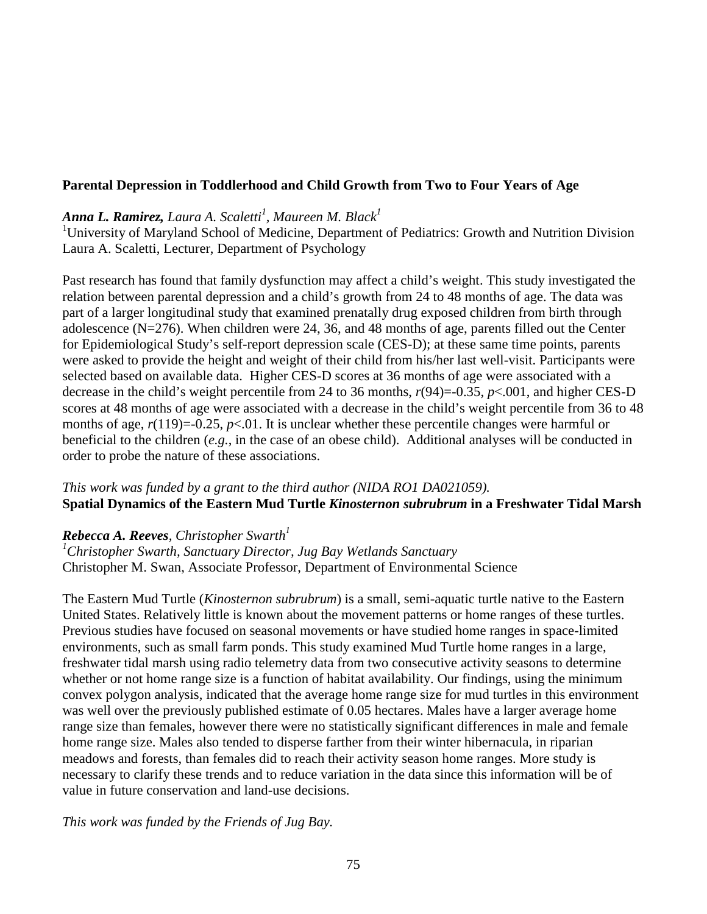## Parental Depression in Toddlerhood and Child Growth from Two to Four Years of Age

***Anna L. Ramirez,*** *Laura A. Scaletti*[1], *Maureen M. Black*[1]

[1]University of Maryland School of Medicine, Department of Pediatrics: Growth and Nutrition Division
Laura A. Scaletti, Lecturer, Department of Psychology

Past research has found that family dysfunction may affect a child's weight. This study investigated the relation between parental depression and a child's growth from 24 to 48 months of age. The data was part of a larger longitudinal study that examined prenatally drug exposed children from birth through adolescence (N=276). When children were 24, 36, and 48 months of age, parents filled out the Center for Epidemiological Study's self-report depression scale (CES-D); at these same time points, parents were asked to provide the height and weight of their child from his/her last well-visit. Participants were selected based on available data. Higher CES-D scores at 36 months of age were associated with a decrease in the child's weight percentile from 24 to 36 months, $r(94)=-0.35$, $p<.001$, and higher CES-D scores at 48 months of age were associated with a decrease in the child's weight percentile from 36 to 48 months of age, $r(119)=-0.25$, $p<.01$. It is unclear whether these percentile changes were harmful or beneficial to the children (*e.g.*, in the case of an obese child). Additional analyses will be conducted in order to probe the nature of these associations.

*This work was funded by a grant to the third author (NIDA RO1 DA021059).*

## Spatial Dynamics of the Eastern Mud Turtle *Kinosternon subrubrum* in a Freshwater Tidal Marsh

***Rebecca A. Reeves***, *Christopher Swarth*[1]

*[1]Christopher Swarth, Sanctuary Director, Jug Bay Wetlands Sanctuary*
Christopher M. Swan, Associate Professor, Department of Environmental Science

The Eastern Mud Turtle (*Kinosternon subrubrum*) is a small, semi-aquatic turtle native to the Eastern United States. Relatively little is known about the movement patterns or home ranges of these turtles. Previous studies have focused on seasonal movements or have studied home ranges in space-limited environments, such as small farm ponds. This study examined Mud Turtle home ranges in a large, freshwater tidal marsh using radio telemetry data from two consecutive activity seasons to determine whether or not home range size is a function of habitat availability. Our findings, using the minimum convex polygon analysis, indicated that the average home range size for mud turtles in this environment was well over the previously published estimate of 0.05 hectares. Males have a larger average home range size than females, however there were no statistically significant differences in male and female home range size. Males also tended to disperse farther from their winter hibernacula, in riparian meadows and forests, than females did to reach their activity season home ranges. More study is necessary to clarify these trends and to reduce variation in the data since this information will be of value in future conservation and land-use decisions.

*This work was funded by the Friends of Jug Bay.*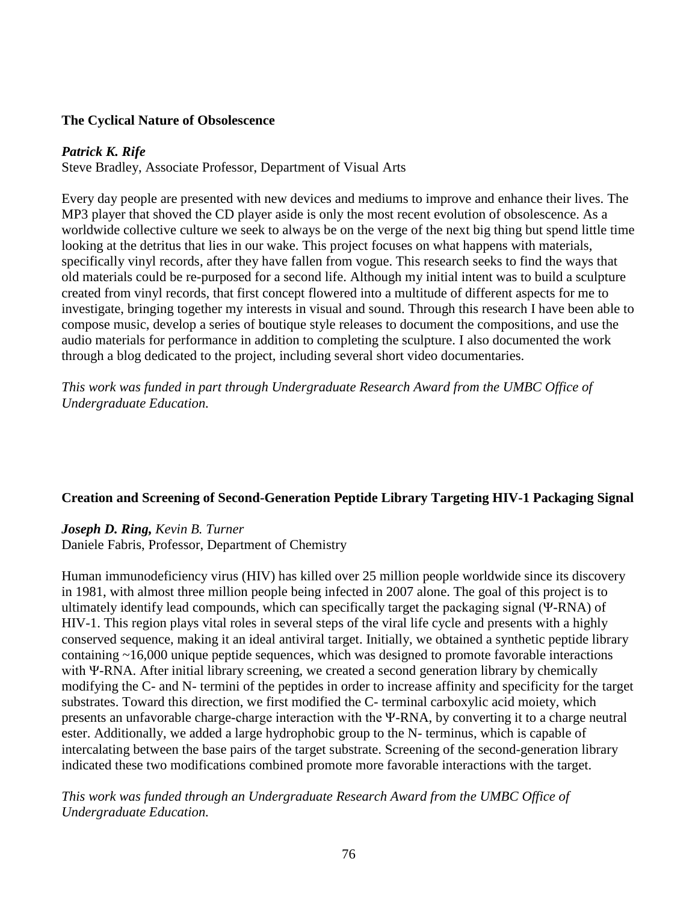### The Cyclical Nature of Obsolescence

***Patrick K. Rife***
Steve Bradley, Associate Professor, Department of Visual Arts

Every day people are presented with new devices and mediums to improve and enhance their lives. The MP3 player that shoved the CD player aside is only the most recent evolution of obsolescence. As a worldwide collective culture we seek to always be on the verge of the next big thing but spend little time looking at the detritus that lies in our wake. This project focuses on what happens with materials, specifically vinyl records, after they have fallen from vogue. This research seeks to find the ways that old materials could be re-purposed for a second life. Although my initial intent was to build a sculpture created from vinyl records, that first concept flowered into a multitude of different aspects for me to investigate, bringing together my interests in visual and sound. Through this research I have been able to compose music, develop a series of boutique style releases to document the compositions, and use the audio materials for performance in addition to completing the sculpture. I also documented the work through a blog dedicated to the project, including several short video documentaries.

*This work was funded in part through Undergraduate Research Award from the UMBC Office of Undergraduate Education.*

### Creation and Screening of Second-Generation Peptide Library Targeting HIV-1 Packaging Signal

***Joseph D. Ring,*** *Kevin B. Turner*
Daniele Fabris, Professor, Department of Chemistry

Human immunodeficiency virus (HIV) has killed over 25 million people worldwide since its discovery in 1981, with almost three million people being infected in 2007 alone. The goal of this project is to ultimately identify lead compounds, which can specifically target the packaging signal (Ψ-RNA) of HIV-1. This region plays vital roles in several steps of the viral life cycle and presents with a highly conserved sequence, making it an ideal antiviral target. Initially, we obtained a synthetic peptide library containing ~16,000 unique peptide sequences, which was designed to promote favorable interactions with Ψ-RNA. After initial library screening, we created a second generation library by chemically modifying the C- and N- termini of the peptides in order to increase affinity and specificity for the target substrates. Toward this direction, we first modified the C- terminal carboxylic acid moiety, which presents an unfavorable charge-charge interaction with the Ψ-RNA, by converting it to a charge neutral ester. Additionally, we added a large hydrophobic group to the N- terminus, which is capable of intercalating between the base pairs of the target substrate. Screening of the second-generation library indicated these two modifications combined promote more favorable interactions with the target.

*This work was funded through an Undergraduate Research Award from the UMBC Office of Undergraduate Education.*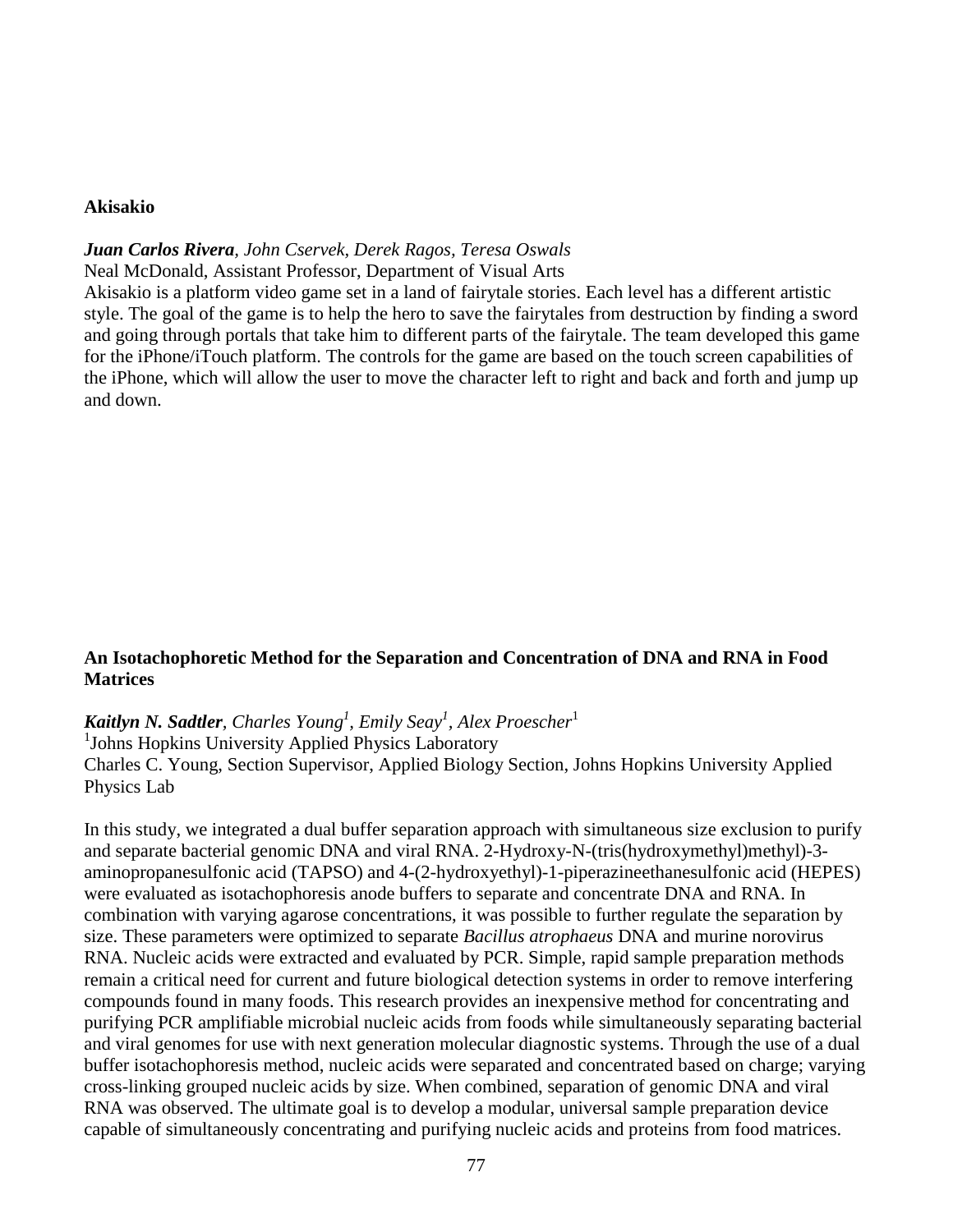**Akisakio**

***Juan Carlos Rivera**, John Cservek, Derek Ragos, Teresa Oswals*

Neal McDonald, Assistant Professor, Department of Visual Arts

Akisakio is a platform video game set in a land of fairytale stories. Each level has a different artistic style. The goal of the game is to help the hero to save the fairytales from destruction by finding a sword and going through portals that take him to different parts of the fairytale. The team developed this game for the iPhone/iTouch platform. The controls for the game are based on the touch screen capabilities of the iPhone, which will allow the user to move the character left to right and back and forth and jump up and down.

**An Isotachophoretic Method for the Separation and Concentration of DNA and RNA in Food Matrices**

***Kaitlyn N. Sadtler**, Charles Young[1], Emily Seay[1], Alex Proescher[1]*

[1]Johns Hopkins University Applied Physics Laboratory

Charles C. Young, Section Supervisor, Applied Biology Section, Johns Hopkins University Applied Physics Lab

In this study, we integrated a dual buffer separation approach with simultaneous size exclusion to purify and separate bacterial genomic DNA and viral RNA. 2-Hydroxy-N-(tris(hydroxymethyl)methyl)-3-aminopropanesulfonic acid (TAPSO) and 4-(2-hydroxyethyl)-1-piperazineethanesulfonic acid (HEPES) were evaluated as isotachophoresis anode buffers to separate and concentrate DNA and RNA. In combination with varying agarose concentrations, it was possible to further regulate the separation by size. These parameters were optimized to separate *Bacillus atrophaeus* DNA and murine norovirus RNA. Nucleic acids were extracted and evaluated by PCR. Simple, rapid sample preparation methods remain a critical need for current and future biological detection systems in order to remove interfering compounds found in many foods. This research provides an inexpensive method for concentrating and purifying PCR amplifiable microbial nucleic acids from foods while simultaneously separating bacterial and viral genomes for use with next generation molecular diagnostic systems. Through the use of a dual buffer isotachophoresis method, nucleic acids were separated and concentrated based on charge; varying cross-linking grouped nucleic acids by size. When combined, separation of genomic DNA and viral RNA was observed. The ultimate goal is to develop a modular, universal sample preparation device capable of simultaneously concentrating and purifying nucleic acids and proteins from food matrices.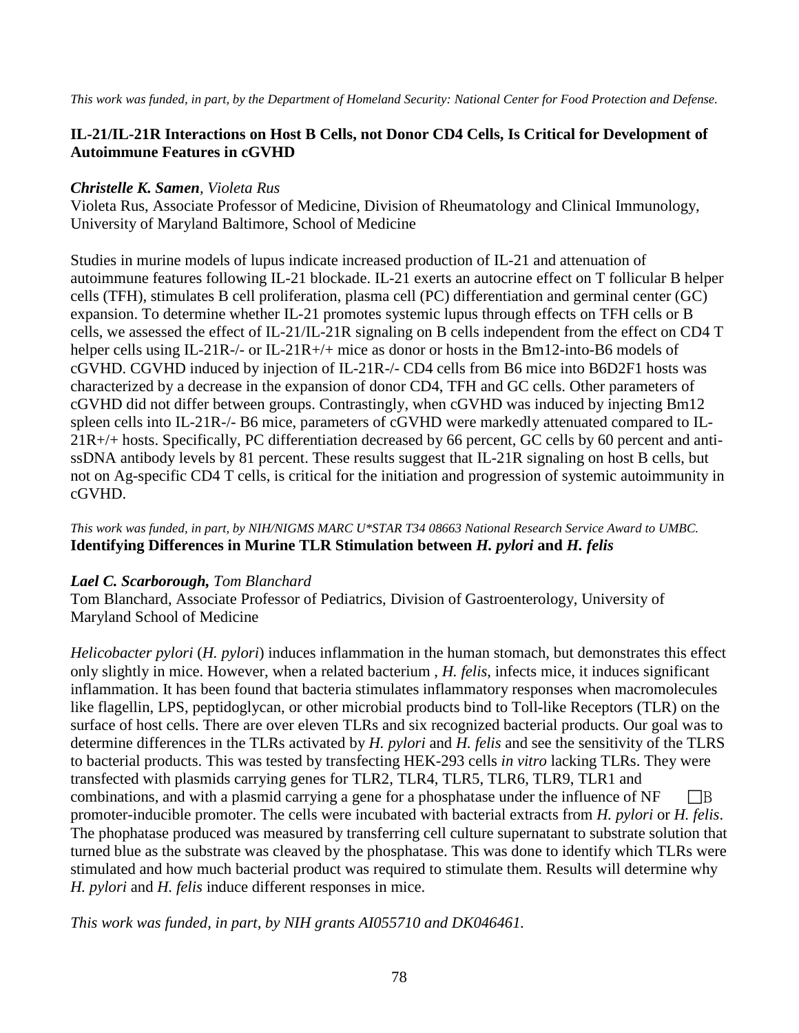*This work was funded, in part, by the Department of Homeland Security: National Center for Food Protection and Defense.*

**IL-21/IL-21R Interactions on Host B Cells, not Donor CD4 Cells, Is Critical for Development of Autoimmune Features in cGVHD**

***Christelle K. Samen**, Violeta Rus*

Violeta Rus, Associate Professor of Medicine, Division of Rheumatology and Clinical Immunology, University of Maryland Baltimore, School of Medicine

Studies in murine models of lupus indicate increased production of IL-21 and attenuation of autoimmune features following IL-21 blockade. IL-21 exerts an autocrine effect on T follicular B helper cells (TFH), stimulates B cell proliferation, plasma cell (PC) differentiation and germinal center (GC) expansion. To determine whether IL-21 promotes systemic lupus through effects on TFH cells or B cells, we assessed the effect of IL-21/IL-21R signaling on B cells independent from the effect on CD4 T helper cells using IL-21R-/- or IL-21R+/+ mice as donor or hosts in the Bm12-into-B6 models of cGVHD. CGVHD induced by injection of IL-21R-/- CD4 cells from B6 mice into B6D2F1 hosts was characterized by a decrease in the expansion of donor CD4, TFH and GC cells. Other parameters of cGVHD did not differ between groups. Contrastingly, when cGVHD was induced by injecting Bm12 spleen cells into IL-21R-/- B6 mice, parameters of cGVHD were markedly attenuated compared to IL-21R+/+ hosts. Specifically, PC differentiation decreased by 66 percent, GC cells by 60 percent and anti-ssDNA antibody levels by 81 percent. These results suggest that IL-21R signaling on host B cells, but not on Ag-specific CD4 T cells, is critical for the initiation and progression of systemic autoimmunity in cGVHD.

*This work was funded, in part, by NIH/NIGMS MARC U*STAR T34 08663 National Research Service Award to UMBC.*

**Identifying Differences in Murine TLR Stimulation between *H. pylori* and *H. felis***

***Lael C. Scarborough,** Tom Blanchard*

Tom Blanchard, Associate Professor of Pediatrics, Division of Gastroenterology, University of Maryland School of Medicine

*Helicobacter pylori* (*H. pylori*) induces inflammation in the human stomach, but demonstrates this effect only slightly in mice. However, when a related bacterium , *H. felis*, infects mice, it induces significant inflammation. It has been found that bacteria stimulates inflammatory responses when macromolecules like flagellin, LPS, peptidoglycan, or other microbial products bind to Toll-like Receptors (TLR) on the surface of host cells. There are over eleven TLRs and six recognized bacterial products. Our goal was to determine differences in the TLRs activated by *H. pylori* and *H. felis* and see the sensitivity of the TLRS to bacterial products. This was tested by transfecting HEK-293 cells *in vitro* lacking TLRs. They were transfected with plasmids carrying genes for TLR2, TLR4, TLR5, TLR6, TLR9, TLR1 and combinations, and with a plasmid carrying a gene for a phosphatase under the influence of NF B promoter-inducible promoter. The cells were incubated with bacterial extracts from *H. pylori* or *H. felis*. The phophatase produced was measured by transferring cell culture supernatant to substrate solution that turned blue as the substrate was cleaved by the phosphatase. This was done to identify which TLRs were stimulated and how much bacterial product was required to stimulate them. Results will determine why *H. pylori* and *H. felis* induce different responses in mice.

*This work was funded, in part, by NIH grants AI055710 and DK046461.*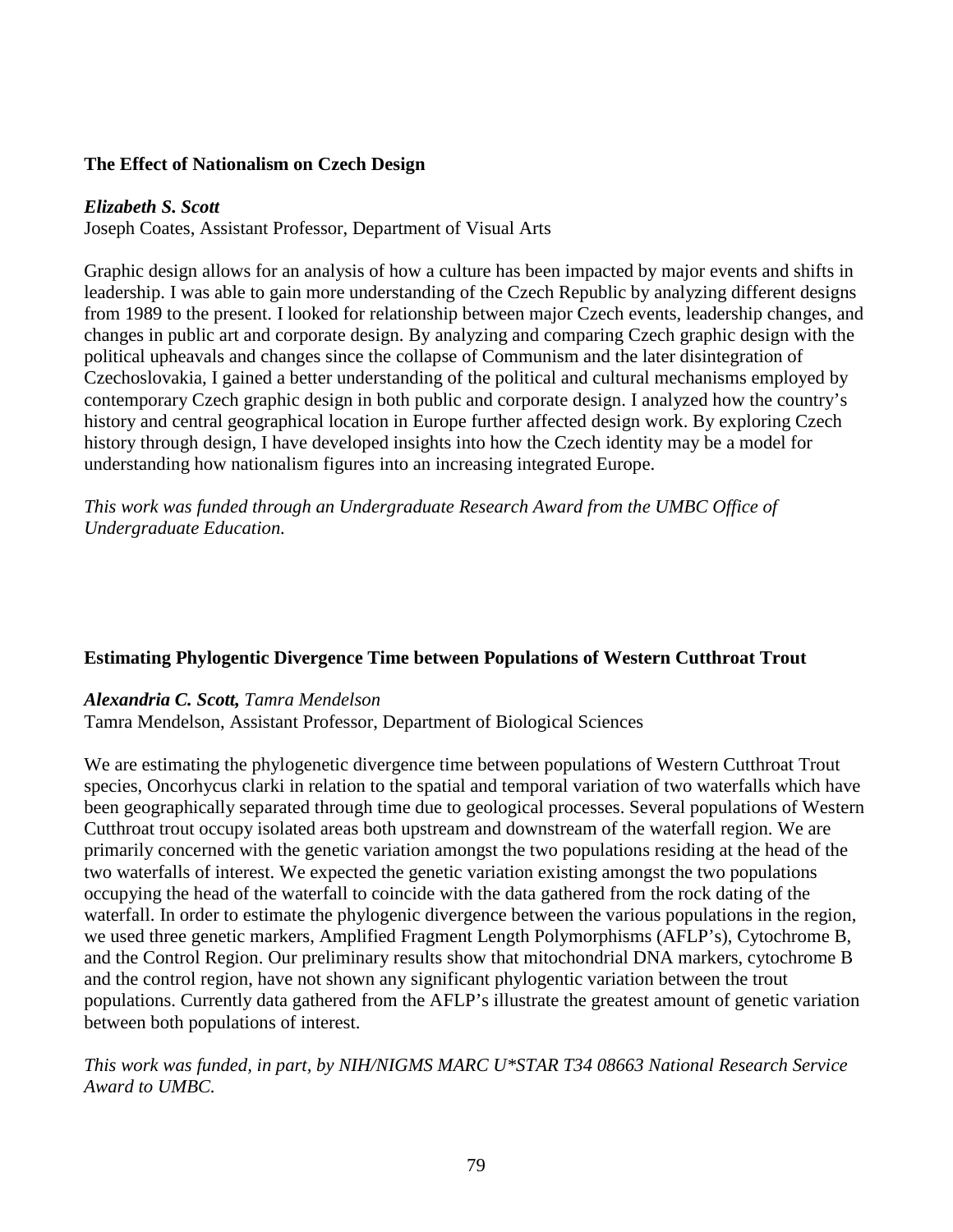### The Effect of Nationalism on Czech Design

***Elizabeth S. Scott***
Joseph Coates, Assistant Professor, Department of Visual Arts

Graphic design allows for an analysis of how a culture has been impacted by major events and shifts in leadership. I was able to gain more understanding of the Czech Republic by analyzing different designs from 1989 to the present. I looked for relationship between major Czech events, leadership changes, and changes in public art and corporate design. By analyzing and comparing Czech graphic design with the political upheavals and changes since the collapse of Communism and the later disintegration of Czechoslovakia, I gained a better understanding of the political and cultural mechanisms employed by contemporary Czech graphic design in both public and corporate design. I analyzed how the country's history and central geographical location in Europe further affected design work. By exploring Czech history through design, I have developed insights into how the Czech identity may be a model for understanding how nationalism figures into an increasing integrated Europe.

*This work was funded through an Undergraduate Research Award from the UMBC Office of Undergraduate Education.*

### Estimating Phylogentic Divergence Time between Populations of Western Cutthroat Trout

***Alexandria C. Scott,*** *Tamra Mendelson*
Tamra Mendelson, Assistant Professor, Department of Biological Sciences

We are estimating the phylogenetic divergence time between populations of Western Cutthroat Trout species, Oncorhycus clarki in relation to the spatial and temporal variation of two waterfalls which have been geographically separated through time due to geological processes. Several populations of Western Cutthroat trout occupy isolated areas both upstream and downstream of the waterfall region. We are primarily concerned with the genetic variation amongst the two populations residing at the head of the two waterfalls of interest. We expected the genetic variation existing amongst the two populations occupying the head of the waterfall to coincide with the data gathered from the rock dating of the waterfall. In order to estimate the phylogenic divergence between the various populations in the region, we used three genetic markers, Amplified Fragment Length Polymorphisms (AFLP's), Cytochrome B, and the Control Region. Our preliminary results show that mitochondrial DNA markers, cytochrome B and the control region, have not shown any significant phylogentic variation between the trout populations. Currently data gathered from the AFLP's illustrate the greatest amount of genetic variation between both populations of interest.

*This work was funded, in part, by NIH/NIGMS MARC U*STAR T34 08663 National Research Service Award to UMBC.*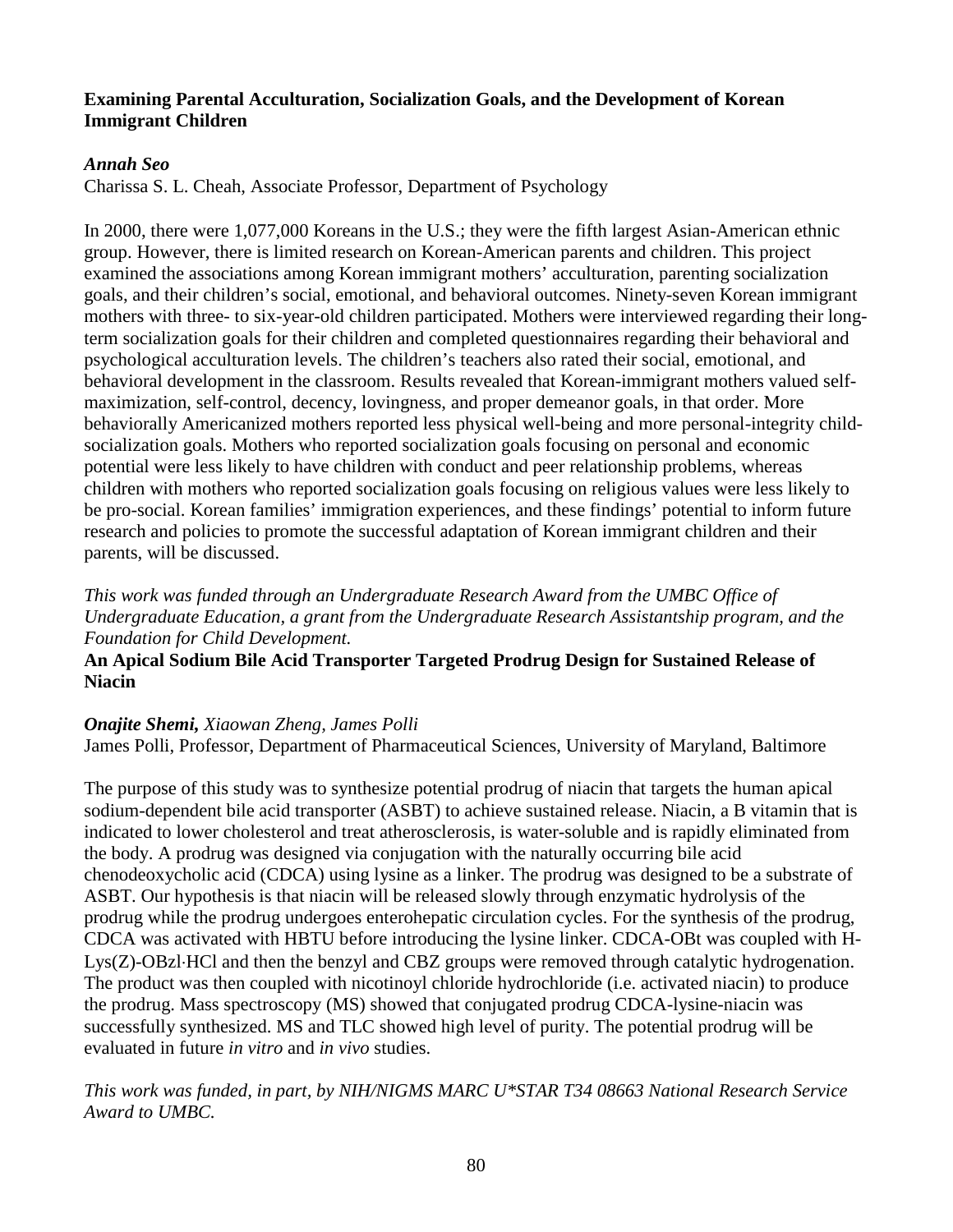**Examining Parental Acculturation, Socialization Goals, and the Development of Korean Immigrant Children**

***Annah Seo***
Charissa S. L. Cheah, Associate Professor, Department of Psychology

In 2000, there were 1,077,000 Koreans in the U.S.; they were the fifth largest Asian-American ethnic group. However, there is limited research on Korean-American parents and children. This project examined the associations among Korean immigrant mothers' acculturation, parenting socialization goals, and their children's social, emotional, and behavioral outcomes. Ninety-seven Korean immigrant mothers with three- to six-year-old children participated. Mothers were interviewed regarding their long-term socialization goals for their children and completed questionnaires regarding their behavioral and psychological acculturation levels. The children's teachers also rated their social, emotional, and behavioral development in the classroom. Results revealed that Korean-immigrant mothers valued self-maximization, self-control, decency, lovingness, and proper demeanor goals, in that order. More behaviorally Americanized mothers reported less physical well-being and more personal-integrity child-socialization goals. Mothers who reported socialization goals focusing on personal and economic potential were less likely to have children with conduct and peer relationship problems, whereas children with mothers who reported socialization goals focusing on religious values were less likely to be pro-social. Korean families' immigration experiences, and these findings' potential to inform future research and policies to promote the successful adaptation of Korean immigrant children and their parents, will be discussed.

*This work was funded through an Undergraduate Research Award from the UMBC Office of Undergraduate Education, a grant from the Undergraduate Research Assistantship program, and the Foundation for Child Development.*

**An Apical Sodium Bile Acid Transporter Targeted Prodrug Design for Sustained Release of Niacin**

***Onajite Shemi,*** *Xiaowan Zheng, James Polli*
James Polli, Professor, Department of Pharmaceutical Sciences, University of Maryland, Baltimore

The purpose of this study was to synthesize potential prodrug of niacin that targets the human apical sodium-dependent bile acid transporter (ASBT) to achieve sustained release. Niacin, a B vitamin that is indicated to lower cholesterol and treat atherosclerosis, is water-soluble and is rapidly eliminated from the body. A prodrug was designed via conjugation with the naturally occurring bile acid chenodeoxycholic acid (CDCA) using lysine as a linker. The prodrug was designed to be a substrate of ASBT. Our hypothesis is that niacin will be released slowly through enzymatic hydrolysis of the prodrug while the prodrug undergoes enterohepatic circulation cycles. For the synthesis of the prodrug, CDCA was activated with HBTU before introducing the lysine linker. CDCA-OBt was coupled with H-Lys(Z)-OBzl·HCl and then the benzyl and CBZ groups were removed through catalytic hydrogenation. The product was then coupled with nicotinoyl chloride hydrochloride (i.e. activated niacin) to produce the prodrug. Mass spectroscopy (MS) showed that conjugated prodrug CDCA-lysine-niacin was successfully synthesized. MS and TLC showed high level of purity. The potential prodrug will be evaluated in future *in vitro* and *in vivo* studies.

*This work was funded, in part, by NIH/NIGMS MARC U*STAR T34 08663 National Research Service Award to UMBC.*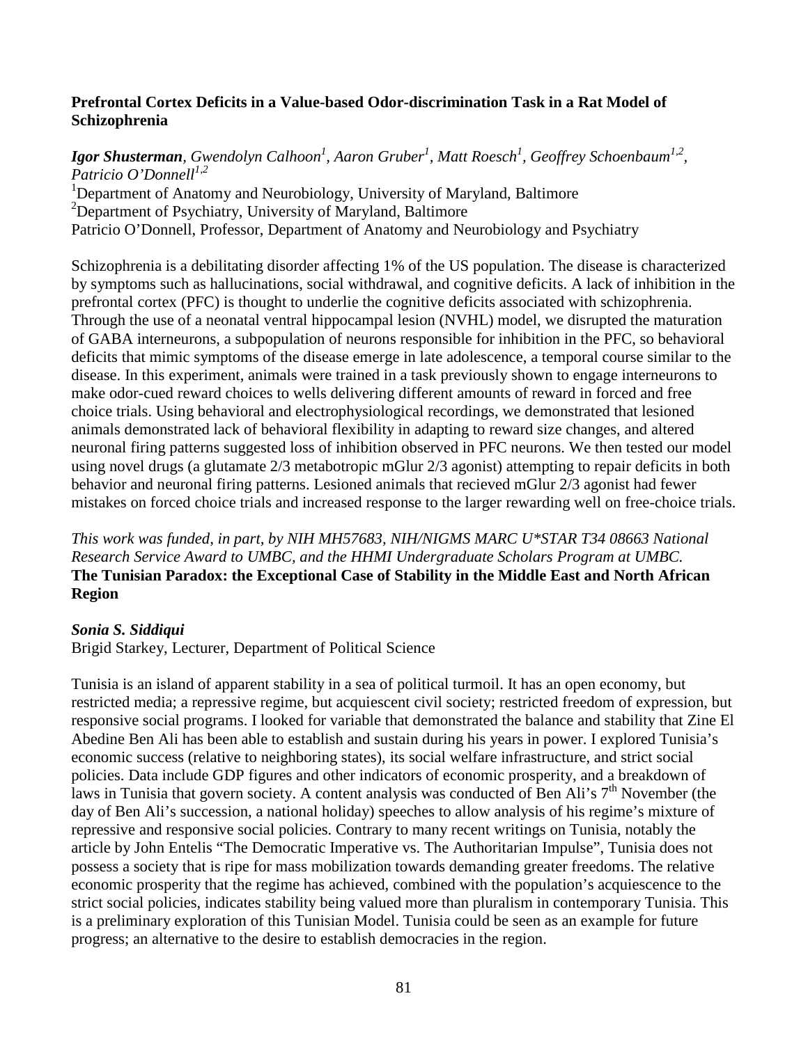**Prefrontal Cortex Deficits in a Value-based Odor-discrimination Task in a Rat Model of Schizophrenia**

***Igor Shusterman***, *Gwendolyn Calhoon*[1], *Aaron Gruber*[1], *Matt Roesch*[1], *Geoffrey Schoenbaum*[1,2], *Patricio O'Donnell*[1,2]

[1]Department of Anatomy and Neurobiology, University of Maryland, Baltimore
[2]Department of Psychiatry, University of Maryland, Baltimore
Patricio O'Donnell, Professor, Department of Anatomy and Neurobiology and Psychiatry

Schizophrenia is a debilitating disorder affecting 1% of the US population. The disease is characterized by symptoms such as hallucinations, social withdrawal, and cognitive deficits. A lack of inhibition in the prefrontal cortex (PFC) is thought to underlie the cognitive deficits associated with schizophrenia. Through the use of a neonatal ventral hippocampal lesion (NVHL) model, we disrupted the maturation of GABA interneurons, a subpopulation of neurons responsible for inhibition in the PFC, so behavioral deficits that mimic symptoms of the disease emerge in late adolescence, a temporal course similar to the disease. In this experiment, animals were trained in a task previously shown to engage interneurons to make odor-cued reward choices to wells delivering different amounts of reward in forced and free choice trials. Using behavioral and electrophysiological recordings, we demonstrated that lesioned animals demonstrated lack of behavioral flexibility in adapting to reward size changes, and altered neuronal firing patterns suggested loss of inhibition observed in PFC neurons. We then tested our model using novel drugs (a glutamate 2/3 metabotropic mGlur 2/3 agonist) attempting to repair deficits in both behavior and neuronal firing patterns. Lesioned animals that recieved mGlur 2/3 agonist had fewer mistakes on forced choice trials and increased response to the larger rewarding well on free-choice trials.

*This work was funded, in part, by NIH MH57683, NIH/NIGMS MARC U*STAR T34 08663 National Research Service Award to UMBC, and the HHMI Undergraduate Scholars Program at UMBC.*

**The Tunisian Paradox: the Exceptional Case of Stability in the Middle East and North African Region**

***Sonia S. Siddiqui***

Brigid Starkey, Lecturer, Department of Political Science

Tunisia is an island of apparent stability in a sea of political turmoil. It has an open economy, but restricted media; a repressive regime, but acquiescent civil society; restricted freedom of expression, but responsive social programs. I looked for variable that demonstrated the balance and stability that Zine El Abedine Ben Ali has been able to establish and sustain during his years in power. I explored Tunisia's economic success (relative to neighboring states), its social welfare infrastructure, and strict social policies. Data include GDP figures and other indicators of economic prosperity, and a breakdown of laws in Tunisia that govern society. A content analysis was conducted of Ben Ali's 7th November (the day of Ben Ali's succession, a national holiday) speeches to allow analysis of his regime's mixture of repressive and responsive social policies. Contrary to many recent writings on Tunisia, notably the article by John Entelis "The Democratic Imperative vs. The Authoritarian Impulse", Tunisia does not possess a society that is ripe for mass mobilization towards demanding greater freedoms. The relative economic prosperity that the regime has achieved, combined with the population's acquiescence to the strict social policies, indicates stability being valued more than pluralism in contemporary Tunisia. This is a preliminary exploration of this Tunisian Model. Tunisia could be seen as an example for future progress; an alternative to the desire to establish democracies in the region.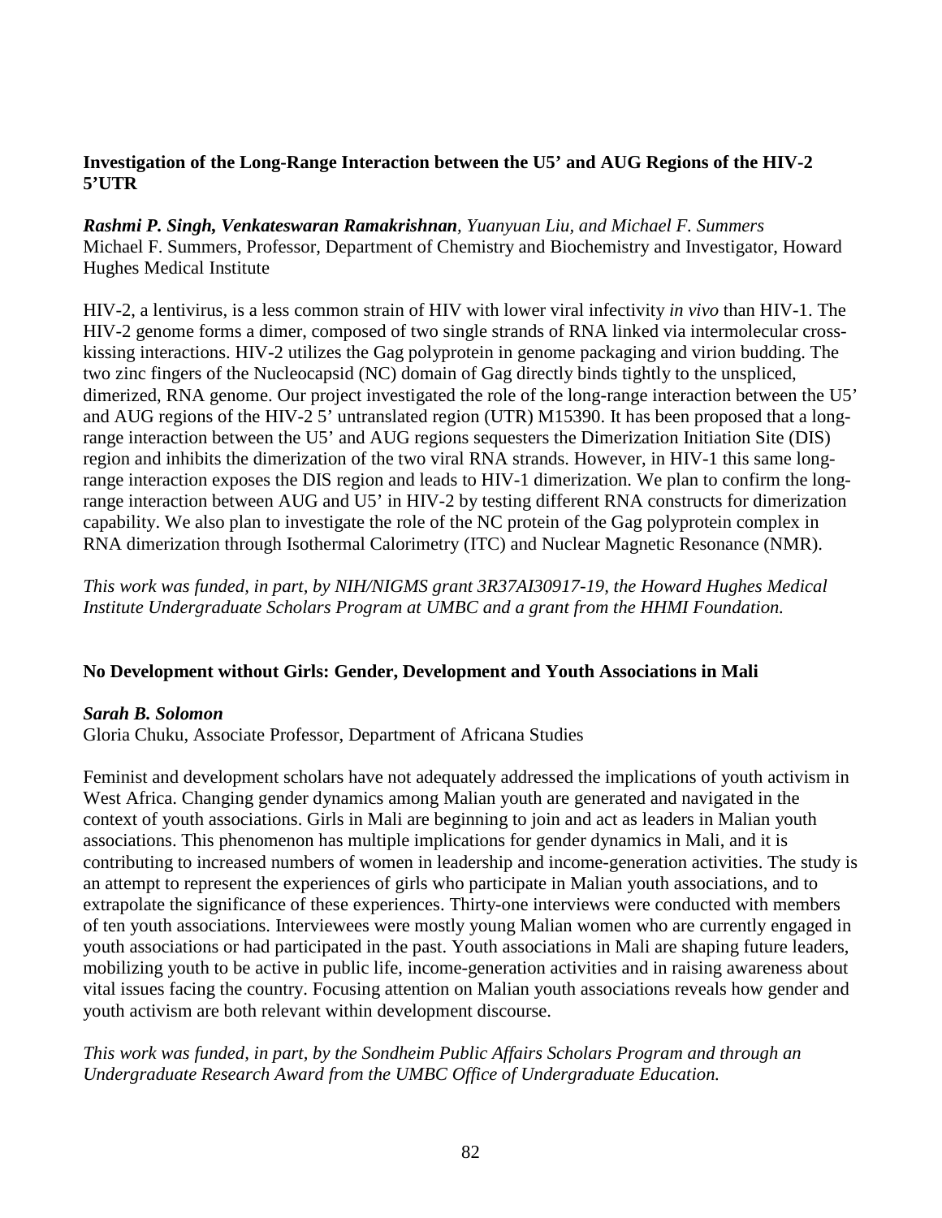### Investigation of the Long-Range Interaction between the U5' and AUG Regions of the HIV-2 5'UTR

***Rashmi P. Singh, Venkateswaran Ramakrishnan****, Yuanyuan Liu, and Michael F. Summers*

Michael F. Summers, Professor, Department of Chemistry and Biochemistry and Investigator, Howard Hughes Medical Institute

HIV-2, a lentivirus, is a less common strain of HIV with lower viral infectivity *in vivo* than HIV-1. The HIV-2 genome forms a dimer, composed of two single strands of RNA linked via intermolecular cross-kissing interactions. HIV-2 utilizes the Gag polyprotein in genome packaging and virion budding. The two zinc fingers of the Nucleocapsid (NC) domain of Gag directly binds tightly to the unspliced, dimerized, RNA genome. Our project investigated the role of the long-range interaction between the U5' and AUG regions of the HIV-2 5' untranslated region (UTR) M15390. It has been proposed that a long-range interaction between the U5' and AUG regions sequesters the Dimerization Initiation Site (DIS) region and inhibits the dimerization of the two viral RNA strands. However, in HIV-1 this same long-range interaction exposes the DIS region and leads to HIV-1 dimerization. We plan to confirm the long-range interaction between AUG and U5' in HIV-2 by testing different RNA constructs for dimerization capability. We also plan to investigate the role of the NC protein of the Gag polyprotein complex in RNA dimerization through Isothermal Calorimetry (ITC) and Nuclear Magnetic Resonance (NMR).

*This work was funded, in part, by NIH/NIGMS grant 3R37AI30917-19, the Howard Hughes Medical Institute Undergraduate Scholars Program at UMBC and a grant from the HHMI Foundation.*

### No Development without Girls: Gender, Development and Youth Associations in Mali

***Sarah B. Solomon***

Gloria Chuku, Associate Professor, Department of Africana Studies

Feminist and development scholars have not adequately addressed the implications of youth activism in West Africa. Changing gender dynamics among Malian youth are generated and navigated in the context of youth associations. Girls in Mali are beginning to join and act as leaders in Malian youth associations. This phenomenon has multiple implications for gender dynamics in Mali, and it is contributing to increased numbers of women in leadership and income-generation activities. The study is an attempt to represent the experiences of girls who participate in Malian youth associations, and to extrapolate the significance of these experiences. Thirty-one interviews were conducted with members of ten youth associations. Interviewees were mostly young Malian women who are currently engaged in youth associations or had participated in the past. Youth associations in Mali are shaping future leaders, mobilizing youth to be active in public life, income-generation activities and in raising awareness about vital issues facing the country. Focusing attention on Malian youth associations reveals how gender and youth activism are both relevant within development discourse.

*This work was funded, in part, by the Sondheim Public Affairs Scholars Program and through an Undergraduate Research Award from the UMBC Office of Undergraduate Education.*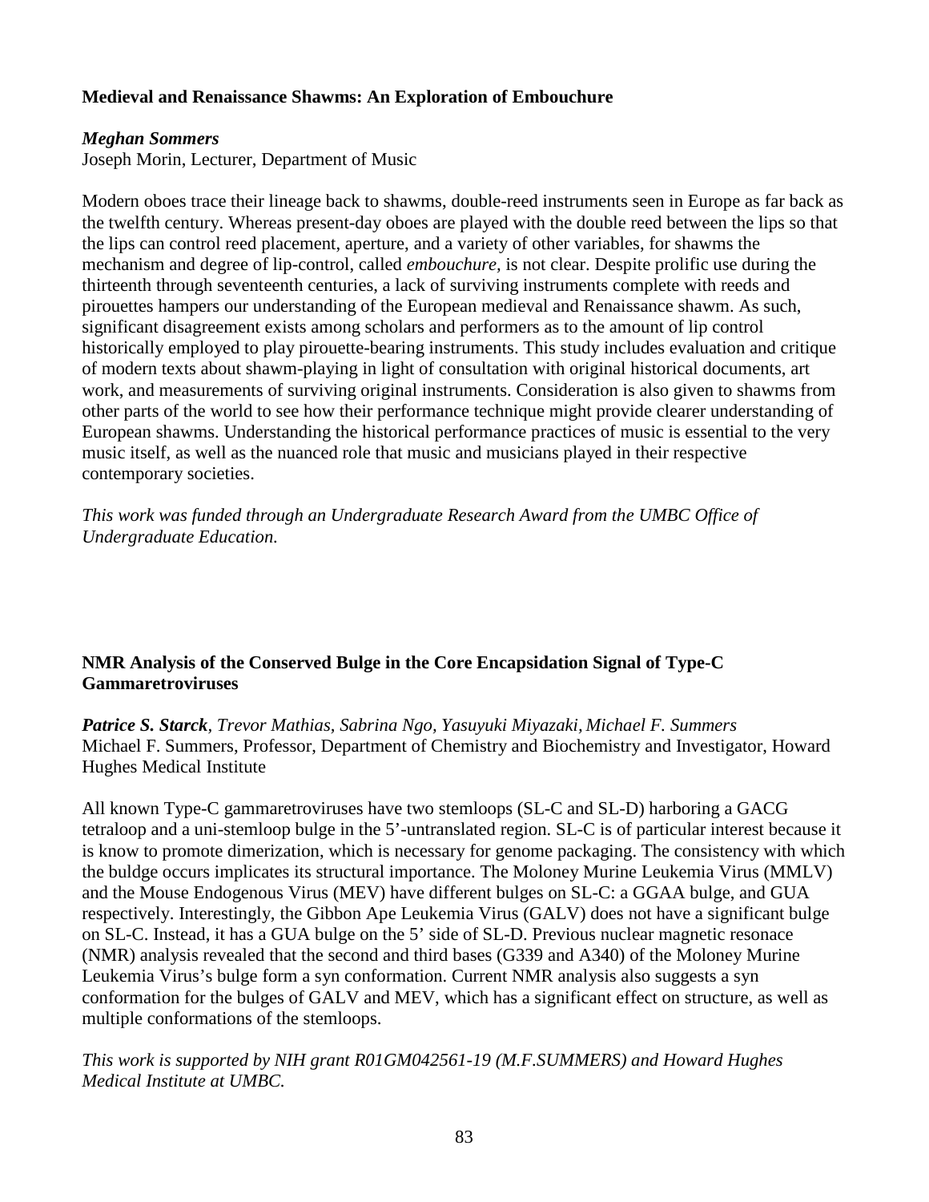### Medieval and Renaissance Shawms: An Exploration of Embouchure

***Meghan Sommers***
Joseph Morin, Lecturer, Department of Music

Modern oboes trace their lineage back to shawms, double-reed instruments seen in Europe as far back as the twelfth century. Whereas present-day oboes are played with the double reed between the lips so that the lips can control reed placement, aperture, and a variety of other variables, for shawms the mechanism and degree of lip-control, called *embouchure,* is not clear. Despite prolific use during the thirteenth through seventeenth centuries, a lack of surviving instruments complete with reeds and pirouettes hampers our understanding of the European medieval and Renaissance shawm. As such, significant disagreement exists among scholars and performers as to the amount of lip control historically employed to play pirouette-bearing instruments. This study includes evaluation and critique of modern texts about shawm-playing in light of consultation with original historical documents, art work, and measurements of surviving original instruments. Consideration is also given to shawms from other parts of the world to see how their performance technique might provide clearer understanding of European shawms. Understanding the historical performance practices of music is essential to the very music itself, as well as the nuanced role that music and musicians played in their respective contemporary societies.

*This work was funded through an Undergraduate Research Award from the UMBC Office of Undergraduate Education.*

### NMR Analysis of the Conserved Bulge in the Core Encapsidation Signal of Type-C Gammaretroviruses

***Patrice S. Starck****, Trevor Mathias, Sabrina Ngo, Yasuyuki Miyazaki, Michael F. Summers*
Michael F. Summers, Professor, Department of Chemistry and Biochemistry and Investigator, Howard Hughes Medical Institute

All known Type-C gammaretroviruses have two stemloops (SL-C and SL-D) harboring a GACG tetraloop and a uni-stemloop bulge in the 5'-untranslated region. SL-C is of particular interest because it is know to promote dimerization, which is necessary for genome packaging. The consistency with which the buldge occurs implicates its structural importance. The Moloney Murine Leukemia Virus (MMLV) and the Mouse Endogenous Virus (MEV) have different bulges on SL-C: a GGAA bulge, and GUA respectively. Interestingly, the Gibbon Ape Leukemia Virus (GALV) does not have a significant bulge on SL-C. Instead, it has a GUA bulge on the 5' side of SL-D. Previous nuclear magnetic resonace (NMR) analysis revealed that the second and third bases (G339 and A340) of the Moloney Murine Leukemia Virus's bulge form a syn conformation. Current NMR analysis also suggests a syn conformation for the bulges of GALV and MEV, which has a significant effect on structure, as well as multiple conformations of the stemloops.

*This work is supported by NIH grant R01GM042561-19 (M.F.SUMMERS) and Howard Hughes Medical Institute at UMBC.*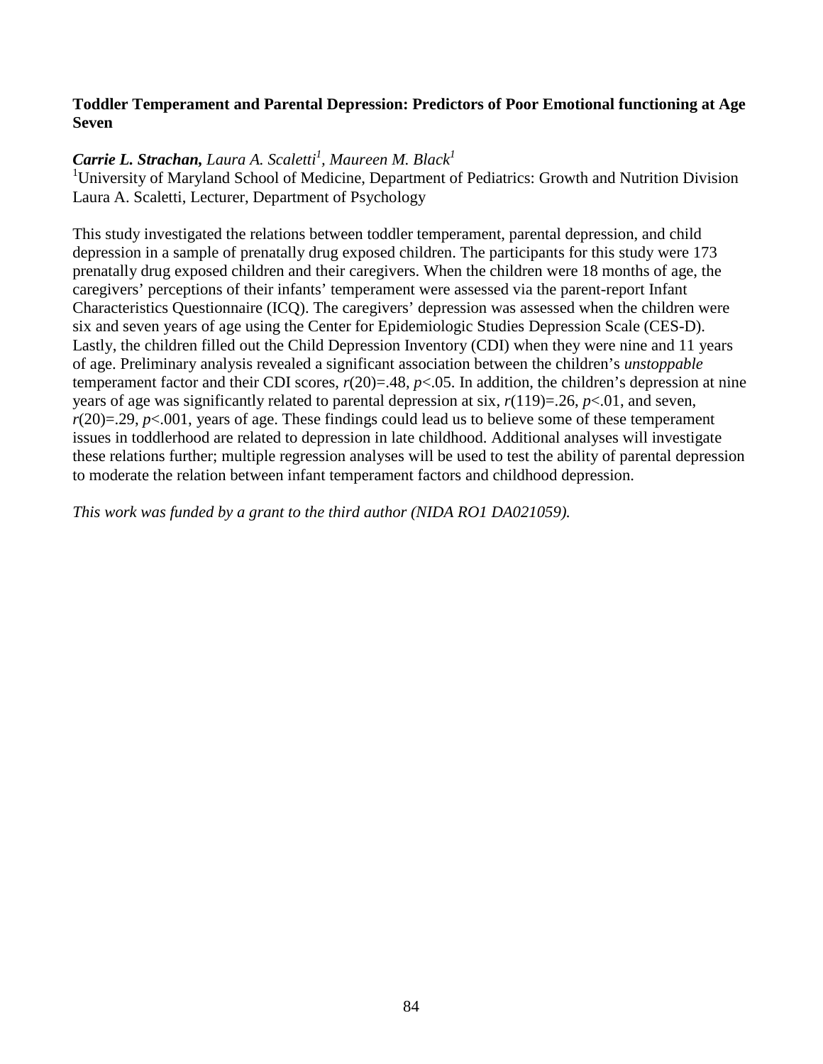**Toddler Temperament and Parental Depression: Predictors of Poor Emotional functioning at Age Seven**

***Carrie L. Strachan,*** *Laura A. Scaletti*[1], *Maureen M. Black*[1]

[1]University of Maryland School of Medicine, Department of Pediatrics: Growth and Nutrition Division
Laura A. Scaletti, Lecturer, Department of Psychology

This study investigated the relations between toddler temperament, parental depression, and child depression in a sample of prenatally drug exposed children. The participants for this study were 173 prenatally drug exposed children and their caregivers. When the children were 18 months of age, the caregivers' perceptions of their infants' temperament were assessed via the parent-report Infant Characteristics Questionnaire (ICQ). The caregivers' depression was assessed when the children were six and seven years of age using the Center for Epidemiologic Studies Depression Scale (CES-D). Lastly, the children filled out the Child Depression Inventory (CDI) when they were nine and 11 years of age. Preliminary analysis revealed a significant association between the children's *unstoppable* temperament factor and their CDI scores, $r(20)=.48$, $p<.05$. In addition, the children's depression at nine years of age was significantly related to parental depression at six, $r(119)=.26$, $p<.01$, and seven, $r(20)=.29$, $p<.001$, years of age. These findings could lead us to believe some of these temperament issues in toddlerhood are related to depression in late childhood. Additional analyses will investigate these relations further; multiple regression analyses will be used to test the ability of parental depression to moderate the relation between infant temperament factors and childhood depression.

*This work was funded by a grant to the third author (NIDA RO1 DA021059).*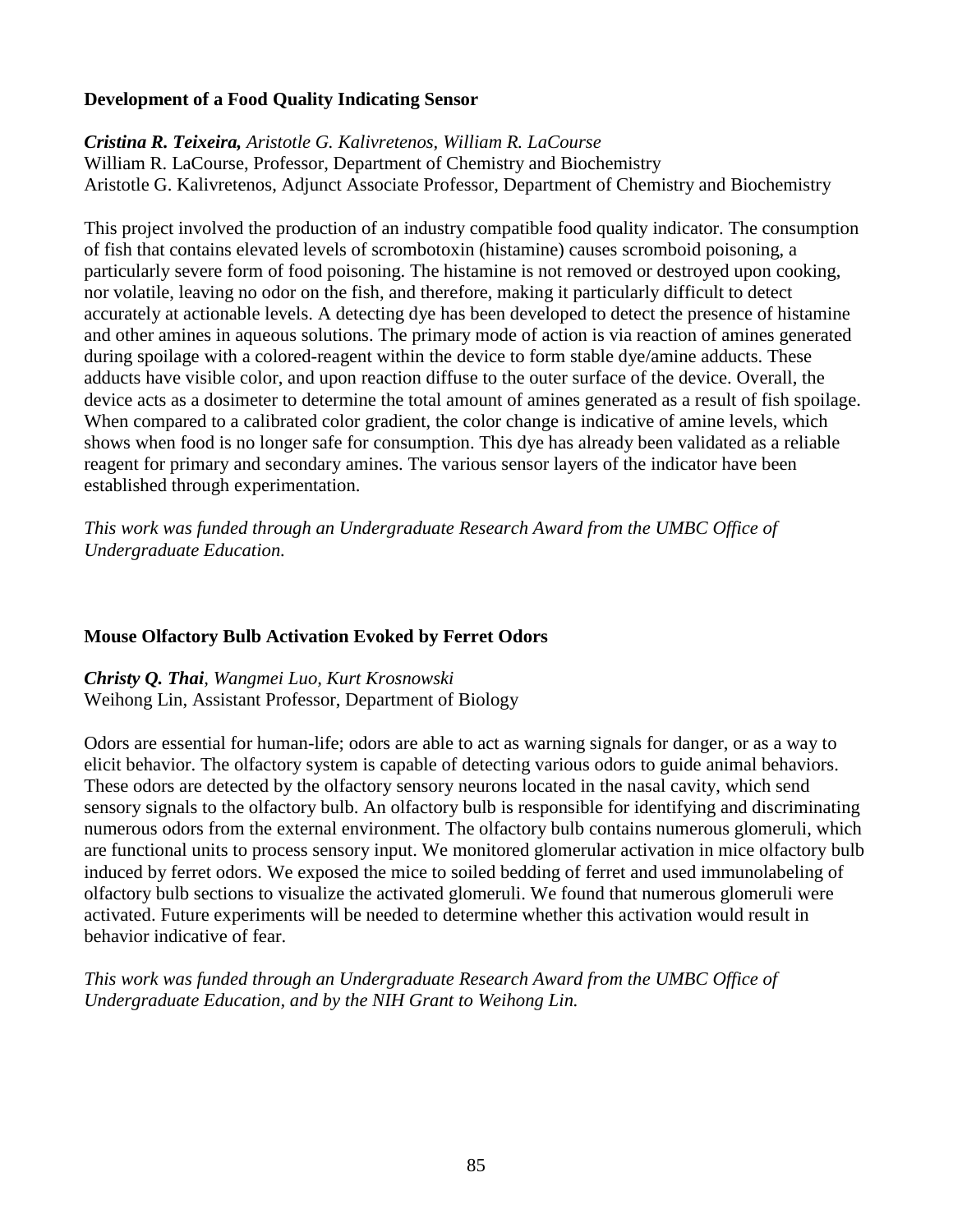### Development of a Food Quality Indicating Sensor

***Cristina R. Teixeira,*** *Aristotle G. Kalivretenos, William R. LaCourse*
William R. LaCourse, Professor, Department of Chemistry and Biochemistry
Aristotle G. Kalivretenos, Adjunct Associate Professor, Department of Chemistry and Biochemistry

This project involved the production of an industry compatible food quality indicator. The consumption of fish that contains elevated levels of scrombotoxin (histamine) causes scromboid poisoning, a particularly severe form of food poisoning. The histamine is not removed or destroyed upon cooking, nor volatile, leaving no odor on the fish, and therefore, making it particularly difficult to detect accurately at actionable levels. A detecting dye has been developed to detect the presence of histamine and other amines in aqueous solutions. The primary mode of action is via reaction of amines generated during spoilage with a colored-reagent within the device to form stable dye/amine adducts. These adducts have visible color, and upon reaction diffuse to the outer surface of the device. Overall, the device acts as a dosimeter to determine the total amount of amines generated as a result of fish spoilage. When compared to a calibrated color gradient, the color change is indicative of amine levels, which shows when food is no longer safe for consumption. This dye has already been validated as a reliable reagent for primary and secondary amines. The various sensor layers of the indicator have been established through experimentation.

*This work was funded through an Undergraduate Research Award from the UMBC Office of Undergraduate Education.*

### Mouse Olfactory Bulb Activation Evoked by Ferret Odors

***Christy Q. Thai****, Wangmei Luo, Kurt Krosnowski*
Weihong Lin, Assistant Professor, Department of Biology

Odors are essential for human-life; odors are able to act as warning signals for danger, or as a way to elicit behavior. The olfactory system is capable of detecting various odors to guide animal behaviors. These odors are detected by the olfactory sensory neurons located in the nasal cavity, which send sensory signals to the olfactory bulb. An olfactory bulb is responsible for identifying and discriminating numerous odors from the external environment. The olfactory bulb contains numerous glomeruli, which are functional units to process sensory input. We monitored glomerular activation in mice olfactory bulb induced by ferret odors. We exposed the mice to soiled bedding of ferret and used immunolabeling of olfactory bulb sections to visualize the activated glomeruli. We found that numerous glomeruli were activated. Future experiments will be needed to determine whether this activation would result in behavior indicative of fear.

*This work was funded through an Undergraduate Research Award from the UMBC Office of Undergraduate Education, and by the NIH Grant to Weihong Lin.*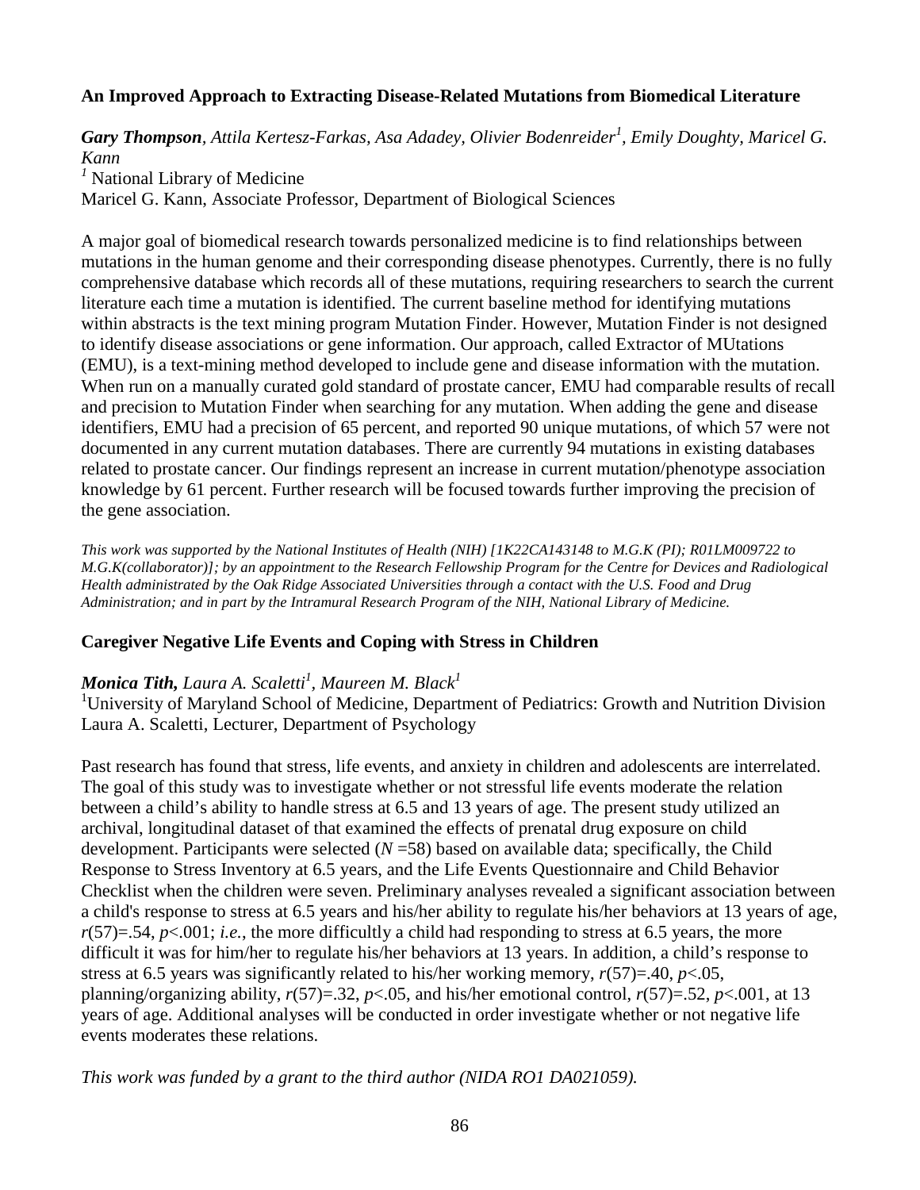### An Improved Approach to Extracting Disease-Related Mutations from Biomedical Literature

***Gary Thompson***, *Attila Kertesz-Farkas, Asa Adadey, Olivier Bodenreider*[1], *Emily Doughty, Maricel G. Kann*

[1] National Library of Medicine

Maricel G. Kann, Associate Professor, Department of Biological Sciences

A major goal of biomedical research towards personalized medicine is to find relationships between mutations in the human genome and their corresponding disease phenotypes. Currently, there is no fully comprehensive database which records all of these mutations, requiring researchers to search the current literature each time a mutation is identified. The current baseline method for identifying mutations within abstracts is the text mining program Mutation Finder. However, Mutation Finder is not designed to identify disease associations or gene information. Our approach, called Extractor of MUtations (EMU), is a text-mining method developed to include gene and disease information with the mutation. When run on a manually curated gold standard of prostate cancer, EMU had comparable results of recall and precision to Mutation Finder when searching for any mutation. When adding the gene and disease identifiers, EMU had a precision of 65 percent, and reported 90 unique mutations, of which 57 were not documented in any current mutation databases. There are currently 94 mutations in existing databases related to prostate cancer. Our findings represent an increase in current mutation/phenotype association knowledge by 61 percent. Further research will be focused towards further improving the precision of the gene association.

*This work was supported by the National Institutes of Health (NIH) [1K22CA143148 to M.G.K (PI); R01LM009722 to M.G.K(collaborator)]; by an appointment to the Research Fellowship Program for the Centre for Devices and Radiological Health administrated by the Oak Ridge Associated Universities through a contact with the U.S. Food and Drug Administration; and in part by the Intramural Research Program of the NIH, National Library of Medicine.*

### Caregiver Negative Life Events and Coping with Stress in Children

***Monica Tith,*** *Laura A. Scaletti*[1], *Maureen M. Black*[1]

[1]University of Maryland School of Medicine, Department of Pediatrics: Growth and Nutrition Division

Laura A. Scaletti, Lecturer, Department of Psychology

Past research has found that stress, life events, and anxiety in children and adolescents are interrelated. The goal of this study was to investigate whether or not stressful life events moderate the relation between a child's ability to handle stress at 6.5 and 13 years of age. The present study utilized an archival, longitudinal dataset of that examined the effects of prenatal drug exposure on child development. Participants were selected ($N$ =58) based on available data; specifically, the Child Response to Stress Inventory at 6.5 years, and the Life Events Questionnaire and Child Behavior Checklist when the children were seven. Preliminary analyses revealed a significant association between a child's response to stress at 6.5 years and his/her ability to regulate his/her behaviors at 13 years of age, $r(57)=.54$, $p<.001$; *i.e.*, the more difficultly a child had responding to stress at 6.5 years, the more difficult it was for him/her to regulate his/her behaviors at 13 years. In addition, a child's response to stress at 6.5 years was significantly related to his/her working memory, $r(57)=.40$, $p<.05$, planning/organizing ability, $r(57)=.32$, $p<.05$, and his/her emotional control, $r(57)=.52$, $p<.001$, at 13 years of age. Additional analyses will be conducted in order investigate whether or not negative life events moderates these relations.

*This work was funded by a grant to the third author (NIDA RO1 DA021059).*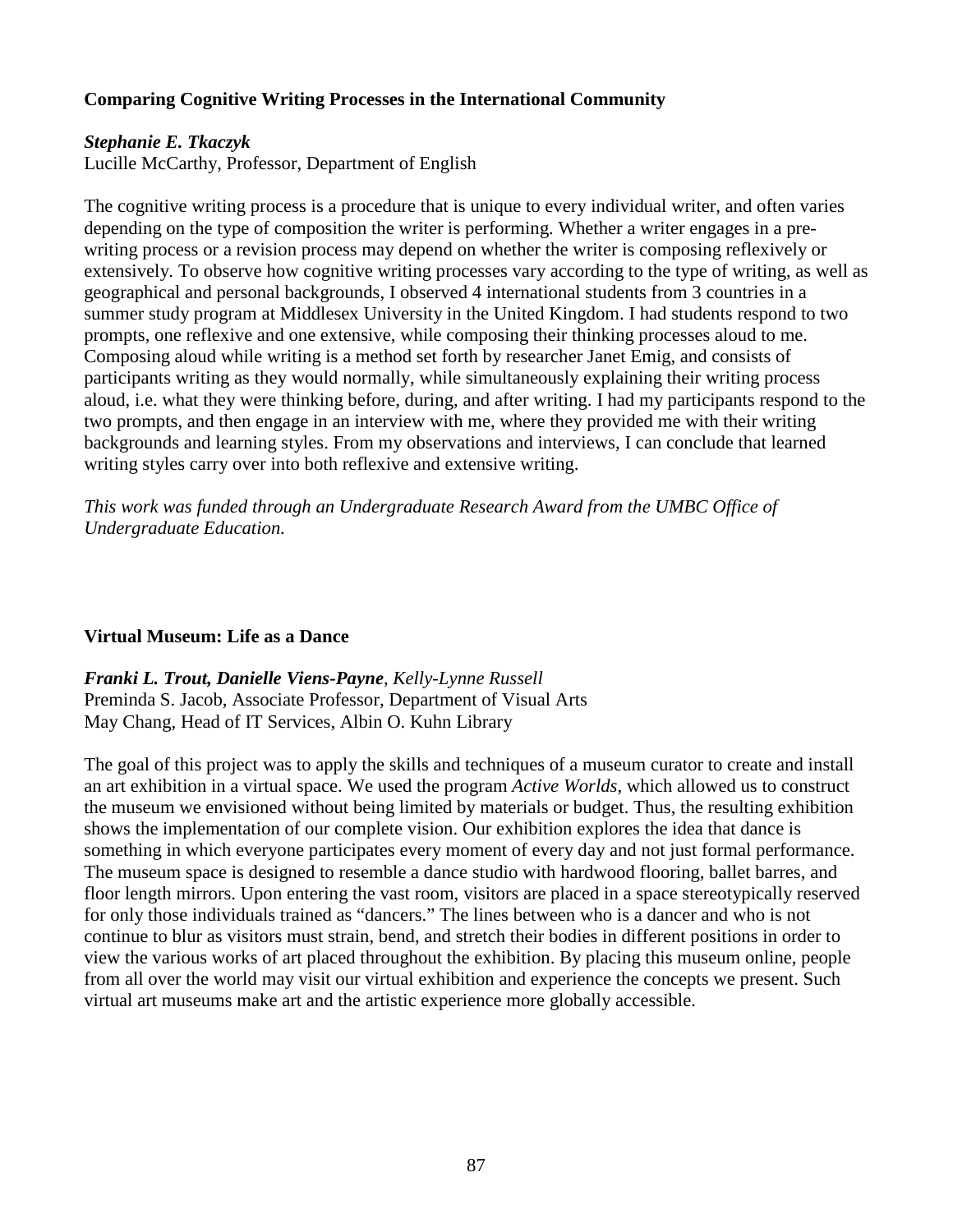### Comparing Cognitive Writing Processes in the International Community

***Stephanie E. Tkaczyk***
Lucille McCarthy, Professor, Department of English

The cognitive writing process is a procedure that is unique to every individual writer, and often varies depending on the type of composition the writer is performing. Whether a writer engages in a pre-writing process or a revision process may depend on whether the writer is composing reflexively or extensively. To observe how cognitive writing processes vary according to the type of writing, as well as geographical and personal backgrounds, I observed 4 international students from 3 countries in a summer study program at Middlesex University in the United Kingdom. I had students respond to two prompts, one reflexive and one extensive, while composing their thinking processes aloud to me. Composing aloud while writing is a method set forth by researcher Janet Emig, and consists of participants writing as they would normally, while simultaneously explaining their writing process aloud, i.e. what they were thinking before, during, and after writing. I had my participants respond to the two prompts, and then engage in an interview with me, where they provided me with their writing backgrounds and learning styles. From my observations and interviews, I can conclude that learned writing styles carry over into both reflexive and extensive writing.

*This work was funded through an Undergraduate Research Award from the UMBC Office of Undergraduate Education.*

### Virtual Museum: Life as a Dance

***Franki L. Trout, Danielle Viens-Payne****, Kelly-Lynne Russell*
Preminda S. Jacob, Associate Professor, Department of Visual Arts
May Chang, Head of IT Services, Albin O. Kuhn Library

The goal of this project was to apply the skills and techniques of a museum curator to create and install an art exhibition in a virtual space. We used the program *Active Worlds*, which allowed us to construct the museum we envisioned without being limited by materials or budget. Thus, the resulting exhibition shows the implementation of our complete vision. Our exhibition explores the idea that dance is something in which everyone participates every moment of every day and not just formal performance. The museum space is designed to resemble a dance studio with hardwood flooring, ballet barres, and floor length mirrors. Upon entering the vast room, visitors are placed in a space stereotypically reserved for only those individuals trained as "dancers." The lines between who is a dancer and who is not continue to blur as visitors must strain, bend, and stretch their bodies in different positions in order to view the various works of art placed throughout the exhibition. By placing this museum online, people from all over the world may visit our virtual exhibition and experience the concepts we present. Such virtual art museums make art and the artistic experience more globally accessible.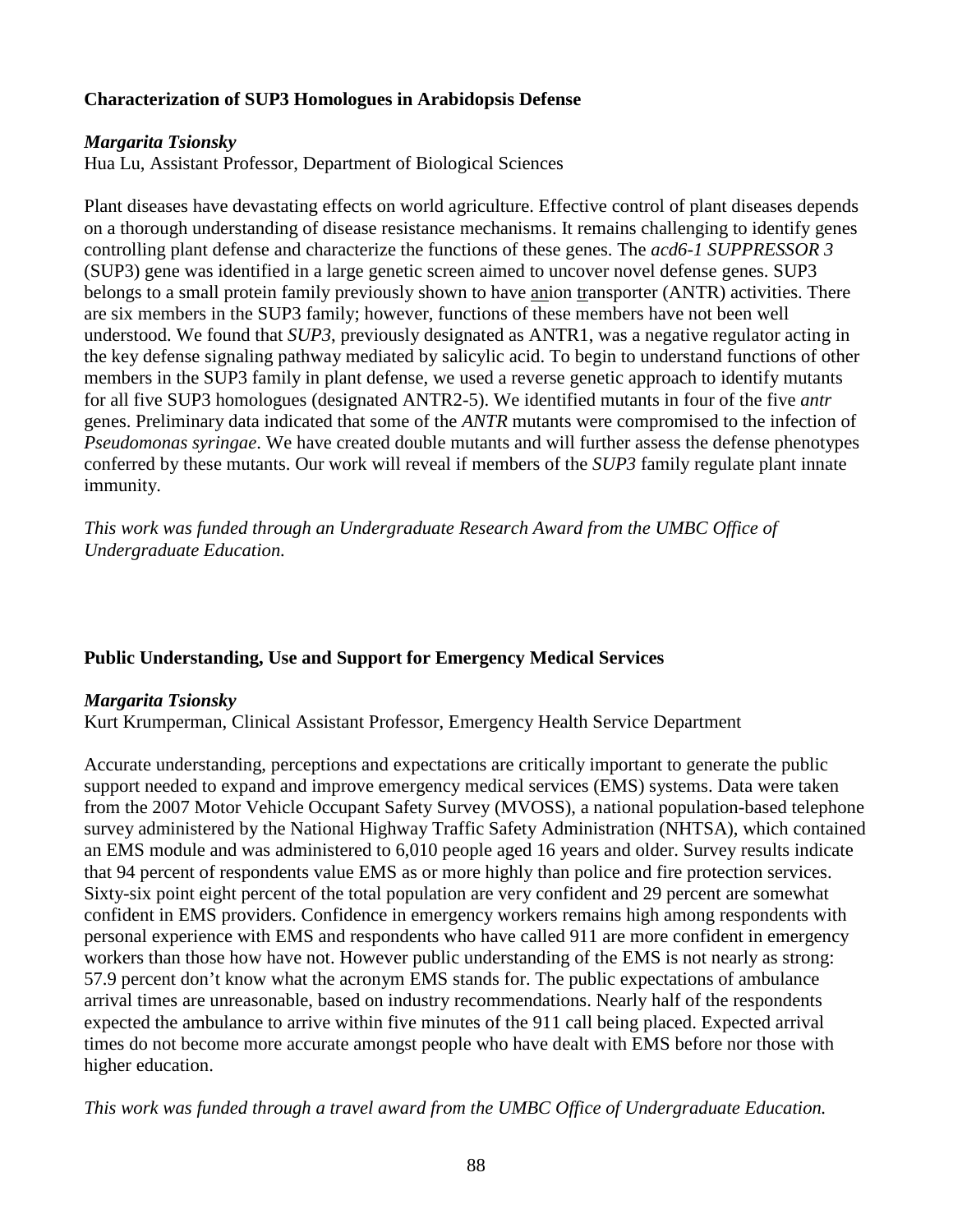### Characterization of SUP3 Homologues in Arabidopsis Defense

***Margarita Tsionsky***
Hua Lu, Assistant Professor, Department of Biological Sciences

Plant diseases have devastating effects on world agriculture. Effective control of plant diseases depends on a thorough understanding of disease resistance mechanisms. It remains challenging to identify genes controlling plant defense and characterize the functions of these genes. The *acd6-1 SUPPRESSOR 3* (SUP3) gene was identified in a large genetic screen aimed to uncover novel defense genes. SUP3 belongs to a small protein family previously shown to have anion transporter (ANTR) activities. There are six members in the SUP3 family; however, functions of these members have not been well understood. We found that *SUP3*, previously designated as ANTR1, was a negative regulator acting in the key defense signaling pathway mediated by salicylic acid. To begin to understand functions of other members in the SUP3 family in plant defense, we used a reverse genetic approach to identify mutants for all five SUP3 homologues (designated ANTR2-5). We identified mutants in four of the five *antr* genes. Preliminary data indicated that some of the *ANTR* mutants were compromised to the infection of *Pseudomonas syringae*. We have created double mutants and will further assess the defense phenotypes conferred by these mutants. Our work will reveal if members of the *SUP3* family regulate plant innate immunity.

*This work was funded through an Undergraduate Research Award from the UMBC Office of Undergraduate Education.*

### Public Understanding, Use and Support for Emergency Medical Services

***Margarita Tsionsky***
Kurt Krumperman, Clinical Assistant Professor, Emergency Health Service Department

Accurate understanding, perceptions and expectations are critically important to generate the public support needed to expand and improve emergency medical services (EMS) systems. Data were taken from the 2007 Motor Vehicle Occupant Safety Survey (MVOSS), a national population-based telephone survey administered by the National Highway Traffic Safety Administration (NHTSA), which contained an EMS module and was administered to 6,010 people aged 16 years and older. Survey results indicate that 94 percent of respondents value EMS as or more highly than police and fire protection services. Sixty-six point eight percent of the total population are very confident and 29 percent are somewhat confident in EMS providers. Confidence in emergency workers remains high among respondents with personal experience with EMS and respondents who have called 911 are more confident in emergency workers than those how have not. However public understanding of the EMS is not nearly as strong: 57.9 percent don't know what the acronym EMS stands for. The public expectations of ambulance arrival times are unreasonable, based on industry recommendations. Nearly half of the respondents expected the ambulance to arrive within five minutes of the 911 call being placed. Expected arrival times do not become more accurate amongst people who have dealt with EMS before nor those with higher education.

*This work was funded through a travel award from the UMBC Office of Undergraduate Education.*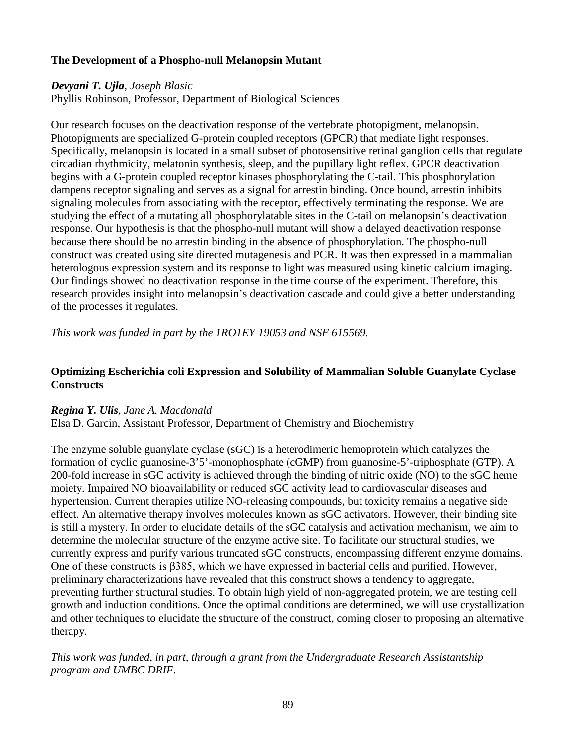### The Development of a Phospho-null Melanopsin Mutant

***Devyani T. Ujla***, *Joseph Blasic*
Phyllis Robinson, Professor, Department of Biological Sciences

Our research focuses on the deactivation response of the vertebrate photopigment, melanopsin. Photopigments are specialized G-protein coupled receptors (GPCR) that mediate light responses. Specifically, melanopsin is located in a small subset of photosensitive retinal ganglion cells that regulate circadian rhythmicity, melatonin synthesis, sleep, and the pupillary light reflex. GPCR deactivation begins with a G-protein coupled receptor kinases phosphorylating the C-tail. This phosphorylation dampens receptor signaling and serves as a signal for arrestin binding. Once bound, arrestin inhibits signaling molecules from associating with the receptor, effectively terminating the response. We are studying the effect of a mutating all phosphorylatable sites in the C-tail on melanopsin's deactivation response. Our hypothesis is that the phospho-null mutant will show a delayed deactivation response because there should be no arrestin binding in the absence of phosphorylation. The phospho-null construct was created using site directed mutagenesis and PCR. It was then expressed in a mammalian heterologous expression system and its response to light was measured using kinetic calcium imaging. Our findings showed no deactivation response in the time course of the experiment. Therefore, this research provides insight into melanopsin's deactivation cascade and could give a better understanding of the processes it regulates.

*This work was funded in part by the 1RO1EY 19053 and NSF 615569.*

### Optimizing Escherichia coli Expression and Solubility of Mammalian Soluble Guanylate Cyclase Constructs

***Regina Y. Ulis***, *Jane A. Macdonald*
Elsa D. Garcin, Assistant Professor, Department of Chemistry and Biochemistry

The enzyme soluble guanylate cyclase (sGC) is a heterodimeric hemoprotein which catalyzes the formation of cyclic guanosine-3'5'-monophosphate (cGMP) from guanosine-5'-triphosphate (GTP). A 200-fold increase in sGC activity is achieved through the binding of nitric oxide (NO) to the sGC heme moiety. Impaired NO bioavailability or reduced sGC activity lead to cardiovascular diseases and hypertension. Current therapies utilize NO-releasing compounds, but toxicity remains a negative side effect. An alternative therapy involves molecules known as sGC activators. However, their binding site is still a mystery. In order to elucidate details of the sGC catalysis and activation mechanism, we aim to determine the molecular structure of the enzyme active site. To facilitate our structural studies, we currently express and purify various truncated sGC constructs, encompassing different enzyme domains. One of these constructs is β385, which we have expressed in bacterial cells and purified. However, preliminary characterizations have revealed that this construct shows a tendency to aggregate, preventing further structural studies. To obtain high yield of non-aggregated protein, we are testing cell growth and induction conditions. Once the optimal conditions are determined, we will use crystallization and other techniques to elucidate the structure of the construct, coming closer to proposing an alternative therapy.

*This work was funded, in part, through a grant from the Undergraduate Research Assistantship program and UMBC DRIF.*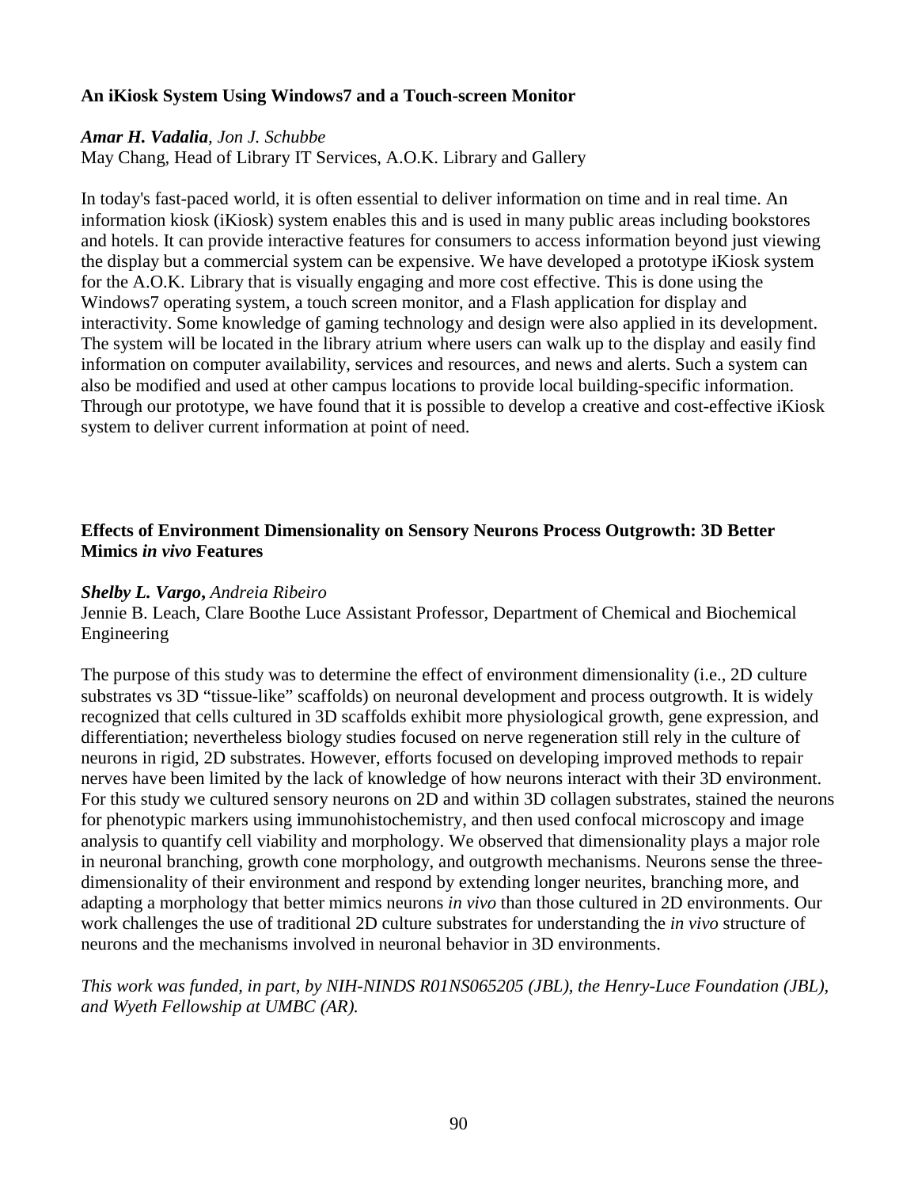### An iKiosk System Using Windows7 and a Touch-screen Monitor

***Amar H. Vadalia****, Jon J. Schubbe*
May Chang, Head of Library IT Services, A.O.K. Library and Gallery

In today's fast-paced world, it is often essential to deliver information on time and in real time. An information kiosk (iKiosk) system enables this and is used in many public areas including bookstores and hotels. It can provide interactive features for consumers to access information beyond just viewing the display but a commercial system can be expensive. We have developed a prototype iKiosk system for the A.O.K. Library that is visually engaging and more cost effective. This is done using the Windows7 operating system, a touch screen monitor, and a Flash application for display and interactivity. Some knowledge of gaming technology and design were also applied in its development. The system will be located in the library atrium where users can walk up to the display and easily find information on computer availability, services and resources, and news and alerts. Such a system can also be modified and used at other campus locations to provide local building-specific information. Through our prototype, we have found that it is possible to develop a creative and cost-effective iKiosk system to deliver current information at point of need.

### Effects of Environment Dimensionality on Sensory Neurons Process Outgrowth: 3D Better Mimics *in vivo* Features

***Shelby L. Vargo****, Andreia Ribeiro*
Jennie B. Leach, Clare Boothe Luce Assistant Professor, Department of Chemical and Biochemical Engineering

The purpose of this study was to determine the effect of environment dimensionality (i.e., 2D culture substrates vs 3D "tissue-like" scaffolds) on neuronal development and process outgrowth. It is widely recognized that cells cultured in 3D scaffolds exhibit more physiological growth, gene expression, and differentiation; nevertheless biology studies focused on nerve regeneration still rely in the culture of neurons in rigid, 2D substrates. However, efforts focused on developing improved methods to repair nerves have been limited by the lack of knowledge of how neurons interact with their 3D environment. For this study we cultured sensory neurons on 2D and within 3D collagen substrates, stained the neurons for phenotypic markers using immunohistochemistry, and then used confocal microscopy and image analysis to quantify cell viability and morphology. We observed that dimensionality plays a major role in neuronal branching, growth cone morphology, and outgrowth mechanisms. Neurons sense the three-dimensionality of their environment and respond by extending longer neurites, branching more, and adapting a morphology that better mimics neurons *in vivo* than those cultured in 2D environments. Our work challenges the use of traditional 2D culture substrates for understanding the *in vivo* structure of neurons and the mechanisms involved in neuronal behavior in 3D environments.

*This work was funded, in part, by NIH-NINDS R01NS065205 (JBL), the Henry-Luce Foundation (JBL), and Wyeth Fellowship at UMBC (AR).*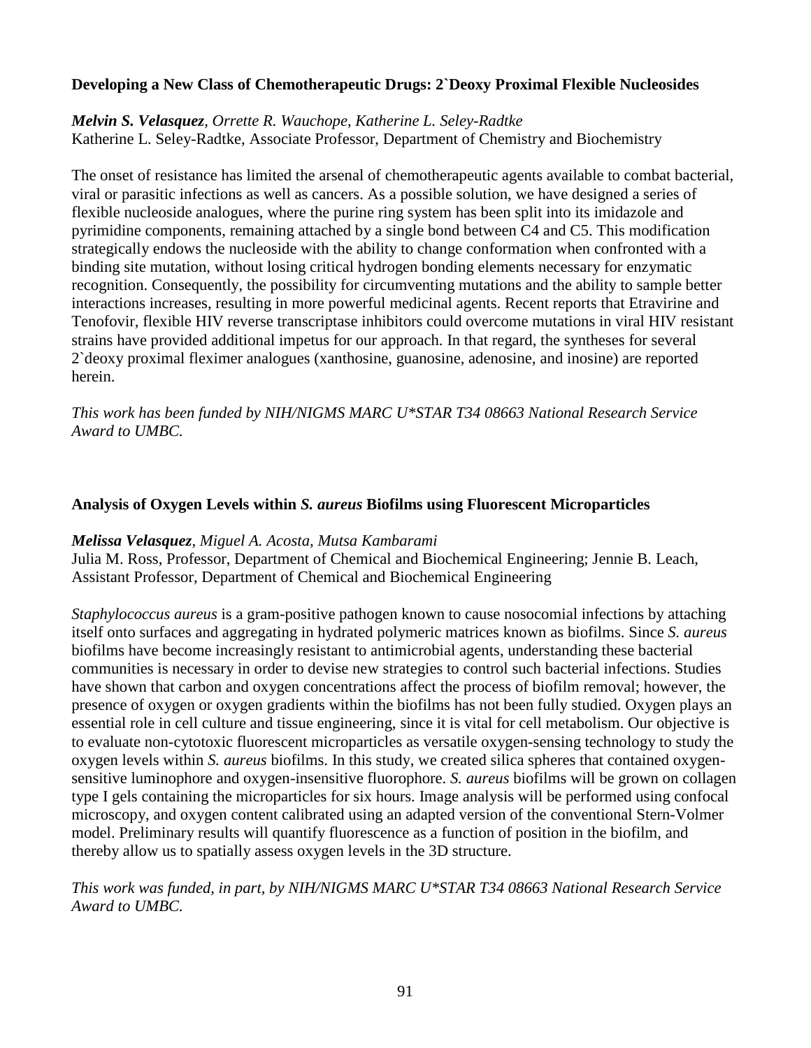### Developing a New Class of Chemotherapeutic Drugs: 2`Deoxy Proximal Flexible Nucleosides

***Melvin S. Velasquez**, Orrette R. Wauchope, Katherine L. Seley-Radtke*
Katherine L. Seley-Radtke, Associate Professor, Department of Chemistry and Biochemistry

The onset of resistance has limited the arsenal of chemotherapeutic agents available to combat bacterial, viral or parasitic infections as well as cancers. As a possible solution, we have designed a series of flexible nucleoside analogues, where the purine ring system has been split into its imidazole and pyrimidine components, remaining attached by a single bond between C4 and C5. This modification strategically endows the nucleoside with the ability to change conformation when confronted with a binding site mutation, without losing critical hydrogen bonding elements necessary for enzymatic recognition. Consequently, the possibility for circumventing mutations and the ability to sample better interactions increases, resulting in more powerful medicinal agents. Recent reports that Etravirine and Tenofovir, flexible HIV reverse transcriptase inhibitors could overcome mutations in viral HIV resistant strains have provided additional impetus for our approach. In that regard, the syntheses for several 2`deoxy proximal fleximer analogues (xanthosine, guanosine, adenosine, and inosine) are reported herein.

*This work has been funded by NIH/NIGMS MARC U*STAR T34 08663 National Research Service Award to UMBC.*

### Analysis of Oxygen Levels within *S. aureus* Biofilms using Fluorescent Microparticles

***Melissa Velasquez**, Miguel A. Acosta, Mutsa Kambarami*
Julia M. Ross, Professor, Department of Chemical and Biochemical Engineering; Jennie B. Leach, Assistant Professor, Department of Chemical and Biochemical Engineering

*Staphylococcus aureus* is a gram-positive pathogen known to cause nosocomial infections by attaching itself onto surfaces and aggregating in hydrated polymeric matrices known as biofilms. Since *S. aureus* biofilms have become increasingly resistant to antimicrobial agents, understanding these bacterial communities is necessary in order to devise new strategies to control such bacterial infections. Studies have shown that carbon and oxygen concentrations affect the process of biofilm removal; however, the presence of oxygen or oxygen gradients within the biofilms has not been fully studied. Oxygen plays an essential role in cell culture and tissue engineering, since it is vital for cell metabolism. Our objective is to evaluate non-cytotoxic fluorescent microparticles as versatile oxygen-sensing technology to study the oxygen levels within *S. aureus* biofilms. In this study, we created silica spheres that contained oxygen-sensitive luminophore and oxygen-insensitive fluorophore. *S. aureus* biofilms will be grown on collagen type I gels containing the microparticles for six hours. Image analysis will be performed using confocal microscopy, and oxygen content calibrated using an adapted version of the conventional Stern-Volmer model. Preliminary results will quantify fluorescence as a function of position in the biofilm, and thereby allow us to spatially assess oxygen levels in the 3D structure.

*This work was funded, in part, by NIH/NIGMS MARC U*STAR T34 08663 National Research Service Award to UMBC.*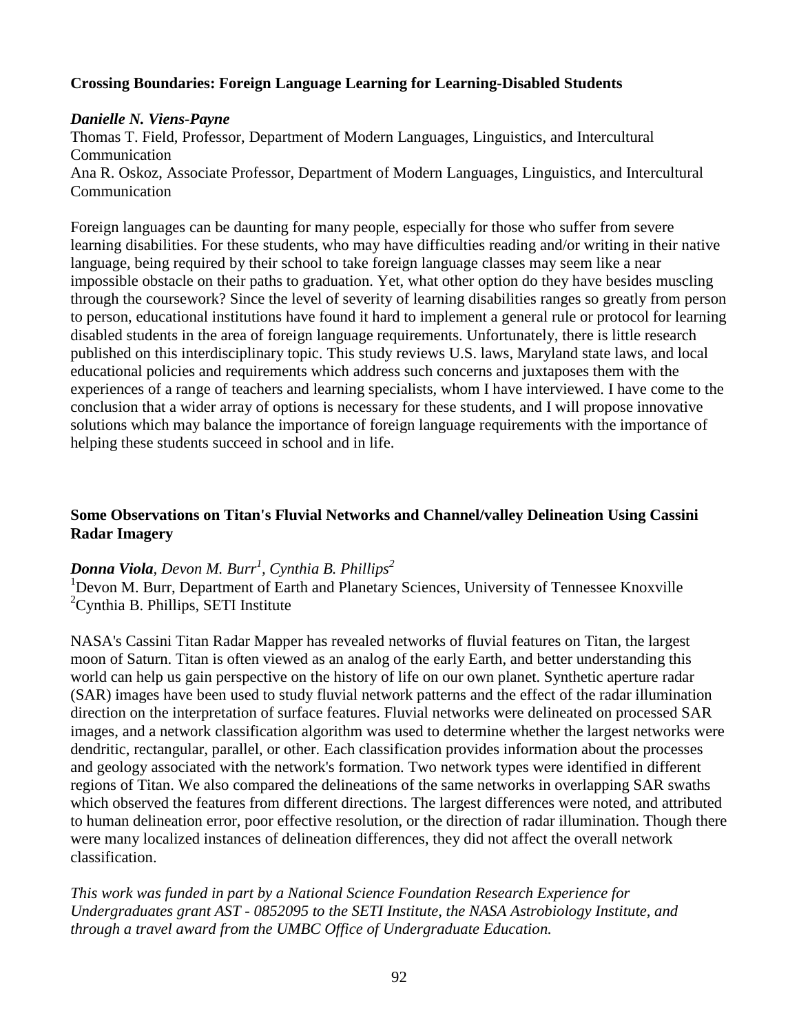### Crossing Boundaries: Foreign Language Learning for Learning-Disabled Students

***Danielle N. Viens-Payne***
Thomas T. Field, Professor, Department of Modern Languages, Linguistics, and Intercultural Communication
Ana R. Oskoz, Associate Professor, Department of Modern Languages, Linguistics, and Intercultural Communication

Foreign languages can be daunting for many people, especially for those who suffer from severe learning disabilities. For these students, who may have difficulties reading and/or writing in their native language, being required by their school to take foreign language classes may seem like a near impossible obstacle on their paths to graduation. Yet, what other option do they have besides muscling through the coursework? Since the level of severity of learning disabilities ranges so greatly from person to person, educational institutions have found it hard to implement a general rule or protocol for learning disabled students in the area of foreign language requirements. Unfortunately, there is little research published on this interdisciplinary topic. This study reviews U.S. laws, Maryland state laws, and local educational policies and requirements which address such concerns and juxtaposes them with the experiences of a range of teachers and learning specialists, whom I have interviewed. I have come to the conclusion that a wider array of options is necessary for these students, and I will propose innovative solutions which may balance the importance of foreign language requirements with the importance of helping these students succeed in school and in life.

### Some Observations on Titan's Fluvial Networks and Channel/valley Delineation Using Cassini Radar Imagery

***Donna Viola***, *Devon M. Burr*[1], *Cynthia B. Phillips*[2]
[1]Devon M. Burr, Department of Earth and Planetary Sciences, University of Tennessee Knoxville
[2]Cynthia B. Phillips, SETI Institute

NASA's Cassini Titan Radar Mapper has revealed networks of fluvial features on Titan, the largest moon of Saturn. Titan is often viewed as an analog of the early Earth, and better understanding this world can help us gain perspective on the history of life on our own planet. Synthetic aperture radar (SAR) images have been used to study fluvial network patterns and the effect of the radar illumination direction on the interpretation of surface features. Fluvial networks were delineated on processed SAR images, and a network classification algorithm was used to determine whether the largest networks were dendritic, rectangular, parallel, or other. Each classification provides information about the processes and geology associated with the network's formation. Two network types were identified in different regions of Titan. We also compared the delineations of the same networks in overlapping SAR swaths which observed the features from different directions. The largest differences were noted, and attributed to human delineation error, poor effective resolution, or the direction of radar illumination. Though there were many localized instances of delineation differences, they did not affect the overall network classification.

*This work was funded in part by a National Science Foundation Research Experience for Undergraduates grant AST - 0852095 to the SETI Institute, the NASA Astrobiology Institute, and through a travel award from the UMBC Office of Undergraduate Education.*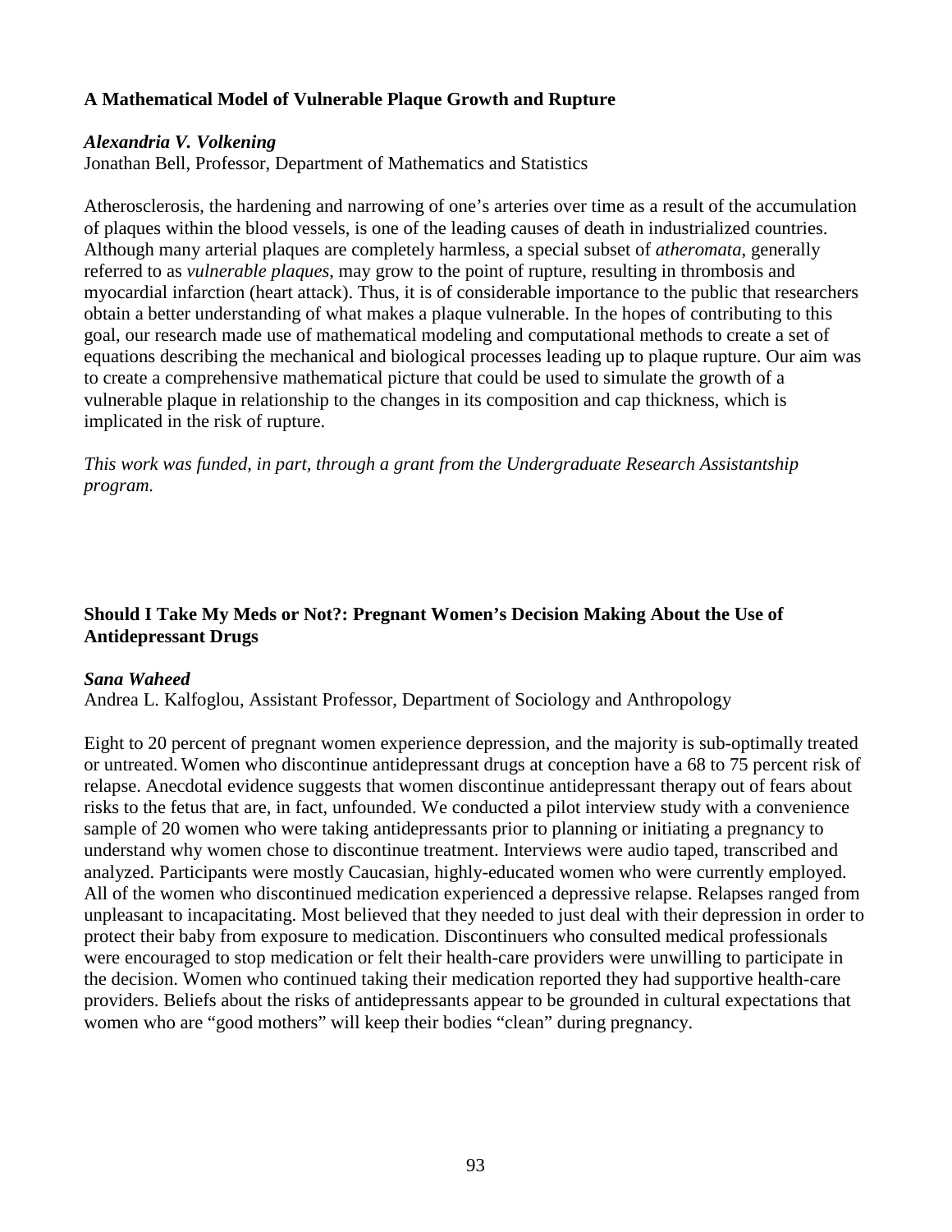**A Mathematical Model of Vulnerable Plaque Growth and Rupture**

***Alexandria V. Volkening***

Jonathan Bell, Professor, Department of Mathematics and Statistics

Atherosclerosis, the hardening and narrowing of one's arteries over time as a result of the accumulation of plaques within the blood vessels, is one of the leading causes of death in industrialized countries. Although many arterial plaques are completely harmless, a special subset of *atheromata*, generally referred to as *vulnerable plaques*, may grow to the point of rupture, resulting in thrombosis and myocardial infarction (heart attack). Thus, it is of considerable importance to the public that researchers obtain a better understanding of what makes a plaque vulnerable. In the hopes of contributing to this goal, our research made use of mathematical modeling and computational methods to create a set of equations describing the mechanical and biological processes leading up to plaque rupture. Our aim was to create a comprehensive mathematical picture that could be used to simulate the growth of a vulnerable plaque in relationship to the changes in its composition and cap thickness, which is implicated in the risk of rupture.

*This work was funded, in part, through a grant from the Undergraduate Research Assistantship program.*

**Should I Take My Meds or Not?: Pregnant Women's Decision Making About the Use of Antidepressant Drugs**

***Sana Waheed***

Andrea L. Kalfoglou, Assistant Professor, Department of Sociology and Anthropology

Eight to 20 percent of pregnant women experience depression, and the majority is sub-optimally treated or untreated. Women who discontinue antidepressant drugs at conception have a 68 to 75 percent risk of relapse. Anecdotal evidence suggests that women discontinue antidepressant therapy out of fears about risks to the fetus that are, in fact, unfounded. We conducted a pilot interview study with a convenience sample of 20 women who were taking antidepressants prior to planning or initiating a pregnancy to understand why women chose to discontinue treatment. Interviews were audio taped, transcribed and analyzed. Participants were mostly Caucasian, highly-educated women who were currently employed. All of the women who discontinued medication experienced a depressive relapse. Relapses ranged from unpleasant to incapacitating. Most believed that they needed to just deal with their depression in order to protect their baby from exposure to medication. Discontinuers who consulted medical professionals were encouraged to stop medication or felt their health-care providers were unwilling to participate in the decision. Women who continued taking their medication reported they had supportive health-care providers. Beliefs about the risks of antidepressants appear to be grounded in cultural expectations that women who are "good mothers" will keep their bodies "clean" during pregnancy.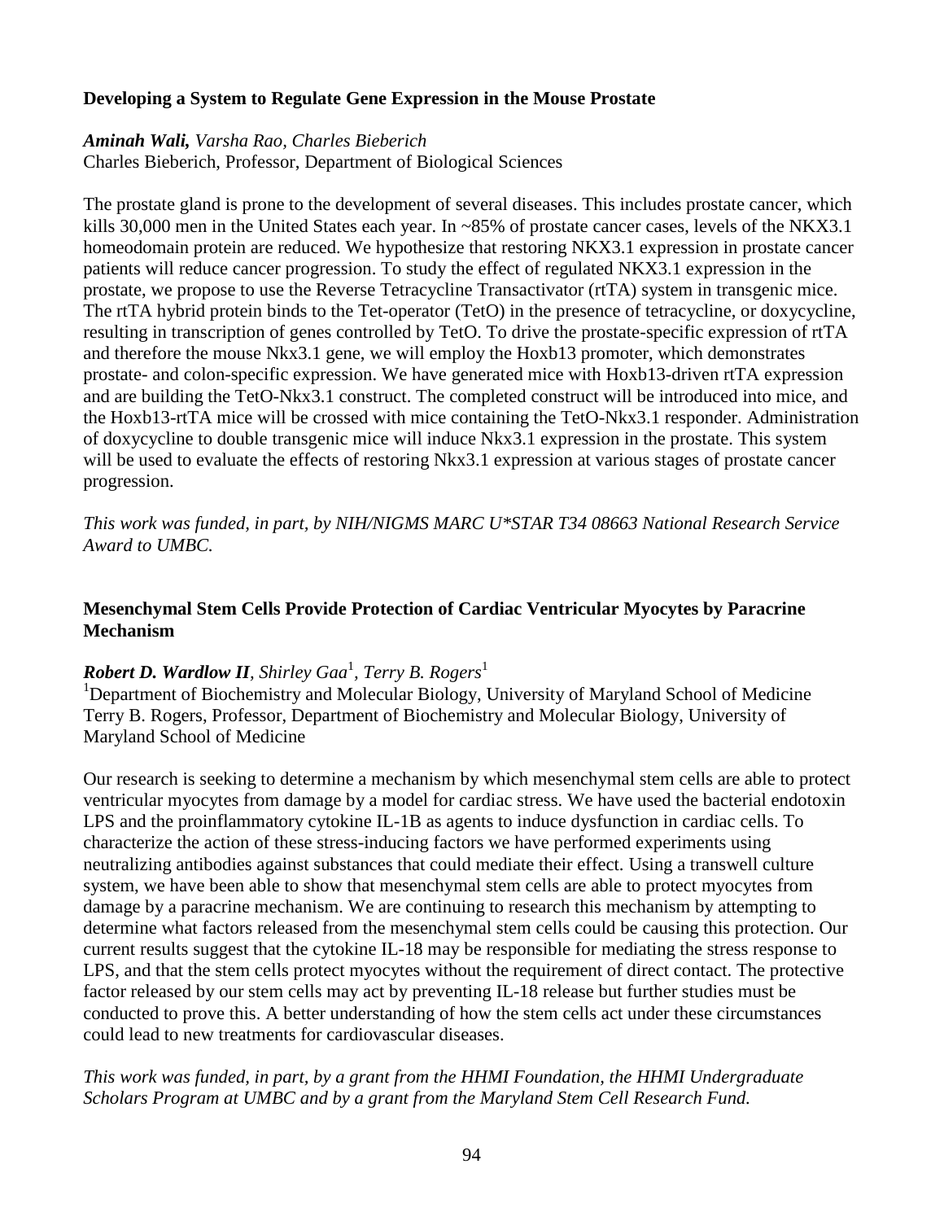### Developing a System to Regulate Gene Expression in the Mouse Prostate

***Aminah Wali,*** *Varsha Rao, Charles Bieberich*
Charles Bieberich, Professor, Department of Biological Sciences

The prostate gland is prone to the development of several diseases. This includes prostate cancer, which kills 30,000 men in the United States each year. In ~85% of prostate cancer cases, levels of the NKX3.1 homeodomain protein are reduced. We hypothesize that restoring NKX3.1 expression in prostate cancer patients will reduce cancer progression. To study the effect of regulated NKX3.1 expression in the prostate, we propose to use the Reverse Tetracycline Transactivator (rtTA) system in transgenic mice. The rtTA hybrid protein binds to the Tet-operator (TetO) in the presence of tetracycline, or doxycycline, resulting in transcription of genes controlled by TetO. To drive the prostate-specific expression of rtTA and therefore the mouse Nkx3.1 gene, we will employ the Hoxb13 promoter, which demonstrates prostate- and colon-specific expression. We have generated mice with Hoxb13-driven rtTA expression and are building the TetO-Nkx3.1 construct. The completed construct will be introduced into mice, and the Hoxb13-rtTA mice will be crossed with mice containing the TetO-Nkx3.1 responder. Administration of doxycycline to double transgenic mice will induce Nkx3.1 expression in the prostate. This system will be used to evaluate the effects of restoring Nkx3.1 expression at various stages of prostate cancer progression.

*This work was funded, in part, by NIH/NIGMS MARC U*STAR T34 08663 National Research Service Award to UMBC.*

### Mesenchymal Stem Cells Provide Protection of Cardiac Ventricular Myocytes by Paracrine Mechanism

***Robert D. Wardlow II****, Shirley Gaa*[1]*, Terry B. Rogers*[1]
[1]Department of Biochemistry and Molecular Biology, University of Maryland School of Medicine
Terry B. Rogers, Professor, Department of Biochemistry and Molecular Biology, University of Maryland School of Medicine

Our research is seeking to determine a mechanism by which mesenchymal stem cells are able to protect ventricular myocytes from damage by a model for cardiac stress. We have used the bacterial endotoxin LPS and the proinflammatory cytokine IL-1B as agents to induce dysfunction in cardiac cells. To characterize the action of these stress-inducing factors we have performed experiments using neutralizing antibodies against substances that could mediate their effect. Using a transwell culture system, we have been able to show that mesenchymal stem cells are able to protect myocytes from damage by a paracrine mechanism. We are continuing to research this mechanism by attempting to determine what factors released from the mesenchymal stem cells could be causing this protection. Our current results suggest that the cytokine IL-18 may be responsible for mediating the stress response to LPS, and that the stem cells protect myocytes without the requirement of direct contact. The protective factor released by our stem cells may act by preventing IL-18 release but further studies must be conducted to prove this. A better understanding of how the stem cells act under these circumstances could lead to new treatments for cardiovascular diseases.

*This work was funded, in part, by a grant from the HHMI Foundation, the HHMI Undergraduate Scholars Program at UMBC and by a grant from the Maryland Stem Cell Research Fund.*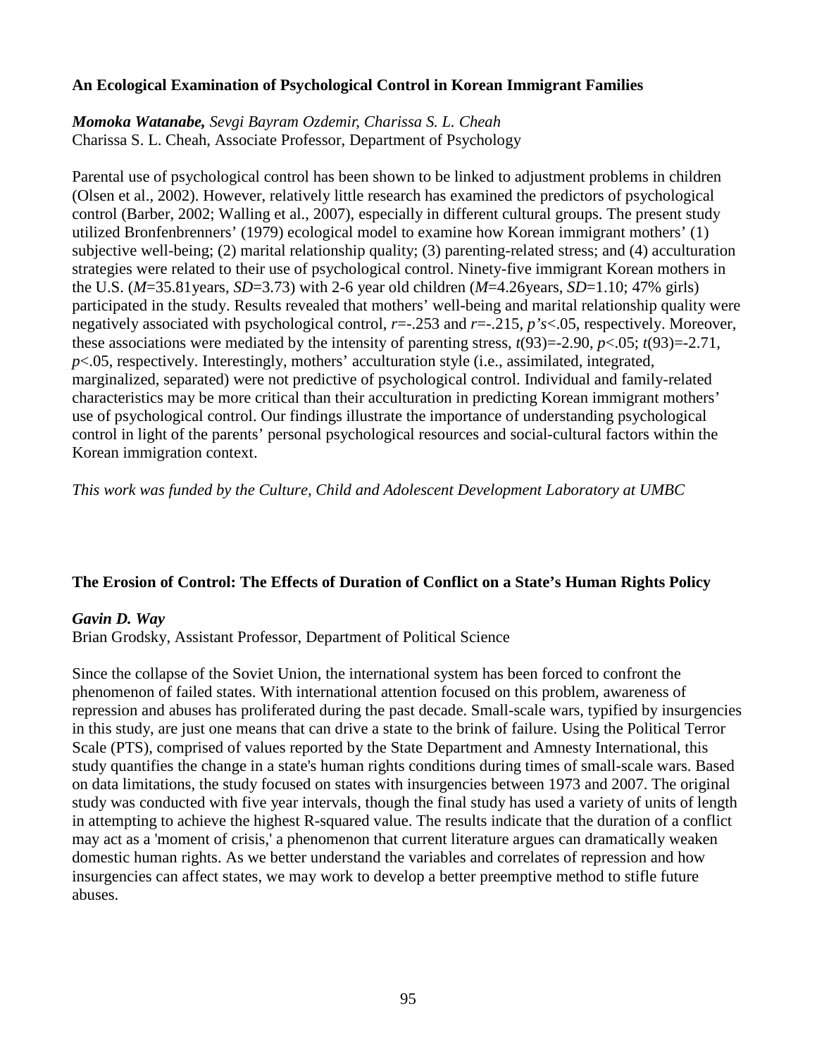### An Ecological Examination of Psychological Control in Korean Immigrant Families

***Momoka Watanabe,*** *Sevgi Bayram Ozdemir, Charissa S. L. Cheah*
Charissa S. L. Cheah, Associate Professor, Department of Psychology

Parental use of psychological control has been shown to be linked to adjustment problems in children (Olsen et al., 2002). However, relatively little research has examined the predictors of psychological control (Barber, 2002; Walling et al., 2007), especially in different cultural groups. The present study utilized Bronfenbrenners' (1979) ecological model to examine how Korean immigrant mothers' (1) subjective well-being; (2) marital relationship quality; (3) parenting-related stress; and (4) acculturation strategies were related to their use of psychological control. Ninety-five immigrant Korean mothers in the U.S. ($M$=35.81years, $SD$=3.73) with 2-6 year old children ($M$=4.26years, $SD$=1.10; 47% girls) participated in the study. Results revealed that mothers' well-being and marital relationship quality were negatively associated with psychological control, $r$=-.253 and $r$=-.215, $p$'s<.05, respectively. Moreover, these associations were mediated by the intensity of parenting stress, $t(93)=-2.90$, $p<.05$; $t(93)=-2.71$, $p<.05$, respectively. Interestingly, mothers' acculturation style (i.e., assimilated, integrated, marginalized, separated) were not predictive of psychological control. Individual and family-related characteristics may be more critical than their acculturation in predicting Korean immigrant mothers' use of psychological control. Our findings illustrate the importance of understanding psychological control in light of the parents' personal psychological resources and social-cultural factors within the Korean immigration context.

*This work was funded by the Culture, Child and Adolescent Development Laboratory at UMBC*

### The Erosion of Control: The Effects of Duration of Conflict on a State's Human Rights Policy

***Gavin D. Way***
Brian Grodsky, Assistant Professor, Department of Political Science

Since the collapse of the Soviet Union, the international system has been forced to confront the phenomenon of failed states. With international attention focused on this problem, awareness of repression and abuses has proliferated during the past decade. Small-scale wars, typified by insurgencies in this study, are just one means that can drive a state to the brink of failure. Using the Political Terror Scale (PTS), comprised of values reported by the State Department and Amnesty International, this study quantifies the change in a state's human rights conditions during times of small-scale wars. Based on data limitations, the study focused on states with insurgencies between 1973 and 2007. The original study was conducted with five year intervals, though the final study has used a variety of units of length in attempting to achieve the highest R-squared value. The results indicate that the duration of a conflict may act as a 'moment of crisis,' a phenomenon that current literature argues can dramatically weaken domestic human rights. As we better understand the variables and correlates of repression and how insurgencies can affect states, we may work to develop a better preemptive method to stifle future abuses.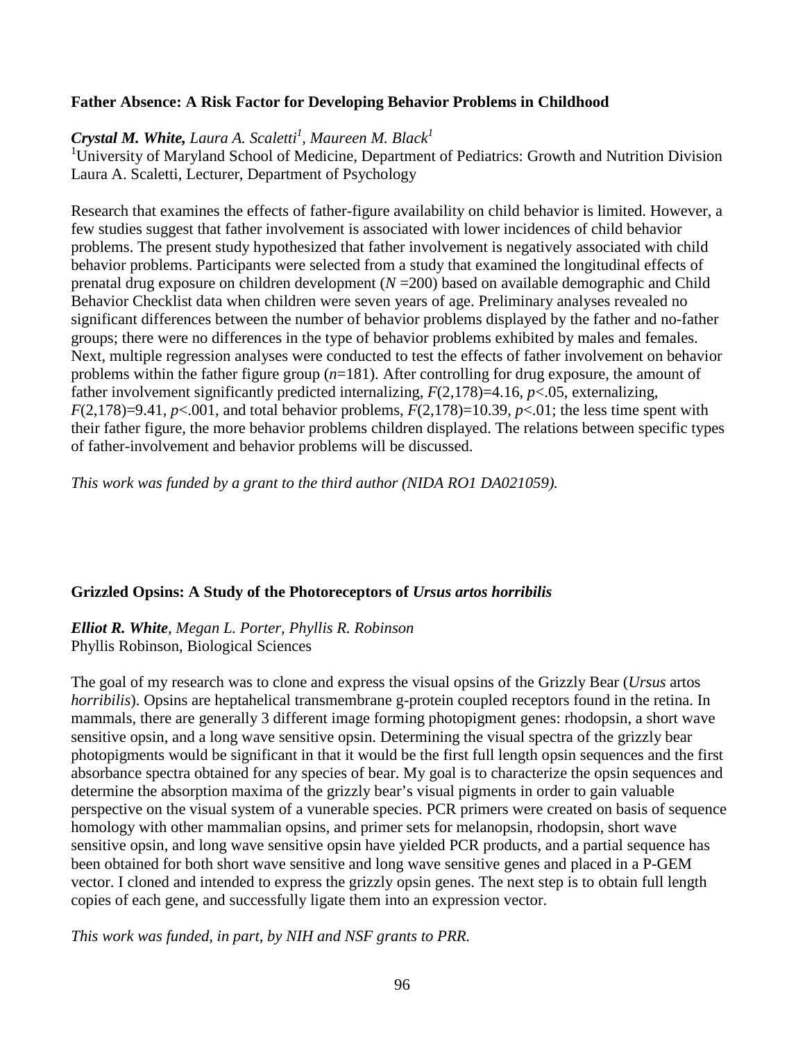### Father Absence: A Risk Factor for Developing Behavior Problems in Childhood

***Crystal M. White,*** *Laura A. Scaletti*[1], *Maureen M. Black*[1]
[1]University of Maryland School of Medicine, Department of Pediatrics: Growth and Nutrition Division
Laura A. Scaletti, Lecturer, Department of Psychology

Research that examines the effects of father-figure availability on child behavior is limited. However, a few studies suggest that father involvement is associated with lower incidences of child behavior problems. The present study hypothesized that father involvement is negatively associated with child behavior problems. Participants were selected from a study that examined the longitudinal effects of prenatal drug exposure on children development ($N$ =200) based on available demographic and Child Behavior Checklist data when children were seven years of age. Preliminary analyses revealed no significant differences between the number of behavior problems displayed by the father and no-father groups; there were no differences in the type of behavior problems exhibited by males and females. Next, multiple regression analyses were conducted to test the effects of father involvement on behavior problems within the father figure group ($n$=181). After controlling for drug exposure, the amount of father involvement significantly predicted internalizing, $F(2,178)=4.16$, $p<.05$, externalizing, $F(2,178)=9.41$, $p<.001$, and total behavior problems, $F(2,178)=10.39$, $p<.01$; the less time spent with their father figure, the more behavior problems children displayed. The relations between specific types of father-involvement and behavior problems will be discussed.

*This work was funded by a grant to the third author (NIDA RO1 DA021059).*

### Grizzled Opsins: A Study of the Photoreceptors of *Ursus artos horribilis*

***Elliot R. White****, Megan L. Porter, Phyllis R. Robinson*
Phyllis Robinson, Biological Sciences

The goal of my research was to clone and express the visual opsins of the Grizzly Bear (*Ursus* artos *horribilis*). Opsins are heptahelical transmembrane g-protein coupled receptors found in the retina. In mammals, there are generally 3 different image forming photopigment genes: rhodopsin, a short wave sensitive opsin, and a long wave sensitive opsin. Determining the visual spectra of the grizzly bear photopigments would be significant in that it would be the first full length opsin sequences and the first absorbance spectra obtained for any species of bear. My goal is to characterize the opsin sequences and determine the absorption maxima of the grizzly bear's visual pigments in order to gain valuable perspective on the visual system of a vunerable species. PCR primers were created on basis of sequence homology with other mammalian opsins, and primer sets for melanopsin, rhodopsin, short wave sensitive opsin, and long wave sensitive opsin have yielded PCR products, and a partial sequence has been obtained for both short wave sensitive and long wave sensitive genes and placed in a P-GEM vector. I cloned and intended to express the grizzly opsin genes. The next step is to obtain full length copies of each gene, and successfully ligate them into an expression vector.

*This work was funded, in part, by NIH and NSF grants to PRR.*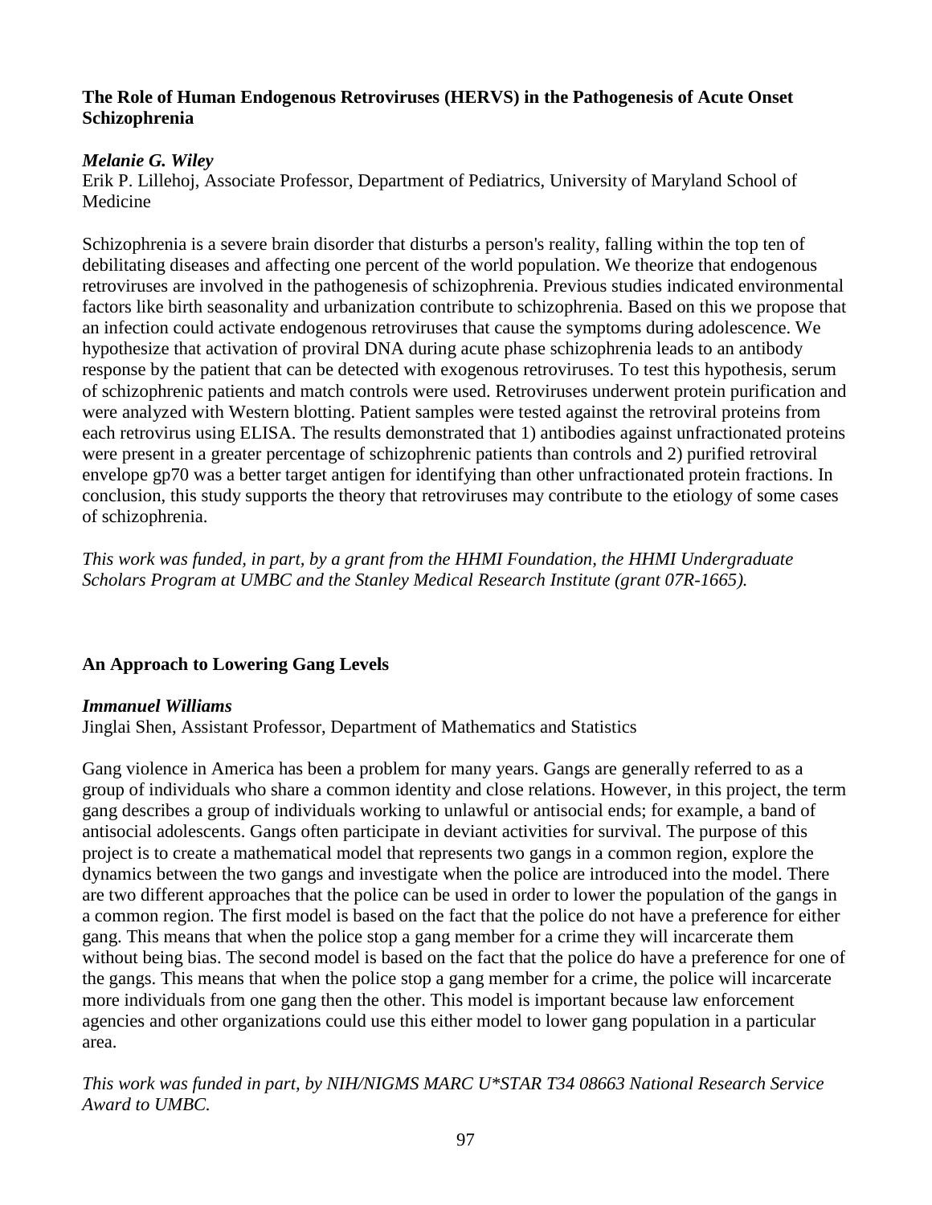**The Role of Human Endogenous Retroviruses (HERVS) in the Pathogenesis of Acute Onset Schizophrenia**

***Melanie G. Wiley***
Erik P. Lillehoj, Associate Professor, Department of Pediatrics, University of Maryland School of Medicine

Schizophrenia is a severe brain disorder that disturbs a person's reality, falling within the top ten of debilitating diseases and affecting one percent of the world population. We theorize that endogenous retroviruses are involved in the pathogenesis of schizophrenia. Previous studies indicated environmental factors like birth seasonality and urbanization contribute to schizophrenia. Based on this we propose that an infection could activate endogenous retroviruses that cause the symptoms during adolescence. We hypothesize that activation of proviral DNA during acute phase schizophrenia leads to an antibody response by the patient that can be detected with exogenous retroviruses. To test this hypothesis, serum of schizophrenic patients and match controls were used. Retroviruses underwent protein purification and were analyzed with Western blotting. Patient samples were tested against the retroviral proteins from each retrovirus using ELISA. The results demonstrated that 1) antibodies against unfractionated proteins were present in a greater percentage of schizophrenic patients than controls and 2) purified retroviral envelope gp70 was a better target antigen for identifying than other unfractionated protein fractions. In conclusion, this study supports the theory that retroviruses may contribute to the etiology of some cases of schizophrenia.

*This work was funded, in part, by a grant from the HHMI Foundation, the HHMI Undergraduate Scholars Program at UMBC and the Stanley Medical Research Institute (grant 07R-1665).*

**An Approach to Lowering Gang Levels**

***Immanuel Williams***
Jinglai Shen, Assistant Professor, Department of Mathematics and Statistics

Gang violence in America has been a problem for many years. Gangs are generally referred to as a group of individuals who share a common identity and close relations. However, in this project, the term gang describes a group of individuals working to unlawful or antisocial ends; for example, a band of antisocial adolescents. Gangs often participate in deviant activities for survival. The purpose of this project is to create a mathematical model that represents two gangs in a common region, explore the dynamics between the two gangs and investigate when the police are introduced into the model. There are two different approaches that the police can be used in order to lower the population of the gangs in a common region. The first model is based on the fact that the police do not have a preference for either gang. This means that when the police stop a gang member for a crime they will incarcerate them without being bias. The second model is based on the fact that the police do have a preference for one of the gangs. This means that when the police stop a gang member for a crime, the police will incarcerate more individuals from one gang then the other. This model is important because law enforcement agencies and other organizations could use this either model to lower gang population in a particular area.

*This work was funded in part, by NIH/NIGMS MARC U*STAR T34 08663 National Research Service Award to UMBC.*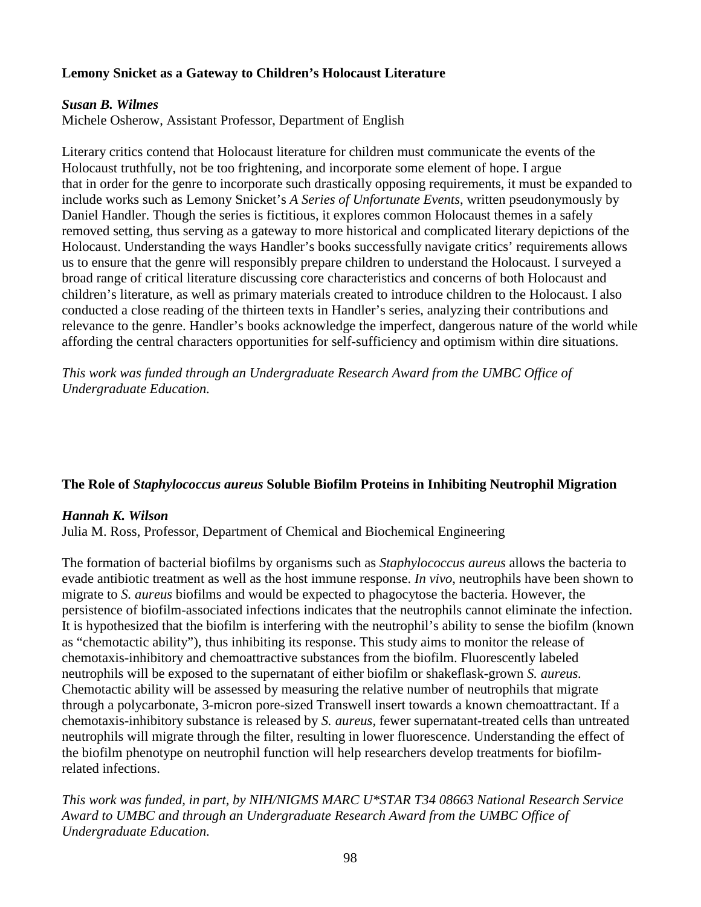### Lemony Snicket as a Gateway to Children's Holocaust Literature

***Susan B. Wilmes***
Michele Osherow, Assistant Professor, Department of English

Literary critics contend that Holocaust literature for children must communicate the events of the Holocaust truthfully, not be too frightening, and incorporate some element of hope. I argue that in order for the genre to incorporate such drastically opposing requirements, it must be expanded to include works such as Lemony Snicket's *A Series of Unfortunate Events*, written pseudonymously by Daniel Handler. Though the series is fictitious, it explores common Holocaust themes in a safely removed setting, thus serving as a gateway to more historical and complicated literary depictions of the Holocaust. Understanding the ways Handler's books successfully navigate critics' requirements allows us to ensure that the genre will responsibly prepare children to understand the Holocaust. I surveyed a broad range of critical literature discussing core characteristics and concerns of both Holocaust and children's literature, as well as primary materials created to introduce children to the Holocaust. I also conducted a close reading of the thirteen texts in Handler's series, analyzing their contributions and relevance to the genre. Handler's books acknowledge the imperfect, dangerous nature of the world while affording the central characters opportunities for self-sufficiency and optimism within dire situations.

*This work was funded through an Undergraduate Research Award from the UMBC Office of Undergraduate Education.*

### The Role of *Staphylococcus aureus* Soluble Biofilm Proteins in Inhibiting Neutrophil Migration

***Hannah K. Wilson***
Julia M. Ross, Professor, Department of Chemical and Biochemical Engineering

The formation of bacterial biofilms by organisms such as *Staphylococcus aureus* allows the bacteria to evade antibiotic treatment as well as the host immune response. *In vivo*, neutrophils have been shown to migrate to *S. aureus* biofilms and would be expected to phagocytose the bacteria. However, the persistence of biofilm-associated infections indicates that the neutrophils cannot eliminate the infection. It is hypothesized that the biofilm is interfering with the neutrophil's ability to sense the biofilm (known as "chemotactic ability"), thus inhibiting its response. This study aims to monitor the release of chemotaxis-inhibitory and chemoattractive substances from the biofilm. Fluorescently labeled neutrophils will be exposed to the supernatant of either biofilm or shakeflask-grown *S. aureus*. Chemotactic ability will be assessed by measuring the relative number of neutrophils that migrate through a polycarbonate, 3-micron pore-sized Transwell insert towards a known chemoattractant. If a chemotaxis-inhibitory substance is released by *S. aureus*, fewer supernatant-treated cells than untreated neutrophils will migrate through the filter, resulting in lower fluorescence. Understanding the effect of the biofilm phenotype on neutrophil function will help researchers develop treatments for biofilm-related infections.

*This work was funded, in part, by NIH/NIGMS MARC U*STAR T34 08663 National Research Service Award to UMBC and through an Undergraduate Research Award from the UMBC Office of Undergraduate Education.*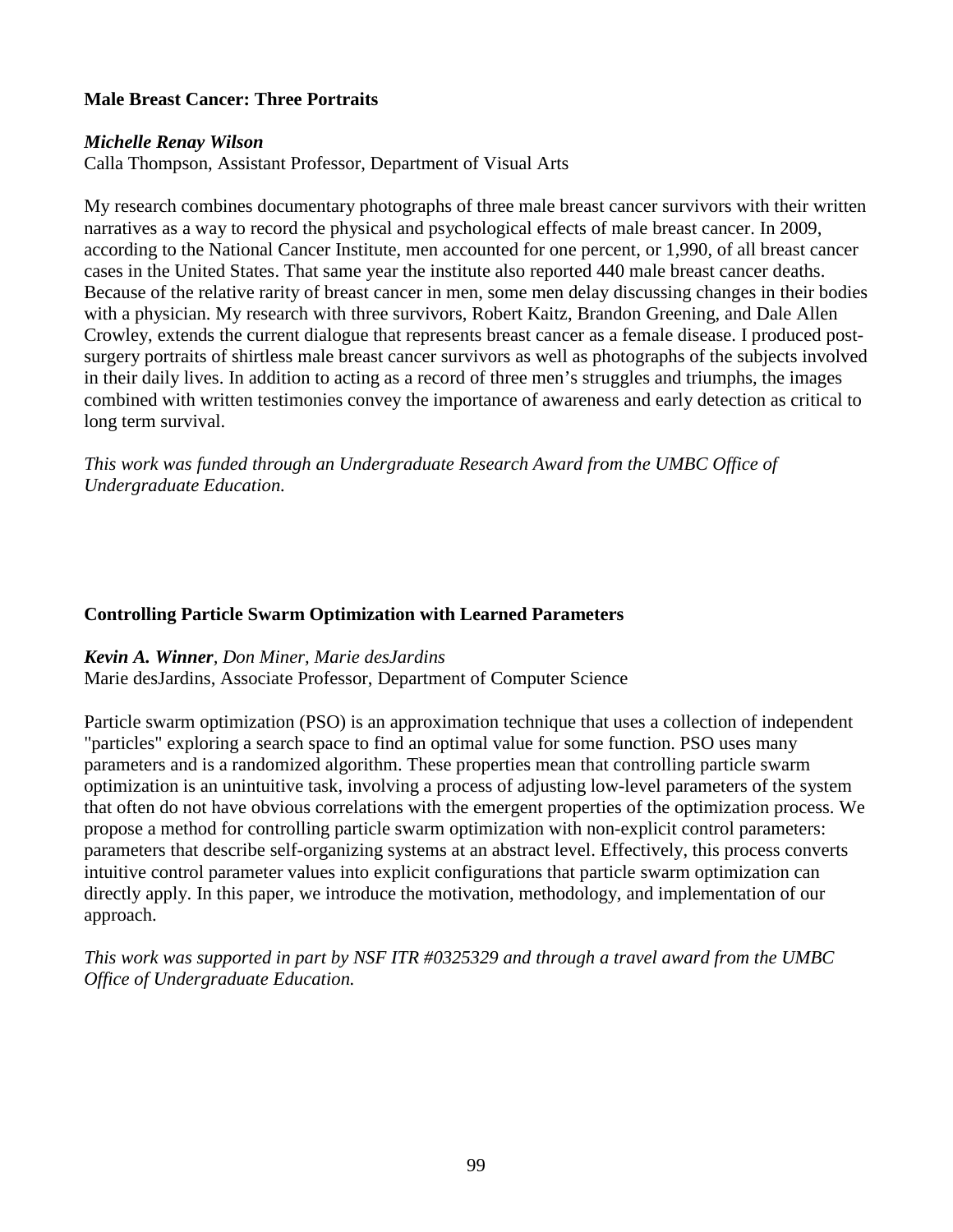### Male Breast Cancer: Three Portraits

***Michelle Renay Wilson***
Calla Thompson, Assistant Professor, Department of Visual Arts

My research combines documentary photographs of three male breast cancer survivors with their written narratives as a way to record the physical and psychological effects of male breast cancer. In 2009, according to the National Cancer Institute, men accounted for one percent, or 1,990, of all breast cancer cases in the United States. That same year the institute also reported 440 male breast cancer deaths. Because of the relative rarity of breast cancer in men, some men delay discussing changes in their bodies with a physician. My research with three survivors, Robert Kaitz, Brandon Greening, and Dale Allen Crowley, extends the current dialogue that represents breast cancer as a female disease. I produced post-surgery portraits of shirtless male breast cancer survivors as well as photographs of the subjects involved in their daily lives. In addition to acting as a record of three men's struggles and triumphs, the images combined with written testimonies convey the importance of awareness and early detection as critical to long term survival.

*This work was funded through an Undergraduate Research Award from the UMBC Office of Undergraduate Education.*

### Controlling Particle Swarm Optimization with Learned Parameters

***Kevin A. Winner**, Don Miner, Marie desJardins*
Marie desJardins, Associate Professor, Department of Computer Science

Particle swarm optimization (PSO) is an approximation technique that uses a collection of independent "particles" exploring a search space to find an optimal value for some function. PSO uses many parameters and is a randomized algorithm. These properties mean that controlling particle swarm optimization is an unintuitive task, involving a process of adjusting low-level parameters of the system that often do not have obvious correlations with the emergent properties of the optimization process. We propose a method for controlling particle swarm optimization with non-explicit control parameters: parameters that describe self-organizing systems at an abstract level. Effectively, this process converts intuitive control parameter values into explicit configurations that particle swarm optimization can directly apply. In this paper, we introduce the motivation, methodology, and implementation of our approach.

*This work was supported in part by NSF ITR #0325329 and through a travel award from the UMBC Office of Undergraduate Education.*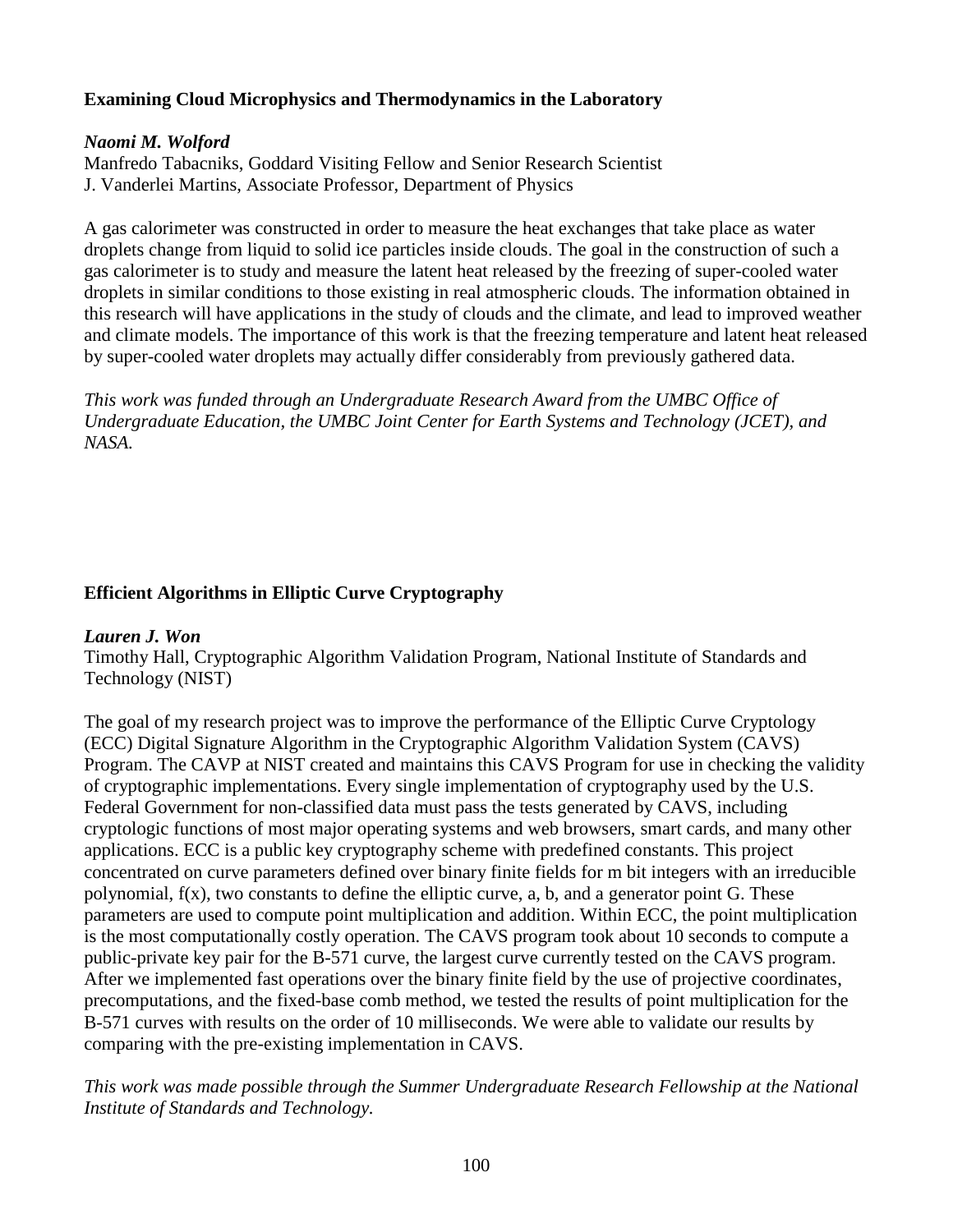### Examining Cloud Microphysics and Thermodynamics in the Laboratory

***Naomi M. Wolford***
Manfredo Tabacniks, Goddard Visiting Fellow and Senior Research Scientist
J. Vanderlei Martins, Associate Professor, Department of Physics

A gas calorimeter was constructed in order to measure the heat exchanges that take place as water droplets change from liquid to solid ice particles inside clouds. The goal in the construction of such a gas calorimeter is to study and measure the latent heat released by the freezing of super-cooled water droplets in similar conditions to those existing in real atmospheric clouds. The information obtained in this research will have applications in the study of clouds and the climate, and lead to improved weather and climate models. The importance of this work is that the freezing temperature and latent heat released by super-cooled water droplets may actually differ considerably from previously gathered data.

*This work was funded through an Undergraduate Research Award from the UMBC Office of Undergraduate Education, the UMBC Joint Center for Earth Systems and Technology (JCET), and NASA.*

### Efficient Algorithms in Elliptic Curve Cryptography

***Lauren J. Won***
Timothy Hall, Cryptographic Algorithm Validation Program, National Institute of Standards and Technology (NIST)

The goal of my research project was to improve the performance of the Elliptic Curve Cryptology (ECC) Digital Signature Algorithm in the Cryptographic Algorithm Validation System (CAVS) Program. The CAVP at NIST created and maintains this CAVS Program for use in checking the validity of cryptographic implementations. Every single implementation of cryptography used by the U.S. Federal Government for non-classified data must pass the tests generated by CAVS, including cryptologic functions of most major operating systems and web browsers, smart cards, and many other applications. ECC is a public key cryptography scheme with predefined constants. This project concentrated on curve parameters defined over binary finite fields for m bit integers with an irreducible polynomial, $f(x)$, two constants to define the elliptic curve, a, b, and a generator point G. These parameters are used to compute point multiplication and addition. Within ECC, the point multiplication is the most computationally costly operation. The CAVS program took about 10 seconds to compute a public-private key pair for the B-571 curve, the largest curve currently tested on the CAVS program. After we implemented fast operations over the binary finite field by the use of projective coordinates, precomputations, and the fixed-base comb method, we tested the results of point multiplication for the B-571 curves with results on the order of 10 milliseconds. We were able to validate our results by comparing with the pre-existing implementation in CAVS.

*This work was made possible through the Summer Undergraduate Research Fellowship at the National Institute of Standards and Technology.*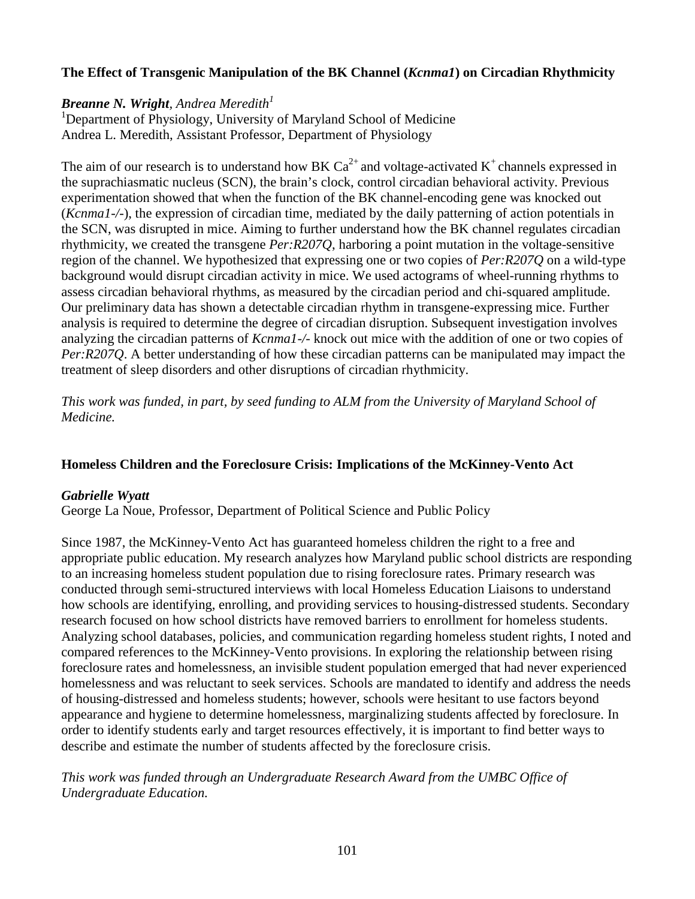**The Effect of Transgenic Manipulation of the BK Channel (*Kcnma1*) on Circadian Rhythmicity**

***Breanne N. Wright***, *Andrea Meredith*[1]
[1]Department of Physiology, University of Maryland School of Medicine
Andrea L. Meredith, Assistant Professor, Department of Physiology

The aim of our research is to understand how BK $Ca^{2+}$ and voltage-activated $K^{+}$ channels expressed in the suprachiasmatic nucleus (SCN), the brain's clock, control circadian behavioral activity. Previous experimentation showed that when the function of the BK channel-encoding gene was knocked out (*Kcnma1-/-*), the expression of circadian time, mediated by the daily patterning of action potentials in the SCN, was disrupted in mice. Aiming to further understand how the BK channel regulates circadian rhythmicity, we created the transgene *Per:R207Q*, harboring a point mutation in the voltage-sensitive region of the channel. We hypothesized that expressing one or two copies of *Per:R207Q* on a wild-type background would disrupt circadian activity in mice. We used actograms of wheel-running rhythms to assess circadian behavioral rhythms, as measured by the circadian period and chi-squared amplitude. Our preliminary data has shown a detectable circadian rhythm in transgene-expressing mice. Further analysis is required to determine the degree of circadian disruption. Subsequent investigation involves analyzing the circadian patterns of *Kcnma1-/-* knock out mice with the addition of one or two copies of *Per:R207Q*. A better understanding of how these circadian patterns can be manipulated may impact the treatment of sleep disorders and other disruptions of circadian rhythmicity.

*This work was funded, in part, by seed funding to ALM from the University of Maryland School of Medicine.*

**Homeless Children and the Foreclosure Crisis: Implications of the McKinney-Vento Act**

***Gabrielle Wyatt***
George La Noue, Professor, Department of Political Science and Public Policy

Since 1987, the McKinney-Vento Act has guaranteed homeless children the right to a free and appropriate public education. My research analyzes how Maryland public school districts are responding to an increasing homeless student population due to rising foreclosure rates. Primary research was conducted through semi-structured interviews with local Homeless Education Liaisons to understand how schools are identifying, enrolling, and providing services to housing-distressed students. Secondary research focused on how school districts have removed barriers to enrollment for homeless students. Analyzing school databases, policies, and communication regarding homeless student rights, I noted and compared references to the McKinney-Vento provisions. In exploring the relationship between rising foreclosure rates and homelessness, an invisible student population emerged that had never experienced homelessness and was reluctant to seek services. Schools are mandated to identify and address the needs of housing-distressed and homeless students; however, schools were hesitant to use factors beyond appearance and hygiene to determine homelessness, marginalizing students affected by foreclosure. In order to identify students early and target resources effectively, it is important to find better ways to describe and estimate the number of students affected by the foreclosure crisis.

*This work was funded through an Undergraduate Research Award from the UMBC Office of Undergraduate Education.*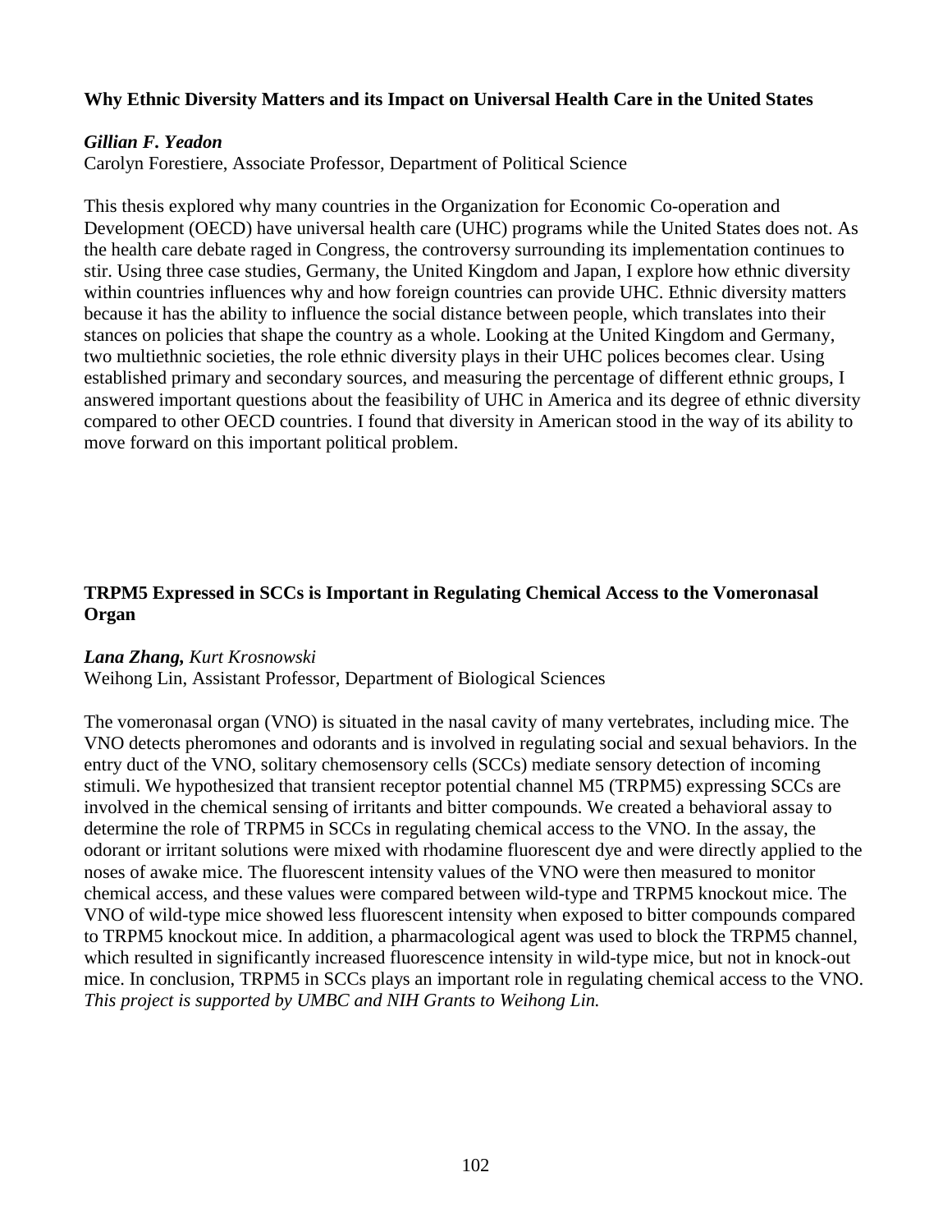### Why Ethnic Diversity Matters and its Impact on Universal Health Care in the United States

***Gillian F. Yeadon***
Carolyn Forestiere, Associate Professor, Department of Political Science

This thesis explored why many countries in the Organization for Economic Co-operation and Development (OECD) have universal health care (UHC) programs while the United States does not. As the health care debate raged in Congress, the controversy surrounding its implementation continues to stir. Using three case studies, Germany, the United Kingdom and Japan, I explore how ethnic diversity within countries influences why and how foreign countries can provide UHC. Ethnic diversity matters because it has the ability to influence the social distance between people, which translates into their stances on policies that shape the country as a whole. Looking at the United Kingdom and Germany, two multiethnic societies, the role ethnic diversity plays in their UHC polices becomes clear. Using established primary and secondary sources, and measuring the percentage of different ethnic groups, I answered important questions about the feasibility of UHC in America and its degree of ethnic diversity compared to other OECD countries. I found that diversity in American stood in the way of its ability to move forward on this important political problem.

### TRPM5 Expressed in SCCs is Important in Regulating Chemical Access to the Vomeronasal Organ

***Lana Zhang,*** *Kurt Krosnowski*
Weihong Lin, Assistant Professor, Department of Biological Sciences

The vomeronasal organ (VNO) is situated in the nasal cavity of many vertebrates, including mice. The VNO detects pheromones and odorants and is involved in regulating social and sexual behaviors. In the entry duct of the VNO, solitary chemosensory cells (SCCs) mediate sensory detection of incoming stimuli. We hypothesized that transient receptor potential channel M5 (TRPM5) expressing SCCs are involved in the chemical sensing of irritants and bitter compounds. We created a behavioral assay to determine the role of TRPM5 in SCCs in regulating chemical access to the VNO. In the assay, the odorant or irritant solutions were mixed with rhodamine fluorescent dye and were directly applied to the noses of awake mice. The fluorescent intensity values of the VNO were then measured to monitor chemical access, and these values were compared between wild-type and TRPM5 knockout mice. The VNO of wild-type mice showed less fluorescent intensity when exposed to bitter compounds compared to TRPM5 knockout mice. In addition, a pharmacological agent was used to block the TRPM5 channel, which resulted in significantly increased fluorescence intensity in wild-type mice, but not in knock-out mice. In conclusion, TRPM5 in SCCs plays an important role in regulating chemical access to the VNO. *This project is supported by UMBC and NIH Grants to Weihong Lin.*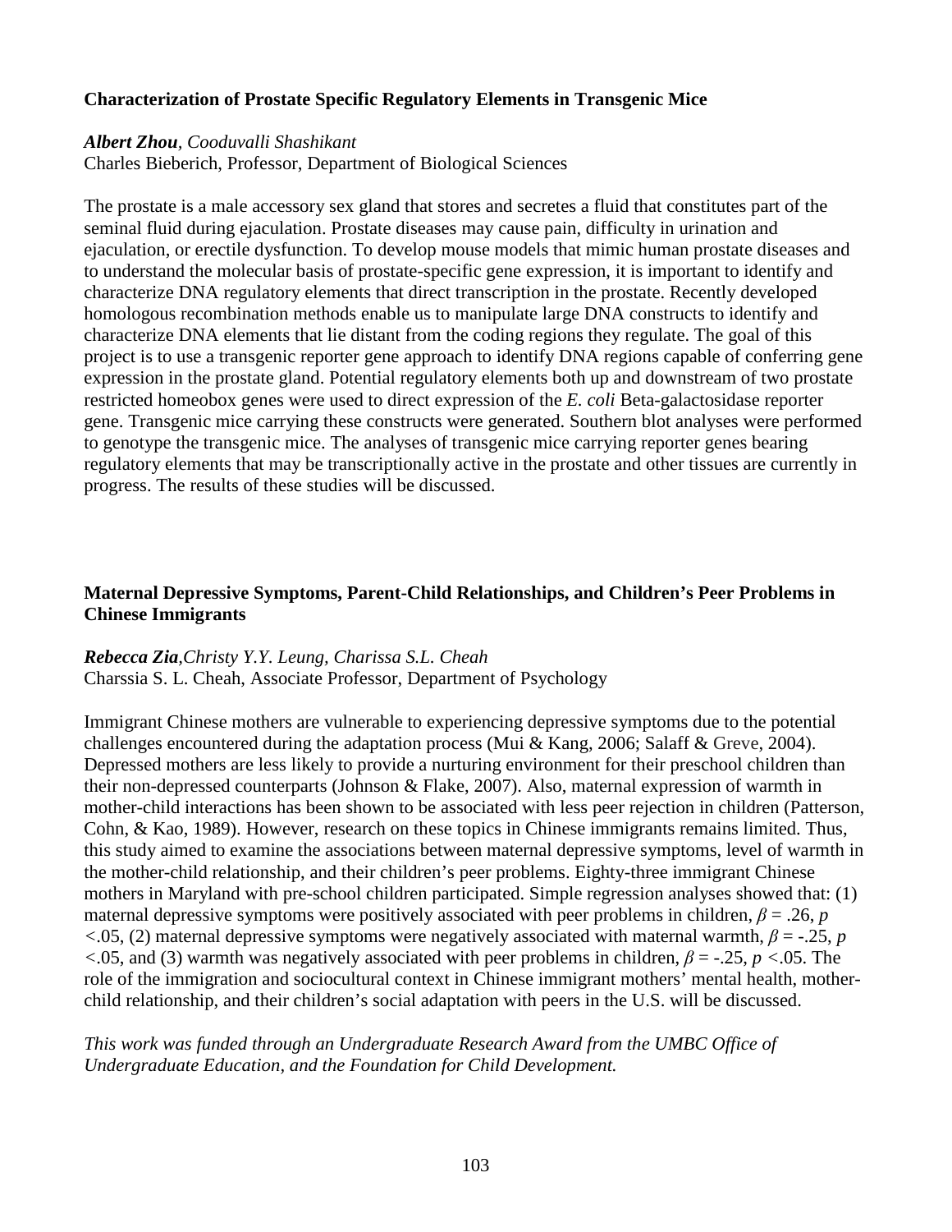**Characterization of Prostate Specific Regulatory Elements in Transgenic Mice**

***Albert Zhou***, *Cooduvalli Shashikant*
Charles Bieberich, Professor, Department of Biological Sciences

The prostate is a male accessory sex gland that stores and secretes a fluid that constitutes part of the seminal fluid during ejaculation. Prostate diseases may cause pain, difficulty in urination and ejaculation, or erectile dysfunction. To develop mouse models that mimic human prostate diseases and to understand the molecular basis of prostate-specific gene expression, it is important to identify and characterize DNA regulatory elements that direct transcription in the prostate. Recently developed homologous recombination methods enable us to manipulate large DNA constructs to identify and characterize DNA elements that lie distant from the coding regions they regulate. The goal of this project is to use a transgenic reporter gene approach to identify DNA regions capable of conferring gene expression in the prostate gland. Potential regulatory elements both up and downstream of two prostate restricted homeobox genes were used to direct expression of the *E. coli* Beta-galactosidase reporter gene. Transgenic mice carrying these constructs were generated. Southern blot analyses were performed to genotype the transgenic mice. The analyses of transgenic mice carrying reporter genes bearing regulatory elements that may be transcriptionally active in the prostate and other tissues are currently in progress. The results of these studies will be discussed.

**Maternal Depressive Symptoms, Parent-Child Relationships, and Children's Peer Problems in Chinese Immigrants**

***Rebecca Zia***,*Christy Y.Y. Leung, Charissa S.L. Cheah*
Charssia S. L. Cheah, Associate Professor, Department of Psychology

Immigrant Chinese mothers are vulnerable to experiencing depressive symptoms due to the potential challenges encountered during the adaptation process (Mui & Kang, 2006; Salaff & Greve, 2004). Depressed mothers are less likely to provide a nurturing environment for their preschool children than their non-depressed counterparts (Johnson & Flake, 2007). Also, maternal expression of warmth in mother-child interactions has been shown to be associated with less peer rejection in children (Patterson, Cohn, & Kao, 1989). However, research on these topics in Chinese immigrants remains limited. Thus, this study aimed to examine the associations between maternal depressive symptoms, level of warmth in the mother-child relationship, and their children's peer problems. Eighty-three immigrant Chinese mothers in Maryland with pre-school children participated. Simple regression analyses showed that: (1) maternal depressive symptoms were positively associated with peer problems in children, $\beta = .26$, $p < .05$, (2) maternal depressive symptoms were negatively associated with maternal warmth, $\beta = -.25$, $p < .05$, and (3) warmth was negatively associated with peer problems in children, $\beta = -.25$, $p < .05$. The role of the immigration and sociocultural context in Chinese immigrant mothers' mental health, mother-child relationship, and their children's social adaptation with peers in the U.S. will be discussed.

*This work was funded through an Undergraduate Research Award from the UMBC Office of Undergraduate Education, and the Foundation for Child Development.*